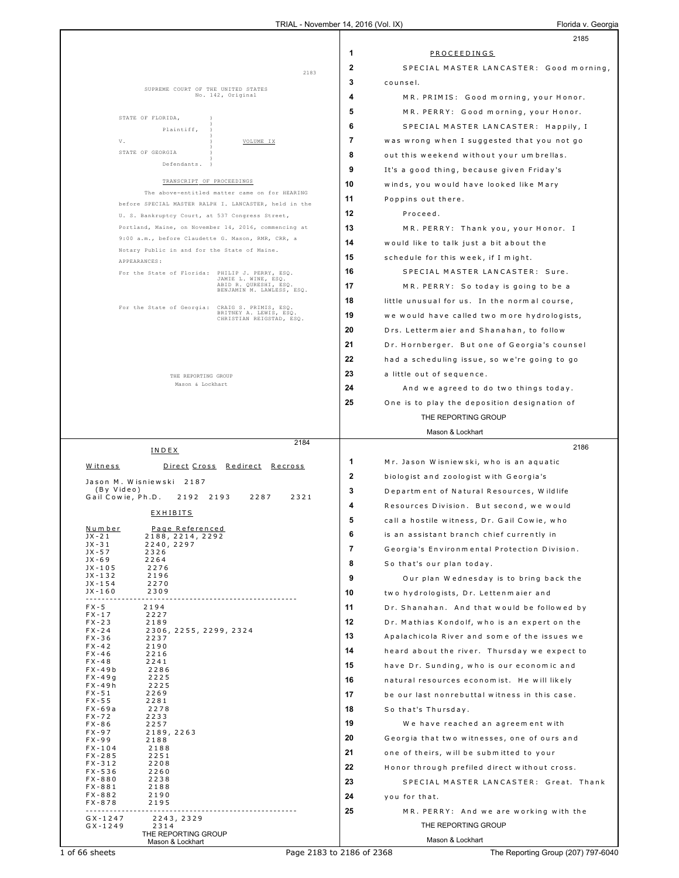SUPREME COURT OF THE UNITED STATES
No. 142, Original

STATE OF FLORIDA,
Plaintiff,

V.

STATE OF GEORGIA
Defendants.

VOLUME IX

TRANSCRIPT OF PROCEEDINGS

The above-entitled matter came on for HEARING before SPECIAL MASTER RALPH I. LANCASTER, held in the U. S. Bankruptcy Court, at 537 Congress Street, Portland, Maine, on November 14, 2016, commencing at 9:00 a.m., before Claudette G. Mason, RMR, CRR, a Notary Public in and for the State of Maine.

APPEARANCES:

For the State of Florida: PHILIP J. PERRY, ESQ.
JAMIE L. WINE, ESQ.
ABID R. QURESHI, ESQ.
BENJAMIN M. LAWLESS, ESQ.

For the State of Georgia: CRAIG S. PRIMIS, ESQ.
BRITNEY A. LEWIS, ESQ.
CHRISTIAN REIGSTAD, ESQ.

THE REPORTING GROUP
Mason & Lockhart

## INDEX

| Witness | Direct | Cross | Redirect | Recross |
|---|---|---|---|---|
| Jason M. Wisniewski (By Video) | 2187 | | | |
| Gail Cowie, Ph.D. | 2192 | 2193 | 2287 | 2321 |

## EXHIBITS

| Number | Page Referenced |
|---|---|
| JX-21 | 2188, 2214, 2292 |
| JX-31 | 2240, 2297 |
| JX-57 | 2326 |
| JX-69 | 2264 |
| JX-105 | 2276 |
| JX-132 | 2196 |
| JX-154 | 2270 |
| JX-160 | 2309 |
| FX-5 | 2194 |
| FX-17 | 2227 |
| FX-23 | 2189 |
| FX-24 | 2306, 2255, 2299, 2324 |
| FX-36 | 2237 |
| FX-42 | 2190 |
| FX-46 | 2216 |
| FX-48 | 2241 |
| FX-49b | 2286 |
| FX-49g | 2225 |
| FX-49h | 2225 |
| FX-51 | 2269 |
| FX-55 | 2281 |
| FX-69a | 2278 |
| FX-72 | 2233 |
| FX-86 | 2257 |
| FX-97 | 2189, 2263 |
| FX-99 | 2188 |
| FX-104 | 2188 |
| FX-285 | 2251 |
| FX-312 | 2208 |
| FX-536 | 2260 |
| FX-880 | 2238 |
| FX-881 | 2188 |
| FX-882 | 2190 |
| FX-878 | 2195 |
| GX-1247 | 2243, 2329 |
| GX-1249 | 2314 |

## PROCEEDINGS

1 PROCEEDINGS
2 SPECIAL MASTER LANCASTER: Good morning,
3 counsel.
4 MR. PRIMIS: Good morning, your Honor.
5 MR. PERRY: Good morning, your Honor.
6 SPECIAL MASTER LANCASTER: Happily, I
7 was wrong when I suggested that you not go
8 out this weekend without your umbrellas.
9 It's a good thing, because given Friday's
10 winds, you would have looked like Mary
11 Poppins out there.
12 Proceed.
13 MR. PERRY: Thank you, your Honor. I
14 would like to talk just a bit about the
15 schedule for this week, if I might.
16 SPECIAL MASTER LANCASTER: Sure.
17 MR. PERRY: So today is going to be a
18 little unusual for us. In the normal course,
19 we would have called two more hydrologists,
20 Drs. Lettermaier and Shanahan, to follow
21 Dr. Hornberger. But one of Georgia's counsel
22 had a scheduling issue, so we're going to go
23 a little out of sequence.
24 And we agreed to do two things today.
25 One is to play the deposition designation of

1 Mr. Jason Wisniewski, who is an aquatic
2 biologist and zoologist with Georgia's
3 Department of Natural Resources, Wildlife
4 Resources Division. But second, we would
5 call a hostile witness, Dr. Gail Cowie, who
6 is an assistant branch chief currently in
7 Georgia's Environmental Protection Division.
8 So that's our plan today.
9 Our plan Wednesday is to bring back the
10 two hydrologists, Dr. Lettenmaier and
11 Dr. Shanahan. And that would be followed by
12 Dr. Mathias Kondolf, who is an expert on the
13 Apalachicola River and some of the issues we
14 heard about the river. Thursday we expect to
15 have Dr. Sunding, who is our economic and
16 natural resources economist. He will likely
17 be our last nonrebuttal witness in this case.
18 So that's Thursday.
19 We have reached an agreement with
20 Georgia that two witnesses, one of ours and
21 one of theirs, will be submitted to your
22 Honor through prefiled direct without cross.
23 SPECIAL MASTER LANCASTER: Great. Thank
24 you for that.
25 MR. PERRY: And we are working with the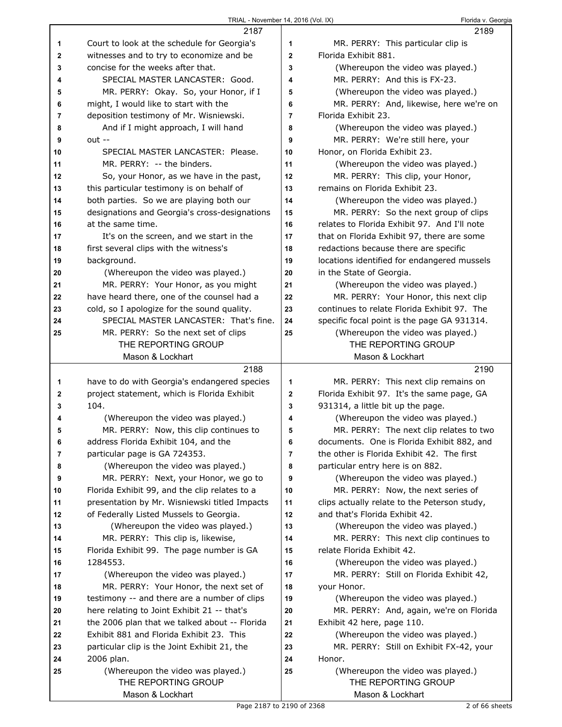2187

Court to look at the schedule for Georgia's witnesses and to try to economize and be concise for the weeks after that.

SPECIAL MASTER LANCASTER: Good.

MR. PERRY: Okay. So, your Honor, if I might, I would like to start with the deposition testimony of Mr. Wisniewski.

And if I might approach, I will hand out --

SPECIAL MASTER LANCASTER: Please.

MR. PERRY: -- the binders.

So, your Honor, as we have in the past, this particular testimony is on behalf of both parties. So we are playing both our designations and Georgia's cross-designations at the same time.

It's on the screen, and we start in the first several clips with the witness's background.

(Whereupon the video was played.)

MR. PERRY: Your Honor, as you might have heard there, one of the counsel had a cold, so I apologize for the sound quality.

SPECIAL MASTER LANCASTER: That's fine.

MR. PERRY: So the next set of clips

2188

have to do with Georgia's endangered species project statement, which is Florida Exhibit 104.

(Whereupon the video was played.)

MR. PERRY: Now, this clip continues to address Florida Exhibit 104, and the particular page is GA 724353.

(Whereupon the video was played.)

MR. PERRY: Next, your Honor, we go to Florida Exhibit 99, and the clip relates to a presentation by Mr. Wisniewski titled Impacts of Federally Listed Mussels to Georgia.

(Whereupon the video was played.)

MR. PERRY: This clip is, likewise, Florida Exhibit 99. The page number is GA 1284553.

(Whereupon the video was played.)

MR. PERRY: Your Honor, the next set of testimony -- and there are a number of clips here relating to Joint Exhibit 21 -- that's the 2006 plan that we talked about -- Florida Exhibit 881 and Florida Exhibit 23. This particular clip is the Joint Exhibit 21, the 2006 plan.

(Whereupon the video was played.)

2189

MR. PERRY: This particular clip is Florida Exhibit 881.

(Whereupon the video was played.)

MR. PERRY: And this is FX-23.

(Whereupon the video was played.)

MR. PERRY: And, likewise, here we're on Florida Exhibit 23.

(Whereupon the video was played.)

MR. PERRY: We're still here, your Honor, on Florida Exhibit 23.

(Whereupon the video was played.)

MR. PERRY: This clip, your Honor, remains on Florida Exhibit 23.

(Whereupon the video was played.)

MR. PERRY: So the next group of clips relates to Florida Exhibit 97. And I'll note that on Florida Exhibit 97, there are some redactions because there are specific locations identified for endangered mussels in the State of Georgia.

(Whereupon the video was played.)

MR. PERRY: Your Honor, this next clip continues to relate Florida Exhibit 97. The specific focal point is the page GA 931314.

(Whereupon the video was played.)

2190

MR. PERRY: This next clip remains on Florida Exhibit 97. It's the same page, GA 931314, a little bit up the page.

(Whereupon the video was played.)

MR. PERRY: The next clip relates to two documents. One is Florida Exhibit 882, and the other is Florida Exhibit 42. The first particular entry here is on 882.

(Whereupon the video was played.)

MR. PERRY: Now, the next series of clips actually relate to the Peterson study, and that's Florida Exhibit 42.

(Whereupon the video was played.)

MR. PERRY: This next clip continues to relate Florida Exhibit 42.

(Whereupon the video was played.)

MR. PERRY: Still on Florida Exhibit 42, your Honor.

(Whereupon the video was played.)

MR. PERRY: And, again, we're on Florida Exhibit 42 here, page 110.

(Whereupon the video was played.)

MR. PERRY: Still on Exhibit FX-42, your Honor.

(Whereupon the video was played.)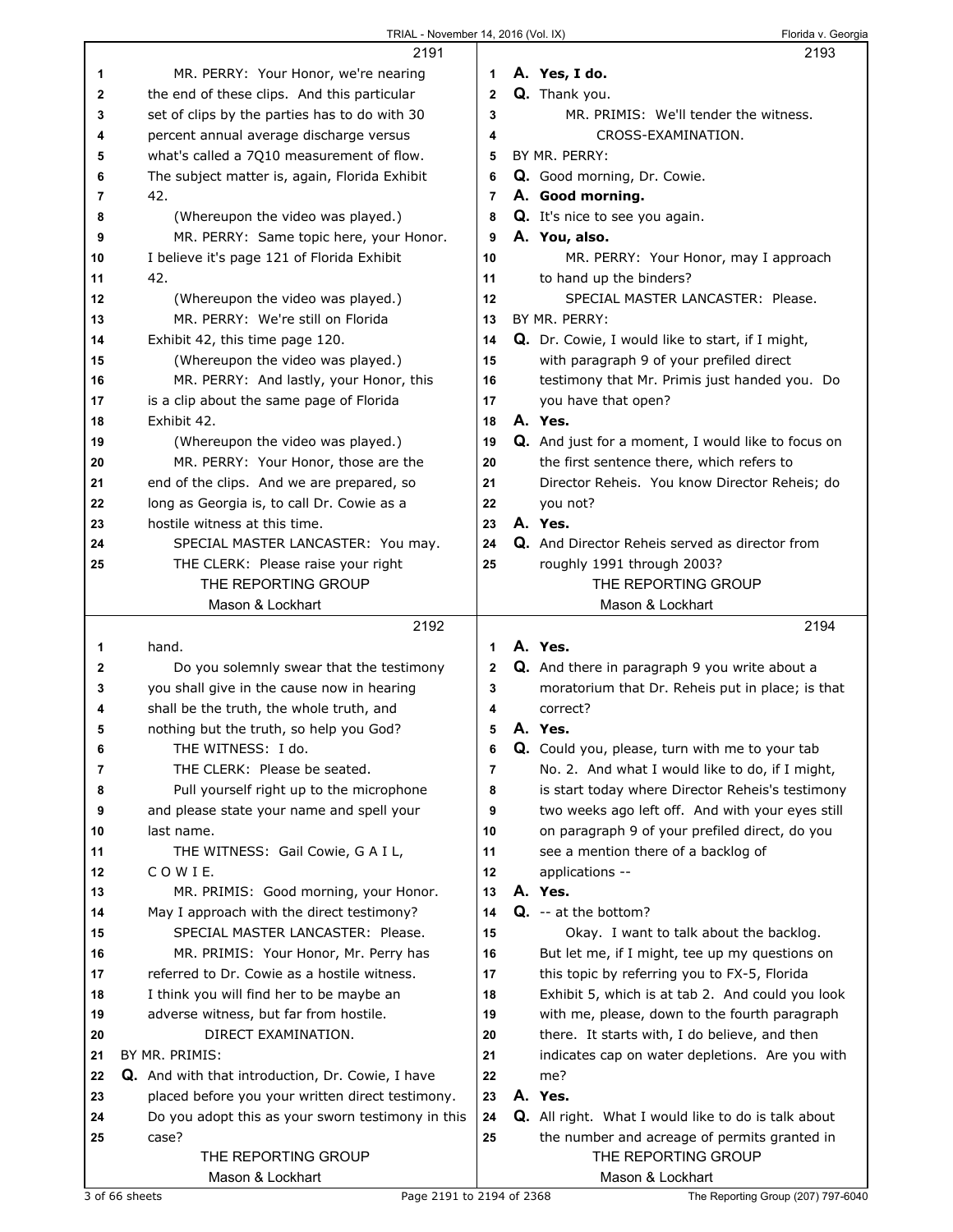MR. PERRY: Your Honor, we're nearing the end of these clips. And this particular set of clips by the parties has to do with 30 percent annual average discharge versus what's called a 7Q10 measurement of flow. The subject matter is, again, Florida Exhibit 42.

(Whereupon the video was played.)

MR. PERRY: Same topic here, your Honor. I believe it's page 121 of Florida Exhibit 42.

(Whereupon the video was played.)

MR. PERRY: We're still on Florida Exhibit 42, this time page 120.

(Whereupon the video was played.)

MR. PERRY: And lastly, your Honor, this is a clip about the same page of Florida Exhibit 42.

(Whereupon the video was played.)

MR. PERRY: Your Honor, those are the end of the clips. And we are prepared, so long as Georgia is, to call Dr. Cowie as a hostile witness at this time.

SPECIAL MASTER LANCASTER: You may.

THE CLERK: Please raise your right hand.

Do you solemnly swear that the testimony you shall give in the cause now in hearing shall be the truth, the whole truth, and nothing but the truth, so help you God?

THE WITNESS: I do.

THE CLERK: Please be seated.

Pull yourself right up to the microphone and please state your name and spell your last name.

THE WITNESS: Gail Cowie, G A I L, C O W I E.

MR. PRIMIS: Good morning, your Honor. May I approach with the direct testimony?

SPECIAL MASTER LANCASTER: Please.

MR. PRIMIS: Your Honor, Mr. Perry has referred to Dr. Cowie as a hostile witness. I think you will find her to be maybe an adverse witness, but far from hostile.

DIRECT EXAMINATION.

BY MR. PRIMIS:

**Q.** And with that introduction, Dr. Cowie, I have placed before you your written direct testimony. Do you adopt this as your sworn testimony in this case?

**A. Yes, I do.**

**Q.** Thank you.

MR. PRIMIS: We'll tender the witness.

CROSS-EXAMINATION.

BY MR. PERRY:

**Q.** Good morning, Dr. Cowie.

**A. Good morning.**

**Q.** It's nice to see you again.

**A. You, also.**

MR. PERRY: Your Honor, may I approach to hand up the binders?

SPECIAL MASTER LANCASTER: Please.

BY MR. PERRY:

**Q.** Dr. Cowie, I would like to start, if I might, with paragraph 9 of your prefiled direct testimony that Mr. Primis just handed you. Do you have that open?

**A. Yes.**

**Q.** And just for a moment, I would like to focus on the first sentence there, which refers to Director Reheis. You know Director Reheis; do you not?

**A. Yes.**

**Q.** And Director Reheis served as director from roughly 1991 through 2003?

**A. Yes.**

**Q.** And there in paragraph 9 you write about a moratorium that Dr. Reheis put in place; is that correct?

**A. Yes.**

**Q.** Could you, please, turn with me to your tab No. 2. And what I would like to do, if I might, is start today where Director Reheis's testimony two weeks ago left off. And with your eyes still on paragraph 9 of your prefiled direct, do you see a mention there of a backlog of applications --

**A. Yes.**

**Q.** -- at the bottom?

Okay. I want to talk about the backlog. But let me, if I might, tee up my questions on this topic by referring you to FX-5, Florida Exhibit 5, which is at tab 2. And could you look with me, please, down to the fourth paragraph there. It starts with, I do believe, and then indicates cap on water depletions. Are you with me?

**A. Yes.**

**Q.** All right. What I would like to do is talk about the number and acreage of permits granted in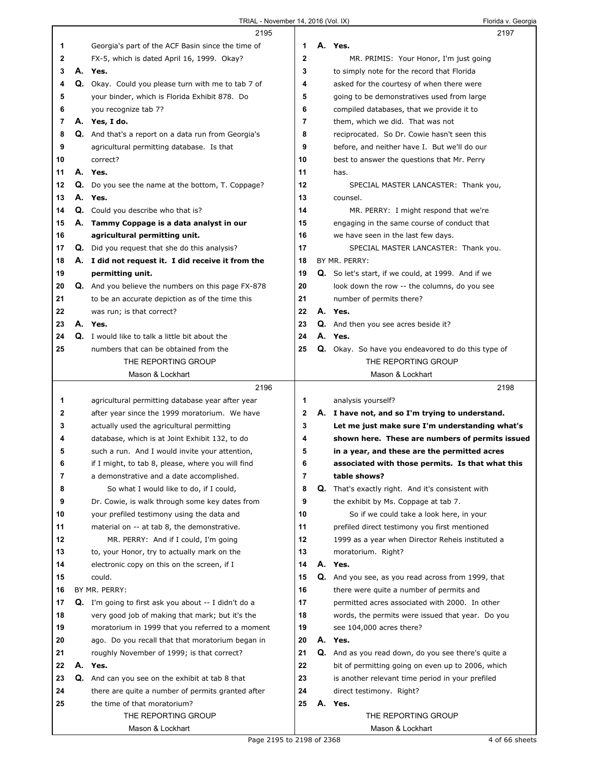2195

1 Georgia's part of the ACF Basin since the time of
2 FX-5, which is dated April 16, 1999. Okay?
3 A. **Yes.**
4 Q. Okay. Could you please turn with me to tab 7 of
5 your binder, which is Florida Exhibit 878. Do
6 you recognize tab 7?
7 A. **Yes, I do.**
8 Q. And that's a report on a data run from Georgia's
9 agricultural permitting database. Is that
10 correct?
11 A. **Yes.**
12 Q. Do you see the name at the bottom, T. Coppage?
13 A. **Yes.**
14 Q. Could you describe who that is?
15 A. **Tammy Coppage is a data analyst in our**
16 **agricultural permitting unit.**
17 Q. Did you request that she do this analysis?
18 A. **I did not request it. I did receive it from the**
19 **permitting unit.**
20 Q. And you believe the numbers on this page FX-878
21 to be an accurate depiction as of the time this
22 was run; is that correct?
23 A. **Yes.**
24 Q. I would like to talk a little bit about the
25 numbers that can be obtained from the

2196

1 agricultural permitting database year after year
2 after year since the 1999 moratorium. We have
3 actually used the agricultural permitting
4 database, which is at Joint Exhibit 132, to do
5 such a run. And I would invite your attention,
6 if I might, to tab 8, please, where you will find
7 a demonstrative and a date accomplished.
8 So what I would like to do, if I could,
9 Dr. Cowie, is walk through some key dates from
10 your prefiled testimony using the data and
11 material on -- at tab 8, the demonstrative.
12 MR. PERRY: And if I could, I'm going
13 to, your Honor, try to actually mark on the
14 electronic copy on this on the screen, if I
15 could.
16 BY MR. PERRY:
17 Q. I'm going to first ask you about -- I didn't do a
18 very good job of making that mark; but it's the
19 moratorium in 1999 that you referred to a moment
20 ago. Do you recall that that moratorium began in
21 roughly November of 1999; is that correct?
22 A. **Yes.**
23 Q. And can you see on the exhibit at tab 8 that
24 there are quite a number of permits granted after
25 the time of that moratorium?

2197

1 A. **Yes.**
2 MR. PRIMIS: Your Honor, I'm just going
3 to simply note for the record that Florida
4 asked for the courtesy of when there were
5 going to be demonstratives used from large
6 compiled databases, that we provide it to
7 them, which we did. That was not
8 reciprocated. So Dr. Cowie hasn't seen this
9 before, and neither have I. But we'll do our
10 best to answer the questions that Mr. Perry
11 has.
12 SPECIAL MASTER LANCASTER: Thank you,
13 counsel.
14 MR. PERRY: I might respond that we're
15 engaging in the same course of conduct that
16 we have seen in the last few days.
17 SPECIAL MASTER LANCASTER: Thank you.
18 BY MR. PERRY:
19 Q. So let's start, if we could, at 1999. And if we
20 look down the row -- the columns, do you see
21 number of permits there?
22 A. **Yes.**
23 Q. And then you see acres beside it?
24 A. **Yes.**
25 Q. Okay. So have you endeavored to do this type of

2198

1 analysis yourself?
2 A. **I have not, and so I'm trying to understand.**
3 **Let me just make sure I'm understanding what's**
4 **shown here. These are numbers of permits issued**
5 **in a year, and these are the permitted acres**
6 **associated with those permits. Is that what this**
7 **table shows?**
8 Q. That's exactly right. And it's consistent with
9 the exhibit by Ms. Coppage at tab 7.
10 So if we could take a look here, in your
11 prefiled direct testimony you first mentioned
12 1999 as a year when Director Reheis instituted a
13 moratorium. Right?
14 A. **Yes.**
15 Q. And you see, as you read across from 1999, that
16 there were quite a number of permits and
17 permitted acres associated with 2000. In other
18 words, the permits were issued that year. Do you
19 see 104,000 acres there?
20 A. **Yes.**
21 Q. And as you read down, do you see there's quite a
22 bit of permitting going on even up to 2006, which
23 is another relevant time period in your prefiled
24 direct testimony. Right?
25 A. **Yes.**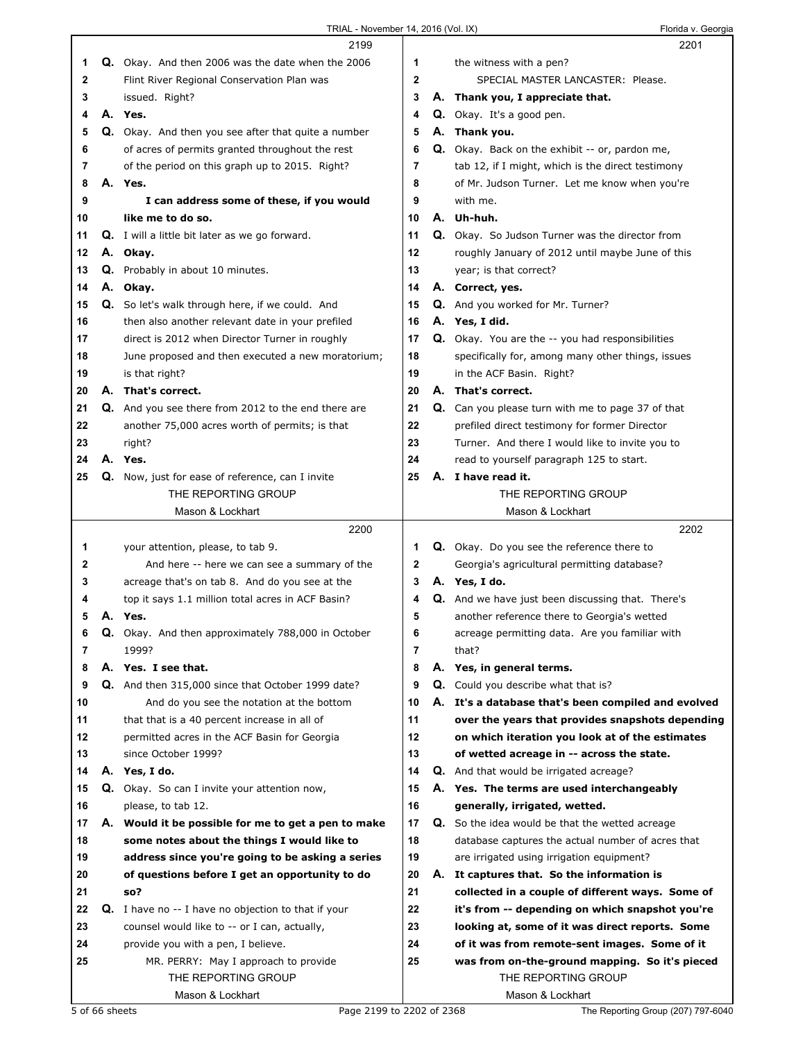**2199**

1 Q. Okay. And then 2006 was the date when the 2006
2 Flint River Regional Conservation Plan was
3 issued. Right?
4 A. **Yes.**
5 Q. Okay. And then you see after that quite a number
6 of acres of permits granted throughout the rest
7 of the period on this graph up to 2015. Right?
8 A. **Yes.**
9 **I can address some of these, if you would**
10 **like me to do so.**
11 Q. I will a little bit later as we go forward.
12 A. **Okay.**
13 Q. Probably in about 10 minutes.
14 A. **Okay.**
15 Q. So let's walk through here, if we could. And
16 then also another relevant date in your prefiled
17 direct is 2012 when Director Turner in roughly
18 June proposed and then executed a new moratorium;
19 is that right?
20 A. **That's correct.**
21 Q. And you see there from 2012 to the end there are
22 another 75,000 acres worth of permits; is that
23 right?
24 A. **Yes.**
25 Q. Now, just for ease of reference, can I invite

**2200**

1 your attention, please, to tab 9.
2 And here -- here we can see a summary of the
3 acreage that's on tab 8. And do you see at the
4 top it says 1.1 million total acres in ACF Basin?
5 A. **Yes.**
6 Q. Okay. And then approximately 788,000 in October
7 1999?
8 A. **Yes. I see that.**
9 Q. And then 315,000 since that October 1999 date?
10 And do you see the notation at the bottom
11 that that is a 40 percent increase in all of
12 permitted acres in the ACF Basin for Georgia
13 since October 1999?
14 A. **Yes, I do.**
15 Q. Okay. So can I invite your attention now,
16 please, to tab 12.
17 A. **Would it be possible for me to get a pen to make**
18 **some notes about the things I would like to**
19 **address since you're going to be asking a series**
20 **of questions before I get an opportunity to do**
21 **so?**
22 Q. I have no -- I have no objection to that if your
23 counsel would like to -- or I can, actually,
24 provide you with a pen, I believe.
25 MR. PERRY: May I approach to provide

**2201**

1 the witness with a pen?
2 SPECIAL MASTER LANCASTER: Please.
3 A. **Thank you, I appreciate that.**
4 Q. Okay. It's a good pen.
5 A. **Thank you.**
6 Q. Okay. Back on the exhibit -- or, pardon me,
7 tab 12, if I might, which is the direct testimony
8 of Mr. Judson Turner. Let me know when you're
9 with me.
10 A. **Uh-huh.**
11 Q. Okay. So Judson Turner was the director from
12 roughly January of 2012 until maybe June of this
13 year; is that correct?
14 A. **Correct, yes.**
15 Q. And you worked for Mr. Turner?
16 A. **Yes, I did.**
17 Q. Okay. You are the -- you had responsibilities
18 specifically for, among many other things, issues
19 in the ACF Basin. Right?
20 A. **That's correct.**
21 Q. Can you please turn with me to page 37 of that
22 prefiled direct testimony for former Director
23 Turner. And there I would like to invite you to
24 read to yourself paragraph 125 to start.
25 A. **I have read it.**

**2202**

1 Q. Okay. Do you see the reference there to
2 Georgia's agricultural permitting database?
3 A. **Yes, I do.**
4 Q. And we have just been discussing that. There's
5 another reference there to Georgia's wetted
6 acreage permitting data. Are you familiar with
7 that?
8 A. **Yes, in general terms.**
9 Q. Could you describe what that is?
10 A. **It's a database that's been compiled and evolved**
11 **over the years that provides snapshots depending**
12 **on which iteration you look at of the estimates**
13 **of wetted acreage in -- across the state.**
14 Q. And that would be irrigated acreage?
15 A. **Yes. The terms are used interchangeably**
16 **generally, irrigated, wetted.**
17 Q. So the idea would be that the wetted acreage
18 database captures the actual number of acres that
19 are irrigated using irrigation equipment?
20 A. **It captures that. So the information is**
21 **collected in a couple of different ways. Some of**
22 **it's from -- depending on which snapshot you're**
23 **looking at, some of it was direct reports. Some**
24 **of it was from remote-sent images. Some of it**
25 **was from on-the-ground mapping. So it's pieced**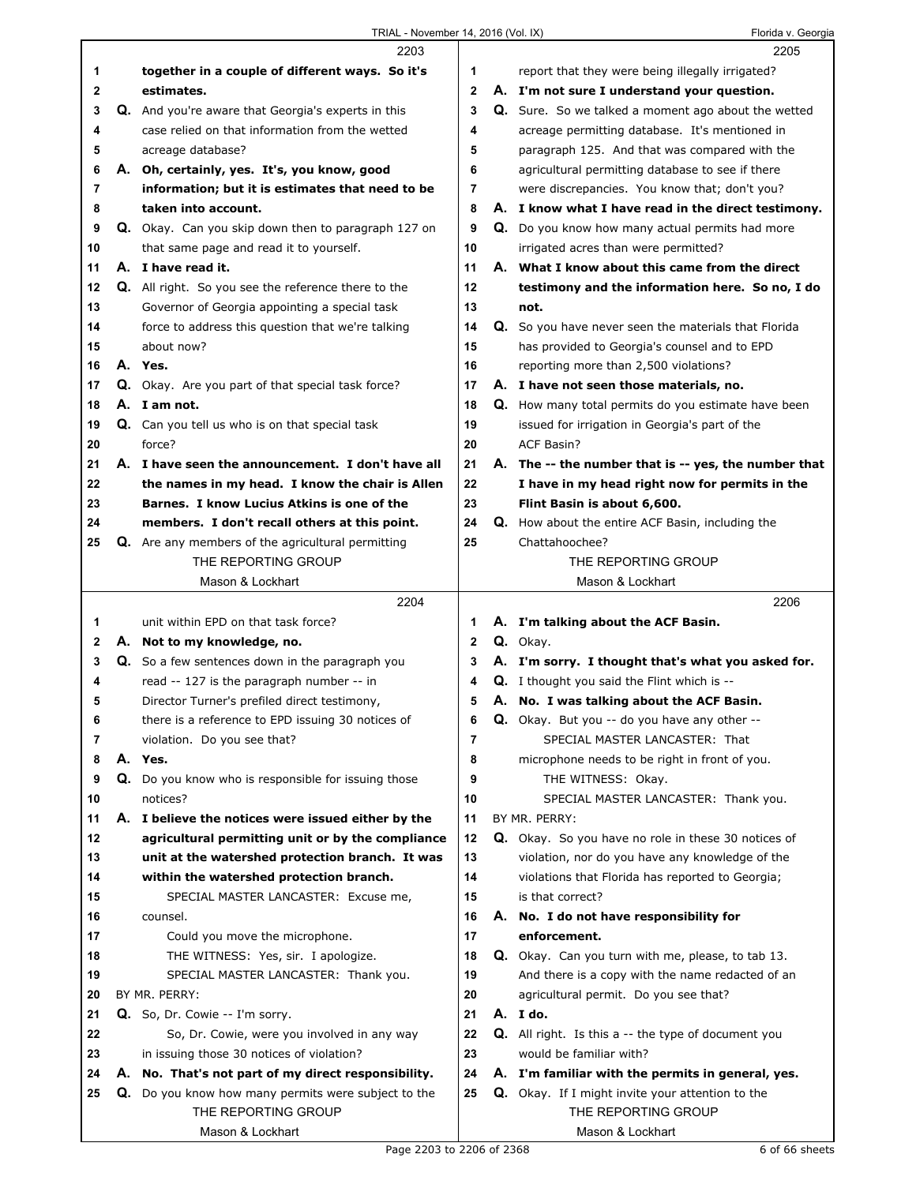2203

1 together in a couple of different ways. So it's
2 estimates.
3 Q. And you're aware that Georgia's experts in this
4 case relied on that information from the wetted
5 acreage database?
6 A. Oh, certainly, yes. It's, you know, good
7 information; but it is estimates that need to be
8 taken into account.
9 Q. Okay. Can you skip down then to paragraph 127 on
10 that same page and read it to yourself.
11 A. I have read it.
12 Q. All right. So you see the reference there to the
13 Governor of Georgia appointing a special task
14 force to address this question that we're talking
15 about now?
16 A. Yes.
17 Q. Okay. Are you part of that special task force?
18 A. I am not.
19 Q. Can you tell us who is on that special task
20 force?
21 A. I have seen the announcement. I don't have all
22 the names in my head. I know the chair is Allen
23 Barnes. I know Lucius Atkins is one of the
24 members. I don't recall others at this point.
25 Q. Are any members of the agricultural permitting

2204

1 unit within EPD on that task force?
2 A. Not to my knowledge, no.
3 Q. So a few sentences down in the paragraph you
4 read -- 127 is the paragraph number -- in
5 Director Turner's prefiled direct testimony,
6 there is a reference to EPD issuing 30 notices of
7 violation. Do you see that?
8 A. Yes.
9 Q. Do you know who is responsible for issuing those
10 notices?
11 A. I believe the notices were issued either by the
12 agricultural permitting unit or by the compliance
13 unit at the watershed protection branch. It was
14 within the watershed protection branch.
15 SPECIAL MASTER LANCASTER: Excuse me,
16 counsel.
17 Could you move the microphone.
18 THE WITNESS: Yes, sir. I apologize.
19 SPECIAL MASTER LANCASTER: Thank you.
20 BY MR. PERRY:
21 Q. So, Dr. Cowie -- I'm sorry.
22 So, Dr. Cowie, were you involved in any way
23 in issuing those 30 notices of violation?
24 A. No. That's not part of my direct responsibility.
25 Q. Do you know how many permits were subject to the

2205

1 report that they were being illegally irrigated?
2 A. I'm not sure I understand your question.
3 Q. Sure. So we talked a moment ago about the wetted
4 acreage permitting database. It's mentioned in
5 paragraph 125. And that was compared with the
6 agricultural permitting database to see if there
7 were discrepancies. You know that; don't you?
8 A. I know what I have read in the direct testimony.
9 Q. Do you know how many actual permits had more
10 irrigated acres than were permitted?
11 A. What I know about this came from the direct
12 testimony and the information here. So no, I do
13 not.
14 Q. So you have never seen the materials that Florida
15 has provided to Georgia's counsel and to EPD
16 reporting more than 2,500 violations?
17 A. I have not seen those materials, no.
18 Q. How many total permits do you estimate have been
19 issued for irrigation in Georgia's part of the
20 ACF Basin?
21 A. The -- the number that is -- yes, the number that
22 I have in my head right now for permits in the
23 Flint Basin is about 6,600.
24 Q. How about the entire ACF Basin, including the
25 Chattahoochee?

2206

1 A. I'm talking about the ACF Basin.
2 Q. Okay.
3 A. I'm sorry. I thought that's what you asked for.
4 Q. I thought you said the Flint which is --
5 A. No. I was talking about the ACF Basin.
6 Q. Okay. But you -- do you have any other --
7 SPECIAL MASTER LANCASTER: That
8 microphone needs to be right in front of you.
9 THE WITNESS: Okay.
10 SPECIAL MASTER LANCASTER: Thank you.
11 BY MR. PERRY:
12 Q. Okay. So you have no role in these 30 notices of
13 violation, nor do you have any knowledge of the
14 violations that Florida has reported to Georgia;
15 is that correct?
16 A. No. I do not have responsibility for
17 enforcement.
18 Q. Okay. Can you turn with me, please, to tab 13.
19 And there is a copy with the name redacted of an
20 agricultural permit. Do you see that?
21 A. I do.
22 Q. All right. Is this a -- the type of document you
23 would be familiar with?
24 A. I'm familiar with the permits in general, yes.
25 Q. Okay. If I might invite your attention to the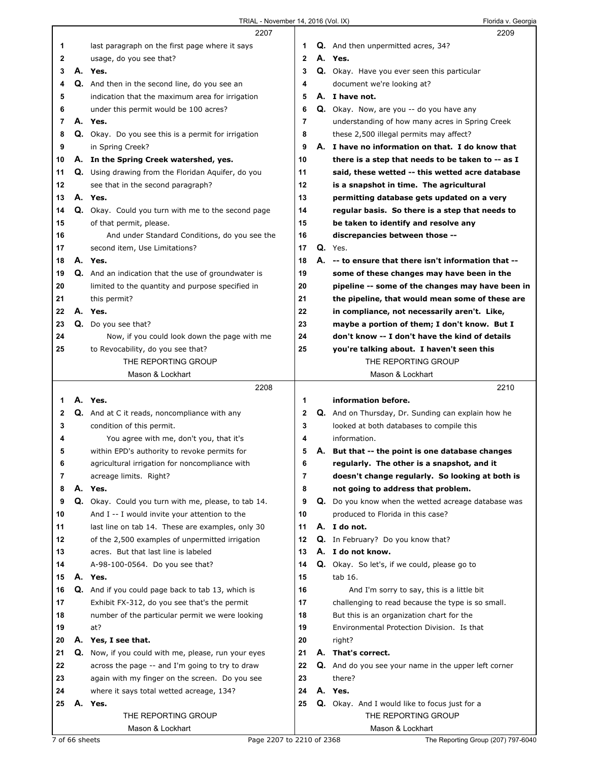2207

1 last paragraph on the first page where it says
2 usage, do you see that?
3 **A. Yes.**
4 Q. And then in the second line, do you see an
5 indication that the maximum area for irrigation
6 under this permit would be 100 acres?
7 **A. Yes.**
8 Q. Okay. Do you see this is a permit for irrigation
9 in Spring Creek?
10 **A. In the Spring Creek watershed, yes.**
11 Q. Using drawing from the Floridan Aquifer, do you
12 see that in the second paragraph?
13 **A. Yes.**
14 Q. Okay. Could you turn with me to the second page
15 of that permit, please.
16 And under Standard Conditions, do you see the
17 second item, Use Limitations?
18 **A. Yes.**
19 Q. And an indication that the use of groundwater is
20 limited to the quantity and purpose specified in
21 this permit?
22 **A. Yes.**
23 Q. Do you see that?
24 Now, if you could look down the page with me
25 to Revocability, do you see that?

2208

1 **A. Yes.**
2 Q. And at C it reads, noncompliance with any
3 condition of this permit.
4 You agree with me, don't you, that it's
5 within EPD's authority to revoke permits for
6 agricultural irrigation for noncompliance with
7 acreage limits. Right?
8 **A. Yes.**
9 Q. Okay. Could you turn with me, please, to tab 14.
10 And I -- I would invite your attention to the
11 last line on tab 14. These are examples, only 30
12 of the 2,500 examples of unpermitted irrigation
13 acres. But that last line is labeled
14 A-98-100-0564. Do you see that?
15 **A. Yes.**
16 Q. And if you could page back to tab 13, which is
17 Exhibit FX-312, do you see that's the permit
18 number of the particular permit we were looking
19 at?
20 **A. Yes, I see that.**
21 Q. Now, if you could with me, please, run your eyes
22 across the page -- and I'm going to try to draw
23 again with my finger on the screen. Do you see
24 where it says total wetted acreage, 134?
25 **A. Yes.**

2209

1 Q. And then unpermitted acres, 34?
2 **A. Yes.**
3 Q. Okay. Have you ever seen this particular
4 document we're looking at?
5 **A. I have not.**
6 Q. Okay. Now, are you -- do you have any
7 understanding of how many acres in Spring Creek
8 these 2,500 illegal permits may affect?
9 **A. I have no information on that. I do know that**
10 **there is a step that needs to be taken to -- as I**
11 **said, these wetted -- this wetted acre database**
12 **is a snapshot in time. The agricultural**
13 **permitting database gets updated on a very**
14 **regular basis. So there is a step that needs to**
15 **be taken to identify and resolve any**
16 **discrepancies between those --**
17 Q. Yes.
18 **A. -- to ensure that there isn't information that --**
19 **some of these changes may have been in the**
20 **pipeline -- some of the changes may have been in**
21 **the pipeline, that would mean some of these are**
22 **in compliance, not necessarily aren't. Like,**
23 **maybe a portion of them; I don't know. But I**
24 **don't know -- I don't have the kind of details**
25 **you're talking about. I haven't seen this**

2210

1 **information before.**
2 Q. And on Thursday, Dr. Sunding can explain how he
3 looked at both databases to compile this
4 information.
5 **A. But that -- the point is one database changes**
6 **regularly. The other is a snapshot, and it**
7 **doesn't change regularly. So looking at both is**
8 **not going to address that problem.**
9 Q. Do you know when the wetted acreage database was
10 produced to Florida in this case?
11 **A. I do not.**
12 Q. In February? Do you know that?
13 **A. I do not know.**
14 Q. Okay. So let's, if we could, please go to
15 tab 16.
16 And I'm sorry to say, this is a little bit
17 challenging to read because the type is so small.
18 But this is an organization chart for the
19 Environmental Protection Division. Is that
20 right?
21 **A. That's correct.**
22 Q. And do you see your name in the upper left corner
23 there?
24 **A. Yes.**
25 Q. Okay. And I would like to focus just for a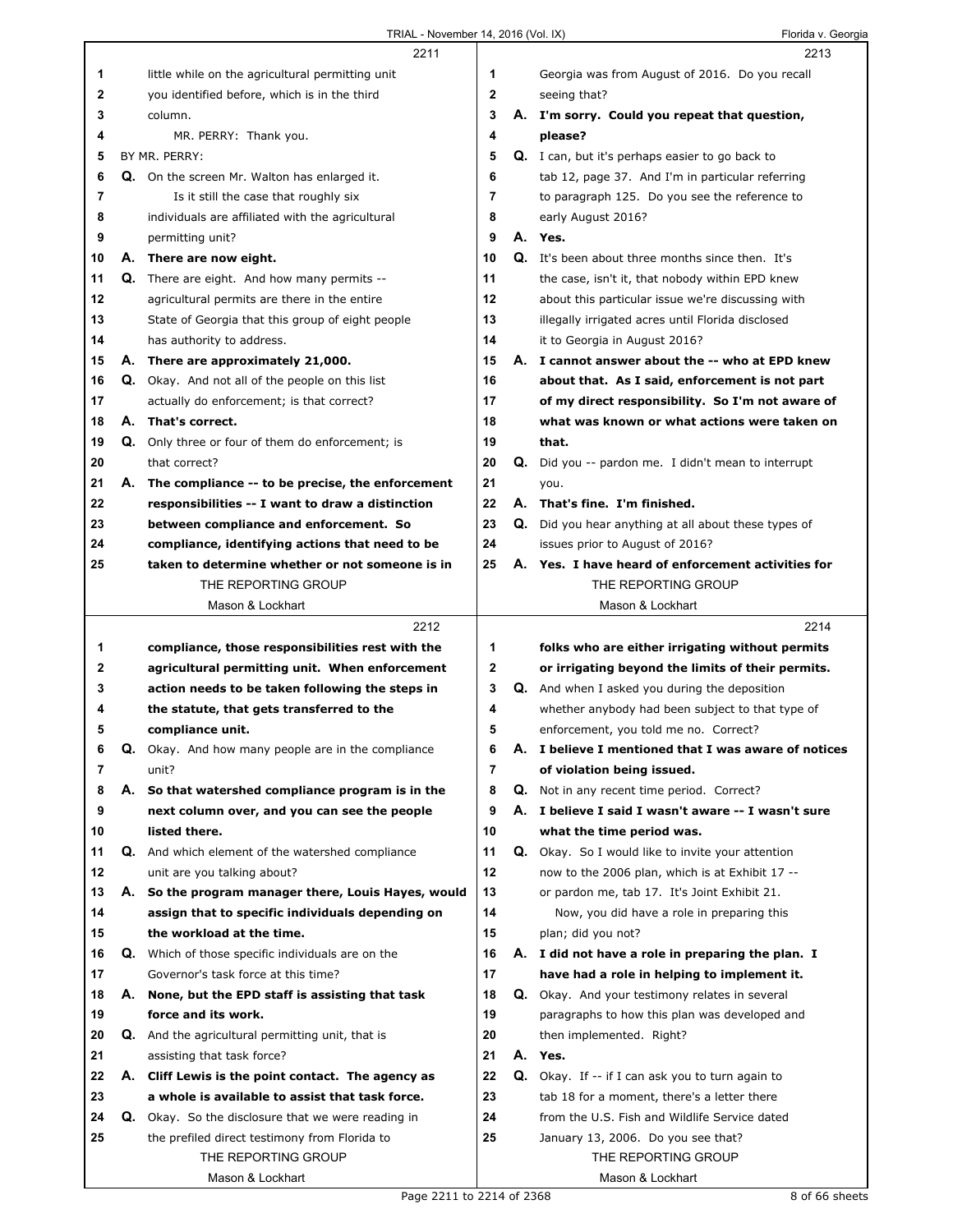2211

1 little while on the agricultural permitting unit
2 you identified before, which is in the third
3 column.
4 MR. PERRY: Thank you.
5 BY MR. PERRY:
6 Q. On the screen Mr. Walton has enlarged it.
7 Is it still the case that roughly six
8 individuals are affiliated with the agricultural
9 permitting unit?
10 A. **There are now eight.**
11 Q. There are eight. And how many permits --
12 agricultural permits are there in the entire
13 State of Georgia that this group of eight people
14 has authority to address.
15 A. **There are approximately 21,000.**
16 Q. Okay. And not all of the people on this list
17 actually do enforcement; is that correct?
18 A. **That's correct.**
19 Q. Only three or four of them do enforcement; is
20 that correct?
21 A. **The compliance -- to be precise, the enforcement**
22 **responsibilities -- I want to draw a distinction**
23 **between compliance and enforcement. So**
24 **compliance, identifying actions that need to be**
25 **taken to determine whether or not someone is in**

2212

1 **compliance, those responsibilities rest with the**
2 **agricultural permitting unit. When enforcement**
3 **action needs to be taken following the steps in**
4 **the statute, that gets transferred to the**
5 **compliance unit.**
6 Q. Okay. And how many people are in the compliance
7 unit?
8 A. **So that watershed compliance program is in the**
9 **next column over, and you can see the people**
10 **listed there.**
11 Q. And which element of the watershed compliance
12 unit are you talking about?
13 A. **So the program manager there, Louis Hayes, would**
14 **assign that to specific individuals depending on**
15 **the workload at the time.**
16 Q. Which of those specific individuals are on the
17 Governor's task force at this time?
18 A. **None, but the EPD staff is assisting that task**
19 **force and its work.**
20 Q. And the agricultural permitting unit, that is
21 assisting that task force?
22 A. **Cliff Lewis is the point contact. The agency as**
23 **a whole is available to assist that task force.**
24 Q. Okay. So the disclosure that we were reading in
25 the prefiled direct testimony from Florida to

2213

1 Georgia was from August of 2016. Do you recall
2 seeing that?
3 A. **I'm sorry. Could you repeat that question,**
4 **please?**
5 Q. I can, but it's perhaps easier to go back to
6 tab 12, page 37. And I'm in particular referring
7 to paragraph 125. Do you see the reference to
8 early August 2016?
9 A. **Yes.**
10 Q. It's been about three months since then. It's
11 the case, isn't it, that nobody within EPD knew
12 about this particular issue we're discussing with
13 illegally irrigated acres until Florida disclosed
14 it to Georgia in August 2016?
15 A. **I cannot answer about the -- who at EPD knew**
16 **about that. As I said, enforcement is not part**
17 **of my direct responsibility. So I'm not aware of**
18 **what was known or what actions were taken on**
19 **that.**
20 Q. Did you -- pardon me. I didn't mean to interrupt
21 you.
22 A. **That's fine. I'm finished.**
23 Q. Did you hear anything at all about these types of
24 issues prior to August of 2016?
25 A. **Yes. I have heard of enforcement activities for**

2214

1 **folks who are either irrigating without permits**
2 **or irrigating beyond the limits of their permits.**
3 Q. And when I asked you during the deposition
4 whether anybody had been subject to that type of
5 enforcement, you told me no. Correct?
6 A. **I believe I mentioned that I was aware of notices**
7 **of violation being issued.**
8 Q. Not in any recent time period. Correct?
9 A. **I believe I said I wasn't aware -- I wasn't sure**
10 **what the time period was.**
11 Q. Okay. So I would like to invite your attention
12 now to the 2006 plan, which is at Exhibit 17 --
13 or pardon me, tab 17. It's Joint Exhibit 21.
14 Now, you did have a role in preparing this
15 plan; did you not?
16 A. **I did not have a role in preparing the plan. I**
17 **have had a role in helping to implement it.**
18 Q. Okay. And your testimony relates in several
19 paragraphs to how this plan was developed and
20 then implemented. Right?
21 A. **Yes.**
22 Q. Okay. If -- if I can ask you to turn again to
23 tab 18 for a moment, there's a letter there
24 from the U.S. Fish and Wildlife Service dated
25 January 13, 2006. Do you see that?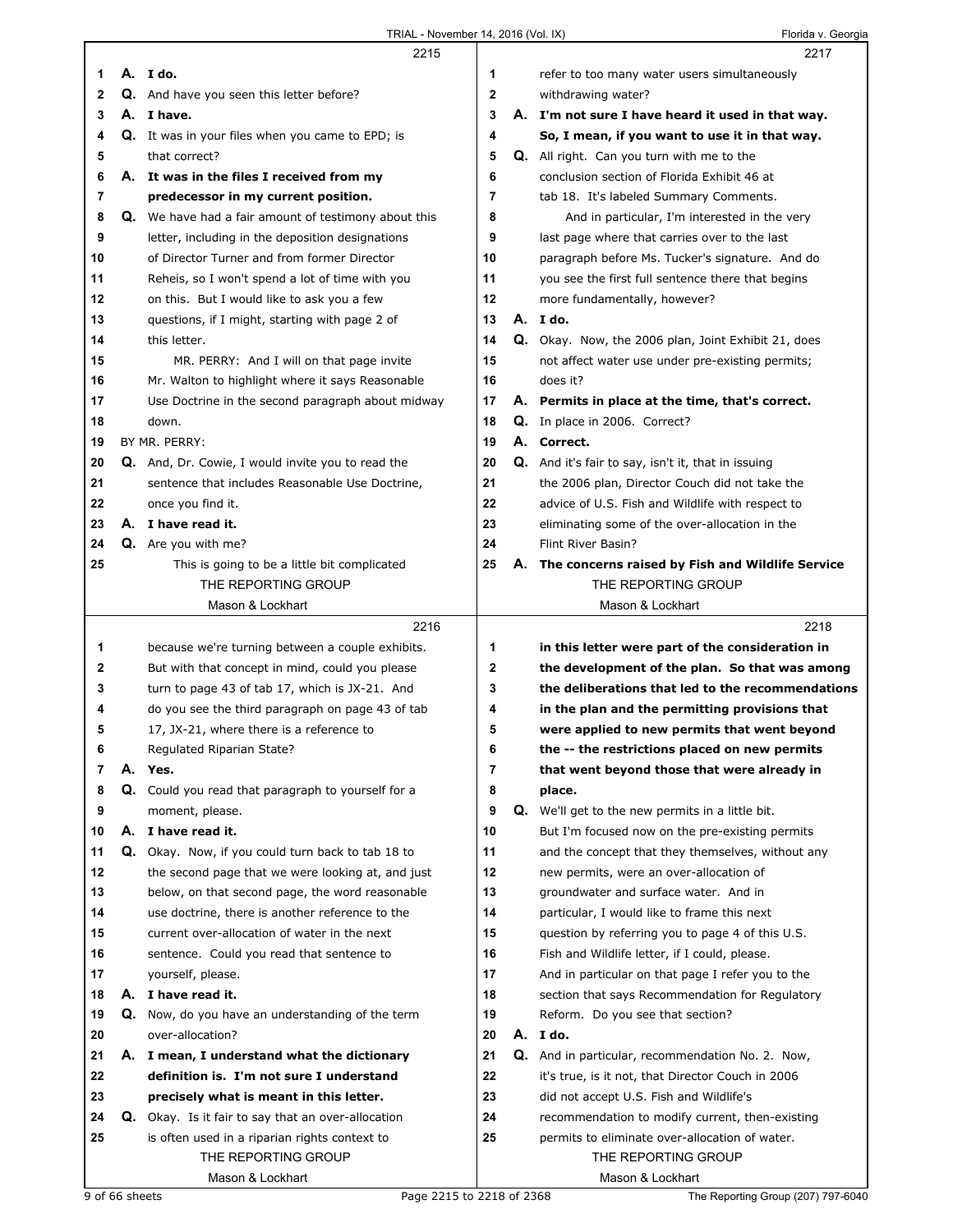**2215**

1 **A. I do.**
2 Q. And have you seen this letter before?
3 **A. I have.**
4 Q. It was in your files when you came to EPD; is
5 that correct?
6 **A. It was in the files I received from my**
7 **predecessor in my current position.**
8 Q. We have had a fair amount of testimony about this
9 letter, including in the deposition designations
10 of Director Turner and from former Director
11 Reheis, so I won't spend a lot of time with you
12 on this. But I would like to ask you a few
13 questions, if I might, starting with page 2 of
14 this letter.
15 MR. PERRY: And I will on that page invite
16 Mr. Walton to highlight where it says Reasonable
17 Use Doctrine in the second paragraph about midway
18 down.
19 BY MR. PERRY:
20 Q. And, Dr. Cowie, I would invite you to read the
21 sentence that includes Reasonable Use Doctrine,
22 once you find it.
23 **A. I have read it.**
24 Q. Are you with me?
25 This is going to be a little bit complicated

**2216**

1 because we're turning between a couple exhibits.
2 But with that concept in mind, could you please
3 turn to page 43 of tab 17, which is JX-21. And
4 do you see the third paragraph on page 43 of tab
5 17, JX-21, where there is a reference to
6 Regulated Riparian State?
7 **A. Yes.**
8 Q. Could you read that paragraph to yourself for a
9 moment, please.
10 **A. I have read it.**
11 Q. Okay. Now, if you could turn back to tab 18 to
12 the second page that we were looking at, and just
13 below, on that second page, the word reasonable
14 use doctrine, there is another reference to the
15 current over-allocation of water in the next
16 sentence. Could you read that sentence to
17 yourself, please.
18 **A. I have read it.**
19 Q. Now, do you have an understanding of the term
20 over-allocation?
21 **A. I mean, I understand what the dictionary**
22 **definition is. I'm not sure I understand**
23 **precisely what is meant in this letter.**
24 Q. Okay. Is it fair to say that an over-allocation
25 is often used in a riparian rights context to

**2217**

1 refer to too many water users simultaneously
2 withdrawing water?
3 **A. I'm not sure I have heard it used in that way.**
4 **So, I mean, if you want to use it in that way.**
5 Q. All right. Can you turn with me to the
6 conclusion section of Florida Exhibit 46 at
7 tab 18. It's labeled Summary Comments.
8 And in particular, I'm interested in the very
9 last page where that carries over to the last
10 paragraph before Ms. Tucker's signature. And do
11 you see the first full sentence there that begins
12 more fundamentally, however?
13 **A. I do.**
14 Q. Okay. Now, the 2006 plan, Joint Exhibit 21, does
15 not affect water use under pre-existing permits;
16 does it?
17 **A. Permits in place at the time, that's correct.**
18 Q. In place in 2006. Correct?
19 **A. Correct.**
20 Q. And it's fair to say, isn't it, that in issuing
21 the 2006 plan, Director Couch did not take the
22 advice of U.S. Fish and Wildlife with respect to
23 eliminating some of the over-allocation in the
24 Flint River Basin?
25 **A. The concerns raised by Fish and Wildlife Service**

**2218**

1 **in this letter were part of the consideration in**
2 **the development of the plan. So that was among**
3 **the deliberations that led to the recommendations**
4 **in the plan and the permitting provisions that**
5 **were applied to new permits that went beyond**
6 **the -- the restrictions placed on new permits**
7 **that went beyond those that were already in**
8 **place.**
9 Q. We'll get to the new permits in a little bit.
10 But I'm focused now on the pre-existing permits
11 and the concept that they themselves, without any
12 new permits, were an over-allocation of
13 groundwater and surface water. And in
14 particular, I would like to frame this next
15 question by referring you to page 4 of this U.S.
16 Fish and Wildlife letter, if I could, please.
17 And in particular on that page I refer you to the
18 section that says Recommendation for Regulatory
19 Reform. Do you see that section?
20 **A. I do.**
21 Q. And in particular, recommendation No. 2. Now,
22 it's true, is it not, that Director Couch in 2006
23 did not accept U.S. Fish and Wildlife's
24 recommendation to modify current, then-existing
25 permits to eliminate over-allocation of water.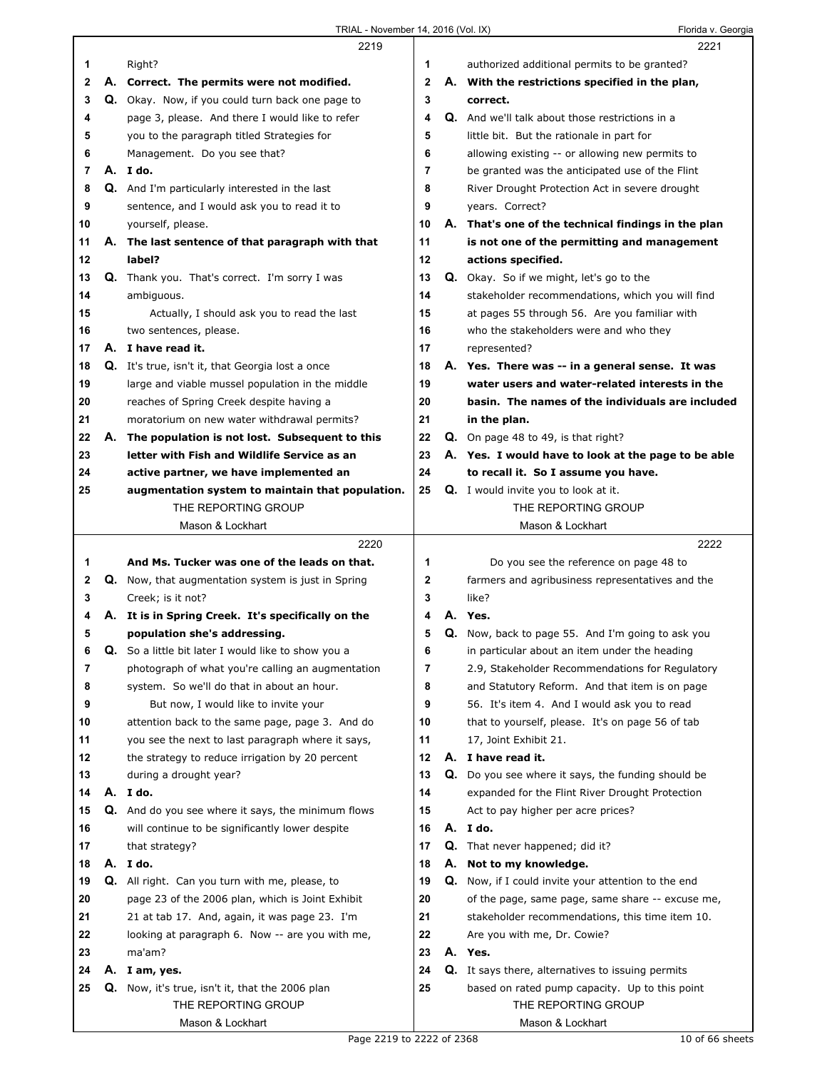2219

1 Right?

2 **A. Correct. The permits were not modified.**

3 Q. Okay. Now, if you could turn back one page to

4 page 3, please. And there I would like to refer

5 you to the paragraph titled Strategies for

6 Management. Do you see that?

7 **A. I do.**

8 Q. And I'm particularly interested in the last

9 sentence, and I would ask you to read it to

10 yourself, please.

11 **A. The last sentence of that paragraph with that**

12 **label?**

13 Q. Thank you. That's correct. I'm sorry I was

14 ambiguous.

15 Actually, I should ask you to read the last

16 two sentences, please.

17 **A. I have read it.**

18 Q. It's true, isn't it, that Georgia lost a once

19 large and viable mussel population in the middle

20 reaches of Spring Creek despite having a

21 moratorium on new water withdrawal permits?

22 **A. The population is not lost. Subsequent to this**

23 **letter with Fish and Wildlife Service as an**

24 **active partner, we have implemented an**

25 **augmentation system to maintain that population.**

2220

1 **And Ms. Tucker was one of the leads on that.**

2 Q. Now, that augmentation system is just in Spring

3 Creek; is it not?

4 **A. It is in Spring Creek. It's specifically on the**

5 **population she's addressing.**

6 Q. So a little bit later I would like to show you a

7 photograph of what you're calling an augmentation

8 system. So we'll do that in about an hour.

9 But now, I would like to invite your

10 attention back to the same page, page 3. And do

11 you see the next to last paragraph where it says,

12 the strategy to reduce irrigation by 20 percent

13 during a drought year?

14 **A. I do.**

15 Q. And do you see where it says, the minimum flows

16 will continue to be significantly lower despite

17 that strategy?

18 **A. I do.**

19 Q. All right. Can you turn with me, please, to

20 page 23 of the 2006 plan, which is Joint Exhibit

21 21 at tab 17. And, again, it was page 23. I'm

22 looking at paragraph 6. Now -- are you with me,

23 ma'am?

24 **A. I am, yes.**

25 Q. Now, it's true, isn't it, that the 2006 plan

2221

1 authorized additional permits to be granted?

2 **A. With the restrictions specified in the plan,**

3 **correct.**

4 Q. And we'll talk about those restrictions in a

5 little bit. But the rationale in part for

6 allowing existing -- or allowing new permits to

7 be granted was the anticipated use of the Flint

8 River Drought Protection Act in severe drought

9 years. Correct?

10 **A. That's one of the technical findings in the plan**

11 **is not one of the permitting and management**

12 **actions specified.**

13 Q. Okay. So if we might, let's go to the

14 stakeholder recommendations, which you will find

15 at pages 55 through 56. Are you familiar with

16 who the stakeholders were and who they

17 represented?

18 **A. Yes. There was -- in a general sense. It was**

19 **water users and water-related interests in the**

20 **basin. The names of the individuals are included**

21 **in the plan.**

22 Q. On page 48 to 49, is that right?

23 **A. Yes. I would have to look at the page to be able**

24 **to recall it. So I assume you have.**

25 Q. I would invite you to look at it.

2222

1 Do you see the reference on page 48 to

2 farmers and agribusiness representatives and the

3 like?

4 **A. Yes.**

5 Q. Now, back to page 55. And I'm going to ask you

6 in particular about an item under the heading

7 2.9, Stakeholder Recommendations for Regulatory

8 and Statutory Reform. And that item is on page

9 56. It's item 4. And I would ask you to read

10 that to yourself, please. It's on page 56 of tab

11 17, Joint Exhibit 21.

12 **A. I have read it.**

13 Q. Do you see where it says, the funding should be

14 expanded for the Flint River Drought Protection

15 Act to pay higher per acre prices?

16 **A. I do.**

17 Q. That never happened; did it?

18 **A. Not to my knowledge.**

19 Q. Now, if I could invite your attention to the end

20 of the page, same page, same share -- excuse me,

21 stakeholder recommendations, this time item 10.

22 Are you with me, Dr. Cowie?

23 **A. Yes.**

24 Q. It says there, alternatives to issuing permits

25 based on rated pump capacity. Up to this point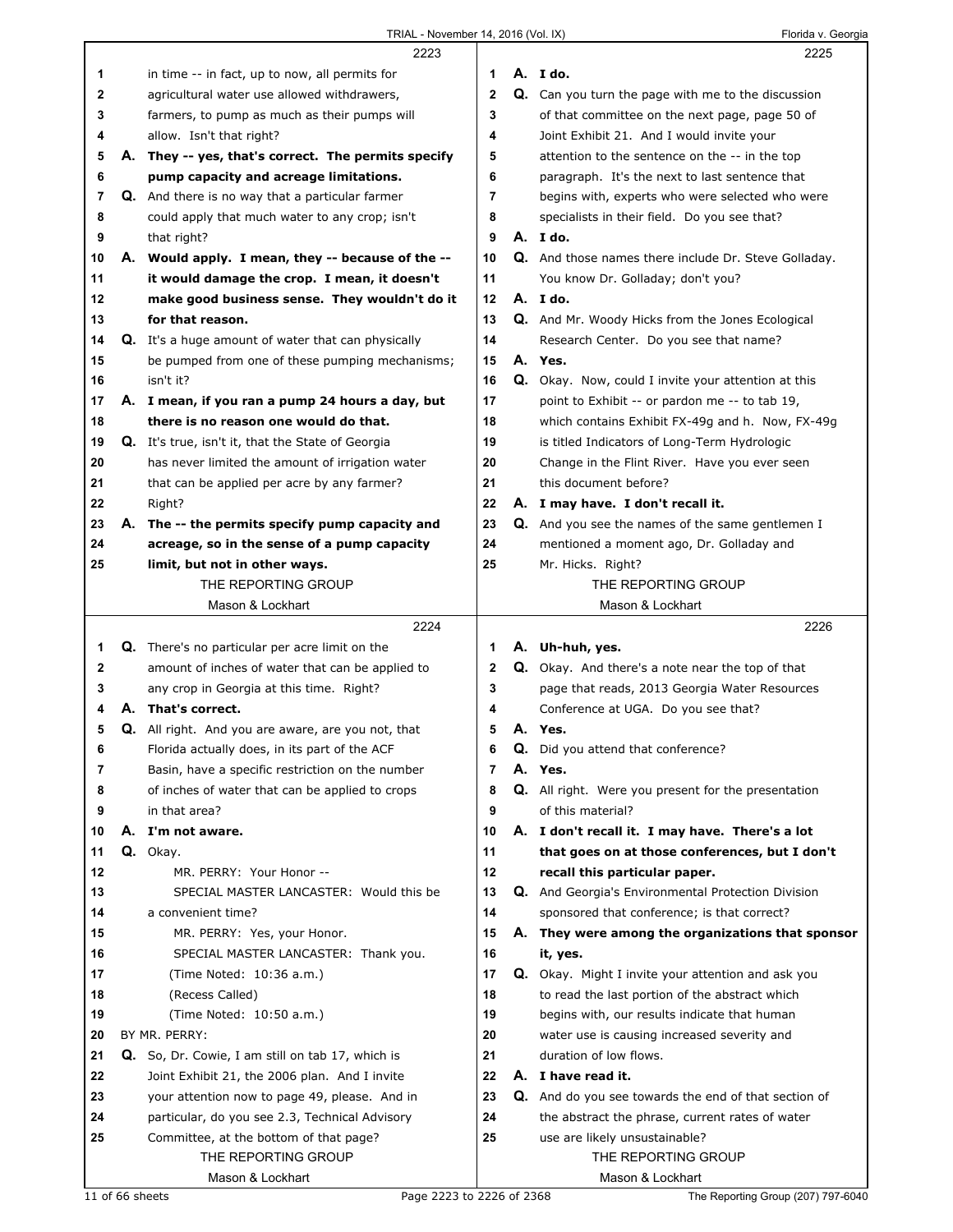2223

1 in time -- in fact, up to now, all permits for
2 agricultural water use allowed withdrawers,
3 farmers, to pump as much as their pumps will
4 allow. Isn't that right?
5 **A. They -- yes, that's correct. The permits specify**
6 **pump capacity and acreage limitations.**
7 **Q.** And there is no way that a particular farmer
8 could apply that much water to any crop; isn't
9 that right?
10 **A. Would apply. I mean, they -- because of the --**
11 **it would damage the crop. I mean, it doesn't**
12 **make good business sense. They wouldn't do it**
13 **for that reason.**
14 **Q.** It's a huge amount of water that can physically
15 be pumped from one of these pumping mechanisms;
16 isn't it?
17 **A. I mean, if you ran a pump 24 hours a day, but**
18 **there is no reason one would do that.**
19 **Q.** It's true, isn't it, that the State of Georgia
20 has never limited the amount of irrigation water
21 that can be applied per acre by any farmer?
22 Right?
23 **A. The -- the permits specify pump capacity and**
24 **acreage, so in the sense of a pump capacity**
25 **limit, but not in other ways.**

2224

1 **Q.** There's no particular per acre limit on the
2 amount of inches of water that can be applied to
3 any crop in Georgia at this time. Right?
4 **A. That's correct.**
5 **Q.** All right. And you are aware, are you not, that
6 Florida actually does, in its part of the ACF
7 Basin, have a specific restriction on the number
8 of inches of water that can be applied to crops
9 in that area?
10 **A. I'm not aware.**
11 **Q.** Okay.
12 MR. PERRY: Your Honor --
13 SPECIAL MASTER LANCASTER: Would this be
14 a convenient time?
15 MR. PERRY: Yes, your Honor.
16 SPECIAL MASTER LANCASTER: Thank you.
17 (Time Noted: 10:36 a.m.)
18 (Recess Called)
19 (Time Noted: 10:50 a.m.)
20 BY MR. PERRY:
21 **Q.** So, Dr. Cowie, I am still on tab 17, which is
22 Joint Exhibit 21, the 2006 plan. And I invite
23 your attention now to page 49, please. And in
24 particular, do you see 2.3, Technical Advisory
25 Committee, at the bottom of that page?

2225

1 **A. I do.**
2 **Q.** Can you turn the page with me to the discussion
3 of that committee on the next page, page 50 of
4 Joint Exhibit 21. And I would invite your
5 attention to the sentence on the -- in the top
6 paragraph. It's the next to last sentence that
7 begins with, experts who were selected who were
8 specialists in their field. Do you see that?
9 **A. I do.**
10 **Q.** And those names there include Dr. Steve Golladay.
11 You know Dr. Golladay; don't you?
12 **A. I do.**
13 **Q.** And Mr. Woody Hicks from the Jones Ecological
14 Research Center. Do you see that name?
15 **A. Yes.**
16 **Q.** Okay. Now, could I invite your attention at this
17 point to Exhibit -- or pardon me -- to tab 19,
18 which contains Exhibit FX-49g and h. Now, FX-49g
19 is titled Indicators of Long-Term Hydrologic
20 Change in the Flint River. Have you ever seen
21 this document before?
22 **A. I may have. I don't recall it.**
23 **Q.** And you see the names of the same gentlemen I
24 mentioned a moment ago, Dr. Golladay and
25 Mr. Hicks. Right?

2226

1 **A. Uh-huh, yes.**
2 **Q.** Okay. And there's a note near the top of that
3 page that reads, 2013 Georgia Water Resources
4 Conference at UGA. Do you see that?
5 **A. Yes.**
6 **Q.** Did you attend that conference?
7 **A. Yes.**
8 **Q.** All right. Were you present for the presentation
9 of this material?
10 **A. I don't recall it. I may have. There's a lot**
11 **that goes on at those conferences, but I don't**
12 **recall this particular paper.**
13 **Q.** And Georgia's Environmental Protection Division
14 sponsored that conference; is that correct?
15 **A. They were among the organizations that sponsor**
16 **it, yes.**
17 **Q.** Okay. Might I invite your attention and ask you
18 to read the last portion of the abstract which
19 begins with, our results indicate that human
20 water use is causing increased severity and
21 duration of low flows.
22 **A. I have read it.**
23 **Q.** And do you see towards the end of that section of
24 the abstract the phrase, current rates of water
25 use are likely unsustainable?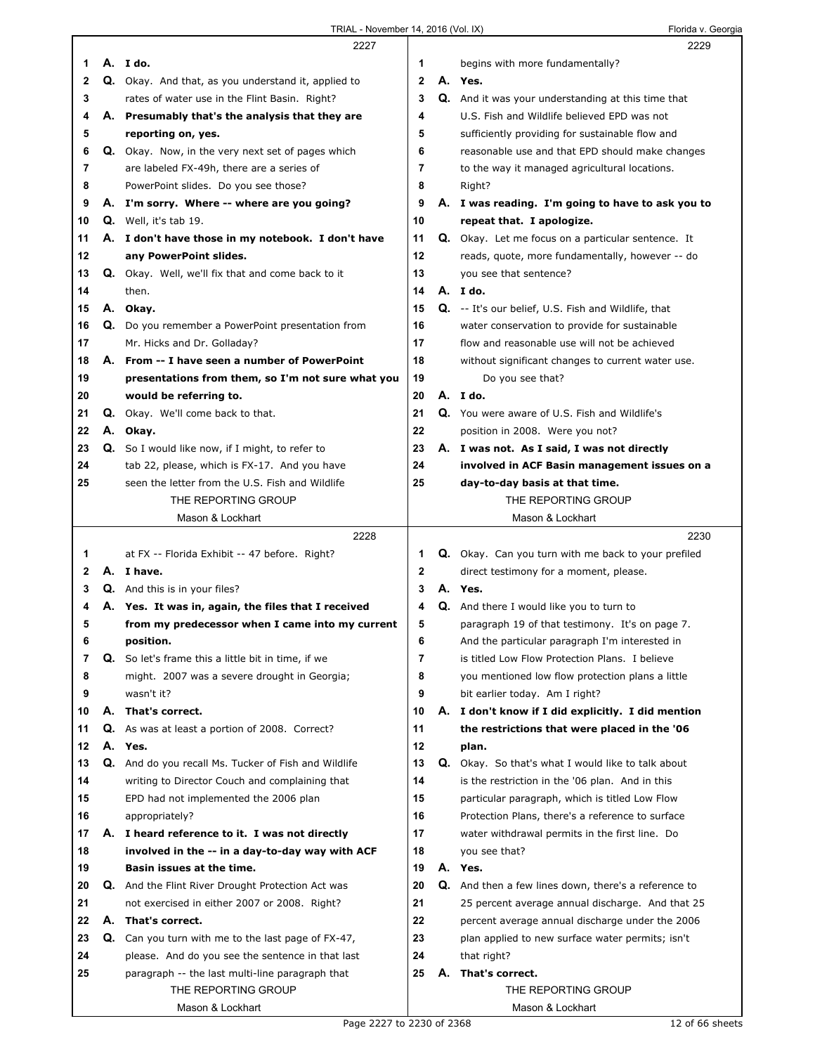**2227**

1 A. **I do.**
2 Q. Okay. And that, as you understand it, applied to
3 rates of water use in the Flint Basin. Right?
4 A. **Presumably that's the analysis that they are**
5 **reporting on, yes.**
6 Q. Okay. Now, in the very next set of pages which
7 are labeled FX-49h, there are a series of
8 PowerPoint slides. Do you see those?
9 A. **I'm sorry. Where -- where are you going?**
10 Q. Well, it's tab 19.
11 A. **I don't have those in my notebook. I don't have**
12 **any PowerPoint slides.**
13 Q. Okay. Well, we'll fix that and come back to it
14 then.
15 A. **Okay.**
16 Q. Do you remember a PowerPoint presentation from
17 Mr. Hicks and Dr. Golladay?
18 A. **From -- I have seen a number of PowerPoint**
19 **presentations from them, so I'm not sure what you**
20 **would be referring to.**
21 Q. Okay. We'll come back to that.
22 A. **Okay.**
23 Q. So I would like now, if I might, to refer to
24 tab 22, please, which is FX-17. And you have
25 seen the letter from the U.S. Fish and Wildlife

**2228**

1 at FX -- Florida Exhibit -- 47 before. Right?
2 A. **I have.**
3 Q. And this is in your files?
4 A. **Yes. It was in, again, the files that I received**
5 **from my predecessor when I came into my current**
6 **position.**
7 Q. So let's frame this a little bit in time, if we
8 might. 2007 was a severe drought in Georgia;
9 wasn't it?
10 A. **That's correct.**
11 Q. As was at least a portion of 2008. Correct?
12 A. **Yes.**
13 Q. And do you recall Ms. Tucker of Fish and Wildlife
14 writing to Director Couch and complaining that
15 EPD had not implemented the 2006 plan
16 appropriately?
17 A. **I heard reference to it. I was not directly**
18 **involved in the -- in a day-to-day way with ACF**
19 **Basin issues at the time.**
20 Q. And the Flint River Drought Protection Act was
21 not exercised in either 2007 or 2008. Right?
22 A. **That's correct.**
23 Q. Can you turn with me to the last page of FX-47,
24 please. And do you see the sentence in that last
25 paragraph -- the last multi-line paragraph that

**2229**

1 begins with more fundamentally?
2 A. **Yes.**
3 Q. And it was your understanding at this time that
4 U.S. Fish and Wildlife believed EPD was not
5 sufficiently providing for sustainable flow and
6 reasonable use and that EPD should make changes
7 to the way it managed agricultural locations.
8 Right?
9 A. **I was reading. I'm going to have to ask you to**
10 **repeat that. I apologize.**
11 Q. Okay. Let me focus on a particular sentence. It
12 reads, quote, more fundamentally, however -- do
13 you see that sentence?
14 A. **I do.**
15 Q. -- It's our belief, U.S. Fish and Wildlife, that
16 water conservation to provide for sustainable
17 flow and reasonable use will not be achieved
18 without significant changes to current water use.
19 Do you see that?
20 A. **I do.**
21 Q. You were aware of U.S. Fish and Wildlife's
22 position in 2008. Were you not?
23 A. **I was not. As I said, I was not directly**
24 **involved in ACF Basin management issues on a**
25 **day-to-day basis at that time.**

**2230**

1 Q. Okay. Can you turn with me back to your prefiled
2 direct testimony for a moment, please.
3 A. **Yes.**
4 Q. And there I would like you to turn to
5 paragraph 19 of that testimony. It's on page 7.
6 And the particular paragraph I'm interested in
7 is titled Low Flow Protection Plans. I believe
8 you mentioned low flow protection plans a little
9 bit earlier today. Am I right?
10 A. **I don't know if I did explicitly. I did mention**
11 **the restrictions that were placed in the '06**
12 **plan.**
13 Q. Okay. So that's what I would like to talk about
14 is the restriction in the '06 plan. And in this
15 particular paragraph, which is titled Low Flow
16 Protection Plans, there's a reference to surface
17 water withdrawal permits in the first line. Do
18 you see that?
19 A. **Yes.**
20 Q. And then a few lines down, there's a reference to
21 25 percent average annual discharge. And that 25
22 percent average annual discharge under the 2006
23 plan applied to new surface water permits; isn't
24 that right?
25 A. **That's correct.**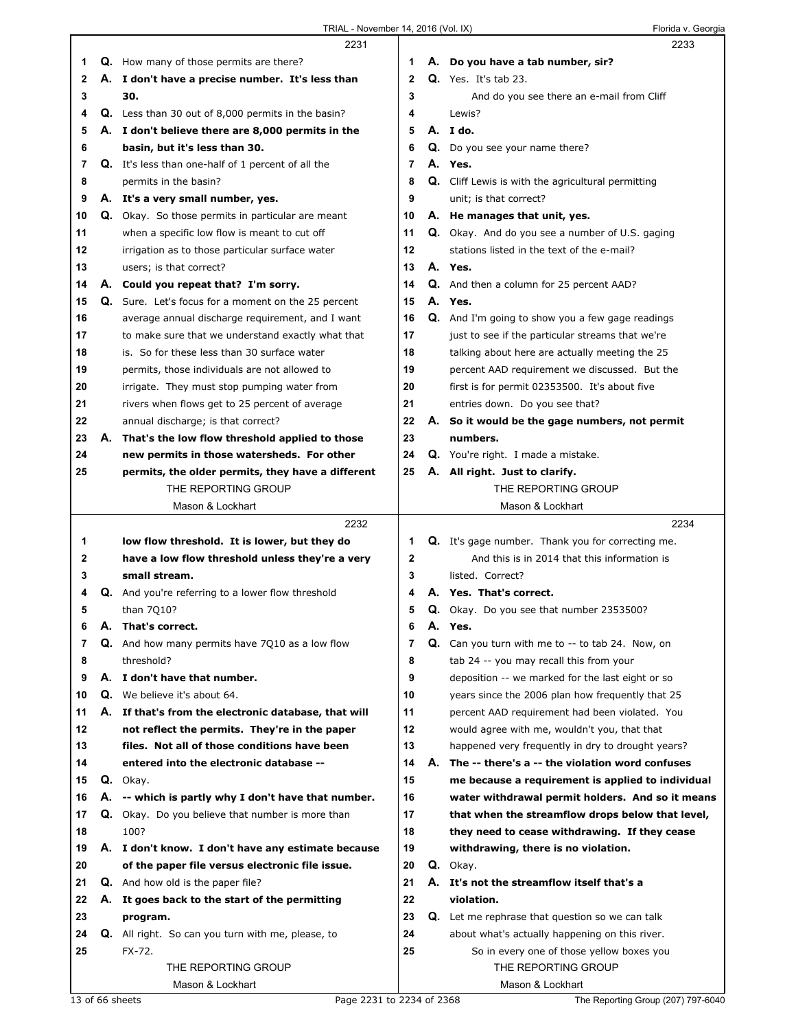2231

1 Q. How many of those permits are there?
2 A. **I don't have a precise number. It's less than**
3 **30.**
4 Q. Less than 30 out of 8,000 permits in the basin?
5 A. **I don't believe there are 8,000 permits in the**
6 **basin, but it's less than 30.**
7 Q. It's less than one-half of 1 percent of all the
8 permits in the basin?
9 A. **It's a very small number, yes.**
10 Q. Okay. So those permits in particular are meant
11 when a specific low flow is meant to cut off
12 irrigation as to those particular surface water
13 users; is that correct?
14 A. **Could you repeat that? I'm sorry.**
15 Q. Sure. Let's focus for a moment on the 25 percent
16 average annual discharge requirement, and I want
17 to make sure that we understand exactly what that
18 is. So for these less than 30 surface water
19 permits, those individuals are not allowed to
20 irrigate. They must stop pumping water from
21 rivers when flows get to 25 percent of average
22 annual discharge; is that correct?
23 A. **That's the low flow threshold applied to those**
24 **new permits in those watersheds. For other**
25 **permits, the older permits, they have a different**

2232

1 **low flow threshold. It is lower, but they do**
2 **have a low flow threshold unless they're a very**
3 **small stream.**
4 Q. And you're referring to a lower flow threshold
5 than 7Q10?
6 A. **That's correct.**
7 Q. And how many permits have 7Q10 as a low flow
8 threshold?
9 A. **I don't have that number.**
10 Q. We believe it's about 64.
11 A. **If that's from the electronic database, that will**
12 **not reflect the permits. They're in the paper**
13 **files. Not all of those conditions have been**
14 **entered into the electronic database --**
15 Q. Okay.
16 A. **-- which is partly why I don't have that number.**
17 Q. Okay. Do you believe that number is more than
18 100?
19 A. **I don't know. I don't have any estimate because**
20 **of the paper file versus electronic file issue.**
21 Q. And how old is the paper file?
22 A. **It goes back to the start of the permitting**
23 **program.**
24 Q. All right. So can you turn with me, please, to
25 FX-72.

2233

1 A. **Do you have a tab number, sir?**
2 Q. Yes. It's tab 23.
3 And do you see there an e-mail from Cliff
4 Lewis?
5 A. **I do.**
6 Q. Do you see your name there?
7 A. **Yes.**
8 Q. Cliff Lewis is with the agricultural permitting
9 unit; is that correct?
10 A. **He manages that unit, yes.**
11 Q. Okay. And do you see a number of U.S. gaging
12 stations listed in the text of the e-mail?
13 A. **Yes.**
14 Q. And then a column for 25 percent AAD?
15 A. **Yes.**
16 Q. And I'm going to show you a few gage readings
17 just to see if the particular streams that we're
18 talking about here are actually meeting the 25
19 percent AAD requirement we discussed. But the
20 first is for permit 02353500. It's about five
21 entries down. Do you see that?
22 A. **So it would be the gage numbers, not permit**
23 **numbers.**
24 Q. You're right. I made a mistake.
25 A. **All right. Just to clarify.**

2234

1 Q. It's gage number. Thank you for correcting me.
2 And this is in 2014 that this information is
3 listed. Correct?
4 A. **Yes. That's correct.**
5 Q. Okay. Do you see that number 2353500?
6 A. **Yes.**
7 Q. Can you turn with me to -- to tab 24. Now, on
8 tab 24 -- you may recall this from your
9 deposition -- we marked for the last eight or so
10 years since the 2006 plan how frequently that 25
11 percent AAD requirement had been violated. You
12 would agree with me, wouldn't you, that that
13 happened very frequently in dry to drought years?
14 A. **The -- there's a -- the violation word confuses**
15 **me because a requirement is applied to individual**
16 **water withdrawal permit holders. And so it means**
17 **that when the streamflow drops below that level,**
18 **they need to cease withdrawing. If they cease**
19 **withdrawing, there is no violation.**
20 Q. Okay.
21 A. **It's not the streamflow itself that's a**
22 **violation.**
23 Q. Let me rephrase that question so we can talk
24 about what's actually happening on this river.
25 So in every one of those yellow boxes you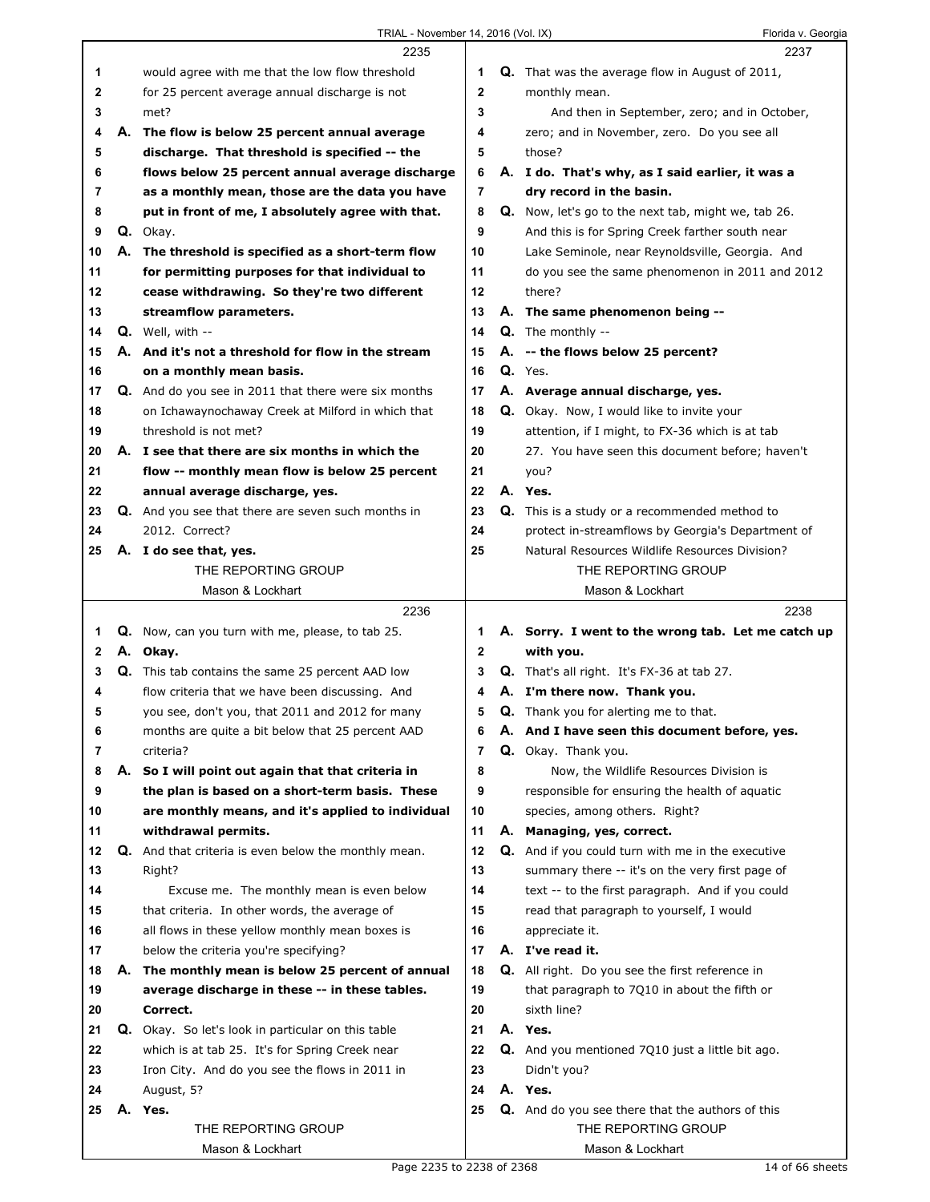**2235**

1 would agree with me that the low flow threshold
2 for 25 percent average annual discharge is not
3 met?
4 A. **The flow is below 25 percent annual average**
5 **discharge. That threshold is specified -- the**
6 **flows below 25 percent annual average discharge**
7 **as a monthly mean, those are the data you have**
8 **put in front of me, I absolutely agree with that.**
9 Q. Okay.
10 A. **The threshold is specified as a short-term flow**
11 **for permitting purposes for that individual to**
12 **cease withdrawing. So they're two different**
13 **streamflow parameters.**
14 Q. Well, with --
15 A. **And it's not a threshold for flow in the stream**
16 **on a monthly mean basis.**
17 Q. And do you see in 2011 that there were six months
18 on Ichawaynochaway Creek at Milford in which that
19 threshold is not met?
20 A. **I see that there are six months in which the**
21 **flow -- monthly mean flow is below 25 percent**
22 **annual average discharge, yes.**
23 Q. And you see that there are seven such months in
24 2012. Correct?
25 A. **I do see that, yes.**

**2236**

1 Q. Now, can you turn with me, please, to tab 25.
2 A. **Okay.**
3 Q. This tab contains the same 25 percent AAD low
4 flow criteria that we have been discussing. And
5 you see, don't you, that 2011 and 2012 for many
6 months are quite a bit below that 25 percent AAD
7 criteria?
8 A. **So I will point out again that that criteria in**
9 **the plan is based on a short-term basis. These**
10 **are monthly means, and it's applied to individual**
11 **withdrawal permits.**
12 Q. And that criteria is even below the monthly mean.
13 Right?
14 Excuse me. The monthly mean is even below
15 that criteria. In other words, the average of
16 all flows in these yellow monthly mean boxes is
17 below the criteria you're specifying?
18 A. **The monthly mean is below 25 percent of annual**
19 **average discharge in these -- in these tables.**
20 **Correct.**
21 Q. Okay. So let's look in particular on this table
22 which is at tab 25. It's for Spring Creek near
23 Iron City. And do you see the flows in 2011 in
24 August, 5?
25 A. **Yes.**

**2237**

1 Q. That was the average flow in August of 2011,
2 monthly mean.
3 And then in September, zero; and in October,
4 zero; and in November, zero. Do you see all
5 those?
6 A. **I do. That's why, as I said earlier, it was a**
7 **dry record in the basin.**
8 Q. Now, let's go to the next tab, might we, tab 26.
9 And this is for Spring Creek farther south near
10 Lake Seminole, near Reynoldsville, Georgia. And
11 do you see the same phenomenon in 2011 and 2012
12 there?
13 A. **The same phenomenon being --**
14 Q. The monthly --
15 A. **-- the flows below 25 percent?**
16 Q. Yes.
17 A. **Average annual discharge, yes.**
18 Q. Okay. Now, I would like to invite your
19 attention, if I might, to FX-36 which is at tab
20 27. You have seen this document before; haven't
21 you?
22 A. **Yes.**
23 Q. This is a study or a recommended method to
24 protect in-streamflows by Georgia's Department of
25 Natural Resources Wildlife Resources Division?

**2238**

1 A. **Sorry. I went to the wrong tab. Let me catch up**
2 **with you.**
3 Q. That's all right. It's FX-36 at tab 27.
4 A. **I'm there now. Thank you.**
5 Q. Thank you for alerting me to that.
6 A. **And I have seen this document before, yes.**
7 Q. Okay. Thank you.
8 Now, the Wildlife Resources Division is
9 responsible for ensuring the health of aquatic
10 species, among others. Right?
11 A. **Managing, yes, correct.**
12 Q. And if you could turn with me in the executive
13 summary there -- it's on the very first page of
14 text -- to the first paragraph. And if you could
15 read that paragraph to yourself, I would
16 appreciate it.
17 A. **I've read it.**
18 Q. All right. Do you see the first reference in
19 that paragraph to 7Q10 in about the fifth or
20 sixth line?
21 A. **Yes.**
22 Q. And you mentioned 7Q10 just a little bit ago.
23 Didn't you?
24 A. **Yes.**
25 Q. And do you see there that the authors of this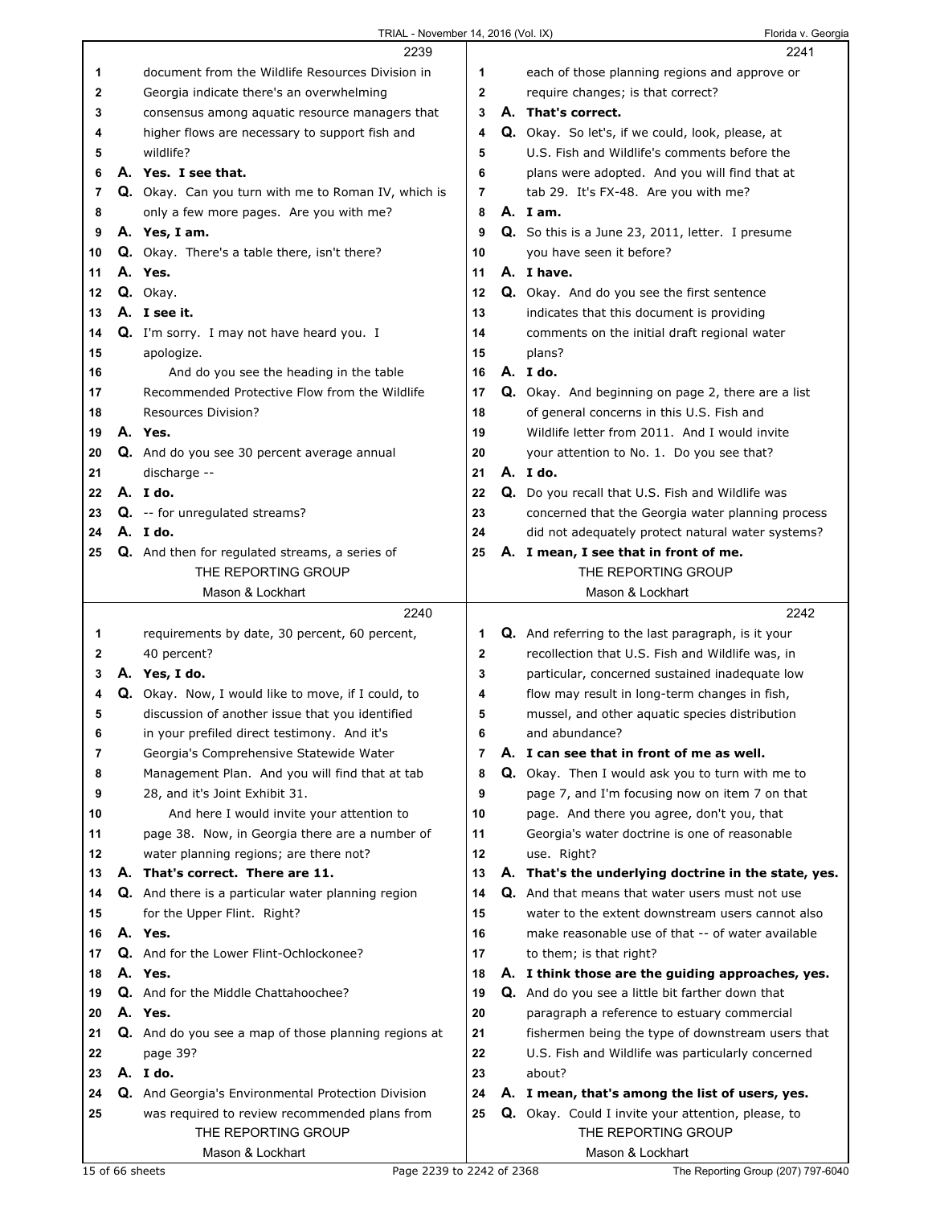2239

1 document from the Wildlife Resources Division in
2 Georgia indicate there's an overwhelming
3 consensus among aquatic resource managers that
4 higher flows are necessary to support fish and
5 wildlife?
6 **A. Yes. I see that.**
7 Q. Okay. Can you turn with me to Roman IV, which is
8 only a few more pages. Are you with me?
9 **A. Yes, I am.**
10 Q. Okay. There's a table there, isn't there?
11 **A. Yes.**
12 Q. Okay.
13 **A. I see it.**
14 Q. I'm sorry. I may not have heard you. I
15 apologize.
16 And do you see the heading in the table
17 Recommended Protective Flow from the Wildlife
18 Resources Division?
19 **A. Yes.**
20 Q. And do you see 30 percent average annual
21 discharge --
22 **A. I do.**
23 Q. -- for unregulated streams?
24 **A. I do.**
25 Q. And then for regulated streams, a series of

2240

1 requirements by date, 30 percent, 60 percent,
2 40 percent?
3 **A. Yes, I do.**
4 Q. Okay. Now, I would like to move, if I could, to
5 discussion of another issue that you identified
6 in your prefiled direct testimony. And it's
7 Georgia's Comprehensive Statewide Water
8 Management Plan. And you will find that at tab
9 28, and it's Joint Exhibit 31.
10 And here I would invite your attention to
11 page 38. Now, in Georgia there are a number of
12 water planning regions; are there not?
13 **A. That's correct. There are 11.**
14 Q. And there is a particular water planning region
15 for the Upper Flint. Right?
16 **A. Yes.**
17 Q. And for the Lower Flint-Ochlockonee?
18 **A. Yes.**
19 Q. And for the Middle Chattahoochee?
20 **A. Yes.**
21 Q. And do you see a map of those planning regions at
22 page 39?
23 **A. I do.**
24 Q. And Georgia's Environmental Protection Division
25 was required to review recommended plans from

2241

1 each of those planning regions and approve or
2 require changes; is that correct?
3 **A. That's correct.**
4 Q. Okay. So let's, if we could, look, please, at
5 U.S. Fish and Wildlife's comments before the
6 plans were adopted. And you will find that at
7 tab 29. It's FX-48. Are you with me?
8 **A. I am.**
9 Q. So this is a June 23, 2011, letter. I presume
10 you have seen it before?
11 **A. I have.**
12 Q. Okay. And do you see the first sentence
13 indicates that this document is providing
14 comments on the initial draft regional water
15 plans?
16 **A. I do.**
17 Q. Okay. And beginning on page 2, there are a list
18 of general concerns in this U.S. Fish and
19 Wildlife letter from 2011. And I would invite
20 your attention to No. 1. Do you see that?
21 **A. I do.**
22 Q. Do you recall that U.S. Fish and Wildlife was
23 concerned that the Georgia water planning process
24 did not adequately protect natural water systems?
25 **A. I mean, I see that in front of me.**

2242

1 Q. And referring to the last paragraph, is it your
2 recollection that U.S. Fish and Wildlife was, in
3 particular, concerned sustained inadequate low
4 flow may result in long-term changes in fish,
5 mussel, and other aquatic species distribution
6 and abundance?
7 **A. I can see that in front of me as well.**
8 Q. Okay. Then I would ask you to turn with me to
9 page 7, and I'm focusing now on item 7 on that
10 page. And there you agree, don't you, that
11 Georgia's water doctrine is one of reasonable
12 use. Right?
13 **A. That's the underlying doctrine in the state, yes.**
14 Q. And that means that water users must not use
15 water to the extent downstream users cannot also
16 make reasonable use of that -- of water available
17 to them; is that right?
18 **A. I think those are the guiding approaches, yes.**
19 Q. And do you see a little bit farther down that
20 paragraph a reference to estuary commercial
21 fishermen being the type of downstream users that
22 U.S. Fish and Wildlife was particularly concerned
23 about?
24 **A. I mean, that's among the list of users, yes.**
25 Q. Okay. Could I invite your attention, please, to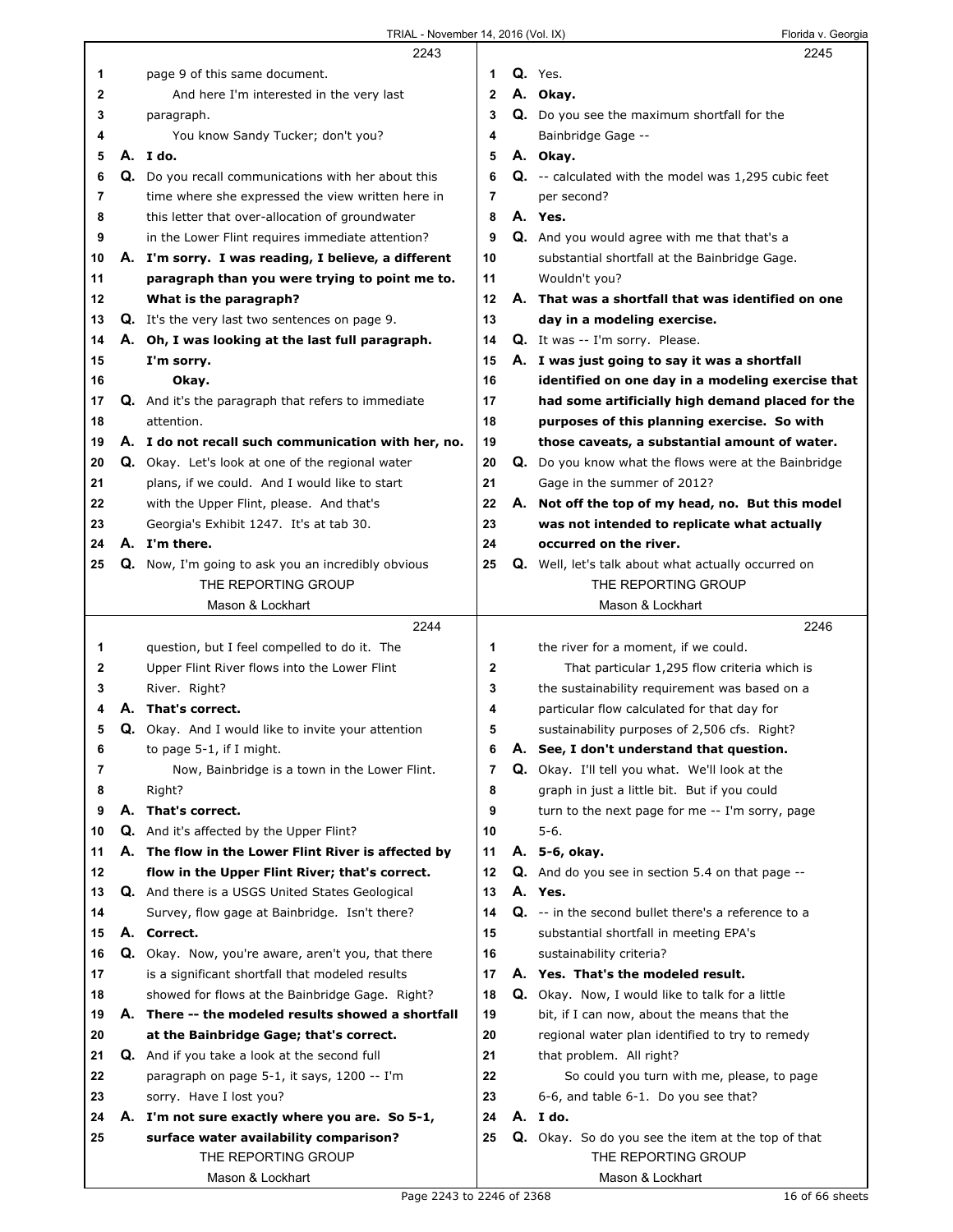**2243**

1 page 9 of this same document.
2 And here I'm interested in the very last
3 paragraph.
4 You know Sandy Tucker; don't you?
5 **A. I do.**
6 **Q.** Do you recall communications with her about this
7 time where she expressed the view written here in
8 this letter that over-allocation of groundwater
9 in the Lower Flint requires immediate attention?
10 **A. I'm sorry. I was reading, I believe, a different**
11 **paragraph than you were trying to point me to.**
12 **What is the paragraph?**
13 **Q.** It's the very last two sentences on page 9.
14 **A. Oh, I was looking at the last full paragraph.**
15 **I'm sorry.**
16 **Okay.**
17 **Q.** And it's the paragraph that refers to immediate
18 attention.
19 **A. I do not recall such communication with her, no.**
20 **Q.** Okay. Let's look at one of the regional water
21 plans, if we could. And I would like to start
22 with the Upper Flint, please. And that's
23 Georgia's Exhibit 1247. It's at tab 30.
24 **A. I'm there.**
25 **Q.** Now, I'm going to ask you an incredibly obvious

**2244**

1 question, but I feel compelled to do it. The
2 Upper Flint River flows into the Lower Flint
3 River. Right?
4 **A. That's correct.**
5 **Q.** Okay. And I would like to invite your attention
6 to page 5-1, if I might.
7 Now, Bainbridge is a town in the Lower Flint.
8 Right?
9 **A. That's correct.**
10 **Q.** And it's affected by the Upper Flint?
11 **A. The flow in the Lower Flint River is affected by**
12 **flow in the Upper Flint River; that's correct.**
13 **Q.** And there is a USGS United States Geological
14 Survey, flow gage at Bainbridge. Isn't there?
15 **A. Correct.**
16 **Q.** Okay. Now, you're aware, aren't you, that there
17 is a significant shortfall that modeled results
18 showed for flows at the Bainbridge Gage. Right?
19 **A. There -- the modeled results showed a shortfall**
20 **at the Bainbridge Gage; that's correct.**
21 **Q.** And if you take a look at the second full
22 paragraph on page 5-1, it says, 1200 -- I'm
23 sorry. Have I lost you?
24 **A. I'm not sure exactly where you are. So 5-1,**
25 **surface water availability comparison?**

**2245**

1 **Q.** Yes.
2 **A. Okay.**
3 **Q.** Do you see the maximum shortfall for the
4 Bainbridge Gage --
5 **A. Okay.**
6 **Q.** -- calculated with the model was 1,295 cubic feet
7 per second?
8 **A. Yes.**
9 **Q.** And you would agree with me that that's a
10 substantial shortfall at the Bainbridge Gage.
11 Wouldn't you?
12 **A. That was a shortfall that was identified on one**
13 **day in a modeling exercise.**
14 **Q.** It was -- I'm sorry. Please.
15 **A. I was just going to say it was a shortfall**
16 **identified on one day in a modeling exercise that**
17 **had some artificially high demand placed for the**
18 **purposes of this planning exercise. So with**
19 **those caveats, a substantial amount of water.**
20 **Q.** Do you know what the flows were at the Bainbridge
21 Gage in the summer of 2012?
22 **A. Not off the top of my head, no. But this model**
23 **was not intended to replicate what actually**
24 **occurred on the river.**
25 **Q.** Well, let's talk about what actually occurred on

**2246**

1 the river for a moment, if we could.
2 That particular 1,295 flow criteria which is
3 the sustainability requirement was based on a
4 particular flow calculated for that day for
5 sustainability purposes of 2,506 cfs. Right?
6 **A. See, I don't understand that question.**
7 **Q.** Okay. I'll tell you what. We'll look at the
8 graph in just a little bit. But if you could
9 turn to the next page for me -- I'm sorry, page
10 5-6.
11 **A. 5-6, okay.**
12 **Q.** And do you see in section 5.4 on that page --
13 **A. Yes.**
14 **Q.** -- in the second bullet there's a reference to a
15 substantial shortfall in meeting EPA's
16 sustainability criteria?
17 **A. Yes. That's the modeled result.**
18 **Q.** Okay. Now, I would like to talk for a little
19 bit, if I can now, about the means that the
20 regional water plan identified to try to remedy
21 that problem. All right?
22 So could you turn with me, please, to page
23 6-6, and table 6-1. Do you see that?
24 **A. I do.**
25 **Q.** Okay. So do you see the item at the top of that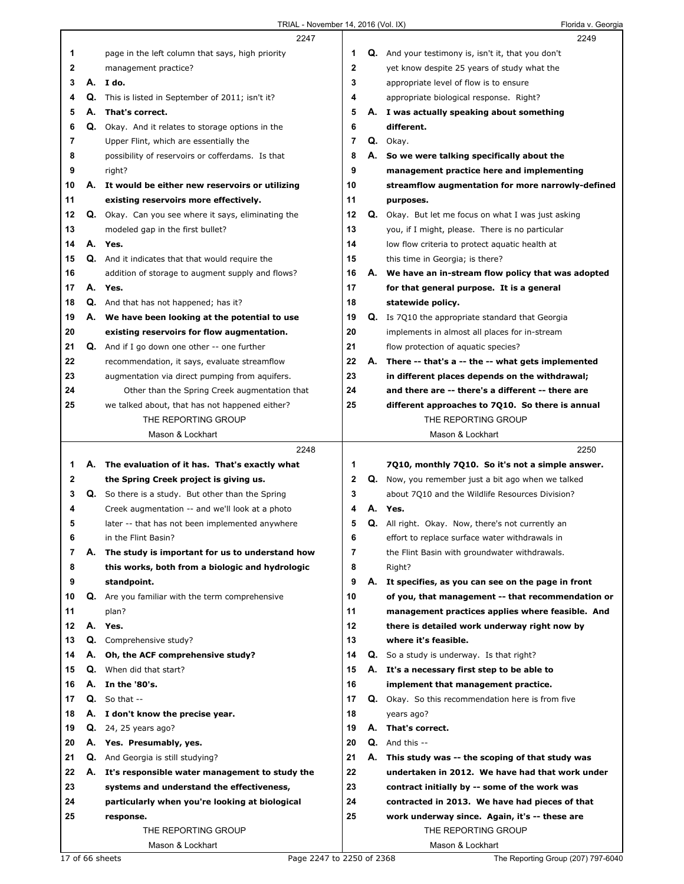**2247**

1 page in the left column that says, high priority
2 management practice?
3 A. **I do.**
4 Q. This is listed in September of 2011; isn't it?
5 A. **That's correct.**
6 Q. Okay. And it relates to storage options in the
7 Upper Flint, which are essentially the
8 possibility of reservoirs or cofferdams. Is that
9 right?
10 A. **It would be either new reservoirs or utilizing**
11 **existing reservoirs more effectively.**
12 Q. Okay. Can you see where it says, eliminating the
13 modeled gap in the first bullet?
14 A. **Yes.**
15 Q. And it indicates that that would require the
16 addition of storage to augment supply and flows?
17 A. **Yes.**
18 Q. And that has not happened; has it?
19 A. **We have been looking at the potential to use**
20 **existing reservoirs for flow augmentation.**
21 Q. And if I go down one other -- one further
22 recommendation, it says, evaluate streamflow
23 augmentation via direct pumping from aquifers.
24 Other than the Spring Creek augmentation that
25 we talked about, that has not happened either?

**2248**

1 A. **The evaluation of it has. That's exactly what**
2 **the Spring Creek project is giving us.**
3 Q. So there is a study. But other than the Spring
4 Creek augmentation -- and we'll look at a photo
5 later -- that has not been implemented anywhere
6 in the Flint Basin?
7 A. **The study is important for us to understand how**
8 **this works, both from a biologic and hydrologic**
9 **standpoint.**
10 Q. Are you familiar with the term comprehensive
11 plan?
12 A. **Yes.**
13 Q. Comprehensive study?
14 A. **Oh, the ACF comprehensive study?**
15 Q. When did that start?
16 A. **In the '80's.**
17 Q. So that --
18 A. **I don't know the precise year.**
19 Q. 24, 25 years ago?
20 A. **Yes. Presumably, yes.**
21 Q. And Georgia is still studying?
22 A. **It's responsible water management to study the**
23 **systems and understand the effectiveness,**
24 **particularly when you're looking at biological**
25 **response.**

**2249**

1 Q. And your testimony is, isn't it, that you don't
2 yet know despite 25 years of study what the
3 appropriate level of flow is to ensure
4 appropriate biological response. Right?
5 A. **I was actually speaking about something**
6 **different.**
7 Q. Okay.
8 A. **So we were talking specifically about the**
9 **management practice here and implementing**
10 **streamflow augmentation for more narrowly-defined**
11 **purposes.**
12 Q. Okay. But let me focus on what I was just asking
13 you, if I might, please. There is no particular
14 low flow criteria to protect aquatic health at
15 this time in Georgia; is there?
16 A. **We have an in-stream flow policy that was adopted**
17 **for that general purpose. It is a general**
18 **statewide policy.**
19 Q. Is 7Q10 the appropriate standard that Georgia
20 implements in almost all places for in-stream
21 flow protection of aquatic species?
22 A. **There -- that's a -- the -- what gets implemented**
23 **in different places depends on the withdrawal;**
24 **and there are -- there's a different -- there are**
25 **different approaches to 7Q10. So there is annual**

**2250**

1 **7Q10, monthly 7Q10. So it's not a simple answer.**
2 Q. Now, you remember just a bit ago when we talked
3 about 7Q10 and the Wildlife Resources Division?
4 A. **Yes.**
5 Q. All right. Okay. Now, there's not currently an
6 effort to replace surface water withdrawals in
7 the Flint Basin with groundwater withdrawals.
8 Right?
9 A. **It specifies, as you can see on the page in front**
10 **of you, that management -- that recommendation or**
11 **management practices applies where feasible. And**
12 **there is detailed work underway right now by**
13 **where it's feasible.**
14 Q. So a study is underway. Is that right?
15 A. **It's a necessary first step to be able to**
16 **implement that management practice.**
17 Q. Okay. So this recommendation here is from five
18 years ago?
19 A. **That's correct.**
20 Q. And this --
21 A. **This study was -- the scoping of that study was**
22 **undertaken in 2012. We have had that work under**
23 **contract initially by -- some of the work was**
24 **contracted in 2013. We have had pieces of that**
25 **work underway since. Again, it's -- these are**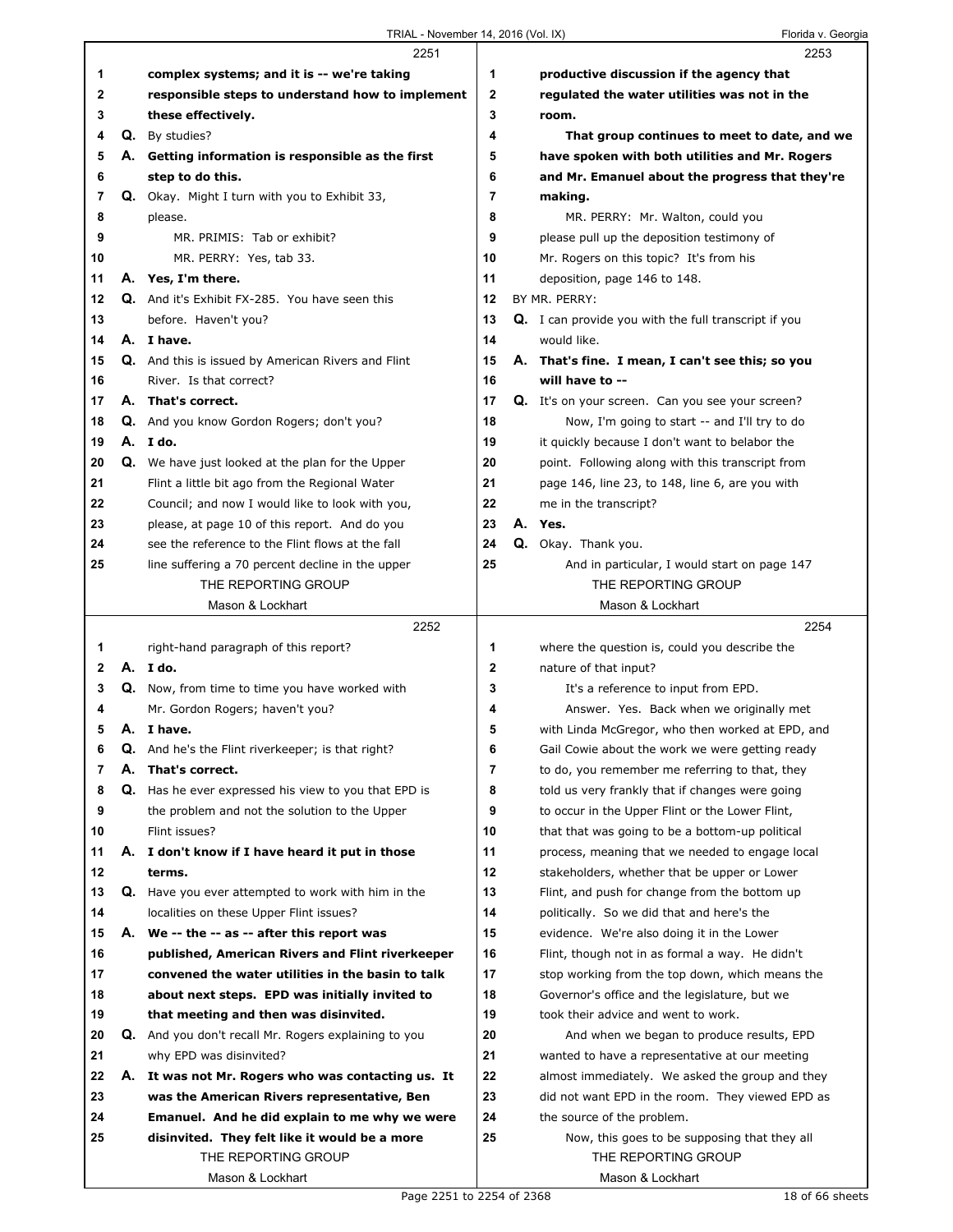2251

1 complex systems; and it is -- we're taking
2 responsible steps to understand how to implement
3 these effectively.
4 Q. By studies?
5 A. Getting information is responsible as the first
6 step to do this.
7 Q. Okay. Might I turn with you to Exhibit 33,
8 please.
9 MR. PRIMIS: Tab or exhibit?
10 MR. PERRY: Yes, tab 33.
11 A. Yes, I'm there.
12 Q. And it's Exhibit FX-285. You have seen this
13 before. Haven't you?
14 A. I have.
15 Q. And this is issued by American Rivers and Flint
16 River. Is that correct?
17 A. That's correct.
18 Q. And you know Gordon Rogers; don't you?
19 A. I do.
20 Q. We have just looked at the plan for the Upper
21 Flint a little bit ago from the Regional Water
22 Council; and now I would like to look with you,
23 please, at page 10 of this report. And do you
24 see the reference to the Flint flows at the fall
25 line suffering a 70 percent decline in the upper

2252

1 right-hand paragraph of this report?
2 A. I do.
3 Q. Now, from time to time you have worked with
4 Mr. Gordon Rogers; haven't you?
5 A. I have.
6 Q. And he's the Flint riverkeeper; is that right?
7 A. That's correct.
8 Q. Has he ever expressed his view to you that EPD is
9 the problem and not the solution to the Upper
10 Flint issues?
11 A. I don't know if I have heard it put in those
12 terms.
13 Q. Have you ever attempted to work with him in the
14 localities on these Upper Flint issues?
15 A. We -- the -- as -- after this report was
16 published, American Rivers and Flint riverkeeper
17 convened the water utilities in the basin to talk
18 about next steps. EPD was initially invited to
19 that meeting and then was disinvited.
20 Q. And you don't recall Mr. Rogers explaining to you
21 why EPD was disinvited?
22 A. It was not Mr. Rogers who was contacting us. It
23 was the American Rivers representative, Ben
24 Emanuel. And he did explain to me why we were
25 disinvited. They felt like it would be a more

2253

1 productive discussion if the agency that
2 regulated the water utilities was not in the
3 room.
4 That group continues to meet to date, and we
5 have spoken with both utilities and Mr. Rogers
6 and Mr. Emanuel about the progress that they're
7 making.
8 MR. PERRY: Mr. Walton, could you
9 please pull up the deposition testimony of
10 Mr. Rogers on this topic? It's from his
11 deposition, page 146 to 148.
12 BY MR. PERRY:
13 Q. I can provide you with the full transcript if you
14 would like.
15 A. That's fine. I mean, I can't see this; so you
16 will have to --
17 Q. It's on your screen. Can you see your screen?
18 Now, I'm going to start -- and I'll try to do
19 it quickly because I don't want to belabor the
20 point. Following along with this transcript from
21 page 146, line 23, to 148, line 6, are you with
22 me in the transcript?
23 A. Yes.
24 Q. Okay. Thank you.
25 And in particular, I would start on page 147

2254

1 where the question is, could you describe the
2 nature of that input?
3 It's a reference to input from EPD.
4 Answer. Yes. Back when we originally met
5 with Linda McGregor, who then worked at EPD, and
6 Gail Cowie about the work we were getting ready
7 to do, you remember me referring to that, they
8 told us very frankly that if changes were going
9 to occur in the Upper Flint or the Lower Flint,
10 that that was going to be a bottom-up political
11 process, meaning that we needed to engage local
12 stakeholders, whether that be upper or Lower
13 Flint, and push for change from the bottom up
14 politically. So we did that and here's the
15 evidence. We're also doing it in the Lower
16 Flint, though not in as formal a way. He didn't
17 stop working from the top down, which means the
18 Governor's office and the legislature, but we
19 took their advice and went to work.
20 And when we began to produce results, EPD
21 wanted to have a representative at our meeting
22 almost immediately. We asked the group and they
23 did not want EPD in the room. They viewed EPD as
24 the source of the problem.
25 Now, this goes to be supposing that they all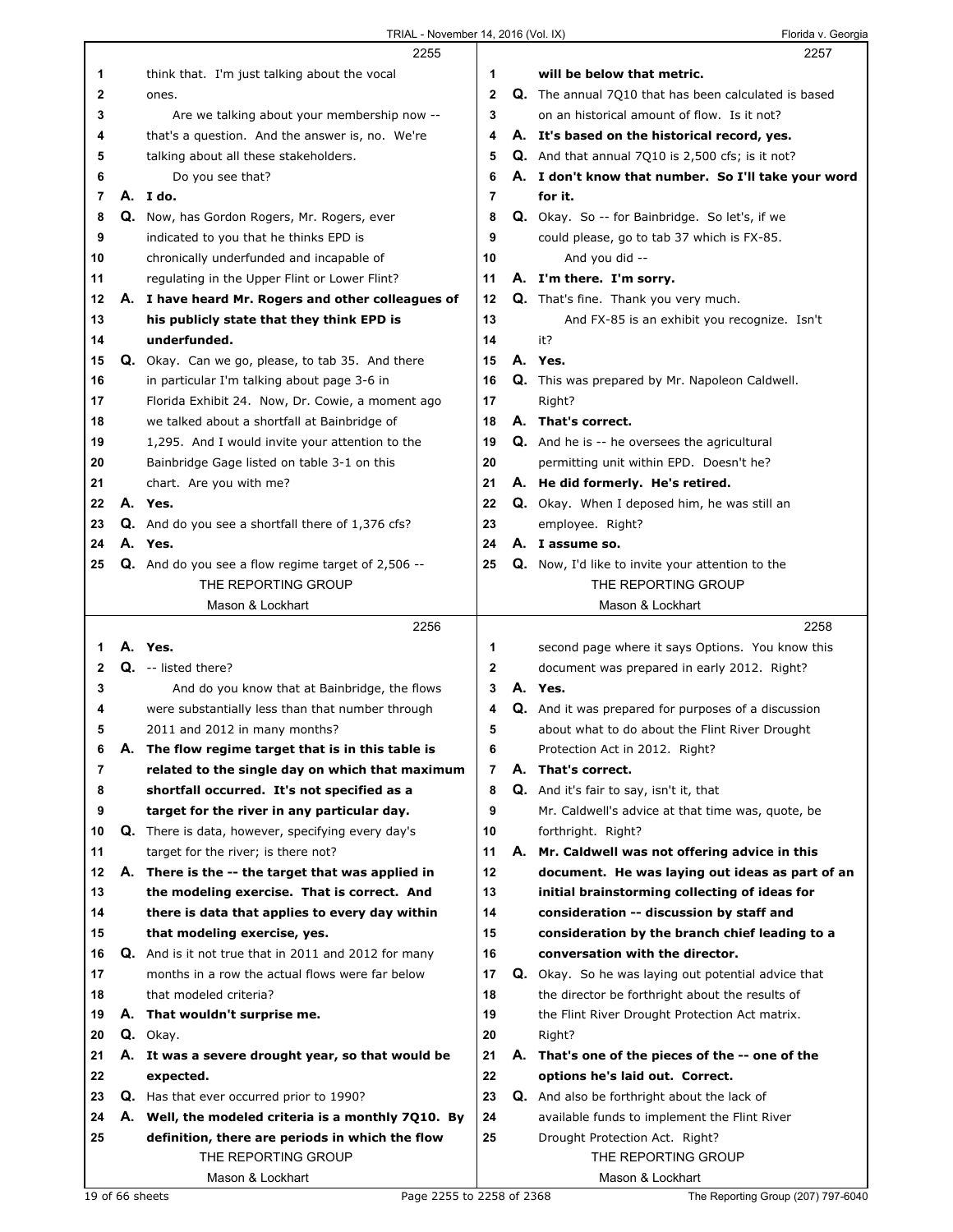2255

1 think that. I'm just talking about the vocal
2 ones.
3 Are we talking about your membership now --
4 that's a question. And the answer is, no. We're
5 talking about all these stakeholders.
6 Do you see that?
7 A. **I do.**
8 Q. Now, has Gordon Rogers, Mr. Rogers, ever
9 indicated to you that he thinks EPD is
10 chronically underfunded and incapable of
11 regulating in the Upper Flint or Lower Flint?
12 A. **I have heard Mr. Rogers and other colleagues of**
13 **his publicly state that they think EPD is**
14 **underfunded.**
15 Q. Okay. Can we go, please, to tab 35. And there
16 in particular I'm talking about page 3-6 in
17 Florida Exhibit 24. Now, Dr. Cowie, a moment ago
18 we talked about a shortfall at Bainbridge of
19 1,295. And I would invite your attention to the
20 Bainbridge Gage listed on table 3-1 on this
21 chart. Are you with me?
22 A. **Yes.**
23 Q. And do you see a shortfall there of 1,376 cfs?
24 A. **Yes.**
25 Q. And do you see a flow regime target of 2,506 --

2256

1 A. **Yes.**
2 Q. -- listed there?
3 And do you know that at Bainbridge, the flows
4 were substantially less than that number through
5 2011 and 2012 in many months?
6 A. **The flow regime target that is in this table is**
7 **related to the single day on which that maximum**
8 **shortfall occurred. It's not specified as a**
9 **target for the river in any particular day.**
10 Q. There is data, however, specifying every day's
11 target for the river; is there not?
12 A. **There is the -- the target that was applied in**
13 **the modeling exercise. That is correct. And**
14 **there is data that applies to every day within**
15 **that modeling exercise, yes.**
16 Q. And is it not true that in 2011 and 2012 for many
17 months in a row the actual flows were far below
18 that modeled criteria?
19 A. **That wouldn't surprise me.**
20 Q. Okay.
21 A. **It was a severe drought year, so that would be**
22 **expected.**
23 Q. Has that ever occurred prior to 1990?
24 A. **Well, the modeled criteria is a monthly 7Q10. By**
25 **definition, there are periods in which the flow**

2257

1 **will be below that metric.**
2 Q. The annual 7Q10 that has been calculated is based
3 on an historical amount of flow. Is it not?
4 A. **It's based on the historical record, yes.**
5 Q. And that annual 7Q10 is 2,500 cfs; is it not?
6 A. **I don't know that number. So I'll take your word**
7 **for it.**
8 Q. Okay. So -- for Bainbridge. So let's, if we
9 could please, go to tab 37 which is FX-85.
10 And you did --
11 A. **I'm there. I'm sorry.**
12 Q. That's fine. Thank you very much.
13 And FX-85 is an exhibit you recognize. Isn't
14 it?
15 A. **Yes.**
16 Q. This was prepared by Mr. Napoleon Caldwell.
17 Right?
18 A. **That's correct.**
19 Q. And he is -- he oversees the agricultural
20 permitting unit within EPD. Doesn't he?
21 A. **He did formerly. He's retired.**
22 Q. Okay. When I deposed him, he was still an
23 employee. Right?
24 A. **I assume so.**
25 Q. Now, I'd like to invite your attention to the

2258

1 second page where it says Options. You know this
2 document was prepared in early 2012. Right?
3 A. **Yes.**
4 Q. And it was prepared for purposes of a discussion
5 about what to do about the Flint River Drought
6 Protection Act in 2012. Right?
7 A. **That's correct.**
8 Q. And it's fair to say, isn't it, that
9 Mr. Caldwell's advice at that time was, quote, be
10 forthright. Right?
11 A. **Mr. Caldwell was not offering advice in this**
12 **document. He was laying out ideas as part of an**
13 **initial brainstorming collecting of ideas for**
14 **consideration -- discussion by staff and**
15 **consideration by the branch chief leading to a**
16 **conversation with the director.**
17 Q. Okay. So he was laying out potential advice that
18 the director be forthright about the results of
19 the Flint River Drought Protection Act matrix.
20 Right?
21 A. **That's one of the pieces of the -- one of the**
22 **options he's laid out. Correct.**
23 Q. And also be forthright about the lack of
24 available funds to implement the Flint River
25 Drought Protection Act. Right?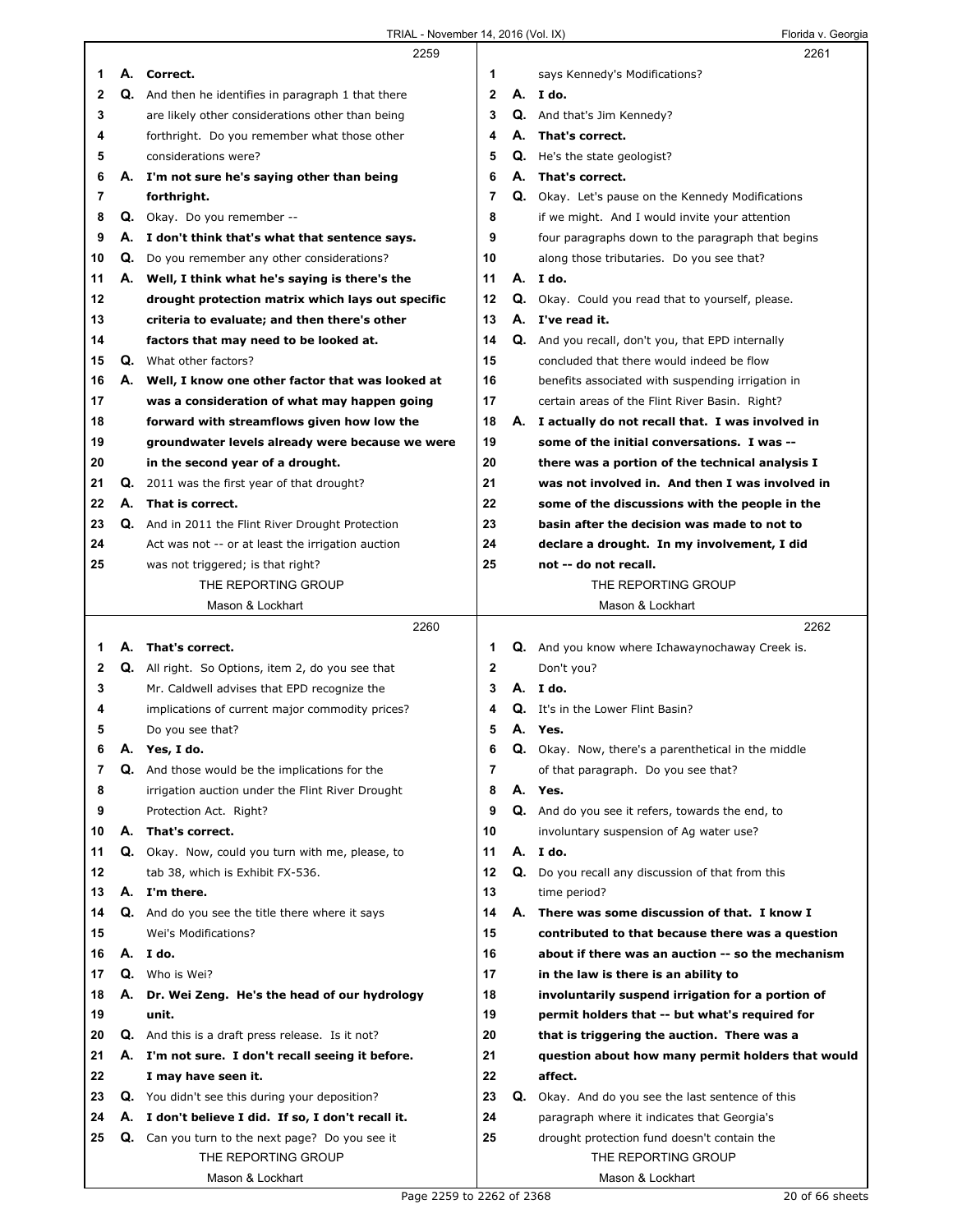2259

1 A. **Correct.**
2 Q. And then he identifies in paragraph 1 that there
3 are likely other considerations other than being
4 forthright. Do you remember what those other
5 considerations were?
6 A. **I'm not sure he's saying other than being**
7 **forthright.**
8 Q. Okay. Do you remember --
9 A. **I don't think that's what that sentence says.**
10 Q. Do you remember any other considerations?
11 A. **Well, I think what he's saying is there's the**
12 **drought protection matrix which lays out specific**
13 **criteria to evaluate; and then there's other**
14 **factors that may need to be looked at.**
15 Q. What other factors?
16 A. **Well, I know one other factor that was looked at**
17 **was a consideration of what may happen going**
18 **forward with streamflows given how low the**
19 **groundwater levels already were because we were**
20 **in the second year of a drought.**
21 Q. 2011 was the first year of that drought?
22 A. **That is correct.**
23 Q. And in 2011 the Flint River Drought Protection
24 Act was not -- or at least the irrigation auction
25 was not triggered; is that right?

2260

1 A. **That's correct.**
2 Q. All right. So Options, item 2, do you see that
3 Mr. Caldwell advises that EPD recognize the
4 implications of current major commodity prices?
5 Do you see that?
6 A. **Yes, I do.**
7 Q. And those would be the implications for the
8 irrigation auction under the Flint River Drought
9 Protection Act. Right?
10 A. **That's correct.**
11 Q. Okay. Now, could you turn with me, please, to
12 tab 38, which is Exhibit FX-536.
13 A. **I'm there.**
14 Q. And do you see the title there where it says
15 Wei's Modifications?
16 A. **I do.**
17 Q. Who is Wei?
18 A. **Dr. Wei Zeng. He's the head of our hydrology**
19 **unit.**
20 Q. And this is a draft press release. Is it not?
21 A. **I'm not sure. I don't recall seeing it before.**
22 **I may have seen it.**
23 Q. You didn't see this during your deposition?
24 A. **I don't believe I did. If so, I don't recall it.**
25 Q. Can you turn to the next page? Do you see it

2261

1 says Kennedy's Modifications?
2 A. **I do.**
3 Q. And that's Jim Kennedy?
4 A. **That's correct.**
5 Q. He's the state geologist?
6 A. **That's correct.**
7 Q. Okay. Let's pause on the Kennedy Modifications
8 if we might. And I would invite your attention
9 four paragraphs down to the paragraph that begins
10 along those tributaries. Do you see that?
11 A. **I do.**
12 Q. Okay. Could you read that to yourself, please.
13 A. **I've read it.**
14 Q. And you recall, don't you, that EPD internally
15 concluded that there would indeed be flow
16 benefits associated with suspending irrigation in
17 certain areas of the Flint River Basin. Right?
18 A. **I actually do not recall that. I was involved in**
19 **some of the initial conversations. I was --**
20 **there was a portion of the technical analysis I**
21 **was not involved in. And then I was involved in**
22 **some of the discussions with the people in the**
23 **basin after the decision was made to not to**
24 **declare a drought. In my involvement, I did**
25 **not -- do not recall.**

2262

1 Q. And you know where Ichawaynochaway Creek is.
2 Don't you?
3 A. **I do.**
4 Q. It's in the Lower Flint Basin?
5 A. **Yes.**
6 Q. Okay. Now, there's a parenthetical in the middle
7 of that paragraph. Do you see that?
8 A. **Yes.**
9 Q. And do you see it refers, towards the end, to
10 involuntary suspension of Ag water use?
11 A. **I do.**
12 Q. Do you recall any discussion of that from this
13 time period?
14 A. **There was some discussion of that. I know I**
15 **contributed to that because there was a question**
16 **about if there was an auction -- so the mechanism**
17 **in the law is there is an ability to**
18 **involuntarily suspend irrigation for a portion of**
19 **permit holders that -- but what's required for**
20 **that is triggering the auction. There was a**
21 **question about how many permit holders that would**
22 **affect.**
23 Q. Okay. And do you see the last sentence of this
24 paragraph where it indicates that Georgia's
25 drought protection fund doesn't contain the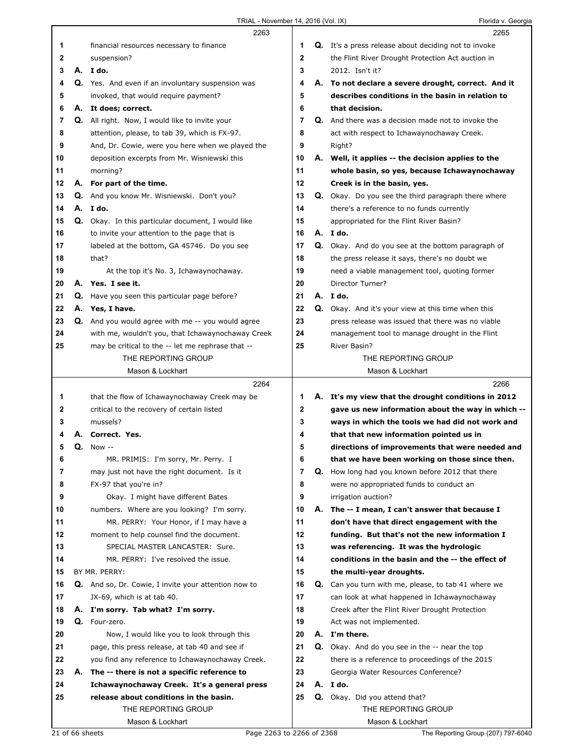**2263**

1 financial resources necessary to finance
2 suspension?
3 **A. I do.**
4 Q. Yes. And even if an involuntary suspension was
5 invoked, that would require payment?
6 **A. It does; correct.**
7 Q. All right. Now, I would like to invite your
8 attention, please, to tab 39, which is FX-97.
9 And, Dr. Cowie, were you here when we played the
10 deposition excerpts from Mr. Wisniewski this
11 morning?
12 **A. For part of the time.**
13 Q. And you know Mr. Wisniewski. Don't you?
14 **A. I do.**
15 Q. Okay. In this particular document, I would like
16 to invite your attention to the page that is
17 labeled at the bottom, GA 45746. Do you see
18 that?
19 At the top it's No. 3, Ichawaynochaway.
20 **A. Yes. I see it.**
21 Q. Have you seen this particular page before?
22 **A. Yes, I have.**
23 Q. And you would agree with me -- you would agree
24 with me, wouldn't you, that Ichawaynochaway Creek
25 may be critical to the -- let me rephrase that --

**2264**

1 that the flow of Ichawaynochaway Creek may be
2 critical to the recovery of certain listed
3 mussels?
4 **A. Correct. Yes.**
5 Q. Now --
6 MR. PRIMIS: I'm sorry, Mr. Perry. I
7 may just not have the right document. Is it
8 FX-97 that you're in?
9 Okay. I might have different Bates
10 numbers. Where are you looking? I'm sorry.
11 MR. PERRY: Your Honor, if I may have a
12 moment to help counsel find the document.
13 SPECIAL MASTER LANCASTER: Sure.
14 MR. PERRY: I've resolved the issue.
15 BY MR. PERRY:
16 Q. And so, Dr. Cowie, I invite your attention now to
17 JX-69, which is at tab 40.
18 **A. I'm sorry. Tab what? I'm sorry.**
19 Q. Four-zero.
20 Now, I would like you to look through this
21 page, this press release, at tab 40 and see if
22 you find any reference to Ichawaynochaway Creek.
23 **A. The -- there is not a specific reference to**
24 **Ichawaynochaway Creek. It's a general press**
25 **release about conditions in the basin.**

**2265**

1 Q. It's a press release about deciding not to invoke
2 the Flint River Drought Protection Act auction in
3 2012. Isn't it?
4 **A. To not declare a severe drought, correct. And it**
5 **describes conditions in the basin in relation to**
6 **that decision.**
7 Q. And there was a decision made not to invoke the
8 act with respect to Ichawaynochaway Creek.
9 Right?
10 **A. Well, it applies -- the decision applies to the**
11 **whole basin, so yes, because Ichawaynochaway**
12 **Creek is in the basin, yes.**
13 Q. Okay. Do you see the third paragraph there where
14 there's a reference to no funds currently
15 appropriated for the Flint River Basin?
16 **A. I do.**
17 Q. Okay. And do you see at the bottom paragraph of
18 the press release it says, there's no doubt we
19 need a viable management tool, quoting former
20 Director Turner?
21 **A. I do.**
22 Q. Okay. And it's your view at this time when this
23 press release was issued that there was no viable
24 management tool to manage drought in the Flint
25 River Basin?

**2266**

1 **A. It's my view that the drought conditions in 2012**
2 **gave us new information about the way in which --**
3 **ways in which the tools we had did not work and**
4 **that that new information pointed us in**
5 **directions of improvements that were needed and**
6 **that we have been working on those since then.**
7 Q. How long had you known before 2012 that there
8 were no appropriated funds to conduct an
9 irrigation auction?
10 **A. The -- I mean, I can't answer that because I**
11 **don't have that direct engagement with the**
12 **funding. But that's not the new information I**
13 **was referencing. It was the hydrologic**
14 **conditions in the basin and the -- the effect of**
15 **the multi-year droughts.**
16 Q. Can you turn with me, please, to tab 41 where we
17 can look at what happened in Ichawaynochaway
18 Creek after the Flint River Drought Protection
19 Act was not implemented.
20 **A. I'm there.**
21 Q. Okay. And do you see in the -- near the top
22 there is a reference to proceedings of the 2015
23 Georgia Water Resources Conference?
24 **A. I do.**
25 Q. Okay. Did you attend that?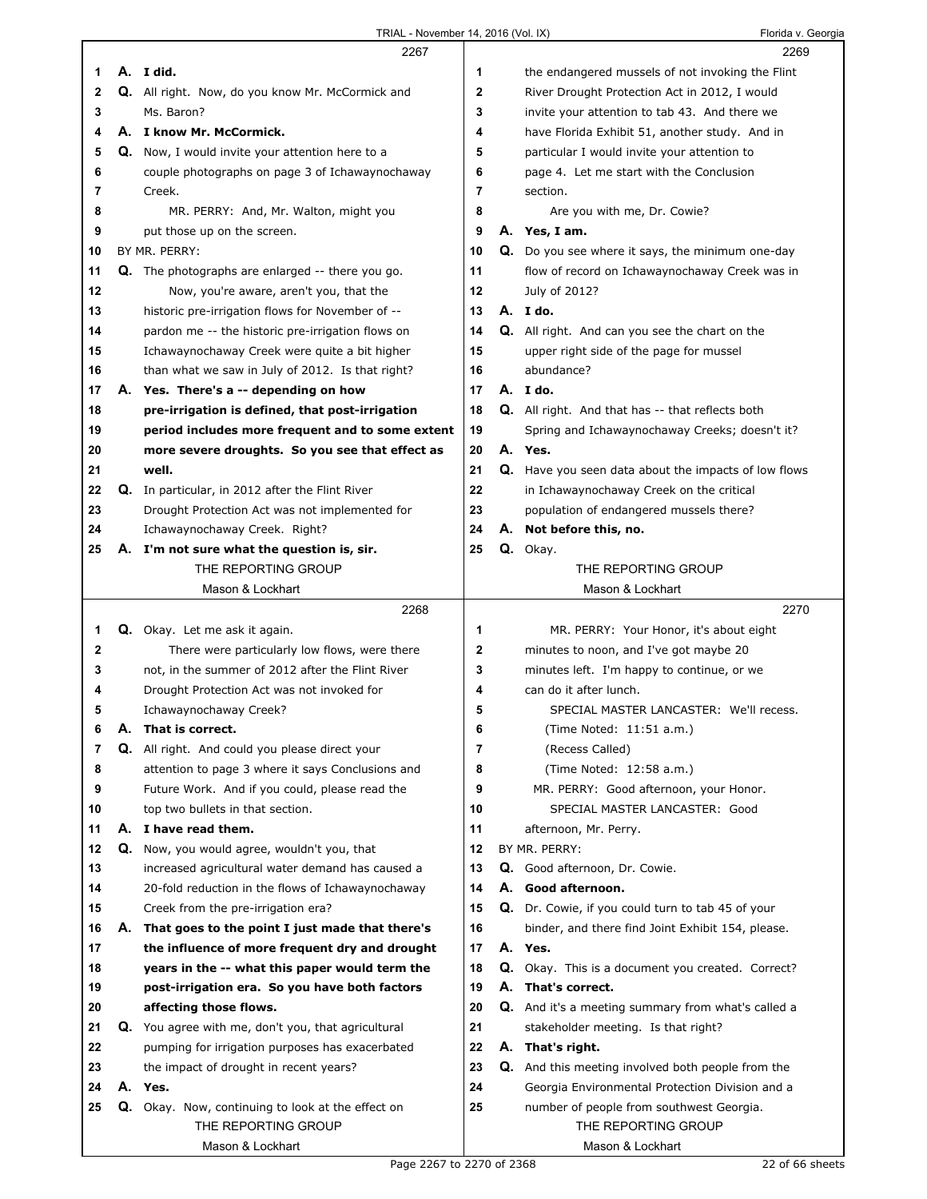2267

1 **A. I did.**
2 Q. All right. Now, do you know Mr. McCormick and
3 Ms. Baron?
4 **A. I know Mr. McCormick.**
5 Q. Now, I would invite your attention here to a
6 couple photographs on page 3 of Ichawaynochaway
7 Creek.
8 MR. PERRY: And, Mr. Walton, might you
9 put those up on the screen.
10 BY MR. PERRY:
11 Q. The photographs are enlarged -- there you go.
12 Now, you're aware, aren't you, that the
13 historic pre-irrigation flows for November of --
14 pardon me -- the historic pre-irrigation flows on
15 Ichawaynochaway Creek were quite a bit higher
16 than what we saw in July of 2012. Is that right?
17 **A. Yes. There's a -- depending on how**
18 **pre-irrigation is defined, that post-irrigation**
19 **period includes more frequent and to some extent**
20 **more severe droughts. So you see that effect as**
21 **well.**
22 Q. In particular, in 2012 after the Flint River
23 Drought Protection Act was not implemented for
24 Ichawaynochaway Creek. Right?
25 **A. I'm not sure what the question is, sir.**

2268

1 Q. Okay. Let me ask it again.
2 There were particularly low flows, were there
3 not, in the summer of 2012 after the Flint River
4 Drought Protection Act was not invoked for
5 Ichawaynochaway Creek?
6 **A. That is correct.**
7 Q. All right. And could you please direct your
8 attention to page 3 where it says Conclusions and
9 Future Work. And if you could, please read the
10 top two bullets in that section.
11 **A. I have read them.**
12 Q. Now, you would agree, wouldn't you, that
13 increased agricultural water demand has caused a
14 20-fold reduction in the flows of Ichawaynochaway
15 Creek from the pre-irrigation era?
16 **A. That goes to the point I just made that there's**
17 **the influence of more frequent dry and drought**
18 **years in the -- what this paper would term the**
19 **post-irrigation era. So you have both factors**
20 **affecting those flows.**
21 Q. You agree with me, don't you, that agricultural
22 pumping for irrigation purposes has exacerbated
23 the impact of drought in recent years?
24 **A. Yes.**
25 Q. Okay. Now, continuing to look at the effect on

2269

1 the endangered mussels of not invoking the Flint
2 River Drought Protection Act in 2012, I would
3 invite your attention to tab 43. And there we
4 have Florida Exhibit 51, another study. And in
5 particular I would invite your attention to
6 page 4. Let me start with the Conclusion
7 section.
8 Are you with me, Dr. Cowie?
9 **A. Yes, I am.**
10 Q. Do you see where it says, the minimum one-day
11 flow of record on Ichawaynochaway Creek was in
12 July of 2012?
13 **A. I do.**
14 Q. All right. And can you see the chart on the
15 upper right side of the page for mussel
16 abundance?
17 **A. I do.**
18 Q. All right. And that has -- that reflects both
19 Spring and Ichawaynochaway Creeks; doesn't it?
20 **A. Yes.**
21 Q. Have you seen data about the impacts of low flows
22 in Ichawaynochaway Creek on the critical
23 population of endangered mussels there?
24 **A. Not before this, no.**
25 Q. Okay.

2270

1 MR. PERRY: Your Honor, it's about eight
2 minutes to noon, and I've got maybe 20
3 minutes left. I'm happy to continue, or we
4 can do it after lunch.
5 SPECIAL MASTER LANCASTER: We'll recess.
6 (Time Noted: 11:51 a.m.)
7 (Recess Called)
8 (Time Noted: 12:58 a.m.)
9 MR. PERRY: Good afternoon, your Honor.
10 SPECIAL MASTER LANCASTER: Good
11 afternoon, Mr. Perry.
12 BY MR. PERRY:
13 Q. Good afternoon, Dr. Cowie.
14 **A. Good afternoon.**
15 Q. Dr. Cowie, if you could turn to tab 45 of your
16 binder, and there find Joint Exhibit 154, please.
17 **A. Yes.**
18 Q. Okay. This is a document you created. Correct?
19 **A. That's correct.**
20 Q. And it's a meeting summary from what's called a
21 stakeholder meeting. Is that right?
22 **A. That's right.**
23 Q. And this meeting involved both people from the
24 Georgia Environmental Protection Division and a
25 number of people from southwest Georgia.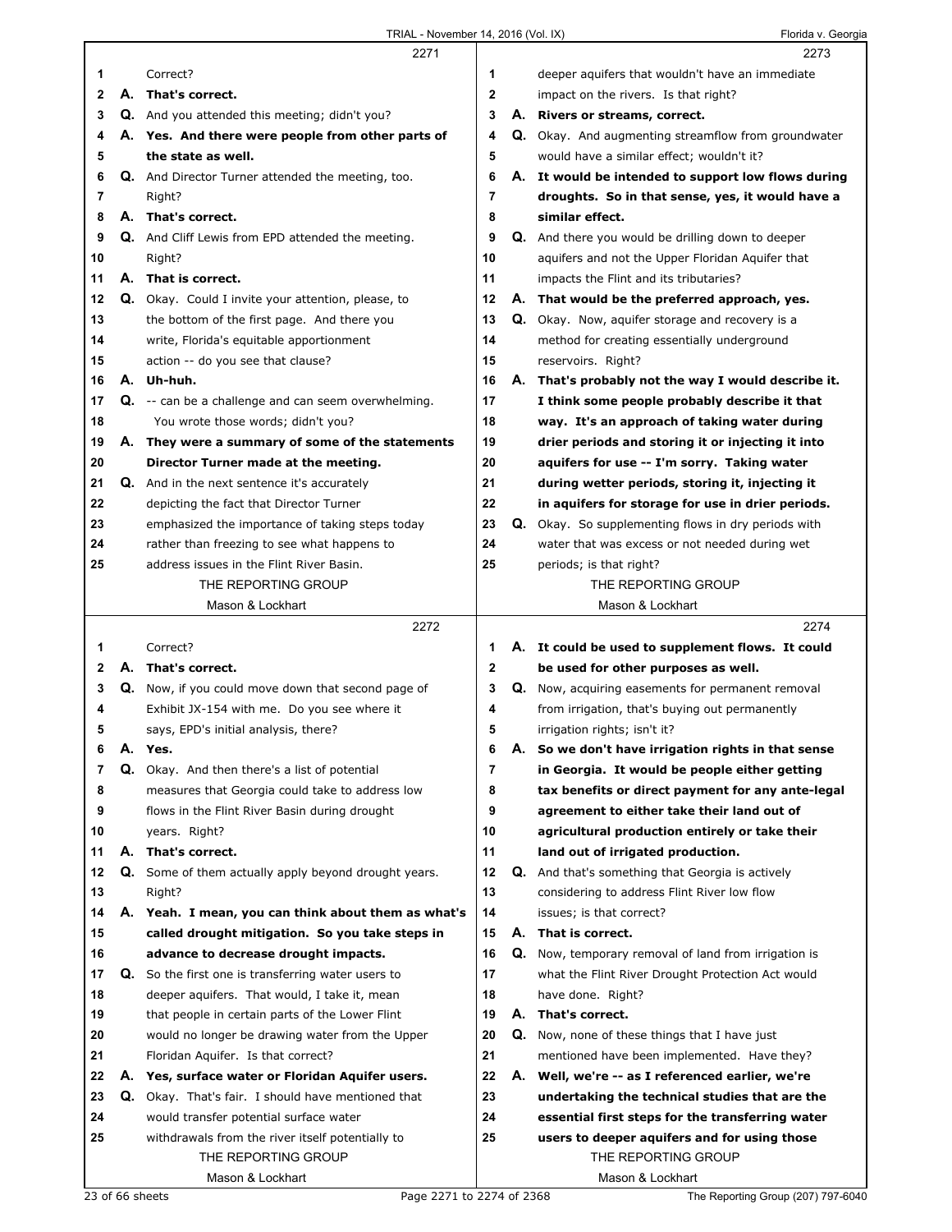2271

1 Correct?
2 **A. That's correct.**
3 Q. And you attended this meeting; didn't you?
4 **A. Yes. And there were people from other parts of**
5 **the state as well.**
6 Q. And Director Turner attended the meeting, too.
7 Right?
8 **A. That's correct.**
9 Q. And Cliff Lewis from EPD attended the meeting.
10 Right?
11 **A. That is correct.**
12 Q. Okay. Could I invite your attention, please, to
13 the bottom of the first page. And there you
14 write, Florida's equitable apportionment
15 action -- do you see that clause?
16 **A. Uh-huh.**
17 Q. -- can be a challenge and can seem overwhelming.
18 You wrote those words; didn't you?
19 **A. They were a summary of some of the statements**
20 **Director Turner made at the meeting.**
21 Q. And in the next sentence it's accurately
22 depicting the fact that Director Turner
23 emphasized the importance of taking steps today
24 rather than freezing to see what happens to
25 address issues in the Flint River Basin.

2272

1 Correct?
2 **A. That's correct.**
3 Q. Now, if you could move down that second page of
4 Exhibit JX-154 with me. Do you see where it
5 says, EPD's initial analysis, there?
6 **A. Yes.**
7 Q. Okay. And then there's a list of potential
8 measures that Georgia could take to address low
9 flows in the Flint River Basin during drought
10 years. Right?
11 **A. That's correct.**
12 Q. Some of them actually apply beyond drought years.
13 Right?
14 **A. Yeah. I mean, you can think about them as what's**
15 **called drought mitigation. So you take steps in**
16 **advance to decrease drought impacts.**
17 Q. So the first one is transferring water users to
18 deeper aquifers. That would, I take it, mean
19 that people in certain parts of the Lower Flint
20 would no longer be drawing water from the Upper
21 Floridan Aquifer. Is that correct?
22 **A. Yes, surface water or Floridan Aquifer users.**
23 Q. Okay. That's fair. I should have mentioned that
24 would transfer potential surface water
25 withdrawals from the river itself potentially to

2273

1 deeper aquifers that wouldn't have an immediate
2 impact on the rivers. Is that right?
3 **A. Rivers or streams, correct.**
4 Q. Okay. And augmenting streamflow from groundwater
5 would have a similar effect; wouldn't it?
6 **A. It would be intended to support low flows during**
7 **droughts. So in that sense, yes, it would have a**
8 **similar effect.**
9 Q. And there you would be drilling down to deeper
10 aquifers and not the Upper Floridan Aquifer that
11 impacts the Flint and its tributaries?
12 **A. That would be the preferred approach, yes.**
13 Q. Okay. Now, aquifer storage and recovery is a
14 method for creating essentially underground
15 reservoirs. Right?
16 **A. That's probably not the way I would describe it.**
17 **I think some people probably describe it that**
18 **way. It's an approach of taking water during**
19 **drier periods and storing it or injecting it into**
20 **aquifers for use -- I'm sorry. Taking water**
21 **during wetter periods, storing it, injecting it**
22 **in aquifers for storage for use in drier periods.**
23 Q. Okay. So supplementing flows in dry periods with
24 water that was excess or not needed during wet
25 periods; is that right?

2274

1 **A. It could be used to supplement flows. It could**
2 **be used for other purposes as well.**
3 Q. Now, acquiring easements for permanent removal
4 from irrigation, that's buying out permanently
5 irrigation rights; isn't it?
6 **A. So we don't have irrigation rights in that sense**
7 **in Georgia. It would be people either getting**
8 **tax benefits or direct payment for any ante-legal**
9 **agreement to either take their land out of**
10 **agricultural production entirely or take their**
11 **land out of irrigated production.**
12 Q. And that's something that Georgia is actively
13 considering to address Flint River low flow
14 issues; is that correct?
15 **A. That is correct.**
16 Q. Now, temporary removal of land from irrigation is
17 what the Flint River Drought Protection Act would
18 have done. Right?
19 **A. That's correct.**
20 Q. Now, none of these things that I have just
21 mentioned have been implemented. Have they?
22 **A. Well, we're -- as I referenced earlier, we're**
23 **undertaking the technical studies that are the**
24 **essential first steps for the transferring water**
25 **users to deeper aquifers and for using those**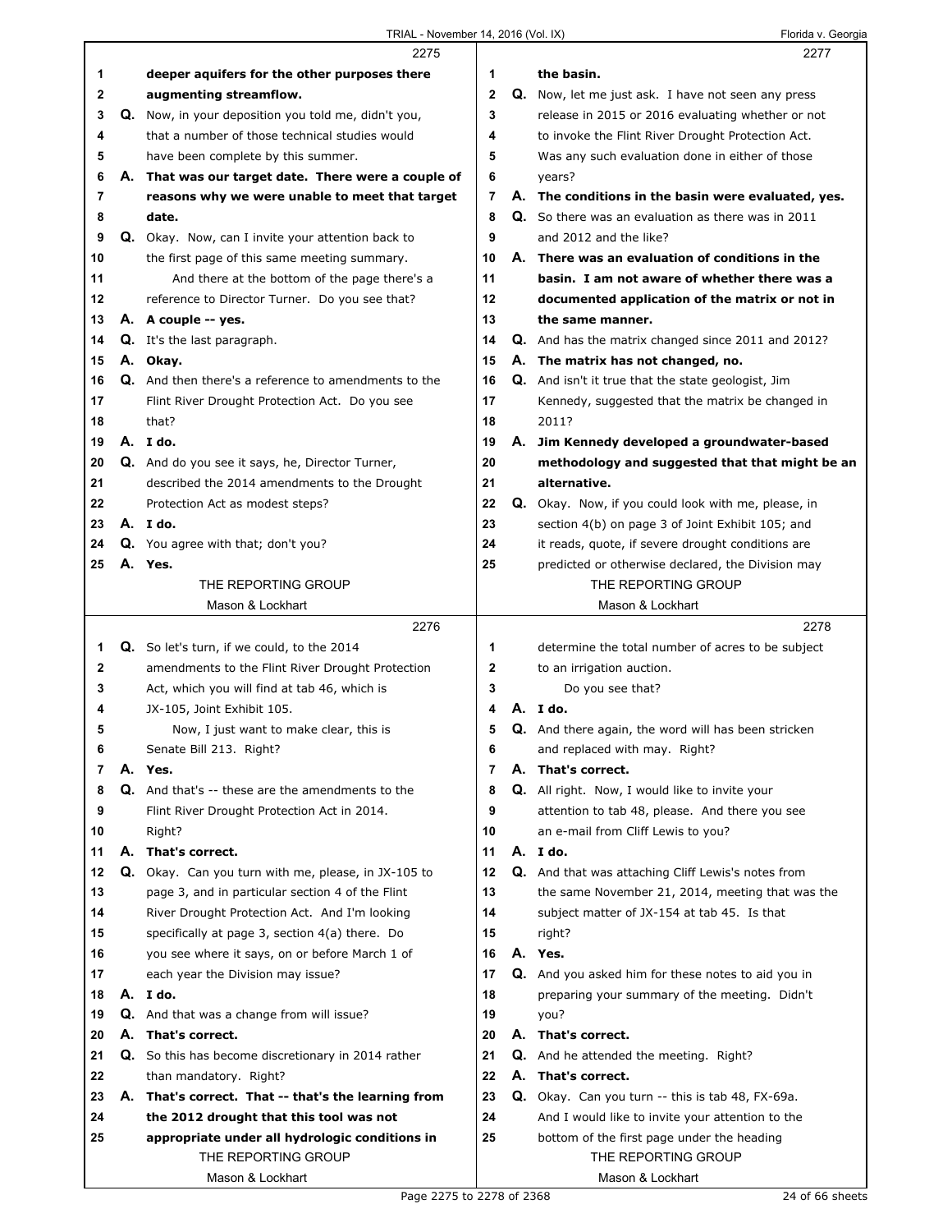**2275**

1 deeper aquifers for the other purposes there
2 augmenting streamflow.
3 Q. Now, in your deposition you told me, didn't you,
4 that a number of those technical studies would
5 have been complete by this summer.
6 A. That was our target date. There were a couple of
7 reasons why we were unable to meet that target
8 date.
9 Q. Okay. Now, can I invite your attention back to
10 the first page of this same meeting summary.
11 And there at the bottom of the page there's a
12 reference to Director Turner. Do you see that?
13 A. A couple -- yes.
14 Q. It's the last paragraph.
15 A. Okay.
16 Q. And then there's a reference to amendments to the
17 Flint River Drought Protection Act. Do you see
18 that?
19 A. I do.
20 Q. And do you see it says, he, Director Turner,
21 described the 2014 amendments to the Drought
22 Protection Act as modest steps?
23 A. I do.
24 Q. You agree with that; don't you?
25 A. Yes.

**2276**

1 Q. So let's turn, if we could, to the 2014
2 amendments to the Flint River Drought Protection
3 Act, which you will find at tab 46, which is
4 JX-105, Joint Exhibit 105.
5 Now, I just want to make clear, this is
6 Senate Bill 213. Right?
7 A. Yes.
8 Q. And that's -- these are the amendments to the
9 Flint River Drought Protection Act in 2014.
10 Right?
11 A. That's correct.
12 Q. Okay. Can you turn with me, please, in JX-105 to
13 page 3, and in particular section 4 of the Flint
14 River Drought Protection Act. And I'm looking
15 specifically at page 3, section 4(a) there. Do
16 you see where it says, on or before March 1 of
17 each year the Division may issue?
18 A. I do.
19 Q. And that was a change from will issue?
20 A. That's correct.
21 Q. So this has become discretionary in 2014 rather
22 than mandatory. Right?
23 A. That's correct. That -- that's the learning from
24 the 2012 drought that this tool was not
25 appropriate under all hydrologic conditions in

**2277**

1 the basin.
2 Q. Now, let me just ask. I have not seen any press
3 release in 2015 or 2016 evaluating whether or not
4 to invoke the Flint River Drought Protection Act.
5 Was any such evaluation done in either of those
6 years?
7 A. The conditions in the basin were evaluated, yes.
8 Q. So there was an evaluation as there was in 2011
9 and 2012 and the like?
10 A. There was an evaluation of conditions in the
11 basin. I am not aware of whether there was a
12 documented application of the matrix or not in
13 the same manner.
14 Q. And has the matrix changed since 2011 and 2012?
15 A. The matrix has not changed, no.
16 Q. And isn't it true that the state geologist, Jim
17 Kennedy, suggested that the matrix be changed in
18 2011?
19 A. Jim Kennedy developed a groundwater-based
20 methodology and suggested that that might be an
21 alternative.
22 Q. Okay. Now, if you could look with me, please, in
23 section 4(b) on page 3 of Joint Exhibit 105; and
24 it reads, quote, if severe drought conditions are
25 predicted or otherwise declared, the Division may

**2278**

1 determine the total number of acres to be subject
2 to an irrigation auction.
3 Do you see that?
4 A. I do.
5 Q. And there again, the word will has been stricken
6 and replaced with may. Right?
7 A. That's correct.
8 Q. All right. Now, I would like to invite your
9 attention to tab 48, please. And there you see
10 an e-mail from Cliff Lewis to you?
11 A. I do.
12 Q. And that was attaching Cliff Lewis's notes from
13 the same November 21, 2014, meeting that was the
14 subject matter of JX-154 at tab 45. Is that
15 right?
16 A. Yes.
17 Q. And you asked him for these notes to aid you in
18 preparing your summary of the meeting. Didn't
19 you?
20 A. That's correct.
21 Q. And he attended the meeting. Right?
22 A. That's correct.
23 Q. Okay. Can you turn -- this is tab 48, FX-69a.
24 And I would like to invite your attention to the
25 bottom of the first page under the heading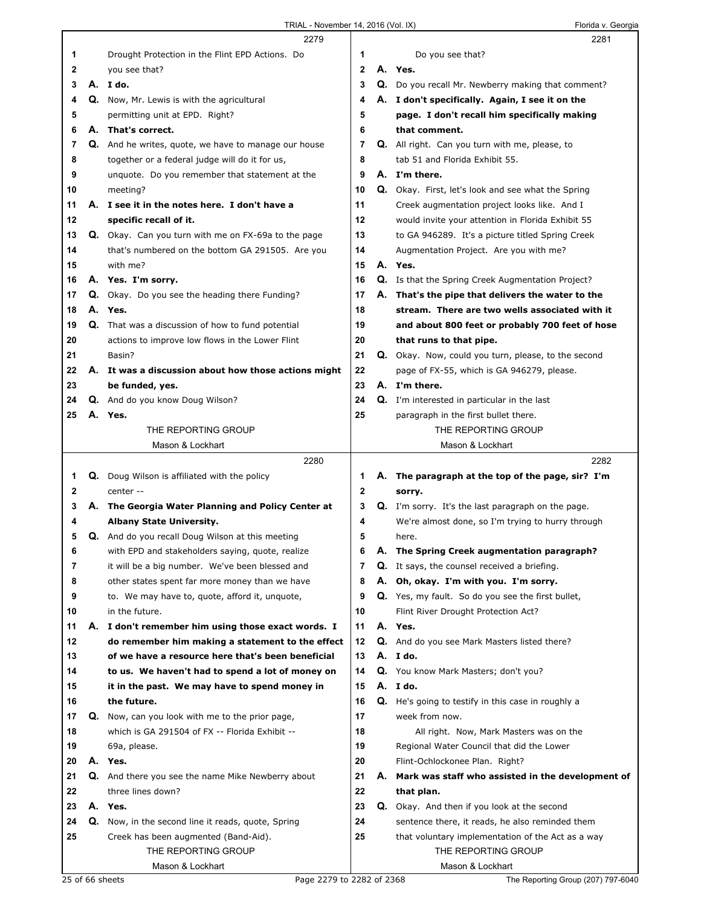2279

1 Drought Protection in the Flint EPD Actions. Do
2 you see that?
3 **A. I do.**
4 Q. Now, Mr. Lewis is with the agricultural
5 permitting unit at EPD. Right?
6 **A. That's correct.**
7 Q. And he writes, quote, we have to manage our house
8 together or a federal judge will do it for us,
9 unquote. Do you remember that statement at the
10 meeting?
11 **A. I see it in the notes here. I don't have a**
12 **specific recall of it.**
13 Q. Okay. Can you turn with me on FX-69a to the page
14 that's numbered on the bottom GA 291505. Are you
15 with me?
16 **A. Yes. I'm sorry.**
17 Q. Okay. Do you see the heading there Funding?
18 **A. Yes.**
19 Q. That was a discussion of how to fund potential
20 actions to improve low flows in the Lower Flint
21 Basin?
22 **A. It was a discussion about how those actions might**
23 **be funded, yes.**
24 Q. And do you know Doug Wilson?
25 **A. Yes.**

2280

1 Q. Doug Wilson is affiliated with the policy
2 center --
3 **A. The Georgia Water Planning and Policy Center at**
4 **Albany State University.**
5 Q. And do you recall Doug Wilson at this meeting
6 with EPD and stakeholders saying, quote, realize
7 it will be a big number. We've been blessed and
8 other states spent far more money than we have
9 to. We may have to, quote, afford it, unquote,
10 in the future.
11 **A. I don't remember him using those exact words. I**
12 **do remember him making a statement to the effect**
13 **of we have a resource here that's been beneficial**
14 **to us. We haven't had to spend a lot of money on**
15 **it in the past. We may have to spend money in**
16 **the future.**
17 Q. Now, can you look with me to the prior page,
18 which is GA 291504 of FX -- Florida Exhibit --
19 69a, please.
20 **A. Yes.**
21 Q. And there you see the name Mike Newberry about
22 three lines down?
23 **A. Yes.**
24 Q. Now, in the second line it reads, quote, Spring
25 Creek has been augmented (Band-Aid).

2281

1 Do you see that?
2 **A. Yes.**
3 Q. Do you recall Mr. Newberry making that comment?
4 **A. I don't specifically. Again, I see it on the**
5 **page. I don't recall him specifically making**
6 **that comment.**
7 Q. All right. Can you turn with me, please, to
8 tab 51 and Florida Exhibit 55.
9 **A. I'm there.**
10 Q. Okay. First, let's look and see what the Spring
11 Creek augmentation project looks like. And I
12 would invite your attention in Florida Exhibit 55
13 to GA 946289. It's a picture titled Spring Creek
14 Augmentation Project. Are you with me?
15 **A. Yes.**
16 Q. Is that the Spring Creek Augmentation Project?
17 **A. That's the pipe that delivers the water to the**
18 **stream. There are two wells associated with it**
19 **and about 800 feet or probably 700 feet of hose**
20 **that runs to that pipe.**
21 Q. Okay. Now, could you turn, please, to the second
22 page of FX-55, which is GA 946279, please.
23 **A. I'm there.**
24 Q. I'm interested in particular in the last
25 paragraph in the first bullet there.

2282

1 **A. The paragraph at the top of the page, sir? I'm**
2 **sorry.**
3 Q. I'm sorry. It's the last paragraph on the page.
4 We're almost done, so I'm trying to hurry through
5 here.
6 **A. The Spring Creek augmentation paragraph?**
7 Q. It says, the counsel received a briefing.
8 **A. Oh, okay. I'm with you. I'm sorry.**
9 Q. Yes, my fault. So do you see the first bullet,
10 Flint River Drought Protection Act?
11 **A. Yes.**
12 Q. And do you see Mark Masters listed there?
13 **A. I do.**
14 Q. You know Mark Masters; don't you?
15 **A. I do.**
16 Q. He's going to testify in this case in roughly a
17 week from now.
18 All right. Now, Mark Masters was on the
19 Regional Water Council that did the Lower
20 Flint-Ochlockonee Plan. Right?
21 **A. Mark was staff who assisted in the development of**
22 **that plan.**
23 Q. Okay. And then if you look at the second
24 sentence there, it reads, he also reminded them
25 that voluntary implementation of the Act as a way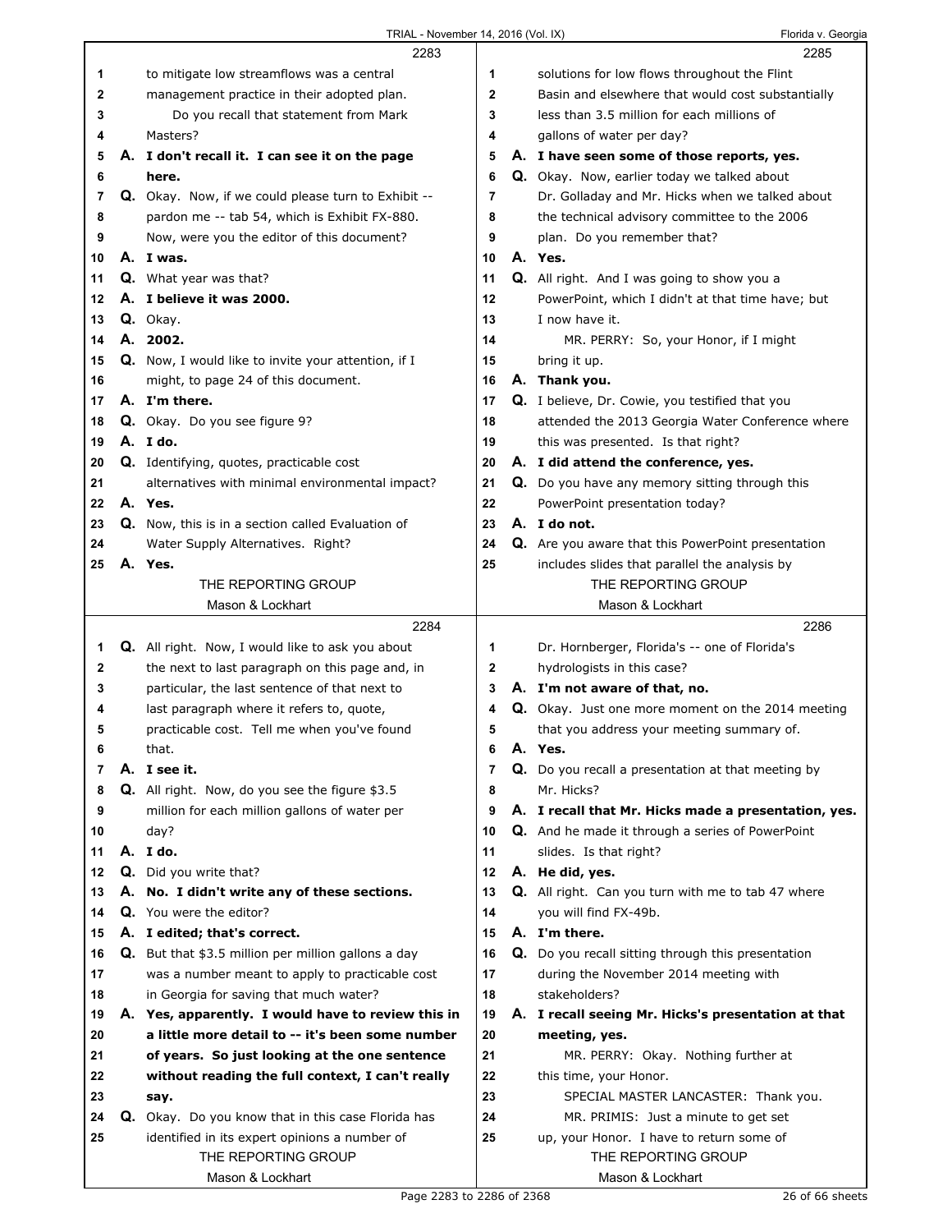**2283**

1 to mitigate low streamflows was a central
2 management practice in their adopted plan.
3 Do you recall that statement from Mark
4 Masters?
5 A. **I don't recall it. I can see it on the page**
6 **here.**
7 Q. Okay. Now, if we could please turn to Exhibit --
8 pardon me -- tab 54, which is Exhibit FX-880.
9 Now, were you the editor of this document?
10 A. **I was.**
11 Q. What year was that?
12 A. **I believe it was 2000.**
13 Q. Okay.
14 A. **2002.**
15 Q. Now, I would like to invite your attention, if I
16 might, to page 24 of this document.
17 A. **I'm there.**
18 Q. Okay. Do you see figure 9?
19 A. **I do.**
20 Q. Identifying, quotes, practicable cost
21 alternatives with minimal environmental impact?
22 A. **Yes.**
23 Q. Now, this is in a section called Evaluation of
24 Water Supply Alternatives. Right?
25 A. **Yes.**

**2284**

1 Q. All right. Now, I would like to ask you about
2 the next to last paragraph on this page and, in
3 particular, the last sentence of that next to
4 last paragraph where it refers to, quote,
5 practicable cost. Tell me when you've found
6 that.
7 A. **I see it.**
8 Q. All right. Now, do you see the figure $3.5
9 million for each million gallons of water per
10 day?
11 A. **I do.**
12 Q. Did you write that?
13 A. **No. I didn't write any of these sections.**
14 Q. You were the editor?
15 A. **I edited; that's correct.**
16 Q. But that $3.5 million per million gallons a day
17 was a number meant to apply to practicable cost
18 in Georgia for saving that much water?
19 A. **Yes, apparently. I would have to review this in**
20 **a little more detail to -- it's been some number**
21 **of years. So just looking at the one sentence**
22 **without reading the full context, I can't really**
23 **say.**
24 Q. Okay. Do you know that in this case Florida has
25 identified in its expert opinions a number of

**2285**

1 solutions for low flows throughout the Flint
2 Basin and elsewhere that would cost substantially
3 less than 3.5 million for each millions of
4 gallons of water per day?
5 A. **I have seen some of those reports, yes.**
6 Q. Okay. Now, earlier today we talked about
7 Dr. Golladay and Mr. Hicks when we talked about
8 the technical advisory committee to the 2006
9 plan. Do you remember that?
10 A. **Yes.**
11 Q. All right. And I was going to show you a
12 PowerPoint, which I didn't at that time have; but
13 I now have it.
14 MR. PERRY: So, your Honor, if I might
15 bring it up.
16 A. **Thank you.**
17 Q. I believe, Dr. Cowie, you testified that you
18 attended the 2013 Georgia Water Conference where
19 this was presented. Is that right?
20 A. **I did attend the conference, yes.**
21 Q. Do you have any memory sitting through this
22 PowerPoint presentation today?
23 A. **I do not.**
24 Q. Are you aware that this PowerPoint presentation
25 includes slides that parallel the analysis by

**2286**

1 Dr. Hornberger, Florida's -- one of Florida's
2 hydrologists in this case?
3 A. **I'm not aware of that, no.**
4 Q. Okay. Just one more moment on the 2014 meeting
5 that you address your meeting summary of.
6 A. **Yes.**
7 Q. Do you recall a presentation at that meeting by
8 Mr. Hicks?
9 A. **I recall that Mr. Hicks made a presentation, yes.**
10 Q. And he made it through a series of PowerPoint
11 slides. Is that right?
12 A. **He did, yes.**
13 Q. All right. Can you turn with me to tab 47 where
14 you will find FX-49b.
15 A. **I'm there.**
16 Q. Do you recall sitting through this presentation
17 during the November 2014 meeting with
18 stakeholders?
19 A. **I recall seeing Mr. Hicks's presentation at that**
20 **meeting, yes.**
21 MR. PERRY: Okay. Nothing further at
22 this time, your Honor.
23 SPECIAL MASTER LANCASTER: Thank you.
24 MR. PRIMIS: Just a minute to get set
25 up, your Honor. I have to return some of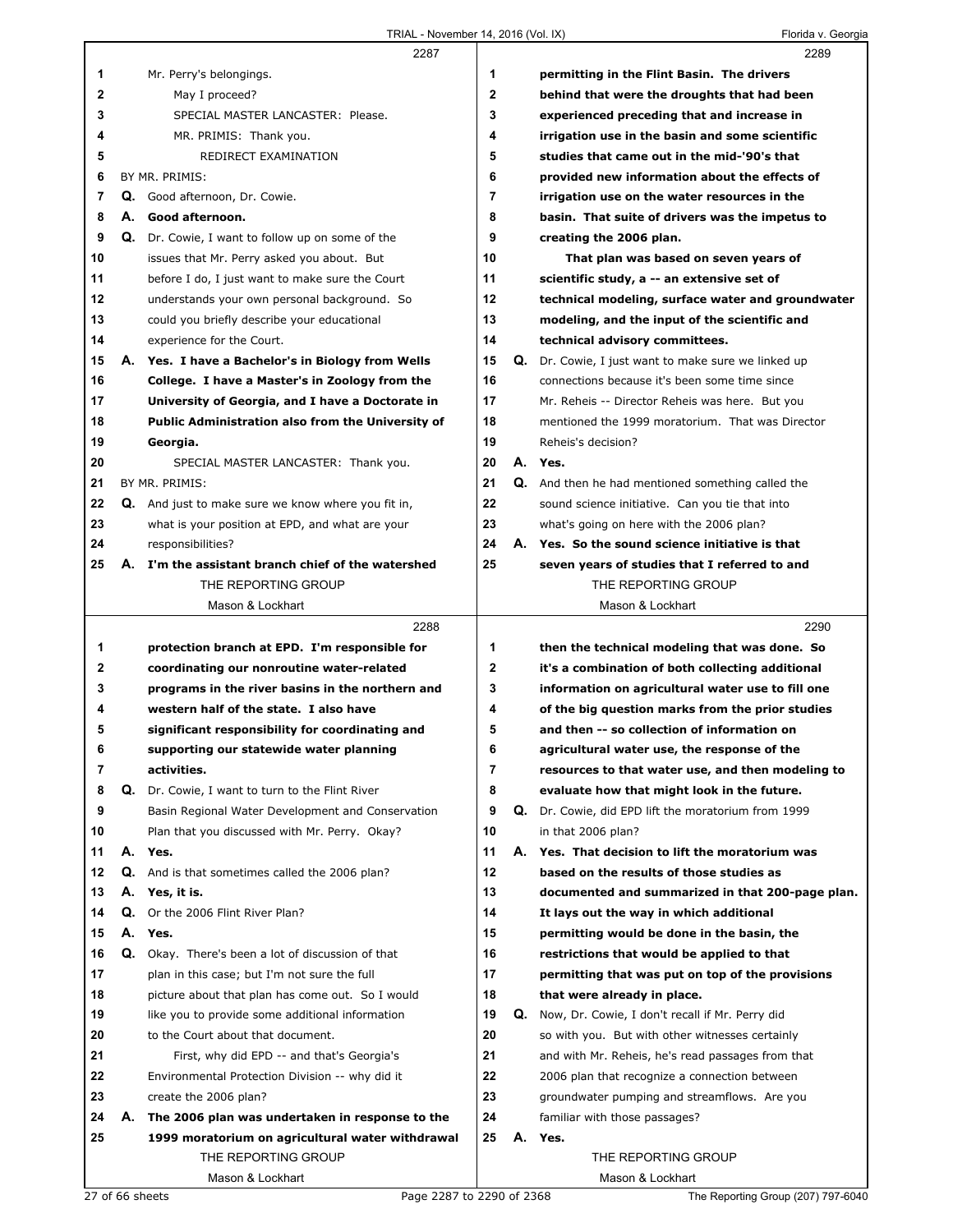## Page 2287

Mr. Perry's belongings.

May I proceed?

SPECIAL MASTER LANCASTER: Please.

MR. PRIMIS: Thank you.

REDIRECT EXAMINATION

BY MR. PRIMIS:

**Q.** Good afternoon, Dr. Cowie.

**A. Good afternoon.**

**Q.** Dr. Cowie, I want to follow up on some of the issues that Mr. Perry asked you about. But before I do, I just want to make sure the Court understands your own personal background. So could you briefly describe your educational experience for the Court.

**A. Yes. I have a Bachelor's in Biology from Wells College. I have a Master's in Zoology from the University of Georgia, and I have a Doctorate in Public Administration also from the University of Georgia.**

SPECIAL MASTER LANCASTER: Thank you.

BY MR. PRIMIS:

**Q.** And just to make sure we know where you fit in, what is your position at EPD, and what are your responsibilities?

**A. I'm the assistant branch chief of the watershed**

## Page 2288

**protection branch at EPD. I'm responsible for coordinating our nonroutine water-related programs in the river basins in the northern and western half of the state. I also have significant responsibility for coordinating and supporting our statewide water planning activities.**

**Q.** Dr. Cowie, I want to turn to the Flint River Basin Regional Water Development and Conservation Plan that you discussed with Mr. Perry. Okay?

**A. Yes.**

**Q.** And is that sometimes called the 2006 plan?

**A. Yes, it is.**

**Q.** Or the 2006 Flint River Plan?

**A. Yes.**

**Q.** Okay. There's been a lot of discussion of that plan in this case; but I'm not sure the full picture about that plan has come out. So I would like you to provide some additional information to the Court about that document.

First, why did EPD -- and that's Georgia's Environmental Protection Division -- why did it create the 2006 plan?

**A. The 2006 plan was undertaken in response to the 1999 moratorium on agricultural water withdrawal**

## Page 2289

**permitting in the Flint Basin. The drivers behind that were the droughts that had been experienced preceding that and increase in irrigation use in the basin and some scientific studies that came out in the mid-'90's that provided new information about the effects of irrigation use on the water resources in the basin. That suite of drivers was the impetus to creating the 2006 plan.**

**That plan was based on seven years of scientific study, a -- an extensive set of technical modeling, surface water and groundwater modeling, and the input of the scientific and technical advisory committees.**

**Q.** Dr. Cowie, I just want to make sure we linked up connections because it's been some time since Mr. Reheis -- Director Reheis was here. But you mentioned the 1999 moratorium. That was Director Reheis's decision?

**A. Yes.**

**Q.** And then he had mentioned something called the sound science initiative. Can you tie that into what's going on here with the 2006 plan?

**A. Yes. So the sound science initiative is that seven years of studies that I referred to and**

## Page 2290

**then the technical modeling that was done. So it's a combination of both collecting additional information on agricultural water use to fill one of the big question marks from the prior studies and then -- so collection of information on agricultural water use, the response of the resources to that water use, and then modeling to evaluate how that might look in the future.**

**Q.** Dr. Cowie, did EPD lift the moratorium from 1999 in that 2006 plan?

**A. Yes. That decision to lift the moratorium was based on the results of those studies as documented and summarized in that 200-page plan. It lays out the way in which additional permitting would be done in the basin, the restrictions that would be applied to that permitting that was put on top of the provisions that were already in place.**

**Q.** Now, Dr. Cowie, I don't recall if Mr. Perry did so with you. But with other witnesses certainly and with Mr. Reheis, he's read passages from that 2006 plan that recognize a connection between groundwater pumping and streamflows. Are you familiar with those passages?

**A. Yes.**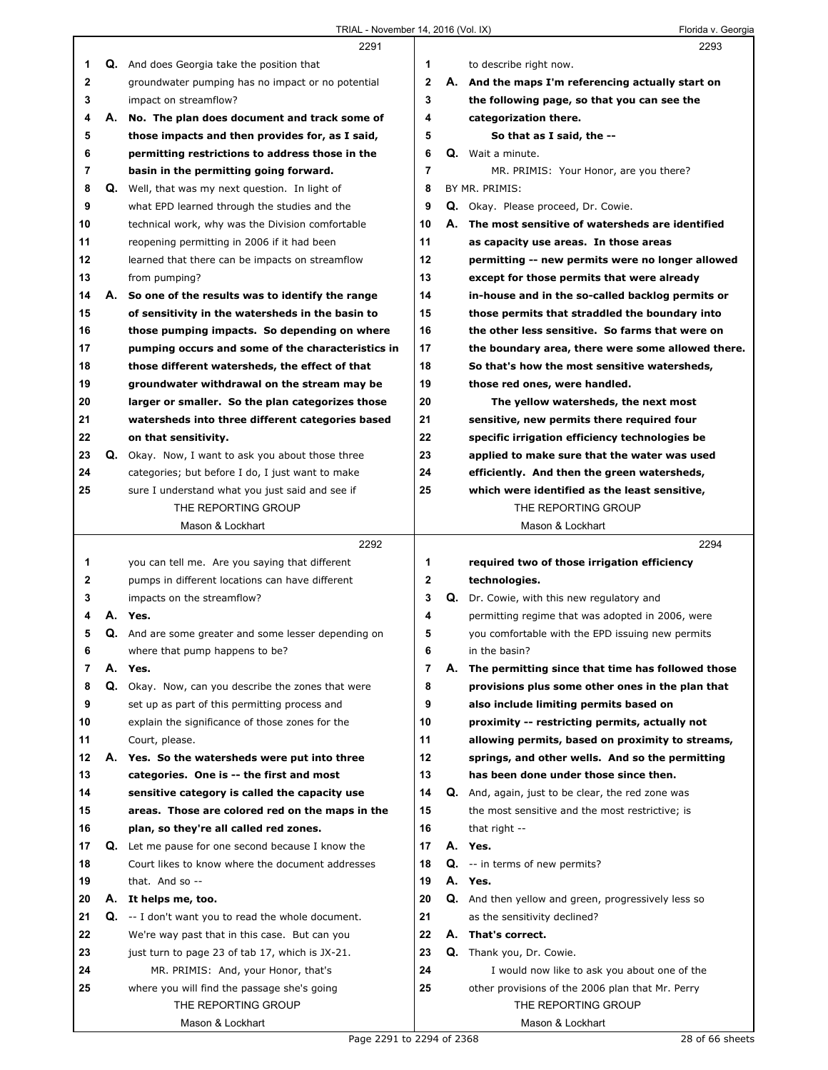**2291**

1 **Q.** And does Georgia take the position that
2 groundwater pumping has no impact or no potential
3 impact on streamflow?
4 **A.** **No. The plan does document and track some of**
5 **those impacts and then provides for, as I said,**
6 **permitting restrictions to address those in the**
7 **basin in the permitting going forward.**
8 **Q.** Well, that was my next question. In light of
9 what EPD learned through the studies and the
10 technical work, why was the Division comfortable
11 reopening permitting in 2006 if it had been
12 learned that there can be impacts on streamflow
13 from pumping?
14 **A.** **So one of the results was to identify the range**
15 **of sensitivity in the watersheds in the basin to**
16 **those pumping impacts. So depending on where**
17 **pumping occurs and some of the characteristics in**
18 **those different watersheds, the effect of that**
19 **groundwater withdrawal on the stream may be**
20 **larger or smaller. So the plan categorizes those**
21 **watersheds into three different categories based**
22 **on that sensitivity.**
23 **Q.** Okay. Now, I want to ask you about those three
24 categories; but before I do, I just want to make
25 sure I understand what you just said and see if

**2292**

1 you can tell me. Are you saying that different
2 pumps in different locations can have different
3 impacts on the streamflow?
4 **A.** **Yes.**
5 **Q.** And are some greater and some lesser depending on
6 where that pump happens to be?
7 **A.** **Yes.**
8 **Q.** Okay. Now, can you describe the zones that were
9 set up as part of this permitting process and
10 explain the significance of those zones for the
11 Court, please.
12 **A.** **Yes. So the watersheds were put into three**
13 **categories. One is -- the first and most**
14 **sensitive category is called the capacity use**
15 **areas. Those are colored red on the maps in the**
16 **plan, so they're all called red zones.**
17 **Q.** Let me pause for one second because I know the
18 Court likes to know where the document addresses
19 that. And so --
20 **A.** **It helps me, too.**
21 **Q.** -- I don't want you to read the whole document.
22 We're way past that in this case. But can you
23 just turn to page 23 of tab 17, which is JX-21.
24 MR. PRIMIS: And, your Honor, that's
25 where you will find the passage she's going

**2293**

1 to describe right now.
2 **A.** **And the maps I'm referencing actually start on**
3 **the following page, so that you can see the**
4 **categorization there.**
5 **So that as I said, the --**
6 **Q.** Wait a minute.
7 MR. PRIMIS: Your Honor, are you there?
8 BY MR. PRIMIS:
9 **Q.** Okay. Please proceed, Dr. Cowie.
10 **A.** **The most sensitive of watersheds are identified**
11 **as capacity use areas. In those areas**
12 **permitting -- new permits were no longer allowed**
13 **except for those permits that were already**
14 **in-house and in the so-called backlog permits or**
15 **those permits that straddled the boundary into**
16 **the other less sensitive. So farms that were on**
17 **the boundary area, there were some allowed there.**
18 **So that's how the most sensitive watersheds,**
19 **those red ones, were handled.**
20 **The yellow watersheds, the next most**
21 **sensitive, new permits there required four**
22 **specific irrigation efficiency technologies be**
23 **applied to make sure that the water was used**
24 **efficiently. And then the green watersheds,**
25 **which were identified as the least sensitive,**

**2294**

1 **required two of those irrigation efficiency**
2 **technologies.**
3 **Q.** Dr. Cowie, with this new regulatory and
4 permitting regime that was adopted in 2006, were
5 you comfortable with the EPD issuing new permits
6 in the basin?
7 **A.** **The permitting since that time has followed those**
8 **provisions plus some other ones in the plan that**
9 **also include limiting permits based on**
10 **proximity -- restricting permits, actually not**
11 **allowing permits, based on proximity to streams,**
12 **springs, and other wells. And so the permitting**
13 **has been done under those since then.**
14 **Q.** And, again, just to be clear, the red zone was
15 the most sensitive and the most restrictive; is
16 that right --
17 **A.** **Yes.**
18 **Q.** -- in terms of new permits?
19 **A.** **Yes.**
20 **Q.** And then yellow and green, progressively less so
21 as the sensitivity declined?
22 **A.** **That's correct.**
23 **Q.** Thank you, Dr. Cowie.
24 I would now like to ask you about one of the
25 other provisions of the 2006 plan that Mr. Perry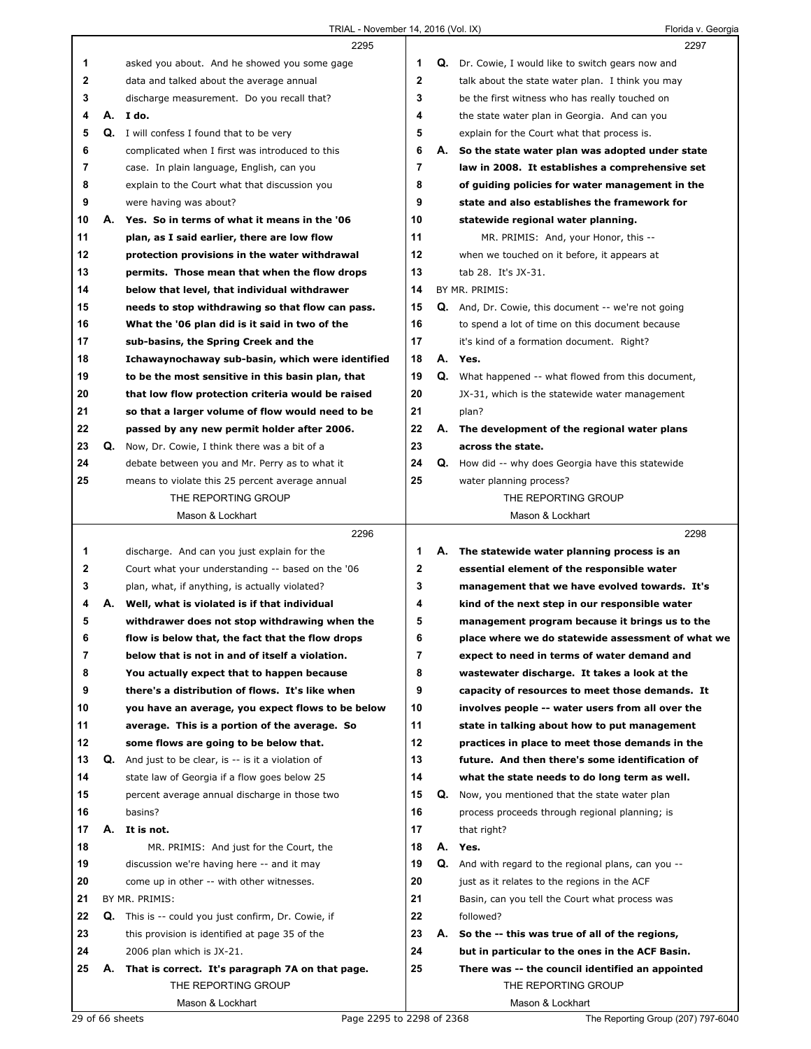asked you about. And he showed you some gage data and talked about the average annual discharge measurement. Do you recall that?

**A. I do.**

Q. I will confess I found that to be very complicated when I first was introduced to this case. In plain language, English, can you explain to the Court what that discussion you were having was about?

**A. Yes. So in terms of what it means in the '06 plan, as I said earlier, there are low flow protection provisions in the water withdrawal permits. Those mean that when the flow drops below that level, that individual withdrawer needs to stop withdrawing so that flow can pass. What the '06 plan did is it said in two of the sub-basins, the Spring Creek and the Ichawaynochaway sub-basin, which were identified to be the most sensitive in this basin plan, that that low flow protection criteria would be raised so that a larger volume of flow would need to be passed by any new permit holder after 2006.**

Q. Now, Dr. Cowie, I think there was a bit of a debate between you and Mr. Perry as to what it means to violate this 25 percent average annual discharge. And can you just explain for the Court what your understanding -- based on the '06 plan, what, if anything, is actually violated?

**A. Well, what is violated is if that individual withdrawer does not stop withdrawing when the flow is below that, the fact that the flow drops below that is not in and of itself a violation. You actually expect that to happen because there's a distribution of flows. It's like when you have an average, you expect flows to be below average. This is a portion of the average. So some flows are going to be below that.**

Q. And just to be clear, is -- is it a violation of state law of Georgia if a flow goes below 25 percent average annual discharge in those two basins?

**A. It is not.**

MR. PRIMIS: And just for the Court, the discussion we're having here -- and it may come up in other -- with other witnesses.

BY MR. PRIMIS:

Q. This is -- could you just confirm, Dr. Cowie, if this provision is identified at page 35 of the 2006 plan which is JX-21.

**A. That is correct. It's paragraph 7A on that page.**

Q. Dr. Cowie, I would like to switch gears now and talk about the state water plan. I think you may be the first witness who has really touched on the state water plan in Georgia. And can you explain for the Court what that process is.

**A. So the state water plan was adopted under state law in 2008. It establishes a comprehensive set of guiding policies for water management in the state and also establishes the framework for statewide regional water planning.**

MR. PRIMIS: And, your Honor, this -- when we touched on it before, it appears at tab 28. It's JX-31.

BY MR. PRIMIS:

Q. And, Dr. Cowie, this document -- we're not going to spend a lot of time on this document because it's kind of a formation document. Right?

**A. Yes.**

Q. What happened -- what flowed from this document, JX-31, which is the statewide water management plan?

**A. The development of the regional water plans across the state.**

Q. How did -- why does Georgia have this statewide water planning process?

**A. The statewide water planning process is an essential element of the responsible water management that we have evolved towards. It's kind of the next step in our responsible water management program because it brings us to the place where we do statewide assessment of what we expect to need in terms of water demand and wastewater discharge. It takes a look at the capacity of resources to meet those demands. It involves people -- water users from all over the state in talking about how to put management practices in place to meet those demands in the future. And then there's some identification of what the state needs to do long term as well.**

Q. Now, you mentioned that the state water plan process proceeds through regional planning; is that right?

**A. Yes.**

Q. And with regard to the regional plans, can you -- just as it relates to the regions in the ACF Basin, can you tell the Court what process was followed?

**A. So the -- this was true of all of the regions, but in particular to the ones in the ACF Basin. There was -- the council identified an appointed**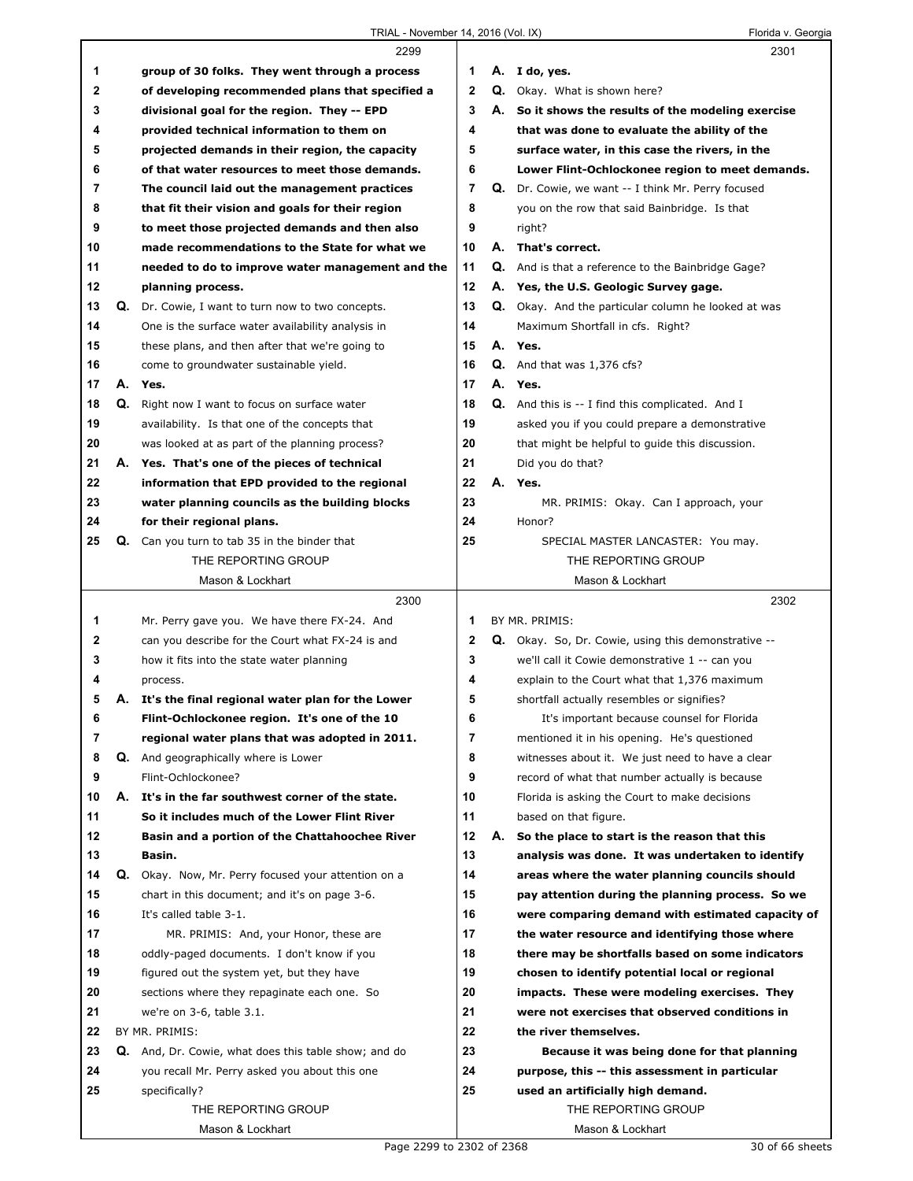**2299**

1 group of 30 folks. They went through a process
2 of developing recommended plans that specified a
3 divisional goal for the region. They -- EPD
4 provided technical information to them on
5 projected demands in their region, the capacity
6 of that water resources to meet those demands.
7 The council laid out the management practices
8 that fit their vision and goals for their region
9 to meet those projected demands and then also
10 made recommendations to the State for what we
11 needed to do to improve water management and the
12 planning process.
13 Q. Dr. Cowie, I want to turn now to two concepts.
14 One is the surface water availability analysis in
15 these plans, and then after that we're going to
16 come to groundwater sustainable yield.
17 A. Yes.
18 Q. Right now I want to focus on surface water
19 availability. Is that one of the concepts that
20 was looked at as part of the planning process?
21 A. Yes. That's one of the pieces of technical
22 information that EPD provided to the regional
23 water planning councils as the building blocks
24 for their regional plans.
25 Q. Can you turn to tab 35 in the binder that

**2300**

1 Mr. Perry gave you. We have there FX-24. And
2 can you describe for the Court what FX-24 is and
3 how it fits into the state water planning
4 process.
5 A. It's the final regional water plan for the Lower
6 Flint-Ochlockonee region. It's one of the 10
7 regional water plans that was adopted in 2011.
8 Q. And geographically where is Lower
9 Flint-Ochlockonee?
10 A. It's in the far southwest corner of the state.
11 So it includes much of the Lower Flint River
12 Basin and a portion of the Chattahoochee River
13 Basin.
14 Q. Okay. Now, Mr. Perry focused your attention on a
15 chart in this document; and it's on page 3-6.
16 It's called table 3-1.
17 MR. PRIMIS: And, your Honor, these are
18 oddly-paged documents. I don't know if you
19 figured out the system yet, but they have
20 sections where they repaginate each one. So
21 we're on 3-6, table 3.1.
22 BY MR. PRIMIS:
23 Q. And, Dr. Cowie, what does this table show; and do
24 you recall Mr. Perry asked you about this one
25 specifically?

**2301**

1 A. I do, yes.
2 Q. Okay. What is shown here?
3 A. So it shows the results of the modeling exercise
4 that was done to evaluate the ability of the
5 surface water, in this case the rivers, in the
6 Lower Flint-Ochlockonee region to meet demands.
7 Q. Dr. Cowie, we want -- I think Mr. Perry focused
8 you on the row that said Bainbridge. Is that
9 right?
10 A. That's correct.
11 Q. And is that a reference to the Bainbridge Gage?
12 A. Yes, the U.S. Geologic Survey gage.
13 Q. Okay. And the particular column he looked at was
14 Maximum Shortfall in cfs. Right?
15 A. Yes.
16 Q. And that was 1,376 cfs?
17 A. Yes.
18 Q. And this is -- I find this complicated. And I
19 asked you if you could prepare a demonstrative
20 that might be helpful to guide this discussion.
21 Did you do that?
22 A. Yes.
23 MR. PRIMIS: Okay. Can I approach, your
24 Honor?
25 SPECIAL MASTER LANCASTER: You may.

**2302**

1 BY MR. PRIMIS:
2 Q. Okay. So, Dr. Cowie, using this demonstrative --
3 we'll call it Cowie demonstrative 1 -- can you
4 explain to the Court what that 1,376 maximum
5 shortfall actually resembles or signifies?
6 It's important because counsel for Florida
7 mentioned it in his opening. He's questioned
8 witnesses about it. We just need to have a clear
9 record of what that number actually is because
10 Florida is asking the Court to make decisions
11 based on that figure.
12 A. So the place to start is the reason that this
13 analysis was done. It was undertaken to identify
14 areas where the water planning councils should
15 pay attention during the planning process. So we
16 were comparing demand with estimated capacity of
17 the water resource and identifying those where
18 there may be shortfalls based on some indicators
19 chosen to identify potential local or regional
20 impacts. These were modeling exercises. They
21 were not exercises that observed conditions in
22 the river themselves.
23 Because it was being done for that planning
24 purpose, this -- this assessment in particular
25 used an artificially high demand.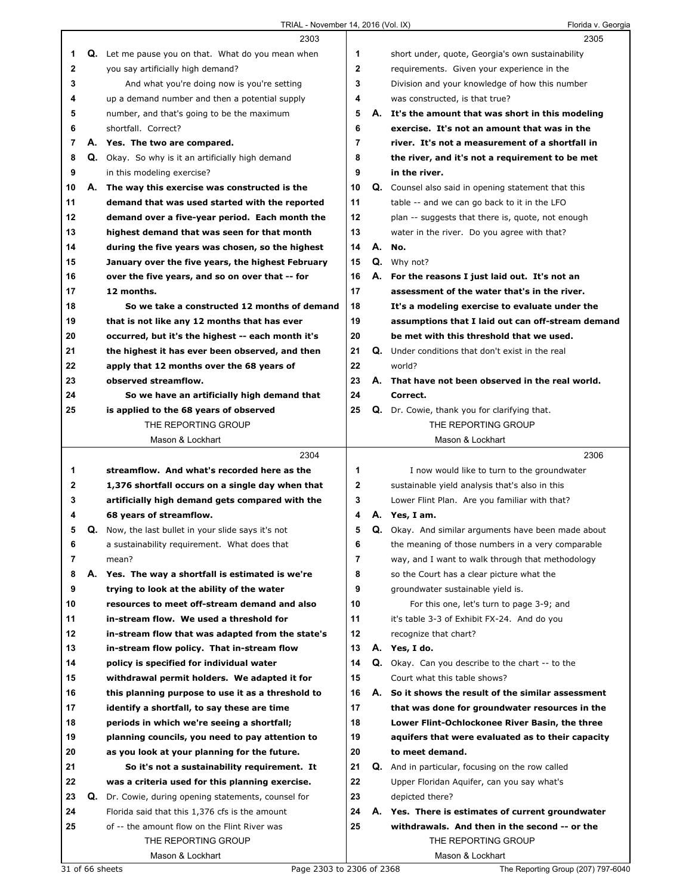**2303**

Q. Let me pause you on that. What do you mean when you say artificially high demand?

And what you're doing now is you're setting up a demand number and then a potential supply number, and that's going to be the maximum shortfall. Correct?

**A. Yes. The two are compared.**

Q. Okay. So why is it an artificially high demand in this modeling exercise?

**A. The way this exercise was constructed is the demand that was used started with the reported demand over a five-year period. Each month the highest demand that was seen for that month during the five years was chosen, so the highest January over the five years, the highest February over the five years, and so on over that -- for 12 months.**

**So we take a constructed 12 months of demand that is not like any 12 months that has ever occurred, but it's the highest -- each month it's the highest it has ever been observed, and then apply that 12 months over the 68 years of observed streamflow.**

**So we have an artificially high demand that is applied to the 68 years of observed**

**2304**

**streamflow. And what's recorded here as the 1,376 shortfall occurs on a single day when that artificially high demand gets compared with the 68 years of streamflow.**

Q. Now, the last bullet in your slide says it's not a sustainability requirement. What does that mean?

**A. Yes. The way a shortfall is estimated is we're trying to look at the ability of the water resources to meet off-stream demand and also in-stream flow. We used a threshold for in-stream flow that was adapted from the state's in-stream flow policy. That in-stream flow policy is specified for individual water withdrawal permit holders. We adapted it for this planning purpose to use it as a threshold to identify a shortfall, to say these are time periods in which we're seeing a shortfall; planning councils, you need to pay attention to as you look at your planning for the future.**

**So it's not a sustainability requirement. It was a criteria used for this planning exercise.**

Q. Dr. Cowie, during opening statements, counsel for Florida said that this 1,376 cfs is the amount of -- the amount flow on the Flint River was

**2305**

short under, quote, Georgia's own sustainability requirements. Given your experience in the Division and your knowledge of how this number was constructed, is that true?

**A. It's the amount that was short in this modeling exercise. It's not an amount that was in the river. It's not a measurement of a shortfall in the river, and it's not a requirement to be met in the river.**

Q. Counsel also said in opening statement that this table -- and we can go back to it in the LFO plan -- suggests that there is, quote, not enough water in the river. Do you agree with that?

**A. No.**

Q. Why not?

**A. For the reasons I just laid out. It's not an assessment of the water that's in the river. It's a modeling exercise to evaluate under the assumptions that I laid out can off-stream demand be met with this threshold that we used.**

Q. Under conditions that don't exist in the real world?

**A. That have not been observed in the real world. Correct.**

Q. Dr. Cowie, thank you for clarifying that.

**2306**

I now would like to turn to the groundwater sustainable yield analysis that's also in this Lower Flint Plan. Are you familiar with that?

**A. Yes, I am.**

Q. Okay. And similar arguments have been made about the meaning of those numbers in a very comparable way, and I want to walk through that methodology so the Court has a clear picture what the groundwater sustainable yield is.

For this one, let's turn to page 3-9; and it's table 3-3 of Exhibit FX-24. And do you recognize that chart?

**A. Yes, I do.**

Q. Okay. Can you describe to the chart -- to the Court what this table shows?

**A. So it shows the result of the similar assessment that was done for groundwater resources in the Lower Flint-Ochlockonee River Basin, the three aquifers that were evaluated as to their capacity to meet demand.**

Q. And in particular, focusing on the row called Upper Floridan Aquifer, can you say what's depicted there?

**A. Yes. There is estimates of current groundwater withdrawals. And then in the second -- or the**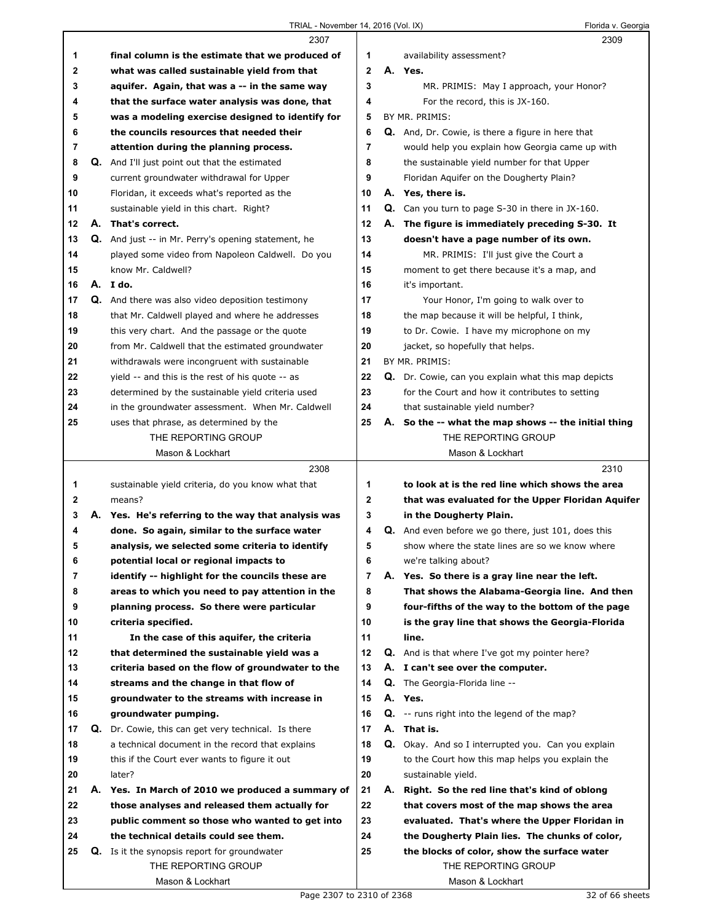2307

1 final column is the estimate that we produced of
2 what was called sustainable yield from that
3 aquifer. Again, that was a -- in the same way
4 that the surface water analysis was done, that
5 was a modeling exercise designed to identify for
6 the councils resources that needed their
7 attention during the planning process.
8 Q. And I'll just point out that the estimated
9 current groundwater withdrawal for Upper
10 Floridan, it exceeds what's reported as the
11 sustainable yield in this chart. Right?
12 A. That's correct.
13 Q. And just -- in Mr. Perry's opening statement, he
14 played some video from Napoleon Caldwell. Do you
15 know Mr. Caldwell?
16 A. I do.
17 Q. And there was also video deposition testimony
18 that Mr. Caldwell played and where he addresses
19 this very chart. And the passage or the quote
20 from Mr. Caldwell that the estimated groundwater
21 withdrawals were incongruent with sustainable
22 yield -- and this is the rest of his quote -- as
23 determined by the sustainable yield criteria used
24 in the groundwater assessment. When Mr. Caldwell
25 uses that phrase, as determined by the

2308

1 sustainable yield criteria, do you know what that
2 means?
3 A. Yes. He's referring to the way that analysis was
4 done. So again, similar to the surface water
5 analysis, we selected some criteria to identify
6 potential local or regional impacts to
7 identify -- highlight for the councils these are
8 areas to which you need to pay attention in the
9 planning process. So there were particular
10 criteria specified.
11 In the case of this aquifer, the criteria
12 that determined the sustainable yield was a
13 criteria based on the flow of groundwater to the
14 streams and the change in that flow of
15 groundwater to the streams with increase in
16 groundwater pumping.
17 Q. Dr. Cowie, this can get very technical. Is there
18 a technical document in the record that explains
19 this if the Court ever wants to figure it out
20 later?
21 A. Yes. In March of 2010 we produced a summary of
22 those analyses and released them actually for
23 public comment so those who wanted to get into
24 the technical details could see them.
25 Q. Is it the synopsis report for groundwater

2309

1 availability assessment?
2 A. Yes.
3 MR. PRIMIS: May I approach, your Honor?
4 For the record, this is JX-160.
5 BY MR. PRIMIS:
6 Q. And, Dr. Cowie, is there a figure in here that
7 would help you explain how Georgia came up with
8 the sustainable yield number for that Upper
9 Floridan Aquifer on the Dougherty Plain?
10 A. Yes, there is.
11 Q. Can you turn to page S-30 in there in JX-160.
12 A. The figure is immediately preceding S-30. It
13 doesn't have a page number of its own.
14 MR. PRIMIS: I'll just give the Court a
15 moment to get there because it's a map, and
16 it's important.
17 Your Honor, I'm going to walk over to
18 the map because it will be helpful, I think,
19 to Dr. Cowie. I have my microphone on my
20 jacket, so hopefully that helps.
21 BY MR. PRIMIS:
22 Q. Dr. Cowie, can you explain what this map depicts
23 for the Court and how it contributes to setting
24 that sustainable yield number?
25 A. So the -- what the map shows -- the initial thing

2310

1 to look at is the red line which shows the area
2 that was evaluated for the Upper Floridan Aquifer
3 in the Dougherty Plain.
4 Q. And even before we go there, just 101, does this
5 show where the state lines are so we know where
6 we're talking about?
7 A. Yes. So there is a gray line near the left.
8 That shows the Alabama-Georgia line. And then
9 four-fifths of the way to the bottom of the page
10 is the gray line that shows the Georgia-Florida
11 line.
12 Q. And is that where I've got my pointer here?
13 A. I can't see over the computer.
14 Q. The Georgia-Florida line --
15 A. Yes.
16 Q. -- runs right into the legend of the map?
17 A. That is.
18 Q. Okay. And so I interrupted you. Can you explain
19 to the Court how this map helps you explain the
20 sustainable yield.
21 A. Right. So the red line that's kind of oblong
22 that covers most of the map shows the area
23 evaluated. That's where the Upper Floridan in
24 the Dougherty Plain lies. The chunks of color,
25 the blocks of color, show the surface water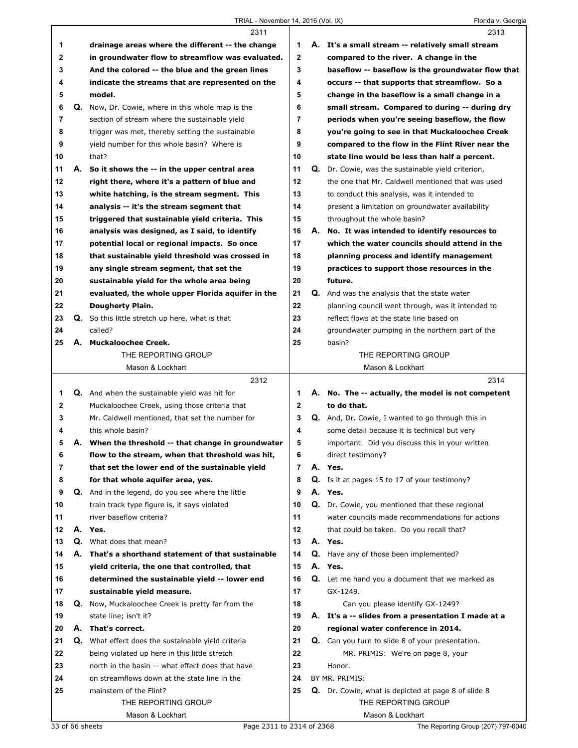**2311**

1 drainage areas where the different -- the change
2 in groundwater flow to streamflow was evaluated.
3 And the colored -- the blue and the green lines
4 indicate the streams that are represented on the
5 model.
6 Q. Now, Dr. Cowie, where in this whole map is the
7 section of stream where the sustainable yield
8 trigger was met, thereby setting the sustainable
9 yield number for this whole basin? Where is
10 that?
11 A. So it shows the -- in the upper central area
12 right there, where it's a pattern of blue and
13 white hatching, is the stream segment. This
14 analysis -- it's the stream segment that
15 triggered that sustainable yield criteria. This
16 analysis was designed, as I said, to identify
17 potential local or regional impacts. So once
18 that sustainable yield threshold was crossed in
19 any single stream segment, that set the
20 sustainable yield for the whole area being
21 evaluated, the whole upper Florida aquifer in the
22 Dougherty Plain.
23 Q. So this little stretch up here, what is that
24 called?
25 A. Muckaloochee Creek.

**2312**

1 Q. And when the sustainable yield was hit for
2 Muckaloochee Creek, using those criteria that
3 Mr. Caldwell mentioned, that set the number for
4 this whole basin?
5 A. When the threshold -- that change in groundwater
6 flow to the stream, when that threshold was hit,
7 that set the lower end of the sustainable yield
8 for that whole aquifer area, yes.
9 Q. And in the legend, do you see where the little
10 train track type figure is, it says violated
11 river baseflow criteria?
12 A. Yes.
13 Q. What does that mean?
14 A. That's a shorthand statement of that sustainable
15 yield criteria, the one that controlled, that
16 determined the sustainable yield -- lower end
17 sustainable yield measure.
18 Q. Now, Muckaloochee Creek is pretty far from the
19 state line; isn't it?
20 A. That's correct.
21 Q. What effect does the sustainable yield criteria
22 being violated up here in this little stretch
23 north in the basin -- what effect does that have
24 on streamflows down at the state line in the
25 mainstem of the Flint?

**2313**

1 A. It's a small stream -- relatively small stream
2 compared to the river. A change in the
3 baseflow -- baseflow is the groundwater flow that
4 occurs -- that supports that streamflow. So a
5 change in the baseflow is a small change in a
6 small stream. Compared to during -- during dry
7 periods when you're seeing baseflow, the flow
8 you're going to see in that Muckaloochee Creek
9 compared to the flow in the Flint River near the
10 state line would be less than half a percent.
11 Q. Dr. Cowie, was the sustainable yield criterion,
12 the one that Mr. Caldwell mentioned that was used
13 to conduct this analysis, was it intended to
14 present a limitation on groundwater availability
15 throughout the whole basin?
16 A. No. It was intended to identify resources to
17 which the water councils should attend in the
18 planning process and identify management
19 practices to support those resources in the
20 future.
21 Q. And was the analysis that the state water
22 planning council went through, was it intended to
23 reflect flows at the state line based on
24 groundwater pumping in the northern part of the
25 basin?

**2314**

1 A. No. The -- actually, the model is not competent
2 to do that.
3 Q. And, Dr. Cowie, I wanted to go through this in
4 some detail because it is technical but very
5 important. Did you discuss this in your written
6 direct testimony?
7 A. Yes.
8 Q. Is it at pages 15 to 17 of your testimony?
9 A. Yes.
10 Q. Dr. Cowie, you mentioned that these regional
11 water councils made recommendations for actions
12 that could be taken. Do you recall that?
13 A. Yes.
14 Q. Have any of those been implemented?
15 A. Yes.
16 Q. Let me hand you a document that we marked as
17 GX-1249.
18 Can you please identify GX-1249?
19 A. It's a -- slides from a presentation I made at a
20 regional water conference in 2014.
21 Q. Can you turn to slide 8 of your presentation.
22 MR. PRIMIS: We're on page 8, your
23 Honor.
24 BY MR. PRIMIS:
25 Q. Dr. Cowie, what is depicted at page 8 of slide 8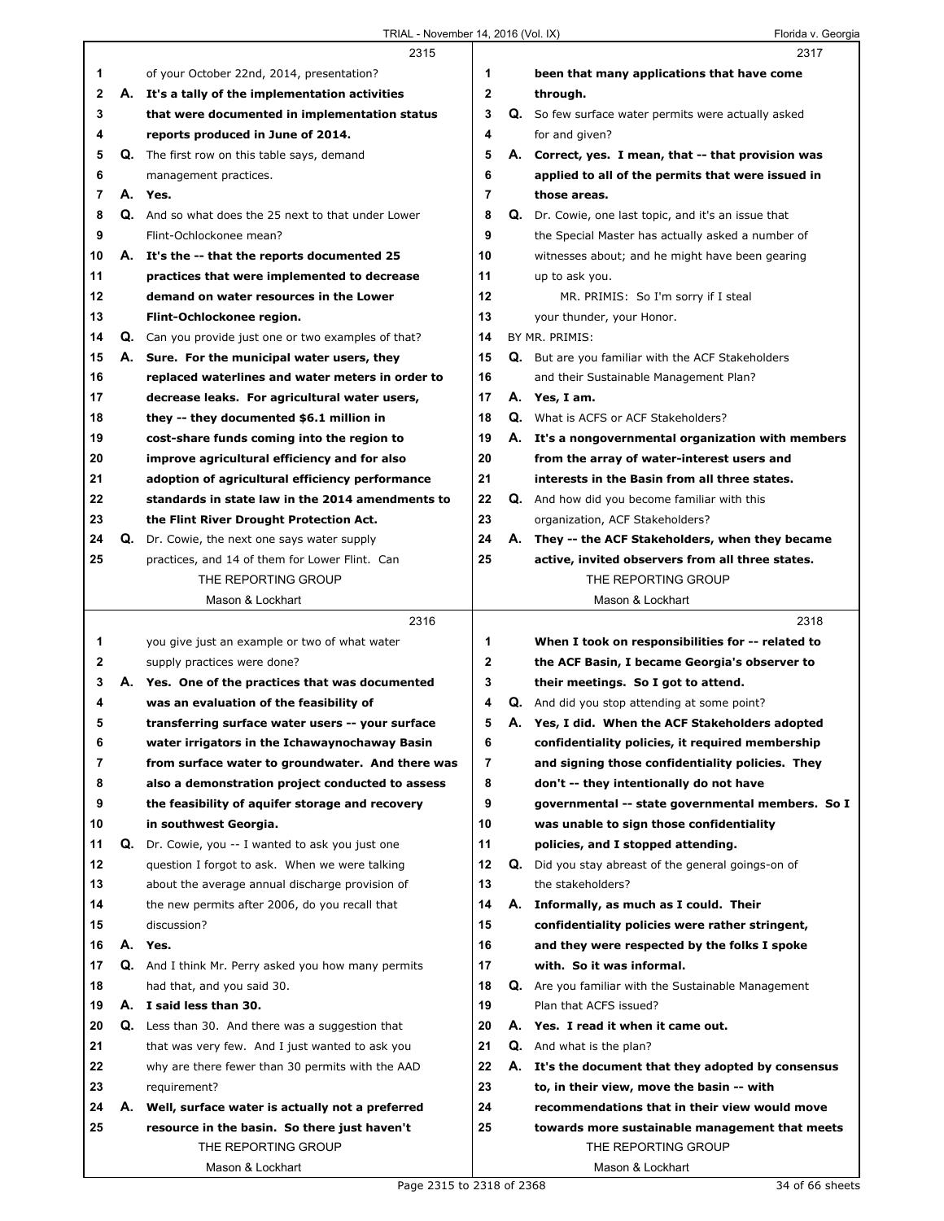2315

1 of your October 22nd, 2014, presentation?
2 A. **It's a tally of the implementation activities**
3 **that were documented in implementation status**
4 **reports produced in June of 2014.**
5 Q. The first row on this table says, demand
6 management practices.
7 A. **Yes.**
8 Q. And so what does the 25 next to that under Lower
9 Flint-Ochlockonee mean?
10 A. **It's the -- that the reports documented 25**
11 **practices that were implemented to decrease**
12 **demand on water resources in the Lower**
13 **Flint-Ochlockonee region.**
14 Q. Can you provide just one or two examples of that?
15 A. **Sure. For the municipal water users, they**
16 **replaced waterlines and water meters in order to**
17 **decrease leaks. For agricultural water users,**
18 **they -- they documented $6.1 million in**
19 **cost-share funds coming into the region to**
20 **improve agricultural efficiency and for also**
21 **adoption of agricultural efficiency performance**
22 **standards in state law in the 2014 amendments to**
23 **the Flint River Drought Protection Act.**
24 Q. Dr. Cowie, the next one says water supply
25 practices, and 14 of them for Lower Flint. Can

2316

1 you give just an example or two of what water
2 supply practices were done?
3 A. **Yes. One of the practices that was documented**
4 **was an evaluation of the feasibility of**
5 **transferring surface water users -- your surface**
6 **water irrigators in the Ichawaynochaway Basin**
7 **from surface water to groundwater. And there was**
8 **also a demonstration project conducted to assess**
9 **the feasibility of aquifer storage and recovery**
10 **in southwest Georgia.**
11 Q. Dr. Cowie, you -- I wanted to ask you just one
12 question I forgot to ask. When we were talking
13 about the average annual discharge provision of
14 the new permits after 2006, do you recall that
15 discussion?
16 A. **Yes.**
17 Q. And I think Mr. Perry asked you how many permits
18 had that, and you said 30.
19 A. **I said less than 30.**
20 Q. Less than 30. And there was a suggestion that
21 that was very few. And I just wanted to ask you
22 why are there fewer than 30 permits with the AAD
23 requirement?
24 A. **Well, surface water is actually not a preferred**
25 **resource in the basin. So there just haven't**

2317

1 **been that many applications that have come**
2 **through.**
3 Q. So few surface water permits were actually asked
4 for and given?
5 A. **Correct, yes. I mean, that -- that provision was**
6 **applied to all of the permits that were issued in**
7 **those areas.**
8 Q. Dr. Cowie, one last topic, and it's an issue that
9 the Special Master has actually asked a number of
10 witnesses about; and he might have been gearing
11 up to ask you.
12 MR. PRIMIS: So I'm sorry if I steal
13 your thunder, your Honor.
14 BY MR. PRIMIS:
15 Q. But are you familiar with the ACF Stakeholders
16 and their Sustainable Management Plan?
17 A. **Yes, I am.**
18 Q. What is ACFS or ACF Stakeholders?
19 A. **It's a nongovernmental organization with members**
20 **from the array of water-interest users and**
21 **interests in the Basin from all three states.**
22 Q. And how did you become familiar with this
23 organization, ACF Stakeholders?
24 A. **They -- the ACF Stakeholders, when they became**
25 **active, invited observers from all three states.**

2318

1 **When I took on responsibilities for -- related to**
2 **the ACF Basin, I became Georgia's observer to**
3 **their meetings. So I got to attend.**
4 Q. And did you stop attending at some point?
5 A. **Yes, I did. When the ACF Stakeholders adopted**
6 **confidentiality policies, it required membership**
7 **and signing those confidentiality policies. They**
8 **don't -- they intentionally do not have**
9 **governmental -- state governmental members. So I**
10 **was unable to sign those confidentiality**
11 **policies, and I stopped attending.**
12 Q. Did you stay abreast of the general goings-on of
13 the stakeholders?
14 A. **Informally, as much as I could. Their**
15 **confidentiality policies were rather stringent,**
16 **and they were respected by the folks I spoke**
17 **with. So it was informal.**
18 Q. Are you familiar with the Sustainable Management
19 Plan that ACFS issued?
20 A. **Yes. I read it when it came out.**
21 Q. And what is the plan?
22 A. **It's the document that they adopted by consensus**
23 **to, in their view, move the basin -- with**
24 **recommendations that in their view would move**
25 **towards more sustainable management that meets**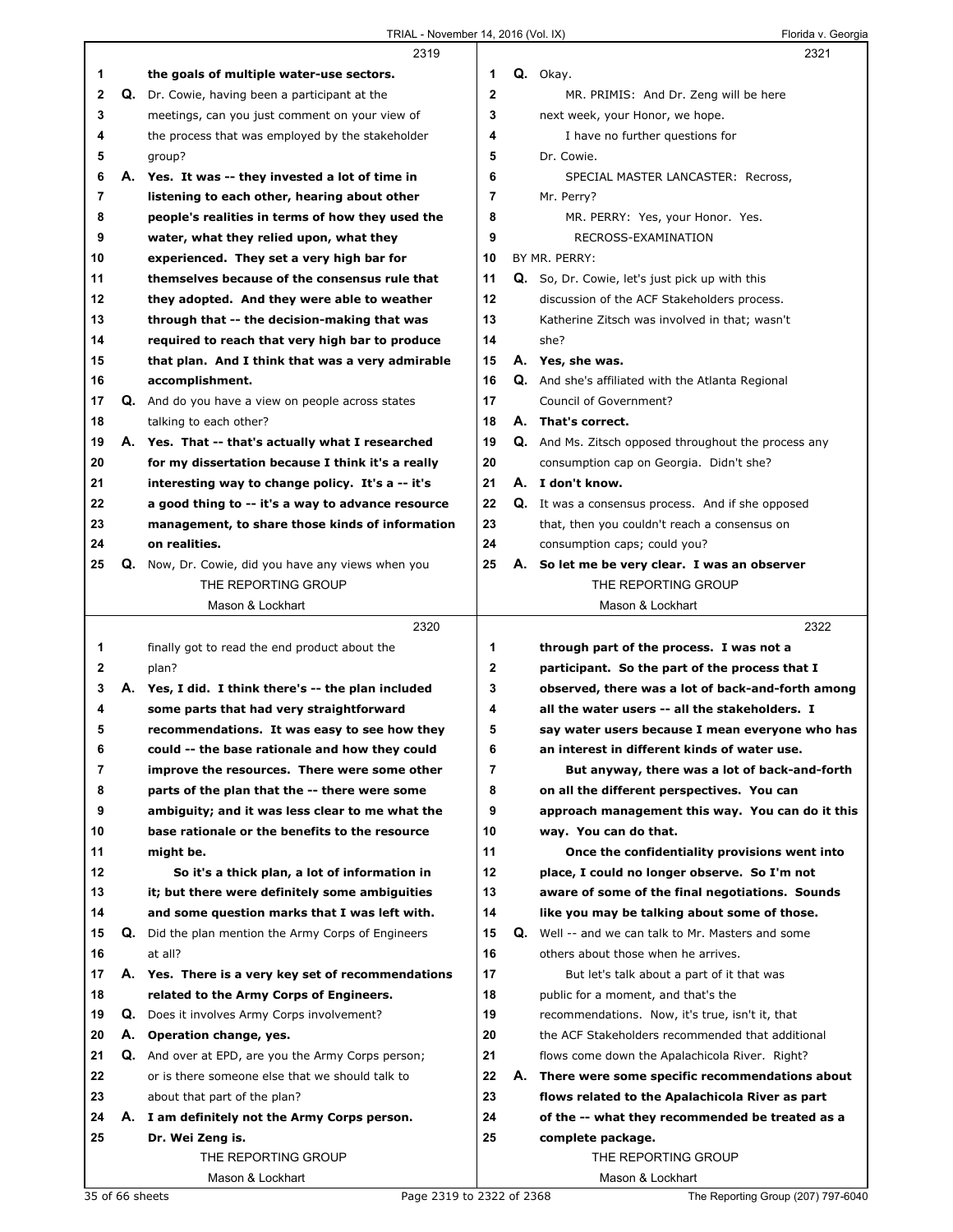**Page 2319**

1 the goals of multiple water-use sectors.

2 Q. Dr. Cowie, having been a participant at the

3 meetings, can you just comment on your view of

4 the process that was employed by the stakeholder

5 group?

6 A. Yes. It was -- they invested a lot of time in

7 listening to each other, hearing about other

8 people's realities in terms of how they used the

9 water, what they relied upon, what they

10 experienced. They set a very high bar for

11 themselves because of the consensus rule that

12 they adopted. And they were able to weather

13 through that -- the decision-making that was

14 required to reach that very high bar to produce

15 that plan. And I think that was a very admirable

16 accomplishment.

17 Q. And do you have a view on people across states

18 talking to each other?

19 A. Yes. That -- that's actually what I researched

20 for my dissertation because I think it's a really

21 interesting way to change policy. It's a -- it's

22 a good thing to -- it's a way to advance resource

23 management, to share those kinds of information

24 on realities.

25 Q. Now, Dr. Cowie, did you have any views when you

**Page 2320**

1 finally got to read the end product about the

2 plan?

3 A. Yes, I did. I think there's -- the plan included

4 some parts that had very straightforward

5 recommendations. It was easy to see how they

6 could -- the base rationale and how they could

7 improve the resources. There were some other

8 parts of the plan that the -- there were some

9 ambiguity; and it was less clear to me what the

10 base rationale or the benefits to the resource

11 might be.

12 So it's a thick plan, a lot of information in

13 it; but there were definitely some ambiguities

14 and some question marks that I was left with.

15 Q. Did the plan mention the Army Corps of Engineers

16 at all?

17 A. Yes. There is a very key set of recommendations

18 related to the Army Corps of Engineers.

19 Q. Does it involves Army Corps involvement?

20 A. Operation change, yes.

21 Q. And over at EPD, are you the Army Corps person;

22 or is there someone else that we should talk to

23 about that part of the plan?

24 A. I am definitely not the Army Corps person.

25 Dr. Wei Zeng is.

**Page 2321**

1 Q. Okay.

2 MR. PRIMIS: And Dr. Zeng will be here

3 next week, your Honor, we hope.

4 I have no further questions for

5 Dr. Cowie.

6 SPECIAL MASTER LANCASTER: Recross,

7 Mr. Perry?

8 MR. PERRY: Yes, your Honor. Yes.

9 RECROSS-EXAMINATION

10 BY MR. PERRY:

11 Q. So, Dr. Cowie, let's just pick up with this

12 discussion of the ACF Stakeholders process.

13 Katherine Zitsch was involved in that; wasn't

14 she?

15 A. Yes, she was.

16 Q. And she's affiliated with the Atlanta Regional

17 Council of Government?

18 A. That's correct.

19 Q. And Ms. Zitsch opposed throughout the process any

20 consumption cap on Georgia. Didn't she?

21 A. I don't know.

22 Q. It was a consensus process. And if she opposed

23 that, then you couldn't reach a consensus on

24 consumption caps; could you?

25 A. So let me be very clear. I was an observer

**Page 2322**

1 through part of the process. I was not a

2 participant. So the part of the process that I

3 observed, there was a lot of back-and-forth among

4 all the water users -- all the stakeholders. I

5 say water users because I mean everyone who has

6 an interest in different kinds of water use.

7 But anyway, there was a lot of back-and-forth

8 on all the different perspectives. You can

9 approach management this way. You can do it this

10 way. You can do that.

11 Once the confidentiality provisions went into

12 place, I could no longer observe. So I'm not

13 aware of some of the final negotiations. Sounds

14 like you may be talking about some of those.

15 Q. Well -- and we can talk to Mr. Masters and some

16 others about those when he arrives.

17 But let's talk about a part of it that was

18 public for a moment, and that's the

19 recommendations. Now, it's true, isn't it, that

20 the ACF Stakeholders recommended that additional

21 flows come down the Apalachicola River. Right?

22 A. There were some specific recommendations about

23 flows related to the Apalachicola River as part

24 of the -- what they recommended be treated as a

25 complete package.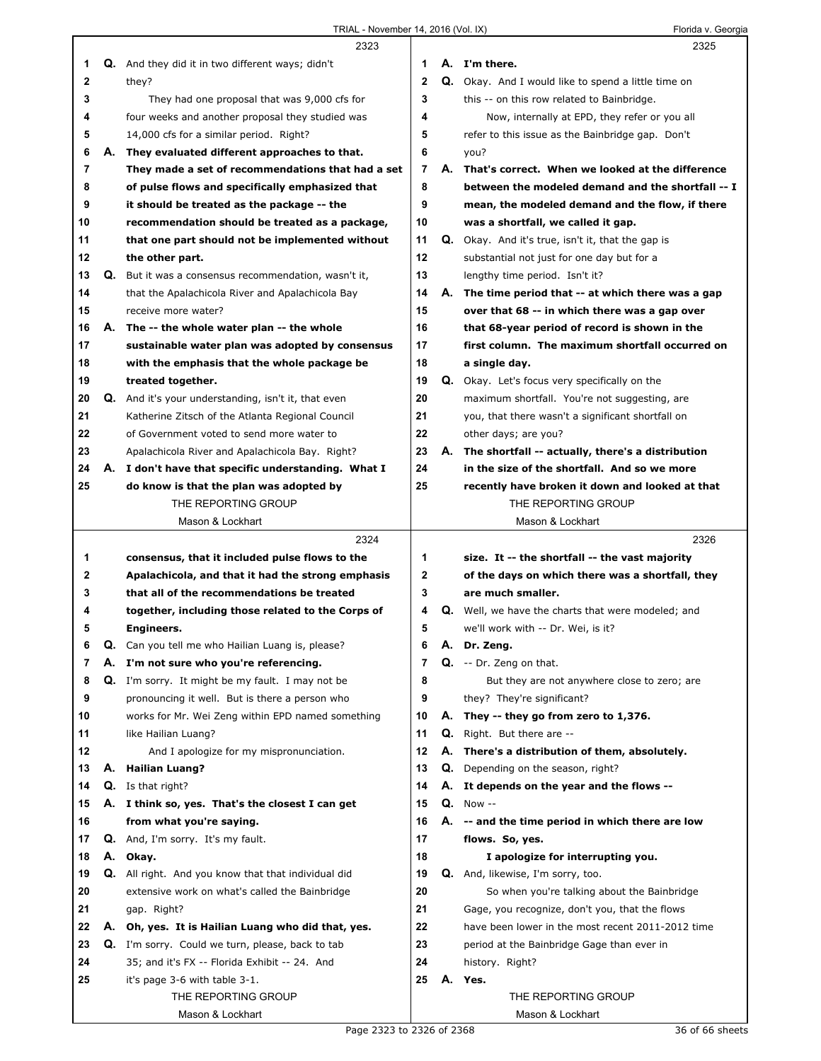2323

1 **Q.** And they did it in two different ways; didn't
2 they?
3 They had one proposal that was 9,000 cfs for
4 four weeks and another proposal they studied was
5 14,000 cfs for a similar period. Right?
6 **A. They evaluated different approaches to that.**
7 **They made a set of recommendations that had a set**
8 **of pulse flows and specifically emphasized that**
9 **it should be treated as the package -- the**
10 **recommendation should be treated as a package,**
11 **that one part should not be implemented without**
12 **the other part.**
13 **Q.** But it was a consensus recommendation, wasn't it,
14 that the Apalachicola River and Apalachicola Bay
15 receive more water?
16 **A. The -- the whole water plan -- the whole**
17 **sustainable water plan was adopted by consensus**
18 **with the emphasis that the whole package be**
19 **treated together.**
20 **Q.** And it's your understanding, isn't it, that even
21 Katherine Zitsch of the Atlanta Regional Council
22 of Government voted to send more water to
23 Apalachicola River and Apalachicola Bay. Right?
24 **A. I don't have that specific understanding. What I**
25 **do know is that the plan was adopted by**

2324

1 **consensus, that it included pulse flows to the**
2 **Apalachicola, and that it had the strong emphasis**
3 **that all of the recommendations be treated**
4 **together, including those related to the Corps of**
5 **Engineers.**
6 **Q.** Can you tell me who Hailian Luang is, please?
7 **A. I'm not sure who you're referencing.**
8 **Q.** I'm sorry. It might be my fault. I may not be
9 pronouncing it well. But is there a person who
10 works for Mr. Wei Zeng within EPD named something
11 like Hailian Luang?
12 And I apologize for my mispronunciation.
13 **A. Hailian Luang?**
14 **Q.** Is that right?
15 **A. I think so, yes. That's the closest I can get**
16 **from what you're saying.**
17 **Q.** And, I'm sorry. It's my fault.
18 **A. Okay.**
19 **Q.** All right. And you know that that individual did
20 extensive work on what's called the Bainbridge
21 gap. Right?
22 **A. Oh, yes. It is Hailian Luang who did that, yes.**
23 **Q.** I'm sorry. Could we turn, please, back to tab
24 35; and it's FX -- Florida Exhibit -- 24. And
25 it's page 3-6 with table 3-1.

2325

1 **A. I'm there.**
2 **Q.** Okay. And I would like to spend a little time on
3 this -- on this row related to Bainbridge.
4 Now, internally at EPD, they refer or you all
5 refer to this issue as the Bainbridge gap. Don't
6 you?
7 **A. That's correct. When we looked at the difference**
8 **between the modeled demand and the shortfall -- I**
9 **mean, the modeled demand and the flow, if there**
10 **was a shortfall, we called it gap.**
11 **Q.** Okay. And it's true, isn't it, that the gap is
12 substantial not just for one day but for a
13 lengthy time period. Isn't it?
14 **A. The time period that -- at which there was a gap**
15 **over that 68 -- in which there was a gap over**
16 **that 68-year period of record is shown in the**
17 **first column. The maximum shortfall occurred on**
18 **a single day.**
19 **Q.** Okay. Let's focus very specifically on the
20 maximum shortfall. You're not suggesting, are
21 you, that there wasn't a significant shortfall on
22 other days; are you?
23 **A. The shortfall -- actually, there's a distribution**
24 **in the size of the shortfall. And so we more**
25 **recently have broken it down and looked at that**

2326

1 **size. It -- the shortfall -- the vast majority**
2 **of the days on which there was a shortfall, they**
3 **are much smaller.**
4 **Q.** Well, we have the charts that were modeled; and
5 we'll work with -- Dr. Wei, is it?
6 **A. Dr. Zeng.**
7 **Q.** -- Dr. Zeng on that.
8 But they are not anywhere close to zero; are
9 they? They're significant?
10 **A. They -- they go from zero to 1,376.**
11 **Q.** Right. But there are --
12 **A. There's a distribution of them, absolutely.**
13 **Q.** Depending on the season, right?
14 **A. It depends on the year and the flows --**
15 **Q.** Now --
16 **A. -- and the time period in which there are low**
17 **flows. So, yes.**
18 **I apologize for interrupting you.**
19 **Q.** And, likewise, I'm sorry, too.
20 So when you're talking about the Bainbridge
21 Gage, you recognize, don't you, that the flows
22 have been lower in the most recent 2011-2012 time
23 period at the Bainbridge Gage than ever in
24 history. Right?
25 **A. Yes.**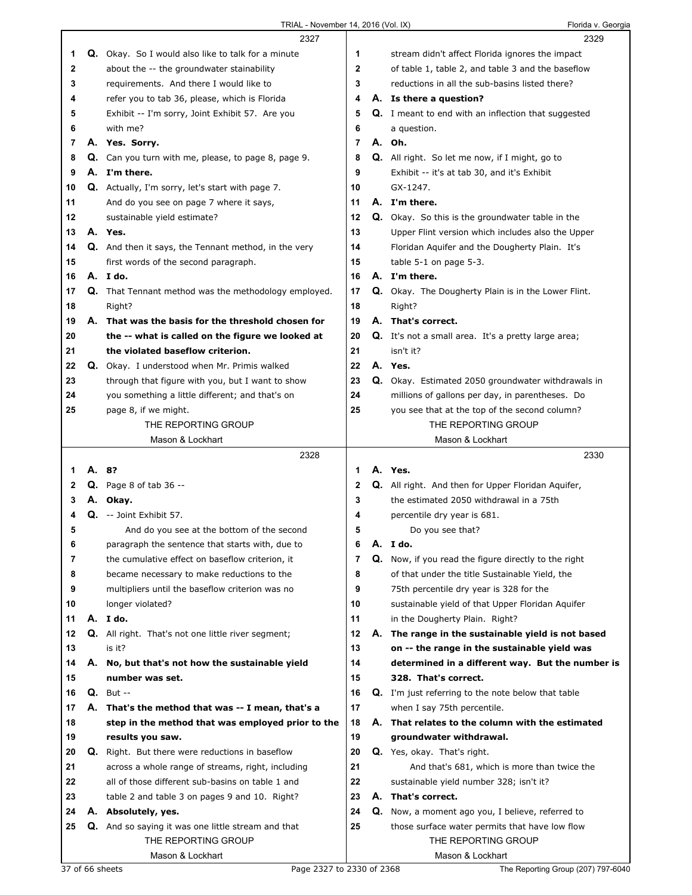2327

1 Q. Okay. So I would also like to talk for a minute
2 about the -- the groundwater stainability
3 requirements. And there I would like to
4 refer you to tab 36, please, which is Florida
5 Exhibit -- I'm sorry, Joint Exhibit 57. Are you
6 with me?
7 A. **Yes. Sorry.**
8 Q. Can you turn with me, please, to page 8, page 9.
9 A. **I'm there.**
10 Q. Actually, I'm sorry, let's start with page 7.
11 And do you see on page 7 where it says,
12 sustainable yield estimate?
13 A. **Yes.**
14 Q. And then it says, the Tennant method, in the very
15 first words of the second paragraph.
16 A. **I do.**
17 Q. That Tennant method was the methodology employed.
18 Right?
19 A. **That was the basis for the threshold chosen for**
20 **the -- what is called on the figure we looked at**
21 **the violated baseflow criterion.**
22 Q. Okay. I understood when Mr. Primis walked
23 through that figure with you, but I want to show
24 you something a little different; and that's on
25 page 8, if we might.

2328

1 A. **8?**
2 Q. Page 8 of tab 36 --
3 A. **Okay.**
4 Q. -- Joint Exhibit 57.
5 And do you see at the bottom of the second
6 paragraph the sentence that starts with, due to
7 the cumulative effect on baseflow criterion, it
8 became necessary to make reductions to the
9 multipliers until the baseflow criterion was no
10 longer violated?
11 A. **I do.**
12 Q. All right. That's not one little river segment;
13 is it?
14 A. **No, but that's not how the sustainable yield**
15 **number was set.**
16 Q. But --
17 A. **That's the method that was -- I mean, that's a**
18 **step in the method that was employed prior to the**
19 **results you saw.**
20 Q. Right. But there were reductions in baseflow
21 across a whole range of streams, right, including
22 all of those different sub-basins on table 1 and
23 table 2 and table 3 on pages 9 and 10. Right?
24 A. **Absolutely, yes.**
25 Q. And so saying it was one little stream and that

2329

1 stream didn't affect Florida ignores the impact
2 of table 1, table 2, and table 3 and the baseflow
3 reductions in all the sub-basins listed there?
4 A. **Is there a question?**
5 Q. I meant to end with an inflection that suggested
6 a question.
7 A. **Oh.**
8 Q. All right. So let me now, if I might, go to
9 Exhibit -- it's at tab 30, and it's Exhibit
10 GX-1247.
11 A. **I'm there.**
12 Q. Okay. So this is the groundwater table in the
13 Upper Flint version which includes also the Upper
14 Floridan Aquifer and the Dougherty Plain. It's
15 table 5-1 on page 5-3.
16 A. **I'm there.**
17 Q. Okay. The Dougherty Plain is in the Lower Flint.
18 Right?
19 A. **That's correct.**
20 Q. It's not a small area. It's a pretty large area;
21 isn't it?
22 A. **Yes.**
23 Q. Okay. Estimated 2050 groundwater withdrawals in
24 millions of gallons per day, in parentheses. Do
25 you see that at the top of the second column?

2330

1 A. **Yes.**
2 Q. All right. And then for Upper Floridan Aquifer,
3 the estimated 2050 withdrawal in a 75th
4 percentile dry year is 681.
5 Do you see that?
6 A. **I do.**
7 Q. Now, if you read the figure directly to the right
8 of that under the title Sustainable Yield, the
9 75th percentile dry year is 328 for the
10 sustainable yield of that Upper Floridan Aquifer
11 in the Dougherty Plain. Right?
12 A. **The range in the sustainable yield is not based**
13 **on -- the range in the sustainable yield was**
14 **determined in a different way. But the number is**
15 **328. That's correct.**
16 Q. I'm just referring to the note below that table
17 when I say 75th percentile.
18 A. **That relates to the column with the estimated**
19 **groundwater withdrawal.**
20 Q. Yes, okay. That's right.
21 And that's 681, which is more than twice the
22 sustainable yield number 328; isn't it?
23 A. **That's correct.**
24 Q. Now, a moment ago you, I believe, referred to
25 those surface water permits that have low flow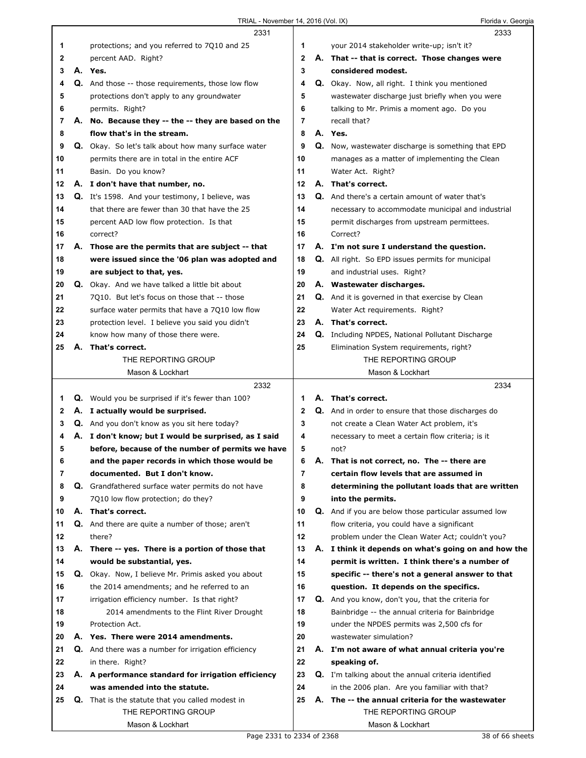2331

1 protections; and you referred to 7Q10 and 25
2 percent AAD. Right?
3 **A. Yes.**
4 **Q.** And those -- those requirements, those low flow
5 protections don't apply to any groundwater
6 permits. Right?
7 **A. No. Because they -- the -- they are based on the**
8 **flow that's in the stream.**
9 **Q.** Okay. So let's talk about how many surface water
10 permits there are in total in the entire ACF
11 Basin. Do you know?
12 **A. I don't have that number, no.**
13 **Q.** It's 1598. And your testimony, I believe, was
14 that there are fewer than 30 that have the 25
15 percent AAD low flow protection. Is that
16 correct?
17 **A. Those are the permits that are subject -- that**
18 **were issued since the '06 plan was adopted and**
19 **are subject to that, yes.**
20 **Q.** Okay. And we have talked a little bit about
21 7Q10. But let's focus on those that -- those
22 surface water permits that have a 7Q10 low flow
23 protection level. I believe you said you didn't
24 know how many of those there were.
25 **A. That's correct.**

2332

1 **Q.** Would you be surprised if it's fewer than 100?
2 **A. I actually would be surprised.**
3 **Q.** And you don't know as you sit here today?
4 **A. I don't know; but I would be surprised, as I said**
5 **before, because of the number of permits we have**
6 **and the paper records in which those would be**
7 **documented. But I don't know.**
8 **Q.** Grandfathered surface water permits do not have
9 7Q10 low flow protection; do they?
10 **A. That's correct.**
11 **Q.** And there are quite a number of those; aren't
12 there?
13 **A. There -- yes. There is a portion of those that**
14 **would be substantial, yes.**
15 **Q.** Okay. Now, I believe Mr. Primis asked you about
16 the 2014 amendments; and he referred to an
17 irrigation efficiency number. Is that right?
18 2014 amendments to the Flint River Drought
19 Protection Act.
20 **A. Yes. There were 2014 amendments.**
21 **Q.** And there was a number for irrigation efficiency
22 in there. Right?
23 **A. A performance standard for irrigation efficiency**
24 **was amended into the statute.**
25 **Q.** That is the statute that you called modest in

2333

1 your 2014 stakeholder write-up; isn't it?
2 **A. That -- that is correct. Those changes were**
3 **considered modest.**
4 **Q.** Okay. Now, all right. I think you mentioned
5 wastewater discharge just briefly when you were
6 talking to Mr. Primis a moment ago. Do you
7 recall that?
8 **A. Yes.**
9 **Q.** Now, wastewater discharge is something that EPD
10 manages as a matter of implementing the Clean
11 Water Act. Right?
12 **A. That's correct.**
13 **Q.** And there's a certain amount of water that's
14 necessary to accommodate municipal and industrial
15 permit discharges from upstream permittees.
16 Correct?
17 **A. I'm not sure I understand the question.**
18 **Q.** All right. So EPD issues permits for municipal
19 and industrial uses. Right?
20 **A. Wastewater discharges.**
21 **Q.** And it is governed in that exercise by Clean
22 Water Act requirements. Right?
23 **A. That's correct.**
24 **Q.** Including NPDES, National Pollutant Discharge
25 Elimination System requirements, right?

2334

1 **A. That's correct.**
2 **Q.** And in order to ensure that those discharges do
3 not create a Clean Water Act problem, it's
4 necessary to meet a certain flow criteria; is it
5 not?
6 **A. That is not correct, no. The -- there are**
7 **certain flow levels that are assumed in**
8 **determining the pollutant loads that are written**
9 **into the permits.**
10 **Q.** And if you are below those particular assumed low
11 flow criteria, you could have a significant
12 problem under the Clean Water Act; couldn't you?
13 **A. I think it depends on what's going on and how the**
14 **permit is written. I think there's a number of**
15 **specific -- there's not a general answer to that**
16 **question. It depends on the specifics.**
17 **Q.** And you know, don't you, that the criteria for
18 Bainbridge -- the annual criteria for Bainbridge
19 under the NPDES permits was 2,500 cfs for
20 wastewater simulation?
21 **A. I'm not aware of what annual criteria you're**
22 **speaking of.**
23 **Q.** I'm talking about the annual criteria identified
24 in the 2006 plan. Are you familiar with that?
25 **A. The -- the annual criteria for the wastewater**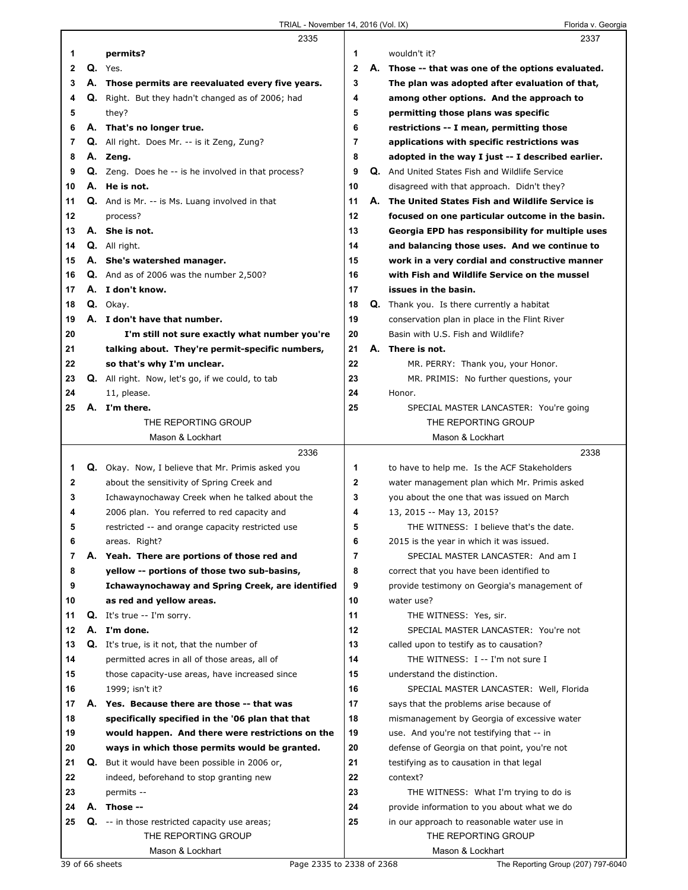**2335**

1 permits?
2 Q. Yes.
3 A. **Those permits are reevaluated every five years.**
4 Q. Right. But they hadn't changed as of 2006; had
5 they?
6 A. **That's no longer true.**
7 Q. All right. Does Mr. -- is it Zeng, Zung?
8 A. **Zeng.**
9 Q. Zeng. Does he -- is he involved in that process?
10 A. **He is not.**
11 Q. And is Mr. -- is Ms. Luang involved in that
12 process?
13 A. **She is not.**
14 Q. All right.
15 A. **She's watershed manager.**
16 Q. And as of 2006 was the number 2,500?
17 A. **I don't know.**
18 Q. Okay.
19 A. **I don't have that number.**
20 **I'm still not sure exactly what number you're**
21 **talking about. They're permit-specific numbers,**
22 **so that's why I'm unclear.**
23 Q. All right. Now, let's go, if we could, to tab
24 11, please.
25 A. **I'm there.**

**2336**

1 Q. Okay. Now, I believe that Mr. Primis asked you
2 about the sensitivity of Spring Creek and
3 Ichawaynochaway Creek when he talked about the
4 2006 plan. You referred to red capacity and
5 restricted -- and orange capacity restricted use
6 areas. Right?
7 A. **Yeah. There are portions of those red and**
8 **yellow -- portions of those two sub-basins,**
9 **Ichawaynochaway and Spring Creek, are identified**
10 **as red and yellow areas.**
11 Q. It's true -- I'm sorry.
12 A. **I'm done.**
13 Q. It's true, is it not, that the number of
14 permitted acres in all of those areas, all of
15 those capacity-use areas, have increased since
16 1999; isn't it?
17 A. **Yes. Because there are those -- that was**
18 **specifically specified in the '06 plan that that**
19 **would happen. And there were restrictions on the**
20 **ways in which those permits would be granted.**
21 Q. But it would have been possible in 2006 or,
22 indeed, beforehand to stop granting new
23 permits --
24 A. **Those --**
25 Q. -- in those restricted capacity use areas;

**2337**

1 wouldn't it?
2 A. **Those -- that was one of the options evaluated.**
3 **The plan was adopted after evaluation of that,**
4 **among other options. And the approach to**
5 **permitting those plans was specific**
6 **restrictions -- I mean, permitting those**
7 **applications with specific restrictions was**
8 **adopted in the way I just -- I described earlier.**
9 Q. And United States Fish and Wildlife Service
10 disagreed with that approach. Didn't they?
11 A. **The United States Fish and Wildlife Service is**
12 **focused on one particular outcome in the basin.**
13 **Georgia EPD has responsibility for multiple uses**
14 **and balancing those uses. And we continue to**
15 **work in a very cordial and constructive manner**
16 **with Fish and Wildlife Service on the mussel**
17 **issues in the basin.**
18 Q. Thank you. Is there currently a habitat
19 conservation plan in place in the Flint River
20 Basin with U.S. Fish and Wildlife?
21 A. **There is not.**
22 MR. PERRY: Thank you, your Honor.
23 MR. PRIMIS: No further questions, your
24 Honor.
25 SPECIAL MASTER LANCASTER: You're going

**2338**

1 to have to help me. Is the ACF Stakeholders
2 water management plan which Mr. Primis asked
3 you about the one that was issued on March
4 13, 2015 -- May 13, 2015?
5 THE WITNESS: I believe that's the date.
6 2015 is the year in which it was issued.
7 SPECIAL MASTER LANCASTER: And am I
8 correct that you have been identified to
9 provide testimony on Georgia's management of
10 water use?
11 THE WITNESS: Yes, sir.
12 SPECIAL MASTER LANCASTER: You're not
13 called upon to testify as to causation?
14 THE WITNESS: I -- I'm not sure I
15 understand the distinction.
16 SPECIAL MASTER LANCASTER: Well, Florida
17 says that the problems arise because of
18 mismanagement by Georgia of excessive water
19 use. And you're not testifying that -- in
20 defense of Georgia on that point, you're not
21 testifying as to causation in that legal
22 context?
23 THE WITNESS: What I'm trying to do is
24 provide information to you about what we do
25 in our approach to reasonable water use in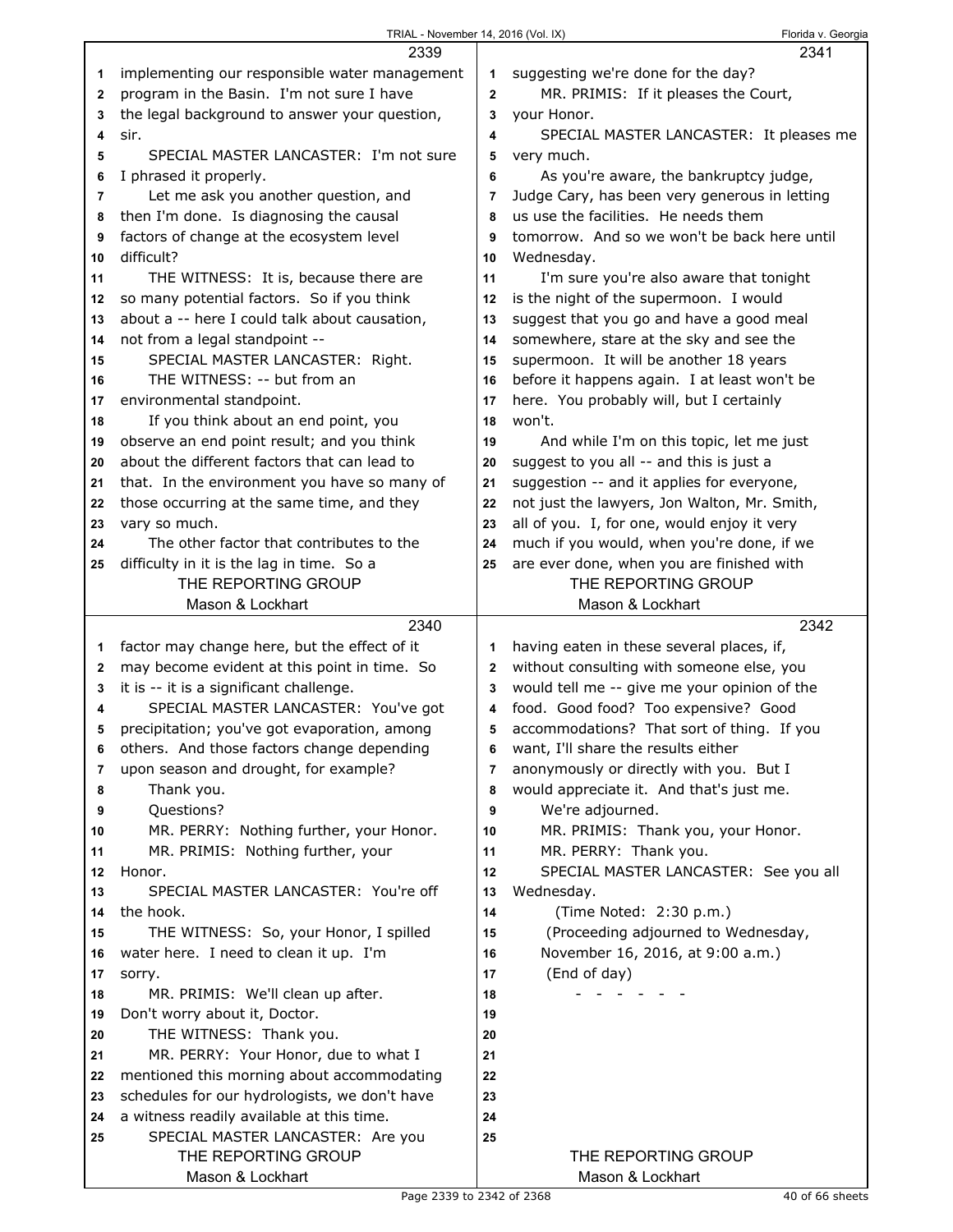implementing our responsible water management program in the Basin. I'm not sure I have the legal background to answer your question, sir.

SPECIAL MASTER LANCASTER: I'm not sure I phrased it properly.

Let me ask you another question, and then I'm done. Is diagnosing the causal factors of change at the ecosystem level difficult?

THE WITNESS: It is, because there are so many potential factors. So if you think about a -- here I could talk about causation, not from a legal standpoint --

SPECIAL MASTER LANCASTER: Right.

THE WITNESS: -- but from an environmental standpoint.

If you think about an end point, you observe an end point result; and you think about the different factors that can lead to that. In the environment you have so many of those occurring at the same time, and they vary so much.

The other factor that contributes to the difficulty in it is the lag in time. So a factor may change here, but the effect of it may become evident at this point in time. So it is -- it is a significant challenge.

SPECIAL MASTER LANCASTER: You've got precipitation; you've got evaporation, among others. And those factors change depending upon season and drought, for example?

Thank you.

Questions?

MR. PERRY: Nothing further, your Honor.

MR. PRIMIS: Nothing further, your Honor.

SPECIAL MASTER LANCASTER: You're off the hook.

THE WITNESS: So, your Honor, I spilled water here. I need to clean it up. I'm sorry.

MR. PRIMIS: We'll clean up after. Don't worry about it, Doctor.

THE WITNESS: Thank you.

MR. PERRY: Your Honor, due to what I mentioned this morning about accommodating schedules for our hydrologists, we don't have a witness readily available at this time.

SPECIAL MASTER LANCASTER: Are you suggesting we're done for the day?

MR. PRIMIS: If it pleases the Court, your Honor.

SPECIAL MASTER LANCASTER: It pleases me very much.

As you're aware, the bankruptcy judge, Judge Cary, has been very generous in letting us use the facilities. He needs them tomorrow. And so we won't be back here until Wednesday.

I'm sure you're also aware that tonight is the night of the supermoon. I would suggest that you go and have a good meal somewhere, stare at the sky and see the supermoon. It will be another 18 years before it happens again. I at least won't be here. You probably will, but I certainly won't.

And while I'm on this topic, let me just suggest to you all -- and this is just a suggestion -- and it applies for everyone, not just the lawyers, Jon Walton, Mr. Smith, all of you. I, for one, would enjoy it very much if you would, when you're done, if we are ever done, when you are finished with having eaten in these several places, if, without consulting with someone else, you would tell me -- give me your opinion of the food. Good food? Too expensive? Good accommodations? That sort of thing. If you want, I'll share the results either anonymously or directly with you. But I would appreciate it. And that's just me.

We're adjourned.

MR. PRIMIS: Thank you, your Honor.

MR. PERRY: Thank you.

SPECIAL MASTER LANCASTER: See you all Wednesday.

(Time Noted: 2:30 p.m.)

(Proceeding adjourned to Wednesday, November 16, 2016, at 9:00 a.m.)

(End of day)

\- - - - - - -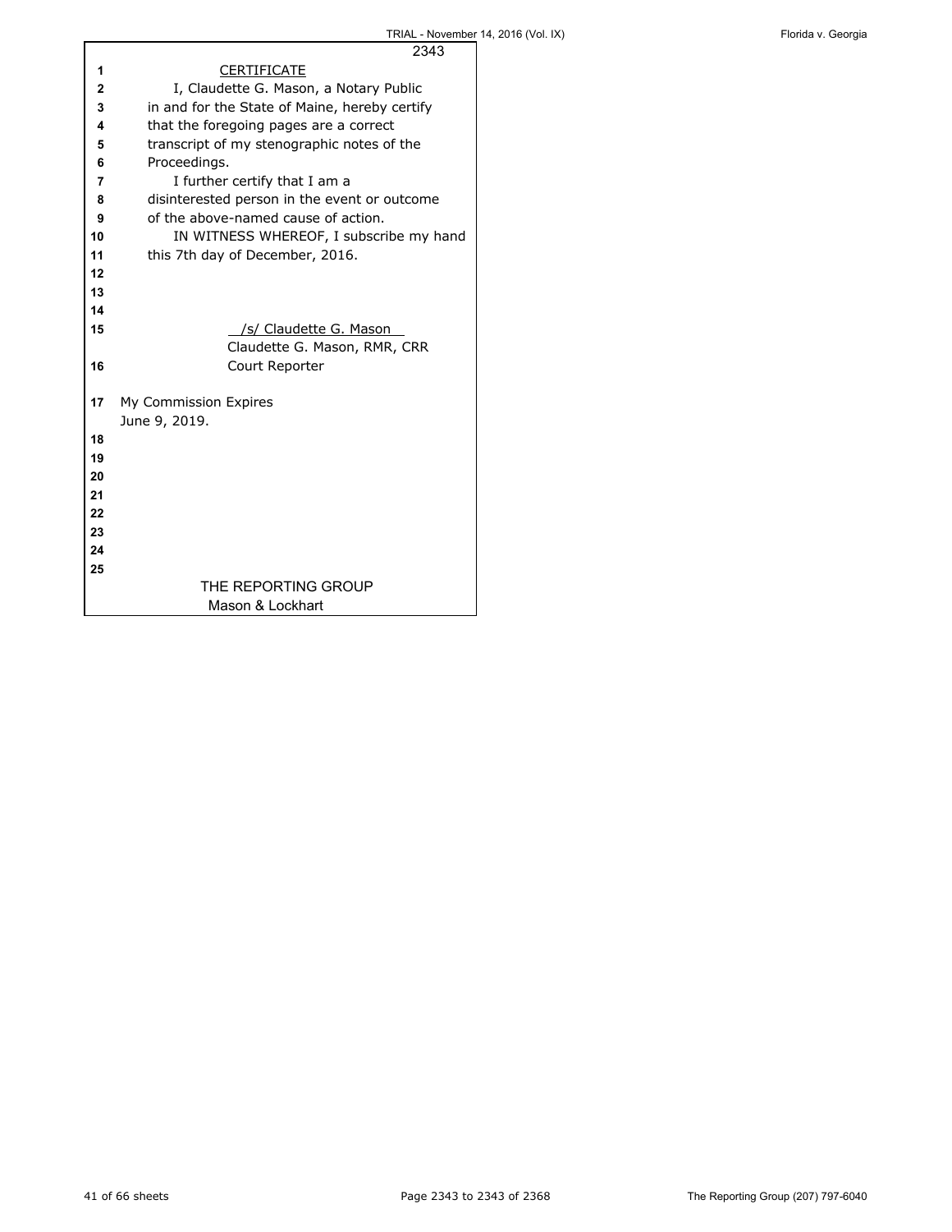# CERTIFICATE

I, Claudette G. Mason, a Notary Public in and for the State of Maine, hereby certify that the foregoing pages are a correct transcript of my stenographic notes of the Proceedings.

I further certify that I am a disinterested person in the event or outcome of the above-named cause of action.

IN WITNESS WHEREOF, I subscribe my hand this 7th day of December, 2016.

/s/ Claudette G. Mason
Claudette G. Mason, RMR, CRR
Court Reporter

My Commission Expires
June 9, 2019.

THE REPORTING GROUP
Mason & Lockhart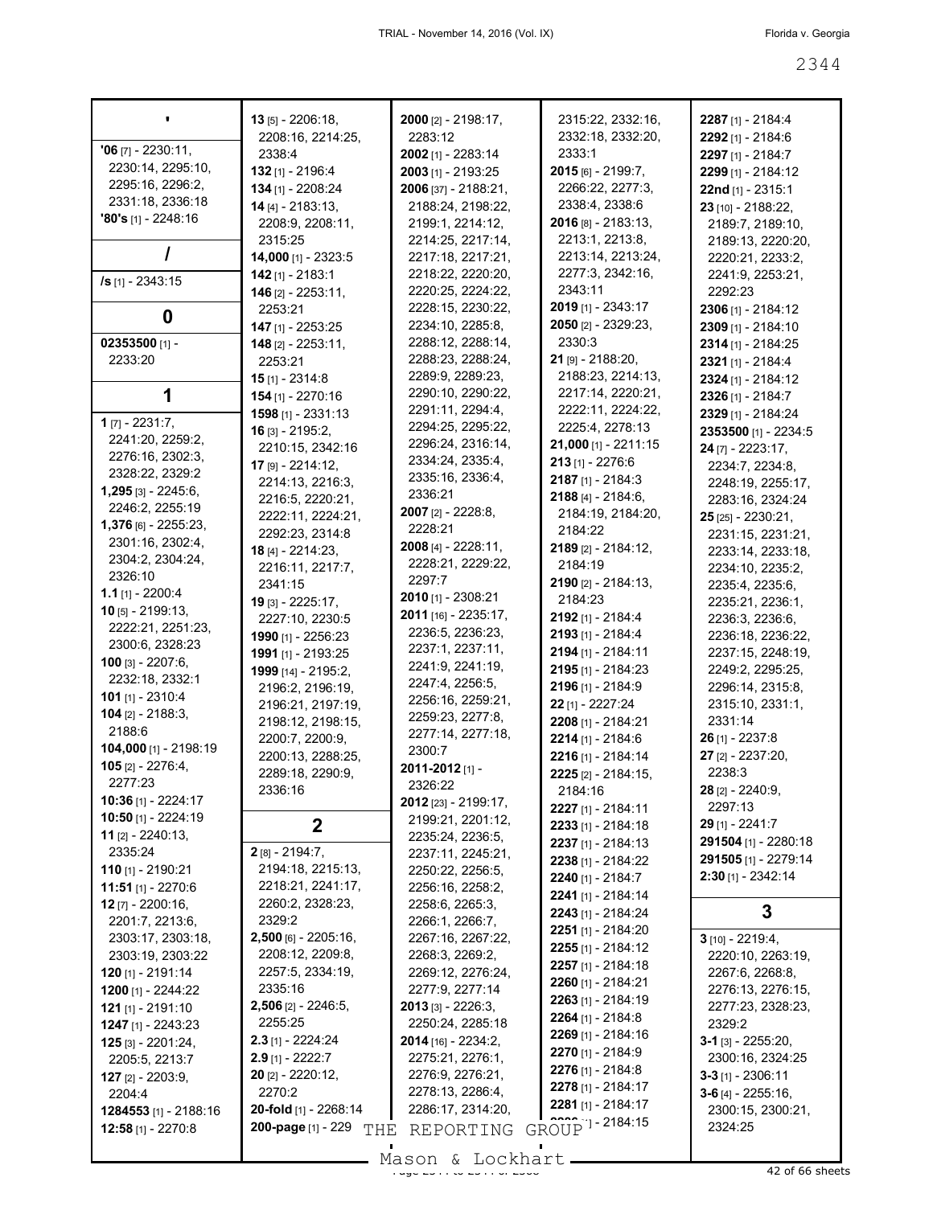## '

**'06** [7] - 2230:11, 2230:14, 2295:10, 2295:16, 2296:2, 2331:18, 2336:18
**'80's** [1] - 2248:16

## /

**/s** [1] - 2343:15

## 0

**02353500** [1] - 2233:20

## 1

**1** [7] - 2231:7, 2241:20, 2259:2, 2276:16, 2302:3, 2328:22, 2329:2
**1,295** [3] - 2245:6, 2246:2, 2255:19
**1,376** [6] - 2255:23, 2301:16, 2302:4, 2304:2, 2304:24, 2326:10
**1.1** [1] - 2200:4
**10** [5] - 2199:13, 2222:21, 2251:23, 2300:6, 2328:23
**100** [3] - 2207:6, 2232:18, 2332:1
**101** [1] - 2310:4
**104** [2] - 2188:3, 2188:6
**104,000** [1] - 2198:19
**105** [2] - 2276:4, 2277:23
**10:36** [1] - 2224:17
**10:50** [1] - 2224:19
**11** [2] - 2240:13, 2335:24
**110** [1] - 2190:21
**11:51** [1] - 2270:6
**12** [7] - 2200:16, 2201:7, 2213:6, 2303:17, 2303:18, 2303:19, 2303:22
**120** [1] - 2191:14
**1200** [1] - 2244:22
**121** [1] - 2191:10
**1247** [1] - 2243:23
**125** [3] - 2201:24, 2205:5, 2213:7
**127** [2] - 2203:9, 2204:4
**1284553** [1] - 2188:16
**12:58** [1] - 2270:8
**13** [5] - 2206:18, 2208:16, 2214:25, 2338:4
**132** [1] - 2196:4
**134** [1] - 2208:24
**14** [4] - 2183:13, 2208:9, 2208:11, 2315:25
**14,000** [1] - 2323:5
**142** [1] - 2183:1
**146** [2] - 2253:11, 2253:21
**147** [1] - 2253:25
**148** [2] - 2253:11, 2253:21
**15** [1] - 2314:8
**154** [1] - 2270:16
**1598** [1] - 2331:13
**16** [3] - 2195:2, 2210:15, 2342:16
**17** [9] - 2214:12, 2214:13, 2216:3, 2216:5, 2220:21, 2222:11, 2224:21, 2292:23, 2314:8
**18** [4] - 2214:23, 2216:11, 2217:7, 2341:15
**19** [3] - 2225:17, 2227:10, 2230:5
**1990** [1] - 2256:23
**1991** [1] - 2193:25
**1999** [14] - 2195:2, 2196:2, 2196:19, 2196:21, 2197:19, 2198:12, 2198:15, 2200:7, 2200:9, 2200:13, 2288:25, 2289:18, 2290:9, 2336:16

## 2

**2** [8] - 2194:7, 2194:18, 2215:13, 2218:21, 2241:17, 2260:2, 2328:23, 2329:2
**2,500** [6] - 2205:16, 2208:12, 2209:8, 2257:5, 2334:19, 2335:16
**2,506** [2] - 2246:5, 2255:25
**2.3** [1] - 2224:24
**2.9** [1] - 2222:7
**20** [2] - 2220:12, 2270:2
**20-fold** [1] - 2268:14
**200-page** [1] - 229
**2000** [2] - 2198:17, 2283:12
**2002** [1] - 2283:14
**2003** [1] - 2193:25
**2006** [37] - 2188:21, 2188:24, 2198:22, 2199:1, 2214:12, 2214:25, 2217:14, 2217:18, 2217:21, 2218:22, 2220:20, 2220:25, 2224:22, 2228:15, 2230:22, 2234:10, 2285:8, 2288:12, 2288:14, 2288:23, 2288:24, 2289:9, 2289:23, 2290:10, 2290:22, 2291:11, 2294:4, 2294:25, 2295:22, 2296:24, 2316:14, 2334:24, 2335:4, 2335:16, 2336:4, 2336:21
**2007** [2] - 2228:8, 2228:21
**2008** [4] - 2228:11, 2228:21, 2229:22, 2297:7
**2010** [1] - 2308:21
**2011** [16] - 2235:17, 2236:5, 2236:23, 2237:1, 2237:11, 2241:9, 2241:19, 2247:4, 2256:5, 2256:16, 2259:21, 2259:23, 2277:8, 2277:14, 2277:18, 2300:7
**2011-2012** [1] - 2326:22
**2012** [23] - 2199:17, 2199:21, 2201:12, 2235:24, 2236:5, 2237:11, 2245:21, 2250:22, 2256:5, 2256:16, 2258:2, 2258:6, 2265:3, 2266:1, 2266:7, 2267:16, 2267:22, 2268:3, 2269:2, 2269:12, 2276:24, 2277:9, 2277:14
**2013** [3] - 2226:3, 2250:24, 2285:18
**2014** [16] - 2234:2, 2275:21, 2276:1, 2276:9, 2276:21, 2278:13, 2286:4, 2286:17, 2314:20, 2315:22, 2332:16, 2332:18, 2332:20, 2333:1
**2015** [6] - 2199:7, 2266:22, 2277:3, 2338:4, 2338:6
**2016** [8] - 2183:13, 2213:1, 2213:8, 2213:14, 2213:24, 2277:3, 2342:16, 2343:11
**2019** [1] - 2343:17
**2050** [2] - 2329:23, 2330:3
**21** [9] - 2188:20, 2188:23, 2214:13, 2217:14, 2220:21, 2222:11, 2224:22, 2225:4, 2278:13
**21,000** [1] - 2211:15
**213** [1] - 2276:6
**2187** [1] - 2184:3
**2188** [4] - 2184:6, 2184:19, 2184:20, 2184:22
**2189** [2] - 2184:12, 2184:19
**2190** [2] - 2184:13, 2184:23
**2192** [1] - 2184:4
**2193** [1] - 2184:4
**2194** [1] - 2184:11
**2195** [1] - 2184:23
**2196** [1] - 2184:9
**22** [1] - 2227:24
**2208** [1] - 2184:21
**2214** [1] - 2184:6
**2216** [1] - 2184:14
**2225** [2] - 2184:15, 2184:16
**2227** [1] - 2184:11
**2233** [1] - 2184:18
**2237** [1] - 2184:13
**2238** [1] - 2184:22
**2240** [1] - 2184:7
**2241** [1] - 2184:14
**2243** [1] - 2184:24
**2251** [1] - 2184:20
**2255** [1] - 2184:12
**2257** [1] - 2184:18
**2260** [1] - 2184:21
**2263** [1] - 2184:19
**2264** [1] - 2184:8
**2269** [1] - 2184:16
**2270** [1] - 2184:9
**2276** [1] - 2184:8
**2278** [1] - 2184:17
**2281** [1] - 2184:17
**2282** [1] - 2184:15
**2287** [1] - 2184:4
**2292** [1] - 2184:6
**2297** [1] - 2184:7
**2299** [1] - 2184:12
**22nd** [1] - 2315:1
**23** [10] - 2188:22, 2189:7, 2189:10, 2189:13, 2220:20, 2220:21, 2233:2, 2241:9, 2253:21, 2292:23
**2306** [1] - 2184:12
**2309** [1] - 2184:10
**2314** [1] - 2184:25
**2321** [1] - 2184:4
**2324** [1] - 2184:12
**2326** [1] - 2184:7
**2329** [1] - 2184:24
**2353500** [1] - 2234:5
**24** [7] - 2223:17, 2234:7, 2234:8, 2248:19, 2255:17, 2283:16, 2324:24
**25** [25] - 2230:21, 2231:15, 2231:21, 2233:14, 2233:18, 2234:10, 2235:2, 2235:4, 2235:6, 2235:21, 2236:1, 2236:3, 2236:6, 2236:18, 2236:22, 2237:15, 2248:19, 2249:2, 2295:25, 2296:14, 2315:8, 2315:10, 2331:1, 2331:14
**26** [1] - 2237:8
**27** [2] - 2237:20, 2238:3
**28** [2] - 2240:9, 2297:13
**29** [1] - 2241:7
**291504** [1] - 2280:18
**291505** [1] - 2279:14
**2:30** [1] - 2342:14

## 3

**3** [10] - 2219:4, 2220:10, 2263:19, 2267:6, 2268:8, 2276:13, 2276:15, 2277:23, 2328:23, 2329:2
**3-1** [3] - 2255:20, 2300:16, 2324:25
**3-3** [1] - 2306:11
**3-6** [4] - 2255:16, 2300:15, 2300:21, 2324:25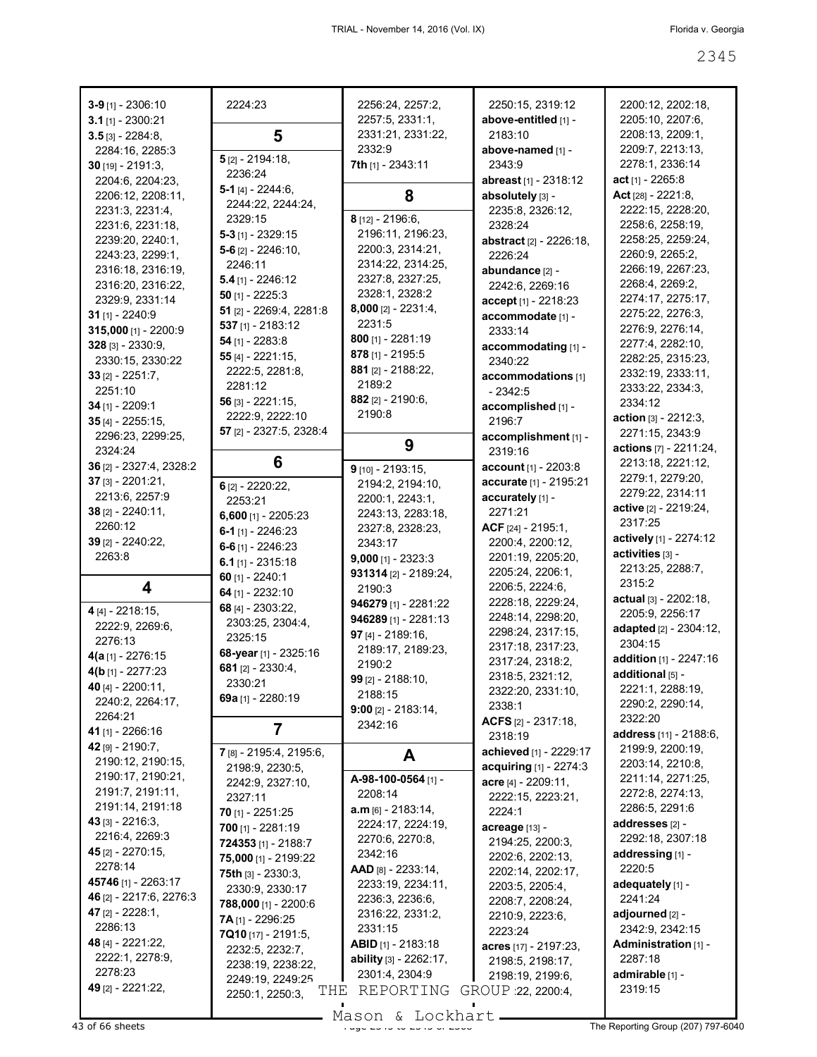**3-9** [1] - 2306:10
**3.1** [1] - 2300:21
**3.5** [3] - 2284:8, 2284:16, 2285:3
**30** [19] - 2191:3, 2204:6, 2204:23, 2206:12, 2208:11, 2231:3, 2231:4, 2231:6, 2231:18, 2239:20, 2240:1, 2243:23, 2299:1, 2316:18, 2316:19, 2316:20, 2316:22, 2329:9, 2331:14
**31** [1] - 2240:9
**315,000** [1] - 2200:9
**328** [3] - 2330:9, 2330:15, 2330:22
**33** [2] - 2251:7, 2251:10
**34** [1] - 2209:1
**35** [4] - 2255:15, 2296:23, 2299:25, 2324:24
**36** [2] - 2327:4, 2328:2
**37** [3] - 2201:21, 2213:6, 2257:9
**38** [2] - 2240:11, 2260:12
**39** [2] - 2240:22, 2263:8

## 4

**4** [4] - 2218:15, 2222:9, 2269:6, 2276:13
**4(a** [1] - 2276:15
**4(b** [1] - 2277:23
**40** [4] - 2200:11, 2240:2, 2264:17, 2264:21
**41** [1] - 2266:16
**42** [9] - 2190:7, 2190:12, 2190:15, 2190:17, 2190:21, 2191:7, 2191:11, 2191:14, 2191:18
**43** [3] - 2216:3, 2216:4, 2269:3
**45** [2] - 2270:15, 2278:14
**45746** [1] - 2263:17
**46** [2] - 2217:6, 2276:3
**47** [2] - 2228:1, 2286:13
**48** [4] - 2221:22, 2222:1, 2278:9, 2278:23
**49** [2] - 2221:22, 2224:23

## 5

**5** [2] - 2194:18, 2236:24
**5-1** [4] - 2244:6, 2244:22, 2244:24, 2329:15
**5-3** [1] - 2329:15
**5-6** [2] - 2246:10, 2246:11
**5.4** [1] - 2246:12
**50** [1] - 2225:3
**51** [2] - 2269:4, 2281:8
**537** [1] - 2183:12
**54** [1] - 2283:8
**55** [4] - 2221:15, 2222:5, 2281:8, 2281:12
**56** [3] - 2221:15, 2222:9, 2222:10
**57** [2] - 2327:5, 2328:4

## 6

**6** [2] - 2220:22, 2253:21
**6,600** [1] - 2205:23
**6-1** [1] - 2246:23
**6-6** [1] - 2246:23
**6.1** [1] - 2315:18
**60** [1] - 2240:1
**64** [1] - 2232:10
**68** [4] - 2303:22, 2303:25, 2304:4, 2325:15
**68-year** [1] - 2325:16
**681** [2] - 2330:4, 2330:21
**69a** [1] - 2280:19

## 7

**7** [8] - 2195:4, 2195:6, 2198:9, 2230:5, 2242:9, 2327:10, 2327:11
**70** [1] - 2251:25
**700** [1] - 2281:19
**724353** [1] - 2188:7
**75,000** [1] - 2199:22
**75th** [3] - 2330:3, 2330:9, 2330:17
**788,000** [1] - 2200:6
**7A** [1] - 2296:25
**7Q10** [17] - 2191:5, 2232:5, 2232:7, 2238:19, 2238:22, 2249:19, 2249:25, 2250:1, 2250:3, 2250:15, 2319:12, 2256:24, 2257:2, 2257:5, 2331:1, 2331:21, 2331:22, 2332:9
**7th** [1] - 2343:11

## 8

**8** [12] - 2196:6, 2196:11, 2196:23, 2200:3, 2314:21, 2314:22, 2314:25, 2327:8, 2327:25, 2328:1, 2328:2
**8,000** [2] - 2231:4, 2231:5
**800** [1] - 2281:19
**878** [1] - 2195:5
**881** [2] - 2188:22, 2189:2
**882** [2] - 2190:6, 2190:8

## 9

**9** [10] - 2193:15, 2194:2, 2194:10, 2200:1, 2243:1, 2243:13, 2283:18, 2327:8, 2328:23, 2343:17
**9,000** [1] - 2323:3
**931314** [2] - 2189:24, 2190:3
**946279** [1] - 2281:22
**946289** [1] - 2281:13
**97** [4] - 2189:16, 2189:17, 2189:23, 2190:2
**99** [2] - 2188:10, 2188:15
**9:00** [2] - 2183:14, 2342:16

## A

**A-98-100-0564** [1] - 2208:14
**a.m** [6] - 2183:14, 2224:17, 2224:19, 2270:6, 2270:8, 2342:16
**AAD** [8] - 2233:14, 2233:19, 2234:11, 2236:3, 2236:6, 2316:22, 2331:2, 2331:15
**ABID** [1] - 2183:18
**ability** [3] - 2262:17, 2301:4, 2304:9
**above-entitled** [1] - 2183:10
**above-named** [1] - 2343:9
**abreast** [1] - 2318:12
**absolutely** [3] - 2235:8, 2326:12, 2328:24
**abstract** [2] - 2226:18, 2226:24
**abundance** [2] - 2242:6, 2269:16
**accept** [1] - 2218:23
**accommodate** [1] - 2333:14
**accommodating** [1] - 2340:22
**accommodations** [1] - 2342:5
**accomplished** [1] - 2196:7
**accomplishment** [1] - 2319:16
**account** [1] - 2203:8
**accurate** [1] - 2195:21
**accurately** [1] - 2271:21
**ACF** [24] - 2195:1, 2200:4, 2200:12, 2201:19, 2205:20, 2205:24, 2206:1, 2206:5, 2224:6, 2228:18, 2229:24, 2248:14, 2298:20, 2298:24, 2317:15, 2317:18, 2317:23, 2317:24, 2318:2, 2318:5, 2321:12, 2322:20, 2331:10, 2338:1
**ACFS** [2] - 2317:18, 2318:19
**achieved** [1] - 2229:17
**acquiring** [1] - 2274:3
**acre** [4] - 2209:11, 2222:15, 2223:21, 2224:1
**acreage** [13] - 2194:25, 2200:3, 2202:6, 2202:13, 2202:14, 2202:17, 2203:5, 2205:4, 2208:7, 2208:24, 2210:9, 2223:6, 2223:24
**acres** [17] - 2197:23, 2198:5, 2198:17, 2198:19, 2199:6, 2199:22, 2200:4, 2200:12, 2202:18, 2205:10, 2207:6, 2208:13, 2209:1, 2209:7, 2213:13, 2278:1, 2336:14
**act** [1] - 2265:8
**Act** [28] - 2221:8, 2222:15, 2228:20, 2258:6, 2258:19, 2258:25, 2259:24, 2260:9, 2265:2, 2266:19, 2267:23, 2268:4, 2269:2, 2274:17, 2275:17, 2275:22, 2276:3, 2276:9, 2276:14, 2277:4, 2282:10, 2282:25, 2315:23, 2332:19, 2333:11, 2333:22, 2334:3, 2334:12
**action** [3] - 2212:3, 2271:15, 2343:9
**actions** [7] - 2211:24, 2213:18, 2221:12, 2279:1, 2279:20, 2279:22, 2314:11
**active** [2] - 2219:24, 2317:25
**actively** [1] - 2274:12
**activities** [3] - 2213:25, 2288:7, 2315:2
**actual** [3] - 2202:18, 2205:9, 2256:17
**adapted** [2] - 2304:12, 2304:15
**addition** [1] - 2247:16
**additional** [5] - 2221:1, 2288:19, 2290:2, 2290:14, 2322:20
**address** [11] - 2188:6, 2199:9, 2200:19, 2203:14, 2210:8, 2211:14, 2271:25, 2272:8, 2274:13, 2286:5, 2291:6
**addresses** [2] - 2292:18, 2307:18
**addressing** [1] - 2220:5
**adequately** [1] - 2241:24
**adjourned** [2] - 2342:9, 2342:15
**Administration** [1] - 2287:18
**admirable** [1] - 2319:15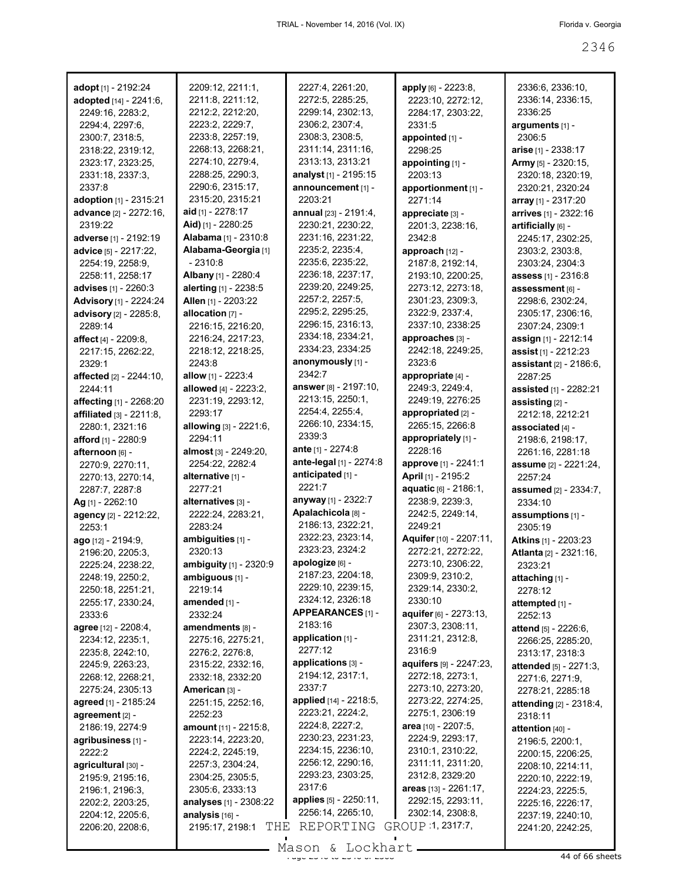**adopt** [1] - 2192:24
**adopted** [14] - 2241:6, 2249:16, 2283:2, 2294:4, 2297:6, 2300:7, 2318:5, 2318:22, 2319:12, 2323:17, 2323:25, 2331:18, 2337:3, 2337:8
**adoption** [1] - 2315:21
**advance** [2] - 2272:16, 2319:22
**adverse** [1] - 2192:19
**advice** [5] - 2217:22, 2254:19, 2258:9, 2258:11, 2258:17
**advises** [1] - 2260:3
**Advisory** [1] - 2224:24
**advisory** [2] - 2285:8, 2289:14
**affect** [4] - 2209:8, 2217:15, 2262:22, 2329:1
**affected** [2] - 2244:10, 2244:11
**affecting** [1] - 2268:20
**affiliated** [3] - 2211:8, 2280:1, 2321:16
**afford** [1] - 2280:9
**afternoon** [6] - 2270:9, 2270:11, 2270:13, 2270:14, 2287:7, 2287:8
**Ag** [1] - 2262:10
**agency** [2] - 2212:22, 2253:1
**ago** [12] - 2194:9, 2196:20, 2205:3, 2225:24, 2238:22, 2248:19, 2250:2, 2250:18, 2251:21, 2255:17, 2330:24, 2333:6
**agree** [12] - 2208:4, 2234:12, 2235:1, 2235:8, 2242:10, 2245:9, 2263:23, 2268:12, 2268:21, 2275:24, 2305:13
**agreed** [1] - 2185:24
**agreement** [2] - 2186:19, 2274:9
**agribusiness** [1] - 2222:2
**agricultural** [30] - 2195:9, 2195:16, 2196:1, 2196:3, 2202:2, 2203:25, 2204:12, 2205:6, 2206:20, 2208:6, 2209:12, 2211:1, 2211:8, 2211:12, 2212:2, 2212:20, 2223:2, 2229:7, 2233:8, 2257:19, 2268:13, 2268:21, 2274:10, 2279:4, 2288:25, 2290:3, 2290:6, 2315:17, 2315:20, 2315:21
**aid** [1] - 2278:17
**Aid)** [1] - 2280:25
**Alabama** [1] - 2310:8
**Alabama-Georgia** [1] - 2310:8
**Albany** [1] - 2280:4
**alerting** [1] - 2238:5
**Allen** [1] - 2203:22
**allocation** [7] - 2216:15, 2216:20, 2216:24, 2217:23, 2218:12, 2218:25, 2243:8
**allow** [1] - 2223:4
**allowed** [4] - 2223:2, 2231:19, 2293:12, 2293:17
**allowing** [3] - 2221:6, 2294:11
**almost** [3] - 2249:20, 2254:22, 2282:4
**alternative** [1] - 2277:21
**alternatives** [3] - 2222:24, 2283:21, 2283:24
**ambiguities** [1] - 2320:13
**ambiguity** [1] - 2320:9
**ambiguous** [1] - 2219:14
**amended** [1] - 2332:24
**amendments** [8] - 2275:16, 2275:21, 2276:2, 2276:8, 2315:22, 2332:16, 2332:18, 2332:20
**American** [3] - 2251:15, 2252:16, 2252:23
**amount** [11] - 2215:8, 2223:14, 2223:20, 2224:2, 2245:19, 2257:3, 2304:24, 2304:25, 2305:5, 2305:6, 2333:13
**analyses** [1] - 2308:22
**analysis** [16] - 2195:17, 2198:1, 2227:4, 2261:20, 2272:5, 2285:25, 2299:14, 2302:13, 2306:2, 2307:4, 2308:3, 2308:5, 2311:14, 2311:16, 2313:13, 2313:21
**analyst** [1] - 2195:15
**announcement** [1] - 2203:21
**annual** [23] - 2191:4, 2230:21, 2230:22, 2231:16, 2231:22, 2235:2, 2235:4, 2235:6, 2235:22, 2236:18, 2237:17, 2239:20, 2249:25, 2257:2, 2257:5, 2295:2, 2295:25, 2296:15, 2316:13, 2334:18, 2334:21, 2334:23, 2334:25
**anonymously** [1] - 2342:7
**answer** [8] - 2197:10, 2213:15, 2250:1, 2254:4, 2255:4, 2266:10, 2334:15, 2339:3
**ante** [1] - 2274:8
**ante-legal** [1] - 2274:8
**anticipated** [1] - 2221:7
**anyway** [1] - 2322:7
**Apalachicola** [8] - 2186:13, 2322:21, 2322:23, 2323:14, 2323:23, 2324:2
**apologize** [6] - 2187:23, 2204:18, 2229:10, 2239:15, 2324:12, 2326:18
**APPEARANCES** [1] - 2183:16
**application** [1] - 2277:12
**applications** [3] - 2194:12, 2317:1, 2337:7
**applied** [14] - 2218:5, 2223:21, 2224:2, 2224:8, 2227:2, 2230:23, 2231:23, 2234:15, 2236:10, 2256:12, 2290:16, 2293:23, 2303:25, 2317:6
**applies** [5] - 2250:11, 2256:14, 2265:10, 2317:7,
**apply** [6] - 2223:8, 2223:10, 2272:12, 2284:17, 2303:22, 2331:5
**appointed** [1] - 2298:25
**appointing** [1] - 2203:13
**apportionment** [1] - 2271:14
**appreciate** [3] - 2201:3, 2238:16, 2342:8
**approach** [12] - 2187:8, 2192:14, 2193:10, 2200:25, 2273:12, 2273:18, 2301:23, 2309:3, 2322:9, 2337:4, 2337:10, 2338:25
**approaches** [3] - 2242:18, 2249:25, 2323:6
**appropriate** [4] - 2249:3, 2249:4, 2249:19, 2276:25
**appropriated** [2] - 2265:15, 2266:8
**appropriately** [1] - 2228:16
**approve** [1] - 2241:1
**April** [1] - 2195:2
**aquatic** [6] - 2186:1, 2238:9, 2239:3, 2242:5, 2249:14, 2249:21
**Aquifer** [10] - 2207:11, 2272:21, 2272:22, 2273:10, 2306:22, 2309:9, 2310:2, 2329:14, 2330:2, 2330:10
**aquifer** [6] - 2273:13, 2307:3, 2308:11, 2311:21, 2312:8, 2316:9
**aquifers** [9] - 2247:23, 2272:18, 2273:1, 2273:10, 2273:20, 2273:22, 2274:25, 2275:1, 2306:19
**area** [10] - 2207:5, 2224:9, 2293:17, 2310:1, 2310:22, 2311:11, 2311:20, 2312:8, 2329:20
**areas** [13] - 2261:17, 2292:15, 2293:11, 2302:14, 2308:8, 2317:7,
2336:6, 2336:10, 2336:14, 2336:15, 2336:25
**arguments** [1] - 2306:5
**arise** [1] - 2338:17
**Army** [5] - 2320:15, 2320:18, 2320:19, 2320:21, 2320:24
**array** [1] - 2317:20
**arrives** [1] - 2322:16
**artificially** [6] - 2245:17, 2302:25, 2303:2, 2303:8, 2303:24, 2304:3
**assess** [1] - 2316:8
**assessment** [6] - 2298:6, 2302:24, 2305:17, 2306:16, 2307:24, 2309:1
**assign** [1] - 2212:14
**assist** [1] - 2212:23
**assistant** [2] - 2186:6, 2287:25
**assisted** [1] - 2282:21
**assisting** [2] - 2212:18, 2212:21
**associated** [4] - 2198:6, 2198:17, 2261:16, 2281:18
**assume** [2] - 2221:24, 2257:24
**assumed** [2] - 2334:7, 2334:10
**assumptions** [1] - 2305:19
**Atkins** [1] - 2203:23
**Atlanta** [2] - 2321:16, 2323:21
**attaching** [1] - 2278:12
**attempted** [1] - 2252:13
**attend** [5] - 2226:6, 2266:25, 2285:20, 2313:17, 2318:3
**attended** [5] - 2271:3, 2271:6, 2271:9, 2278:21, 2285:18
**attending** [2] - 2318:4, 2318:11
**attention** [40] - 2196:5, 2200:1, 2200:15, 2206:25, 2208:10, 2214:11, 2220:10, 2222:19, 2224:23, 2225:5, 2225:16, 2226:17, 2237:19, 2240:10, 2241:20, 2242:25,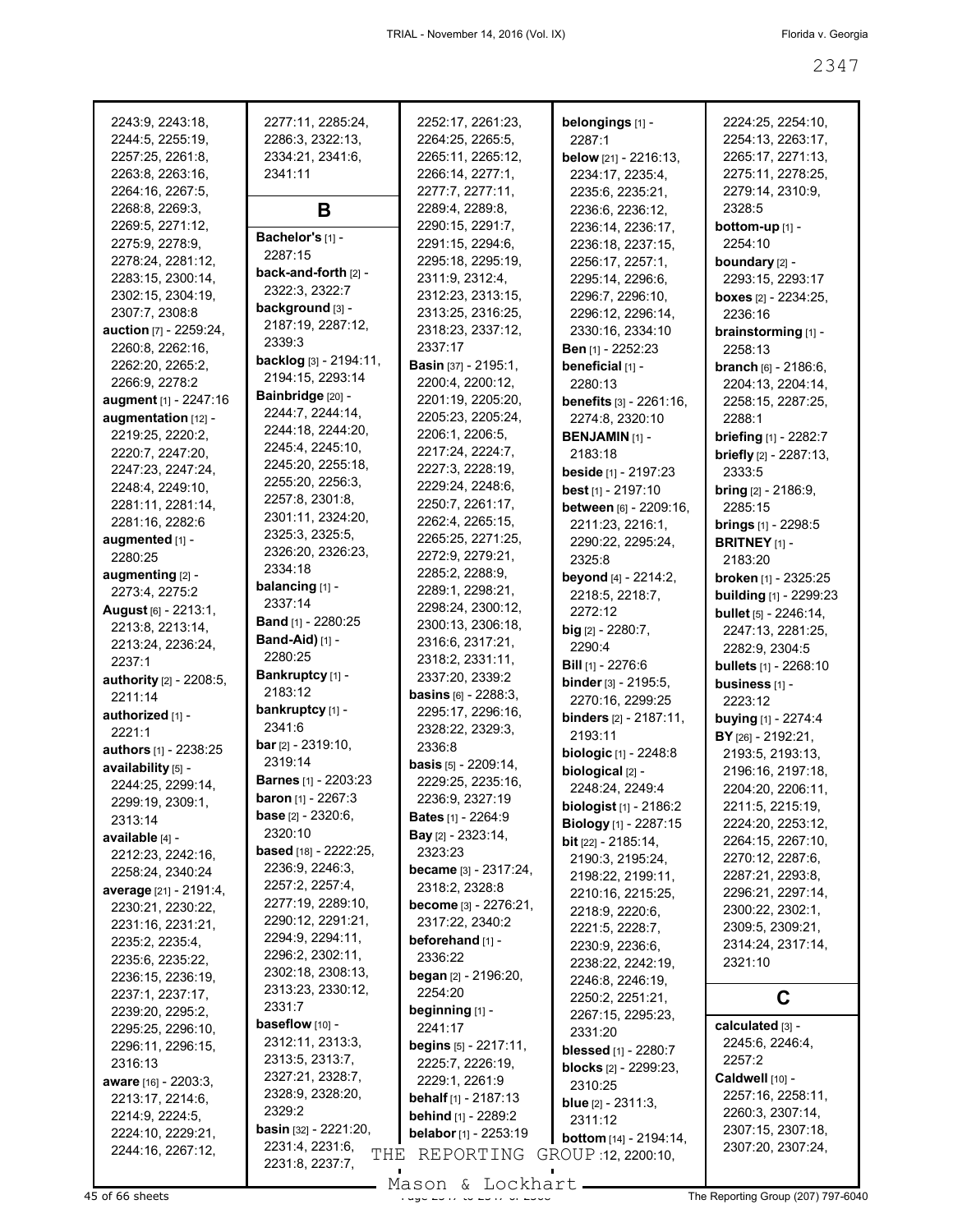2243:9, 2243:18, 2244:5, 2255:19, 2257:25, 2261:8, 2263:8, 2263:16, 2264:16, 2267:5, 2268:8, 2269:3, 2269:5, 2271:12, 2275:9, 2278:9, 2278:24, 2281:12, 2283:15, 2300:14, 2302:15, 2304:19, 2307:7, 2308:8

**auction** [7] - 2259:24, 2260:8, 2262:16, 2262:20, 2265:2, 2266:9, 2278:2

**augment** [1] - 2247:16

**augmentation** [12] - 2219:25, 2220:2, 2220:7, 2247:20, 2247:23, 2247:24, 2248:4, 2249:10, 2281:11, 2281:14, 2281:16, 2282:6

**augmented** [1] - 2280:25

**augmenting** [2] - 2273:4, 2275:2

**August** [6] - 2213:1, 2213:8, 2213:14, 2213:24, 2236:24, 2237:1

**authority** [2] - 2208:5, 2211:14

**authorized** [1] - 2221:1

**authors** [1] - 2238:25

**availability** [5] - 2244:25, 2299:14, 2299:19, 2309:1, 2313:14

**available** [4] - 2212:23, 2242:16, 2258:24, 2340:24

**average** [21] - 2191:4, 2230:21, 2230:22, 2231:16, 2231:21, 2235:2, 2235:4, 2235:6, 2235:22, 2236:15, 2236:19, 2237:1, 2237:17, 2239:20, 2295:2, 2295:25, 2296:10, 2296:11, 2296:15, 2316:13

**aware** [16] - 2203:3, 2213:17, 2214:6, 2214:9, 2224:5, 2224:10, 2229:21, 2244:16, 2267:12, 2277:11, 2285:24, 2286:3, 2322:13, 2334:21, 2341:6, 2341:11

## B

**Bachelor's** [1] - 2287:15

**back-and-forth** [2] - 2322:3, 2322:7

**background** [3] - 2187:19, 2287:12, 2339:3

**backlog** [3] - 2194:11, 2194:15, 2293:14

**Bainbridge** [20] - 2244:7, 2244:14, 2244:18, 2244:20, 2245:4, 2245:10, 2245:20, 2255:18, 2255:20, 2256:3, 2257:8, 2301:8, 2301:11, 2324:20, 2325:3, 2325:5, 2326:20, 2326:23, 2334:18

**balancing** [1] - 2337:14

**Band** [1] - 2280:25

**Band-Aid)** [1] - 2280:25

**Bankruptcy** [1] - 2183:12

**bankruptcy** [1] - 2341:6

**bar** [2] - 2319:10, 2319:14

**Barnes** [1] - 2203:23

**baron** [1] - 2267:3

**base** [2] - 2320:6, 2320:10

**based** [18] - 2222:25, 2236:9, 2246:3, 2257:2, 2257:4, 2277:19, 2289:10, 2290:12, 2291:21, 2294:9, 2294:11, 2296:2, 2302:11, 2302:18, 2308:13, 2313:23, 2330:12, 2331:7

**baseflow** [10] - 2312:11, 2313:3, 2313:5, 2313:7, 2327:21, 2328:7, 2328:9, 2328:20, 2329:2

**basin** [32] - 2221:20, 2231:4, 2231:6, 2231:8, 2237:7, 2252:17, 2261:23, 2264:25, 2265:5, 2265:11, 2265:12, 2266:14, 2277:1, 2277:7, 2277:11, 2289:4, 2289:8, 2290:15, 2291:7, 2291:15, 2294:6, 2295:18, 2295:19, 2311:9, 2312:4, 2312:23, 2313:15, 2313:25, 2316:25, 2318:23, 2337:12, 2337:17

**Basin** [37] - 2195:1, 2200:4, 2200:12, 2201:19, 2205:20, 2205:23, 2205:24, 2206:1, 2206:5, 2217:24, 2224:7, 2227:3, 2228:19, 2229:24, 2248:6, 2250:7, 2261:17, 2262:4, 2265:15, 2265:25, 2271:25, 2272:9, 2279:21, 2285:2, 2288:9, 2289:1, 2298:21, 2298:24, 2300:12, 2300:13, 2306:18, 2316:6, 2317:21, 2318:2, 2331:11, 2337:20, 2339:2

**basins** [6] - 2288:3, 2295:17, 2296:16, 2328:22, 2329:3, 2336:8

**basis** [5] - 2209:14, 2229:25, 2235:16, 2236:9, 2327:19

**Bates** [1] - 2264:9

**Bay** [2] - 2323:14, 2323:23

**became** [3] - 2317:24, 2318:2, 2328:8

**become** [3] - 2276:21, 2317:22, 2340:2

**beforehand** [1] - 2336:22

**began** [2] - 2196:20, 2254:20

**beginning** [1] - 2241:17

**begins** [5] - 2217:11, 2225:7, 2226:19, 2229:1, 2261:9

**behalf** [1] - 2187:13

**behind** [1] - 2289:2

**belabor** [1] - 2253:19

**belongings** [1] - 2287:1

**below** [21] - 2216:13, 2234:17, 2235:4, 2235:6, 2235:21, 2236:6, 2236:12, 2236:14, 2236:17, 2236:18, 2237:15, 2256:17, 2257:1, 2295:14, 2296:6, 2296:7, 2296:10, 2296:12, 2296:14, 2330:16, 2334:10

**Ben** [1] - 2252:23

**beneficial** [1] - 2280:13

**benefits** [3] - 2261:16, 2274:8, 2320:10

**BENJAMIN** [1] - 2183:18

**beside** [1] - 2197:23

**best** [1] - 2197:10

**between** [6] - 2209:16, 2211:23, 2216:1, 2290:22, 2295:24, 2325:8

**beyond** [4] - 2214:2, 2218:5, 2218:7, 2272:12

**big** [2] - 2280:7, 2290:4

**Bill** [1] - 2276:6

**binder** [3] - 2195:5, 2270:16, 2299:25

**binders** [2] - 2187:11, 2193:11

**biologic** [1] - 2248:8

**biological** [2] - 2248:24, 2249:4

**biologist** [1] - 2186:2

**Biology** [1] - 2287:15

**bit** [22] - 2185:14, 2190:3, 2195:24, 2198:22, 2199:11, 2210:16, 2215:25, 2218:9, 2220:6, 2221:5, 2228:7, 2230:9, 2236:6, 2238:22, 2242:19, 2246:8, 2246:19, 2250:2, 2251:21, 2267:15, 2295:23, 2331:20

**blessed** [1] - 2280:7

**blocks** [2] - 2299:23, 2310:25

**blue** [2] - 2311:3, 2311:12

**bottom** [14] - 2194:14, 2200:10, 2224:25, 2254:10, 2254:13, 2263:17, 2265:17, 2271:13, 2275:11, 2278:25, 2279:14, 2310:9, 2328:5

**bottom-up** [1] - 2254:10

**boundary** [2] - 2293:15, 2293:17

**boxes** [2] - 2234:25, 2236:16

**brainstorming** [1] - 2258:13

**branch** [6] - 2186:6, 2204:13, 2204:14, 2258:15, 2287:25, 2288:1

**briefing** [1] - 2282:7

**briefly** [2] - 2287:13, 2333:5

**bring** [2] - 2186:9, 2285:15

**brings** [1] - 2298:5

**BRITNEY** [1] - 2183:20

**broken** [1] - 2325:25

**building** [1] - 2299:23

**bullet** [5] - 2246:14, 2247:13, 2281:25, 2282:9, 2304:5

**bullets** [1] - 2268:10

**business** [1] - 2223:12

**buying** [1] - 2274:4

**BY** [26] - 2192:21, 2193:5, 2193:13, 2196:16, 2197:18, 2204:20, 2206:11, 2211:5, 2215:19, 2224:20, 2253:12, 2264:15, 2267:10, 2270:12, 2287:6, 2287:21, 2293:8, 2296:21, 2297:14, 2300:22, 2302:1, 2309:5, 2309:21, 2314:24, 2317:14, 2321:10

## C

**calculated** [3] - 2245:6, 2246:4, 2257:2

**Caldwell** [10] - 2257:16, 2258:11, 2260:3, 2307:14, 2307:15, 2307:18, 2307:20, 2307:24,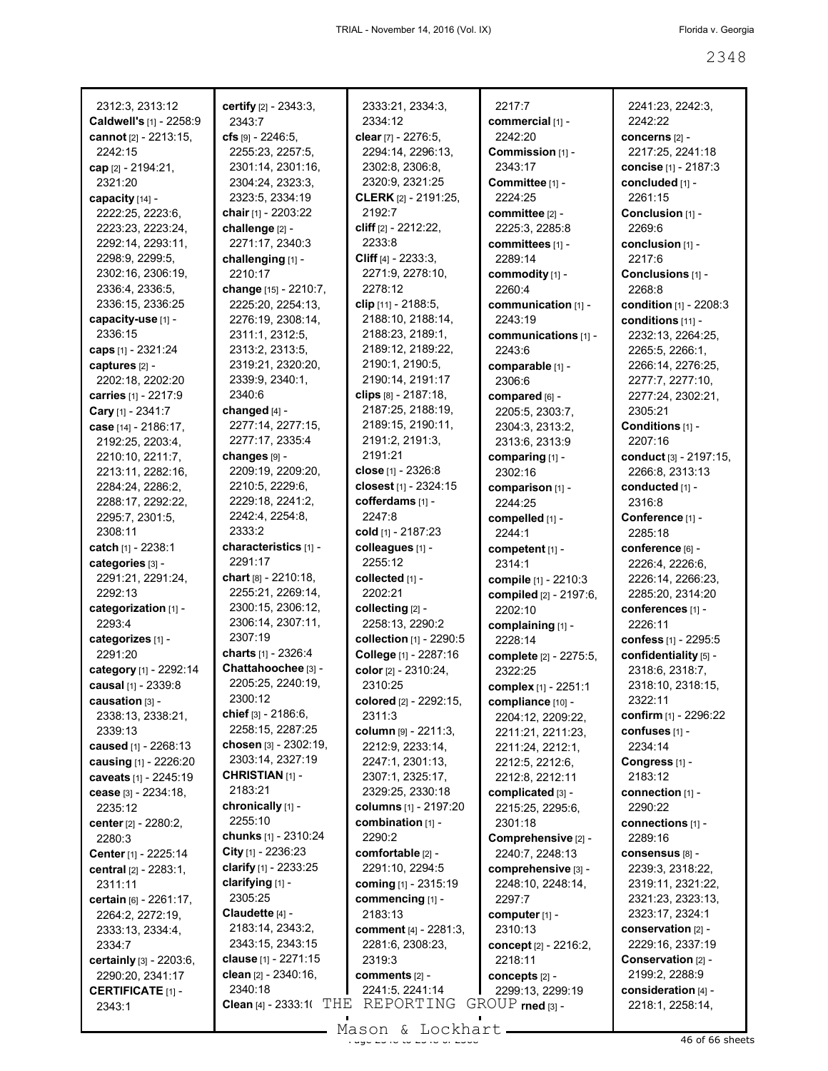2312:3, 2313:12
**Caldwell's** [1] - 2258:9
**cannot** [2] - 2213:15, 2242:15
**cap** [2] - 2194:21, 2321:20
**capacity** [14] - 2222:25, 2223:6, 2223:23, 2223:24, 2292:14, 2293:11, 2298:9, 2299:5, 2302:16, 2306:19, 2336:4, 2336:5, 2336:15, 2336:25
**capacity-use** [1] - 2336:15
**caps** [1] - 2321:24
**captures** [2] - 2202:18, 2202:20
**carries** [1] - 2217:9
**Cary** [1] - 2341:7
**case** [14] - 2186:17, 2192:25, 2203:4, 2210:10, 2211:7, 2213:11, 2282:16, 2284:24, 2286:2, 2288:17, 2292:22, 2295:7, 2301:5, 2308:11
**catch** [1] - 2238:1
**categories** [3] - 2291:21, 2291:24, 2292:13
**categorization** [1] - 2293:4
**categorizes** [1] - 2291:20
**category** [1] - 2292:14
**causal** [1] - 2339:8
**causation** [3] - 2338:13, 2338:21, 2339:13
**caused** [1] - 2268:13
**causing** [1] - 2226:20
**caveats** [1] - 2245:19
**cease** [3] - 2234:18, 2235:12
**center** [2] - 2280:2, 2280:3
**Center** [1] - 2225:14
**central** [2] - 2283:1, 2311:11
**certain** [6] - 2261:17, 2264:2, 2272:19, 2333:13, 2334:4, 2334:7
**certainly** [3] - 2203:6, 2290:20, 2341:17
**CERTIFICATE** [1] - 2343:1
**certify** [2] - 2343:3, 2343:7
**cfs** [9] - 2246:5, 2255:23, 2257:5, 2301:14, 2301:16, 2304:24, 2323:3, 2323:5, 2334:19
**chair** [1] - 2203:22
**challenge** [2] - 2271:17, 2340:3
**challenging** [1] - 2210:17
**change** [15] - 2210:7, 2225:20, 2254:13, 2276:19, 2308:14, 2311:1, 2312:5, 2313:2, 2313:5, 2319:21, 2320:20, 2339:9, 2340:1, 2340:6
**changed** [4] - 2277:14, 2277:15, 2277:17, 2335:4
**changes** [9] - 2209:19, 2209:20, 2210:5, 2229:6, 2229:18, 2241:2, 2242:4, 2254:8, 2333:2
**characteristics** [1] - 2291:17
**chart** [8] - 2210:18, 2255:21, 2269:14, 2300:15, 2306:12, 2306:14, 2307:11, 2307:19
**charts** [1] - 2326:4
**Chattahoochee** [3] - 2205:25, 2240:19, 2300:12
**chief** [3] - 2186:6, 2258:15, 2287:25
**chosen** [3] - 2302:19, 2303:14, 2327:19
**CHRISTIAN** [1] - 2183:21
**chronically** [1] - 2255:10
**chunks** [1] - 2310:24
**City** [1] - 2236:23
**clarify** [1] - 2233:25
**clarifying** [1] - 2305:25
**Claudette** [4] - 2183:14, 2343:2, 2343:15, 2343:15
**clause** [1] - 2271:15
**clean** [2] - 2340:16, 2340:18
**Clean** [4] - 2333:1(
2333:21, 2334:3, 2334:12
**clear** [7] - 2276:5, 2294:14, 2296:13, 2302:8, 2306:8, 2320:9, 2321:25
**CLERK** [2] - 2191:25, 2192:7
**cliff** [2] - 2212:22, 2233:8
**Cliff** [4] - 2233:3, 2271:9, 2278:10, 2278:12
**clip** [11] - 2188:5, 2188:10, 2188:14, 2188:23, 2189:1, 2189:12, 2189:22, 2190:1, 2190:5, 2190:14, 2191:17
**clips** [8] - 2187:18, 2187:25, 2188:19, 2189:15, 2190:11, 2191:2, 2191:3, 2191:21
**close** [1] - 2326:8
**closest** [1] - 2324:15
**cofferdams** [1] - 2247:8
**cold** [1] - 2187:23
**colleagues** [1] - 2255:12
**collected** [1] - 2202:21
**collecting** [2] - 2258:13, 2290:2
**collection** [1] - 2290:5
**College** [1] - 2287:16
**color** [2] - 2310:24, 2310:25
**colored** [2] - 2292:15, 2311:3
**column** [9] - 2211:3, 2212:9, 2233:14, 2247:1, 2301:13, 2307:1, 2325:17, 2329:25, 2330:18
**columns** [1] - 2197:20
**combination** [1] - 2290:2
**comfortable** [2] - 2291:10, 2294:5
**coming** [1] - 2315:19
**commencing** [1] - 2183:13
**comment** [4] - 2281:3, 2281:6, 2308:23, 2319:3
**comments** [2] - 2241:5, 2241:14
2217:7
**commercial** [1] - 2242:20
**Commission** [1] - 2343:17
**Committee** [1] - 2224:25
**committee** [2] - 2225:3, 2285:8
**committees** [1] - 2289:14
**commodity** [1] - 2260:4
**communication** [1] - 2243:19
**communications** [1] - 2243:6
**comparable** [1] - 2306:6
**compared** [6] - 2205:5, 2303:7, 2304:3, 2313:2, 2313:6, 2313:9
**comparing** [1] - 2302:16
**comparison** [1] - 2244:25
**compelled** [1] - 2244:1
**competent** [1] - 2314:1
**compile** [1] - 2210:3
**compiled** [2] - 2197:6, 2202:10
**complaining** [1] - 2228:14
**complete** [2] - 2275:5, 2322:25
**complex** [1] - 2251:1
**compliance** [10] - 2204:12, 2209:22, 2211:21, 2211:23, 2211:24, 2212:1, 2212:5, 2212:6, 2212:8, 2212:11
**complicated** [3] - 2215:25, 2295:6, 2301:18
**Comprehensive** [2] - 2240:7, 2248:13
**comprehensive** [3] - 2248:10, 2248:14, 2297:7
**computer** [1] - 2310:13
**concept** [2] - 2216:2, 2218:11
**concepts** [2] - 2299:13, 2299:19
...**rned** [3] -
2241:23, 2242:3, 2242:22
**concerns** [2] - 2217:25, 2241:18
**concise** [1] - 2187:3
**concluded** [1] - 2261:15
**Conclusion** [1] - 2269:6
**conclusion** [1] - 2217:6
**Conclusions** [1] - 2268:8
**condition** [1] - 2208:3
**conditions** [11] - 2232:13, 2264:25, 2265:5, 2266:1, 2266:14, 2266:25, 2276:25, 2277:7, 2277:10, 2277:24, 2302:21, 2305:21
**Conditions** [1] - 2207:16
**conduct** [3] - 2197:15, 2266:8, 2313:13
**conducted** [1] - 2316:8
**Conference** [1] - 2285:18
**conference** [6] - 2226:4, 2226:6, 2226:14, 2266:23, 2285:20, 2314:20
**conferences** [1] - 2226:11
**confess** [1] - 2295:5
**confidentiality** [5] - 2318:6, 2318:7, 2318:10, 2318:15, 2322:11
**confirm** [1] - 2296:22
**confuses** [1] - 2234:14
**Congress** [1] - 2183:12
**connection** [1] - 2290:22
**connections** [1] - 2289:16
**consensus** [8] - 2239:3, 2318:22, 2319:11, 2321:22, 2321:23, 2323:13, 2323:17, 2324:1
**conservation** [2] - 2229:16, 2337:19
**Conservation** [2] - 2199:2, 2288:9
**consideration** [4] - 2218:1, 2258:14,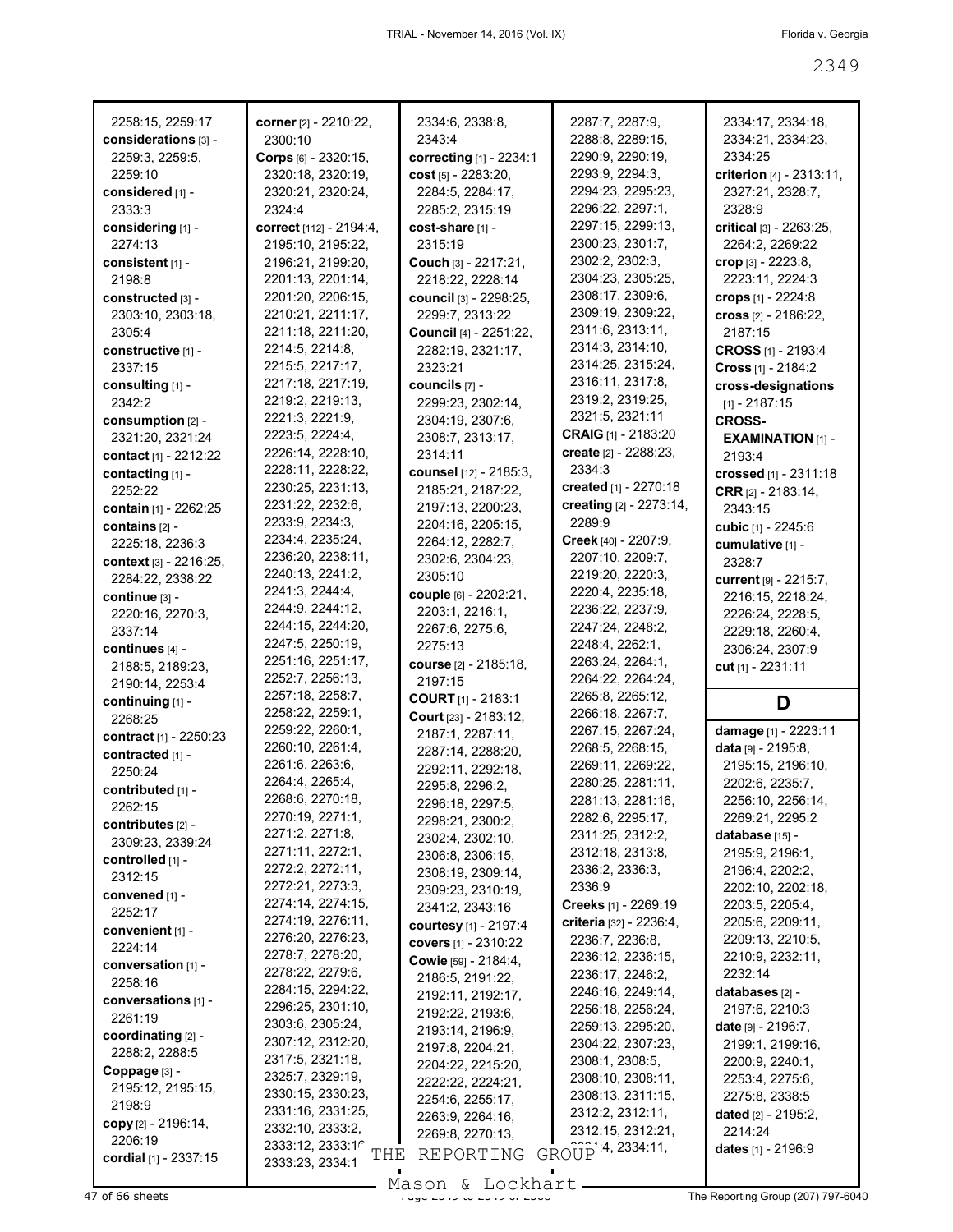2258:15, 2259:17
**considerations** [3] - 2259:3, 2259:5, 2259:10
**considered** [1] - 2333:3
**considering** [1] - 2274:13
**consistent** [1] - 2198:8
**constructed** [3] - 2303:10, 2303:18, 2305:4
**constructive** [1] - 2337:15
**consulting** [1] - 2342:2
**consumption** [2] - 2321:20, 2321:24
**contact** [1] - 2212:22
**contacting** [1] - 2252:22
**contain** [1] - 2262:25
**contains** [2] - 2225:18, 2236:3
**context** [3] - 2216:25, 2284:22, 2338:22
**continue** [3] - 2220:16, 2270:3, 2337:14
**continues** [4] - 2188:5, 2189:23, 2190:14, 2253:4
**continuing** [1] - 2268:25
**contract** [1] - 2250:23
**contracted** [1] - 2250:24
**contributed** [1] - 2262:15
**contributes** [2] - 2309:23, 2339:24
**controlled** [1] - 2312:15
**convened** [1] - 2252:17
**convenient** [1] - 2224:14
**conversation** [1] - 2258:16
**conversations** [1] - 2261:19
**coordinating** [2] - 2288:2, 2288:5
**Coppage** [3] - 2195:12, 2195:15, 2198:9
**copy** [2] - 2196:14, 2206:19
**cordial** [1] - 2337:15
**corner** [2] - 2210:22, 2300:10
**Corps** [6] - 2320:15, 2320:18, 2320:19, 2320:21, 2320:24, 2324:4
**correct** [112] - 2194:4, 2195:10, 2195:22, 2196:21, 2199:20, 2201:13, 2201:14, 2201:20, 2206:15, 2210:21, 2211:17, 2211:18, 2211:20, 2214:5, 2214:8, 2215:5, 2217:17, 2217:18, 2217:19, 2219:2, 2219:13, 2221:3, 2221:9, 2223:5, 2224:4, 2226:14, 2228:10, 2228:11, 2228:22, 2230:25, 2231:13, 2231:22, 2232:6, 2233:9, 2234:3, 2234:4, 2235:24, 2236:20, 2238:11, 2240:13, 2241:2, 2241:3, 2244:4, 2244:9, 2244:12, 2244:15, 2244:20, 2247:5, 2250:19, 2251:16, 2251:17, 2252:7, 2256:13, 2257:18, 2258:7, 2258:22, 2259:1, 2259:22, 2260:1, 2260:10, 2261:4, 2261:6, 2263:6, 2264:4, 2265:4, 2268:6, 2270:18, 2270:19, 2271:1, 2271:2, 2271:8, 2271:11, 2272:1, 2272:2, 2272:11, 2272:21, 2273:3, 2274:14, 2274:15, 2274:19, 2276:11, 2276:20, 2276:23, 2278:7, 2278:20, 2278:22, 2279:6, 2284:15, 2294:22, 2296:25, 2301:10, 2303:6, 2305:24, 2307:12, 2312:20, 2317:5, 2321:18, 2325:7, 2329:19, 2330:15, 2330:23, 2331:16, 2331:25, 2332:10, 2333:2, 2333:12, 2333:1?, 2333:23, 2334:1?, 2334:6, 2338:8, 2343:4
**correcting** [1] - 2234:1
**cost** [5] - 2283:20, 2284:5, 2284:17, 2285:2, 2315:19
**cost-share** [1] - 2315:19
**Couch** [3] - 2217:21, 2218:22, 2228:14
**council** [3] - 2298:25, 2299:7, 2313:22
**Council** [4] - 2251:22, 2282:19, 2321:17, 2323:21
**councils** [7] - 2299:23, 2302:14, 2304:19, 2307:6, 2308:7, 2313:17, 2314:11
**counsel** [12] - 2185:3, 2185:21, 2187:22, 2197:13, 2200:23, 2204:16, 2205:15, 2264:12, 2282:7, 2302:6, 2304:23, 2305:10
**couple** [6] - 2202:21, 2203:1, 2216:1, 2267:6, 2275:6, 2275:13
**course** [2] - 2185:18, 2197:15
**COURT** [1] - 2183:1
**Court** [23] - 2183:12, 2187:1, 2287:11, 2287:14, 2288:20, 2292:11, 2292:18, 2295:8, 2296:2, 2296:18, 2297:5, 2298:21, 2300:2, 2302:4, 2302:10, 2306:8, 2306:15, 2308:19, 2309:14, 2309:23, 2310:19, 2341:2, 2343:16
**courtesy** [1] - 2197:4
**covers** [1] - 2310:22
**Cowie** [59] - 2184:4, 2186:5, 2191:22, 2192:11, 2192:17, 2192:22, 2193:6, 2193:14, 2196:9, 2197:8, 2204:21, 2204:22, 2215:20, 2222:22, 2224:21, 2254:6, 2255:17, 2263:9, 2264:16, 2269:8, 2270:13, 2287:7, 2287:9, 2288:8, 2289:15, 2290:9, 2290:19, 2293:9, 2294:3, 2294:23, 2295:23, 2296:22, 2297:1, 2297:15, 2299:13, 2300:23, 2301:7, 2302:2, 2302:3, 2304:23, 2305:25, 2308:17, 2309:6, 2309:19, 2309:22, 2311:6, 2313:11, 2314:3, 2314:10, 2314:25, 2315:24, 2316:11, 2317:8, 2319:2, 2319:25, 2321:5, 2321:11
**CRAIG** [1] - 2183:20
**create** [2] - 2288:23, 2334:3
**created** [1] - 2270:18
**creating** [2] - 2273:14, 2289:9
**Creek** [40] - 2207:9, 2207:10, 2209:7, 2219:20, 2220:3, 2220:4, 2235:18, 2236:22, 2237:9, 2247:24, 2248:2, 2248:4, 2262:1, 2263:24, 2264:1, 2264:22, 2264:24, 2265:8, 2265:12, 2266:18, 2267:7, 2267:15, 2267:24, 2268:5, 2268:15, 2269:11, 2269:22, 2280:25, 2281:11, 2281:13, 2281:16, 2282:6, 2295:17, 2311:25, 2312:2, 2312:18, 2313:8, 2336:2, 2336:3, 2336:9
**Creeks** [1] - 2269:19
**criteria** [32] - 2236:4, 2236:7, 2236:8, 2236:12, 2236:15, 2236:17, 2246:2, 2246:16, 2249:14, 2256:18, 2256:24, 2259:13, 2295:20, 2304:22, 2307:23, 2308:1, 2308:5, 2308:10, 2308:11, 2308:13, 2311:15, 2312:2, 2312:11, 2312:15, 2312:21, 23??:4, 2334:11, 2334:17, 2334:18, 2334:21, 2334:23, 2334:25
**criterion** [4] - 2313:11, 2327:21, 2328:7, 2328:9
**critical** [3] - 2263:25, 2264:2, 2269:22
**crop** [3] - 2223:8, 2223:11, 2224:3
**crops** [1] - 2224:8
**cross** [2] - 2186:22, 2187:15
**CROSS** [1] - 2193:4
**Cross** [1] - 2184:2
**cross-designations** [1] - 2187:15
**CROSS-EXAMINATION** [1] - 2193:4
**crossed** [1] - 2311:18
**CRR** [2] - 2183:14, 2343:15
**cubic** [1] - 2245:6
**cumulative** [1] - 2328:7
**current** [9] - 2215:7, 2216:15, 2218:24, 2226:24, 2228:5, 2229:18, 2260:4, 2306:24, 2307:9
**cut** [1] - 2231:11

## D

**damage** [1] - 2223:11
**data** [9] - 2195:8, 2195:15, 2196:10, 2202:6, 2235:7, 2256:10, 2256:14, 2269:21, 2295:2
**database** [15] - 2195:9, 2196:1, 2196:4, 2202:2, 2202:10, 2202:18, 2203:5, 2205:4, 2205:6, 2209:11, 2209:13, 2210:5, 2210:9, 2232:11, 2232:14
**databases** [2] - 2197:6, 2210:3
**date** [9] - 2196:7, 2199:1, 2199:16, 2200:9, 2240:1, 2253:4, 2275:6, 2275:8, 2338:5
**dated** [2] - 2195:2, 2214:24
**dates** [1] - 2196:9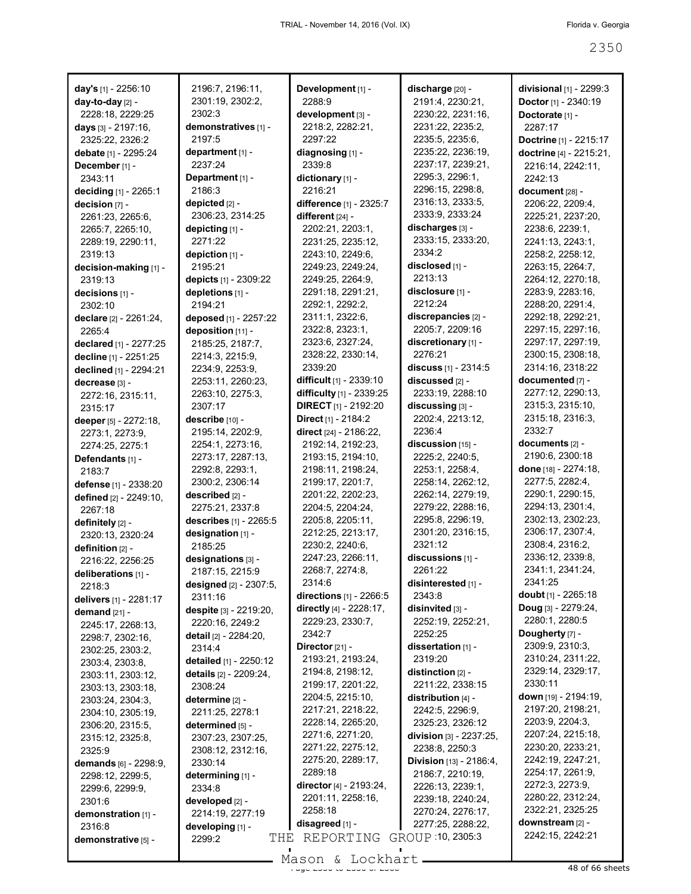**day's** [1] - 2256:10
**day-to-day** [2] - 2228:18, 2229:25
**days** [3] - 2197:16, 2325:22, 2326:2
**debate** [1] - 2295:24
**December** [1] - 2343:11
**deciding** [1] - 2265:1
**decision** [7] - 2261:23, 2265:6, 2265:7, 2265:10, 2289:19, 2290:11, 2319:13
**decision-making** [1] - 2319:13
**decisions** [1] - 2302:10
**declare** [2] - 2261:24, 2265:4
**declared** [1] - 2277:25
**decline** [1] - 2251:25
**declined** [1] - 2294:21
**decrease** [3] - 2272:16, 2315:11, 2315:17
**deeper** [5] - 2272:18, 2273:1, 2273:9, 2274:25, 2275:1
**Defendants** [1] - 2183:7
**defense** [1] - 2338:20
**defined** [2] - 2249:10, 2267:18
**definitely** [2] - 2320:13, 2320:24
**definition** [2] - 2216:22, 2256:25
**deliberations** [1] - 2218:3
**delivers** [1] - 2281:17
**demand** [21] - 2245:17, 2268:13, 2298:7, 2302:16, 2302:25, 2303:2, 2303:4, 2303:8, 2303:11, 2303:12, 2303:13, 2303:18, 2303:24, 2304:3, 2304:10, 2305:19, 2306:20, 2315:5, 2315:12, 2325:8, 2325:9
**demands** [6] - 2298:9, 2298:12, 2299:5, 2299:6, 2299:9, 2301:6
**demonstration** [1] - 2316:8
**demonstrative** [5] - 2196:7, 2196:11, 2301:19, 2302:2, 2302:3
**demonstratives** [1] - 2197:5
**department** [1] - 2237:24
**Department** [1] - 2186:3
**depicted** [2] - 2306:23, 2314:25
**depicting** [1] - 2271:22
**depiction** [1] - 2195:21
**depicts** [1] - 2309:22
**depletions** [1] - 2194:21
**deposed** [1] - 2257:22
**deposition** [11] - 2185:25, 2187:7, 2214:3, 2215:9, 2234:9, 2253:9, 2253:11, 2260:23, 2263:10, 2275:3, 2307:17
**describe** [10] - 2195:14, 2202:9, 2254:1, 2273:16, 2273:17, 2287:13, 2292:8, 2293:1, 2300:2, 2306:14
**described** [2] - 2275:21, 2337:8
**describes** [1] - 2265:5
**designation** [1] - 2185:25
**designations** [3] - 2187:15, 2215:9
**designed** [2] - 2307:5, 2311:16
**despite** [3] - 2219:20, 2220:16, 2249:2
**detail** [2] - 2284:20, 2314:4
**detailed** [1] - 2250:12
**details** [2] - 2209:24, 2308:24
**determine** [2] - 2211:25, 2278:1
**determined** [5] - 2307:23, 2307:25, 2308:12, 2312:16, 2330:14
**determining** [1] - 2334:8
**developed** [2] - 2214:19, 2277:19
**developing** [1] - 2299:2
**Development** [1] - 2288:9
**development** [3] - 2218:2, 2282:21, 2297:22
**diagnosing** [1] - 2339:8
**dictionary** [1] - 2216:21
**difference** [1] - 2325:7
**different** [24] - 2202:21, 2203:1, 2231:25, 2235:12, 2243:10, 2249:6, 2249:23, 2249:24, 2249:25, 2264:9, 2291:18, 2291:21, 2292:1, 2292:2, 2311:1, 2322:6, 2322:8, 2323:1, 2323:6, 2327:24, 2328:22, 2330:14, 2339:20
**difficult** [1] - 2339:10
**difficulty** [1] - 2339:25
**DIRECT** [1] - 2192:20
**Direct** [1] - 2184:2
**direct** [24] - 2186:22, 2192:14, 2192:23, 2193:15, 2194:10, 2198:11, 2198:24, 2199:17, 2201:7, 2201:22, 2202:23, 2204:5, 2204:24, 2205:8, 2205:11, 2212:25, 2213:17, 2230:2, 2240:6, 2247:23, 2266:11, 2268:7, 2274:8, 2314:6
**directions** [1] - 2266:5
**directly** [4] - 2228:17, 2229:23, 2330:7, 2342:7
**Director** [21] - 2193:21, 2193:24, 2194:8, 2198:12, 2199:17, 2201:22, 2204:5, 2215:10, 2217:21, 2218:22, 2228:14, 2265:20, 2271:6, 2271:20, 2271:22, 2275:12, 2275:20, 2289:17, 2289:18
**director** [4] - 2193:24, 2201:11, 2258:16, 2258:18
**disagreed** [1] - 2301:20, 2305:3
**discharge** [20] - 2191:4, 2230:21, 2230:22, 2231:16, 2231:22, 2235:2, 2235:5, 2235:6, 2235:22, 2236:19, 2237:17, 2239:21, 2295:3, 2296:1, 2296:15, 2298:8, 2316:13, 2333:5, 2333:9, 2333:24
**discharges** [3] - 2333:15, 2333:20, 2334:2
**disclosed** [1] - 2213:13
**disclosure** [1] - 2212:24
**discrepancies** [2] - 2205:7, 2209:16
**discretionary** [1] - 2276:21
**discuss** [1] - 2314:5
**discussed** [2] - 2233:19, 2288:10
**discussing** [3] - 2202:4, 2213:12, 2236:4
**discussion** [15] - 2225:2, 2240:5, 2253:1, 2258:4, 2258:14, 2262:12, 2262:14, 2279:19, 2279:22, 2288:16, 2295:8, 2296:19, 2301:20, 2316:15, 2321:12
**discussions** [1] - 2261:22
**disinterested** [1] - 2343:8
**disinvited** [3] - 2252:19, 2252:21, 2252:25
**dissertation** [1] - 2319:20
**distinction** [2] - 2211:22, 2338:15
**distribution** [4] - 2242:5, 2296:9, 2325:23, 2326:12
**division** [3] - 2237:25, 2238:8, 2250:3
**Division** [13] - 2186:4, 2186:7, 2210:19, 2226:13, 2239:1, 2239:18, 2240:24, 2270:24, 2276:17, 2277:25, 2288:22,
**divisional** [1] - 2299:3
**Doctor** [1] - 2340:19
**Doctorate** [1] - 2287:17
**Doctrine** [1] - 2215:17
**doctrine** [4] - 2215:21, 2216:14, 2242:11, 2242:13
**document** [28] - 2206:22, 2209:4, 2225:21, 2237:20, 2238:6, 2239:1, 2241:13, 2243:1, 2258:2, 2258:12, 2263:15, 2264:7, 2264:12, 2270:18, 2283:9, 2283:16, 2288:20, 2291:4, 2292:18, 2292:21, 2297:15, 2297:16, 2297:17, 2297:19, 2300:15, 2308:18, 2314:16, 2318:22
**documented** [7] - 2277:12, 2290:13, 2315:3, 2315:10, 2315:18, 2316:3, 2332:7
**documents** [2] - 2190:6, 2300:18
**done** [18] - 2274:18, 2277:5, 2282:4, 2290:1, 2290:15, 2294:13, 2301:4, 2302:13, 2302:23, 2306:17, 2307:4, 2308:4, 2316:2, 2336:12, 2339:8, 2341:1, 2341:24, 2341:25
**doubt** [1] - 2265:18
**Doug** [3] - 2279:24, 2280:1, 2280:5
**Dougherty** [7] - 2309:9, 2310:3, 2310:24, 2311:22, 2329:14, 2329:17, 2330:11
**down** [19] - 2194:19, 2197:20, 2198:21, 2203:9, 2204:3, 2207:24, 2215:18, 2230:20, 2233:21, 2242:19, 2247:21, 2254:17, 2261:9, 2272:3, 2273:9, 2280:22, 2312:24, 2322:21, 2325:25
**downstream** [2] - 2242:15, 2242:21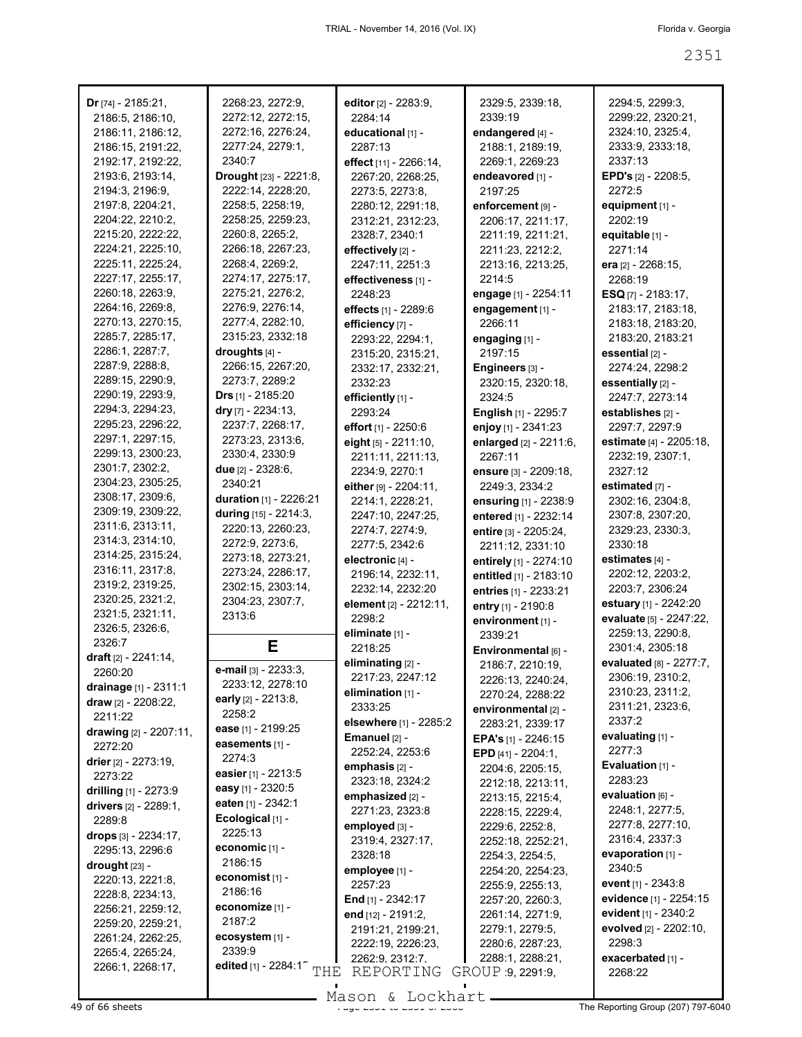**Dr** [74] - 2185:21, 2186:5, 2186:10, 2186:11, 2186:12, 2186:15, 2191:22, 2192:17, 2192:22, 2193:6, 2193:14, 2194:3, 2196:9, 2197:8, 2204:21, 2204:22, 2210:2, 2215:20, 2222:22, 2224:21, 2225:10, 2225:11, 2225:24, 2227:17, 2255:17, 2260:18, 2263:9, 2264:16, 2269:8, 2270:13, 2270:15, 2285:7, 2285:17, 2286:1, 2287:7, 2287:9, 2288:8, 2289:15, 2290:9, 2290:19, 2293:9, 2294:3, 2294:23, 2295:23, 2296:22, 2297:1, 2297:15, 2299:13, 2300:23, 2301:7, 2302:2, 2304:23, 2305:25, 2308:17, 2309:6, 2309:19, 2309:22, 2311:6, 2313:11, 2314:3, 2314:10, 2314:25, 2315:24, 2316:11, 2317:8, 2319:2, 2319:25, 2320:25, 2321:2, 2321:5, 2321:11, 2326:5, 2326:6, 2326:7
**draft** [2] - 2241:14, 2260:20
**drainage** [1] - 2311:1
**draw** [2] - 2208:22, 2211:22
**drawing** [2] - 2207:11, 2272:20
**drier** [2] - 2273:19, 2273:22
**drilling** [1] - 2273:9
**drivers** [2] - 2289:1, 2289:8
**drops** [3] - 2234:17, 2295:13, 2296:6
**drought** [23] - 2220:13, 2221:8, 2228:8, 2234:13, 2256:21, 2259:12, 2259:20, 2259:21, 2261:24, 2262:25, 2265:4, 2265:24, 2266:1, 2268:17, 2268:23, 2272:9, 2272:12, 2272:15, 2272:16, 2276:24, 2277:24, 2279:1, 2340:7
**Drought** [23] - 2221:8, 2222:14, 2228:20, 2258:5, 2258:19, 2258:25, 2259:23, 2260:8, 2265:2, 2266:18, 2267:23, 2268:4, 2269:2, 2274:17, 2275:17, 2275:21, 2276:2, 2276:9, 2276:14, 2277:4, 2282:10, 2315:23, 2332:18
**droughts** [4] - 2266:15, 2267:20, 2273:7, 2289:2
**Drs** [1] - 2185:20
**dry** [7] - 2234:13, 2237:7, 2268:17, 2273:23, 2313:6, 2330:4, 2330:9
**due** [2] - 2328:6, 2340:21
**duration** [1] - 2226:21
**during** [15] - 2214:3, 2220:13, 2260:23, 2272:9, 2273:6, 2273:18, 2273:21, 2273:24, 2286:17, 2302:15, 2303:14, 2304:23, 2307:7, 2313:6

## E

**e-mail** [3] - 2233:3, 2233:12, 2278:10
**early** [2] - 2213:8, 2258:2
**ease** [1] - 2199:25
**easements** [1] - 2274:3
**easier** [1] - 2213:5
**easy** [1] - 2320:5
**eaten** [1] - 2342:1
**Ecological** [1] - 2225:13
**economic** [1] - 2186:15
**economist** [1] - 2186:16
**economize** [1] - 2187:2
**ecosystem** [1] - 2339:9
**edited** [1] - 2284:17
**editor** [2] - 2283:9, 2284:14
**educational** [1] - 2287:13
**effect** [11] - 2266:14, 2267:20, 2268:25, 2273:5, 2273:8, 2280:12, 2291:18, 2312:21, 2312:23, 2328:7, 2340:1
**effectively** [2] - 2247:11, 2251:3
**effectiveness** [1] - 2248:23
**effects** [1] - 2289:6
**efficiency** [7] - 2293:22, 2294:1, 2315:20, 2315:21, 2332:17, 2332:21, 2332:23
**efficiently** [1] - 2293:24
**effort** [1] - 2250:6
**eight** [5] - 2211:10, 2211:11, 2211:13, 2234:9, 2270:1
**either** [9] - 2204:11, 2214:1, 2228:21, 2247:10, 2247:25, 2274:7, 2274:9, 2277:5, 2342:6
**electronic** [4] - 2196:14, 2232:11, 2232:14, 2232:20
**element** [2] - 2212:11, 2298:2
**eliminate** [1] - 2218:25
**eliminating** [2] - 2217:23, 2247:12
**elimination** [1] - 2333:25
**elsewhere** [1] - 2285:2
**Emanuel** [2] - 2252:24, 2253:6
**emphasis** [2] - 2323:18, 2324:2
**emphasized** [2] - 2271:23, 2323:8
**employed** [3] - 2319:4, 2327:17, 2328:18
**employee** [1] - 2257:23
**End** [1] - 2342:17
**end** [12] - 2191:2, 2191:21, 2199:21, 2222:19, 2226:23, 2262:9, 2312:7, 2329:5, 2339:18, 2339:19
**endangered** [4] - 2188:1, 2189:19, 2269:1, 2269:23
**endeavored** [1] - 2197:25
**enforcement** [9] - 2206:17, 2211:17, 2211:19, 2211:21, 2211:23, 2212:2, 2213:16, 2213:25, 2214:5
**engage** [1] - 2254:11
**engagement** [1] - 2266:11
**engaging** [1] - 2197:15
**Engineers** [3] - 2320:15, 2320:18, 2324:5
**English** [1] - 2295:7
**enjoy** [1] - 2341:23
**enlarged** [2] - 2211:6, 2267:11
**ensure** [3] - 2209:18, 2249:3, 2334:2
**ensuring** [1] - 2238:9
**entered** [1] - 2232:14
**entire** [3] - 2205:24, 2211:12, 2331:10
**entirely** [1] - 2274:10
**entitled** [1] - 2183:10
**entries** [1] - 2233:21
**entry** [1] - 2190:8
**environment** [1] - 2339:21
**Environmental** [6] - 2186:7, 2210:19, 2226:13, 2240:24, 2270:24, 2288:22
**environmental** [2] - 2283:21, 2339:17
**EPA's** [1] - 2246:15
**EPD** [41] - 2204:1, 2204:6, 2205:15, 2212:18, 2213:11, 2213:15, 2215:4, 2228:15, 2229:4, 2229:6, 2252:8, 2252:18, 2252:21, 2254:3, 2254:5, 2254:20, 2254:23, 2255:9, 2255:13, 2257:20, 2260:3, 2261:14, 2271:9, 2279:1, 2279:5, 2280:6, 2287:23, 2288:1, 2288:21, 2289:9, 2291:9, 2294:5, 2299:3, 2299:22, 2320:21, 2324:10, 2325:4, 2333:9, 2333:18, 2337:13
**EPD's** [2] - 2208:5, 2272:5
**equipment** [1] - 2202:19
**equitable** [1] - 2271:14
**era** [2] - 2268:15, 2268:19
**ESQ** [7] - 2183:17, 2183:17, 2183:18, 2183:18, 2183:20, 2183:20, 2183:21
**essential** [2] - 2274:24, 2298:2
**essentially** [2] - 2247:7, 2273:14
**establishes** [2] - 2297:7, 2297:9
**estimate** [4] - 2205:18, 2232:19, 2307:1, 2327:12
**estimated** [7] - 2302:16, 2304:8, 2307:8, 2307:20, 2329:23, 2330:3, 2330:18
**estimates** [4] - 2202:12, 2203:2, 2203:7, 2306:24
**estuary** [1] - 2242:20
**evaluate** [5] - 2247:22, 2259:13, 2290:8, 2301:4, 2305:18
**evaluated** [8] - 2277:7, 2306:19, 2310:2, 2310:23, 2311:2, 2311:21, 2323:6, 2337:2
**evaluating** [1] - 2277:3
**Evaluation** [1] - 2283:23
**evaluation** [6] - 2248:1, 2277:5, 2277:8, 2277:10, 2316:4, 2337:3
**evaporation** [1] - 2340:5
**event** [1] - 2343:8
**evidence** [1] - 2254:15
**evident** [1] - 2340:2
**evolved** [2] - 2202:10, 2298:3
**exacerbated** [1] - 2268:22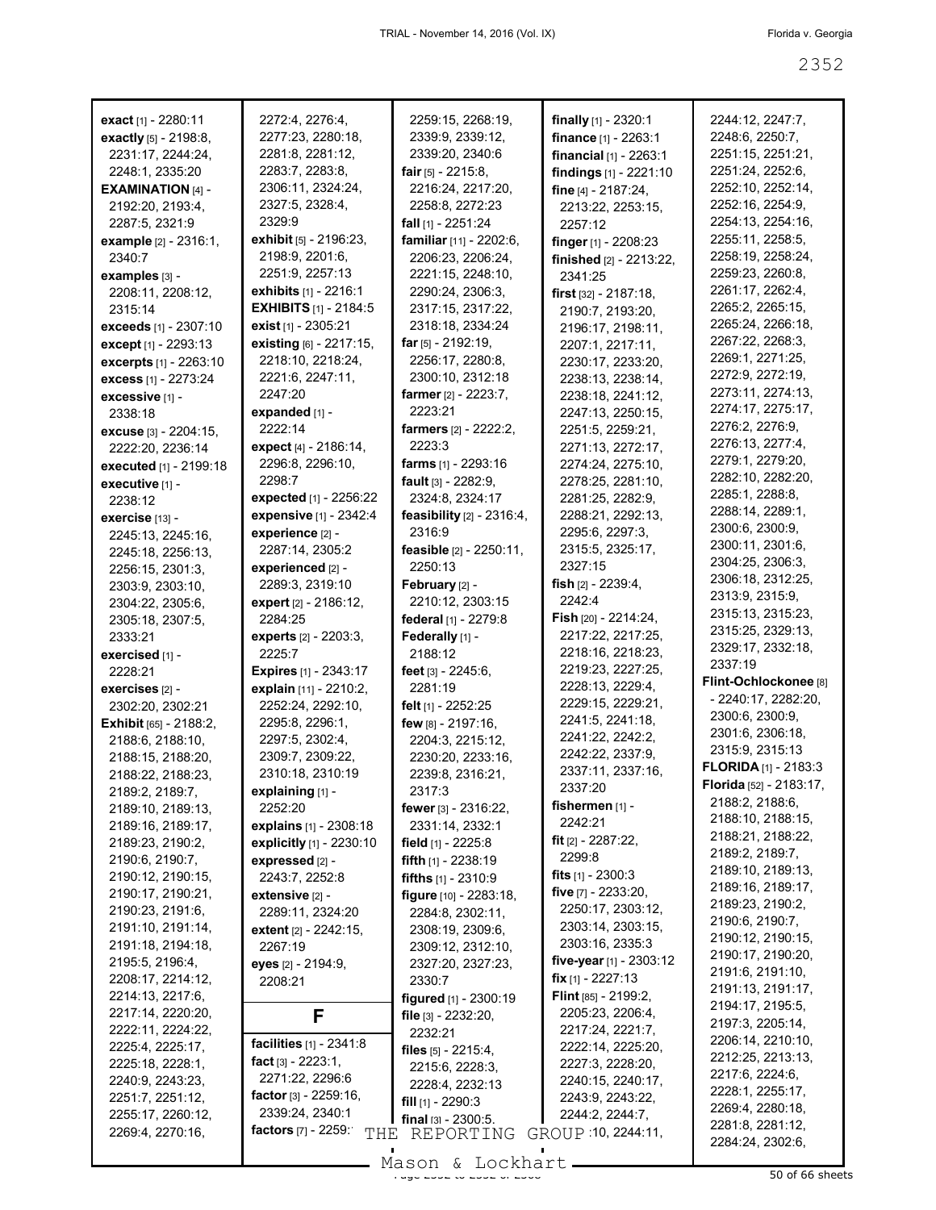**exact** [1] - 2280:11
**exactly** [5] - 2198:8, 2231:17, 2244:24, 2248:1, 2335:20
**EXAMINATION** [4] - 2192:20, 2193:4, 2287:5, 2321:9
**example** [2] - 2316:1, 2340:7
**examples** [3] - 2208:11, 2208:12, 2315:14
**exceeds** [1] - 2307:10
**except** [1] - 2293:13
**excerpts** [1] - 2263:10
**excess** [1] - 2273:24
**excessive** [1] - 2338:18
**excuse** [3] - 2204:15, 2222:20, 2236:14
**executed** [1] - 2199:18
**executive** [1] - 2238:12
**exercise** [13] - 2245:13, 2245:16, 2245:18, 2256:13, 2256:15, 2301:3, 2303:9, 2303:10, 2304:22, 2305:6, 2305:18, 2307:5, 2333:21
**exercised** [1] - 2228:21
**exercises** [2] - 2302:20, 2302:21
**Exhibit** [65] - 2188:2, 2188:6, 2188:10, 2188:15, 2188:20, 2188:22, 2188:23, 2189:2, 2189:7, 2189:10, 2189:13, 2189:16, 2189:17, 2189:23, 2190:2, 2190:6, 2190:7, 2190:12, 2190:15, 2190:17, 2190:21, 2190:23, 2191:6, 2191:10, 2191:14, 2191:18, 2194:18, 2195:5, 2196:4, 2208:17, 2214:12, 2214:13, 2217:6, 2217:14, 2220:20, 2222:11, 2224:22, 2225:4, 2225:17, 2225:18, 2228:1, 2240:9, 2243:23, 2251:7, 2251:12, 2255:17, 2260:12, 2269:4, 2270:16, 2272:4, 2276:4, 2277:23, 2280:18, 2281:8, 2281:12, 2283:7, 2283:8, 2306:11, 2324:24, 2327:5, 2328:4, 2329:9
**exhibit** [5] - 2196:23, 2198:9, 2201:6, 2251:9, 2257:13
**exhibits** [1] - 2216:1
**EXHIBITS** [1] - 2184:5
**exist** [1] - 2305:21
**existing** [6] - 2217:15, 2218:10, 2218:24, 2221:6, 2247:11, 2247:20
**expanded** [1] - 2222:14
**expect** [4] - 2186:14, 2296:8, 2296:10, 2298:7
**expected** [1] - 2256:22
**expensive** [1] - 2342:4
**experience** [2] - 2287:14, 2305:2
**experienced** [2] - 2289:3, 2319:10
**expert** [2] - 2186:12, 2284:25
**experts** [2] - 2203:3, 2225:7
**Expires** [1] - 2343:17
**explain** [11] - 2210:2, 2252:24, 2292:10, 2295:8, 2296:1, 2297:5, 2302:4, 2309:7, 2309:22, 2310:18, 2310:19
**explaining** [1] - 2252:20
**explains** [1] - 2308:18
**explicitly** [1] - 2230:10
**expressed** [2] - 2243:7, 2252:8
**extensive** [2] - 2289:11, 2324:20
**extent** [2] - 2242:15, 2267:19
**eyes** [2] - 2194:9, 2208:21

## F

**facilities** [1] - 2341:8
**fact** [3] - 2223:1, 2271:22, 2296:6
**factor** [3] - 2259:16, 2339:24, 2340:1
**factors** [7] - 2259:15, 2268:19, 2339:9, 2339:12, 2339:20, 2340:6
**fair** [5] - 2215:8, 2216:24, 2217:20, 2258:8, 2272:23
**fall** [1] - 2251:24
**familiar** [11] - 2202:6, 2206:23, 2206:24, 2221:15, 2248:10, 2290:24, 2306:3, 2317:15, 2317:22, 2318:18, 2334:24
**far** [5] - 2192:19, 2256:17, 2280:8, 2300:10, 2312:18
**farmer** [2] - 2223:7, 2223:21
**farmers** [2] - 2222:2, 2223:3
**farms** [1] - 2293:16
**fault** [3] - 2282:9, 2324:8, 2324:17
**feasibility** [2] - 2316:4, 2316:9
**feasible** [2] - 2250:11, 2250:13
**February** [2] - 2210:12, 2303:15
**federal** [1] - 2279:8
**Federally** [1] - 2188:12
**feet** [3] - 2245:6, 2281:19
**felt** [1] - 2252:25
**few** [8] - 2197:16, 2204:3, 2215:12, 2230:20, 2233:16, 2239:8, 2316:21, 2317:3
**fewer** [3] - 2316:22, 2331:14, 2332:1
**field** [1] - 2225:8
**fifth** [1] - 2238:19
**fifths** [1] - 2310:9
**figure** [10] - 2283:18, 2284:8, 2302:11, 2308:19, 2309:6, 2309:12, 2312:10, 2327:20, 2327:23, 2330:7
**figured** [1] - 2300:19
**file** [3] - 2232:20, 2232:21
**files** [5] - 2215:4, 2215:6, 2228:3, 2228:4, 2232:13
**fill** [1] - 2290:3
**final** [3] - 2300:5,
**finally** [1] - 2320:1
**finance** [1] - 2263:1
**financial** [1] - 2263:1
**findings** [1] - 2221:10
**fine** [4] - 2187:24, 2213:22, 2253:15, 2257:12
**finger** [1] - 2208:23
**finished** [2] - 2213:22, 2341:25
**first** [32] - 2187:18, 2190:7, 2193:20, 2196:17, 2198:11, 2207:1, 2217:11, 2230:17, 2233:20, 2238:13, 2238:14, 2238:18, 2241:12, 2247:13, 2250:15, 2251:5, 2259:21, 2271:13, 2272:17, 2274:24, 2275:10, 2278:25, 2281:10, 2281:25, 2282:9, 2288:21, 2292:13, 2295:6, 2297:3, 2315:5, 2325:17, 2327:15
**fish** [2] - 2239:4, 2242:4
**Fish** [20] - 2214:24, 2217:22, 2217:25, 2218:16, 2218:23, 2219:23, 2227:25, 2228:13, 2229:4, 2229:15, 2229:21, 2241:5, 2241:18, 2241:22, 2242:2, 2242:22, 2337:9, 2337:11, 2337:16, 2337:20
**fishermen** [1] - 2242:21
**fit** [2] - 2287:22, 2299:8
**fits** [1] - 2300:3
**five** [7] - 2233:20, 2250:17, 2303:12, 2303:14, 2303:15, 2303:16, 2335:3
**five-year** [1] - 2303:12
**fix** [1] - 2227:13
**Flint** [85] - 2199:2, 2205:23, 2206:4, 2217:24, 2221:7, 2222:14, 2225:20, 2227:3, 2228:20, 2240:15, 2240:17, 2243:9, 2243:22, 2244:2, 2244:7, 2244:10, 2244:11, 2244:12, 2247:7, 2248:6, 2250:7, 2251:15, 2251:21, 2251:24, 2252:6, 2252:10, 2252:14, 2252:16, 2254:9, 2254:13, 2254:16, 2255:11, 2258:5, 2258:19, 2258:24, 2259:23, 2260:8, 2261:17, 2262:4, 2265:2, 2265:15, 2265:24, 2266:18, 2267:22, 2268:3, 2269:1, 2271:25, 2272:9, 2272:19, 2273:11, 2274:13, 2274:17, 2275:17, 2276:2, 2276:9, 2276:13, 2277:4, 2279:1, 2279:20, 2282:10, 2282:20, 2285:1, 2288:8, 2288:14, 2289:1, 2300:6, 2300:9, 2300:11, 2301:6, 2304:25, 2306:3, 2306:18, 2312:25, 2313:9, 2315:9, 2315:13, 2315:23, 2315:25, 2329:13, 2329:17, 2332:18, 2337:19
**Flint-Ochlockonee** [8] - 2240:17, 2282:20, 2300:6, 2300:9, 2301:6, 2306:18, 2315:9, 2315:13
**FLORIDA** [1] - 2183:3
**Florida** [52] - 2183:17, 2188:2, 2188:6, 2188:10, 2188:15, 2188:21, 2188:22, 2189:2, 2189:7, 2189:10, 2189:13, 2189:16, 2189:17, 2189:23, 2190:2, 2190:6, 2190:7, 2190:12, 2190:15, 2190:17, 2190:20, 2191:6, 2191:10, 2191:13, 2191:17, 2194:17, 2195:5, 2197:3, 2205:14, 2206:14, 2210:10, 2212:25, 2213:13, 2217:6, 2224:6, 2228:1, 2255:17, 2269:4, 2280:18, 2281:8, 2281:12, 2284:24, 2302:6,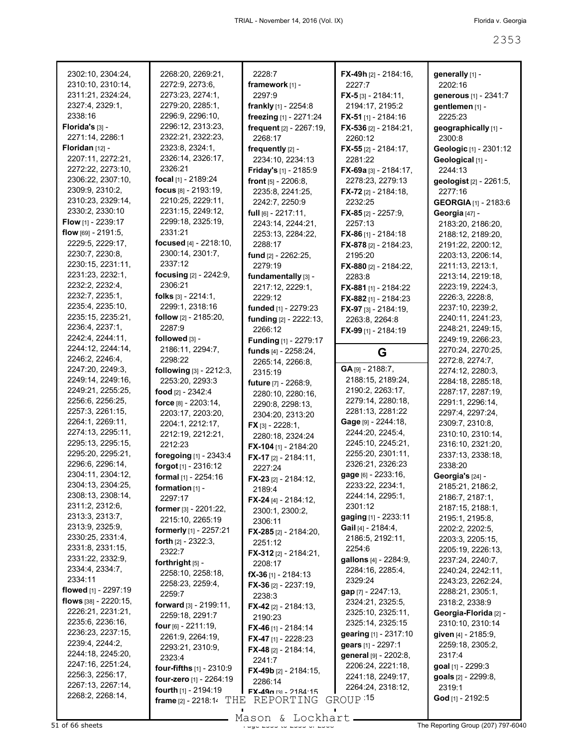2302:10, 2304:24, 2310:10, 2310:14, 2311:21, 2324:24, 2327:4, 2329:1, 2338:16

**Florida's** [3] - 2271:14, 2286:1

**Floridan** [12] - 2207:11, 2272:21, 2272:22, 2273:10, 2306:22, 2307:10, 2309:9, 2310:2, 2310:23, 2329:14, 2330:2, 2330:10

**Flow** [1] - 2239:17

**flow** [69] - 2191:5, 2229:5, 2229:17, 2230:7, 2230:8, 2230:15, 2231:11, 2231:23, 2232:1, 2232:2, 2232:4, 2232:7, 2235:1, 2235:4, 2235:10, 2235:15, 2235:21, 2236:4, 2237:1, 2242:4, 2244:11, 2244:12, 2244:14, 2246:2, 2246:4, 2247:20, 2249:3, 2249:14, 2249:16, 2249:21, 2255:25, 2256:6, 2256:25, 2257:3, 2261:15, 2264:1, 2269:11, 2274:13, 2295:11, 2295:13, 2295:15, 2295:20, 2295:21, 2296:6, 2296:14, 2304:11, 2304:12, 2304:13, 2304:25, 2308:13, 2308:14, 2311:2, 2312:6, 2313:3, 2313:7, 2313:9, 2325:9, 2330:25, 2331:4, 2331:8, 2331:15, 2331:22, 2332:9, 2334:4, 2334:7, 2334:11

**flowed** [1] - 2297:19

**flows** [38] - 2220:15, 2226:21, 2231:21, 2235:6, 2236:16, 2236:23, 2237:15, 2239:4, 2244:2, 2244:18, 2245:20, 2247:16, 2251:24, 2256:3, 2256:17, 2267:13, 2267:14, 2268:2, 2268:14, 2268:20, 2269:21, 2272:9, 2273:6, 2273:23, 2274:1, 2279:20, 2285:1, 2296:9, 2296:10, 2296:12, 2313:23, 2322:21, 2322:23, 2323:8, 2324:1, 2326:14, 2326:17, 2326:21

**focal** [1] - 2189:24

**focus** [8] - 2193:19, 2210:25, 2229:11, 2231:15, 2249:12, 2299:18, 2325:19, 2331:21

**focused** [4] - 2218:10, 2300:14, 2301:7, 2337:12

**focusing** [2] - 2242:9, 2306:21

**folks** [3] - 2214:1, 2299:1, 2318:16

**follow** [2] - 2185:20, 2287:9

**followed** [3] - 2186:11, 2294:7, 2298:22

**following** [3] - 2212:3, 2253:20, 2293:3

**food** [2] - 2342:4

**force** [8] - 2203:14, 2203:17, 2203:20, 2204:1, 2212:17, 2212:19, 2212:21, 2212:23

**foregoing** [1] - 2343:4

**forgot** [1] - 2316:12

**formal** [1] - 2254:16

**formation** [1] - 2297:17

**former** [3] - 2201:22, 2215:10, 2265:19

**formerly** [1] - 2257:21

**forth** [2] - 2322:3, 2322:7

**forthright** [5] - 2258:10, 2258:18, 2258:23, 2259:4, 2259:7

**forward** [3] - 2199:11, 2259:18, 2291:7

**four** [6] - 2211:19, 2261:9, 2264:19, 2293:21, 2310:9, 2323:4

**four-fifths** [1] - 2310:9

**four-zero** [1] - 2264:19

**fourth** [1] - 2194:19

**frame** [2] - 2218:14, 2228:7

**framework** [1] - 2297:9

**frankly** [1] - 2254:8

**freezing** [1] - 2271:24

**frequent** [2] - 2267:19, 2268:17

**frequently** [2] - 2234:10, 2234:13

**Friday's** [1] - 2185:9

**front** [5] - 2206:8, 2235:8, 2241:25, 2242:7, 2250:9

**full** [6] - 2217:11, 2243:14, 2244:21, 2253:13, 2284:22, 2288:17

**fund** [2] - 2262:25, 2279:19

**fundamentally** [3] - 2217:12, 2229:1, 2229:12

**funded** [1] - 2279:23

**funding** [2] - 2222:13, 2266:12

**Funding** [1] - 2279:17

**funds** [4] - 2258:24, 2265:14, 2266:8, 2315:19

**future** [7] - 2268:9, 2280:10, 2280:16, 2290:8, 2298:13, 2304:20, 2313:20

**FX** [3] - 2228:1, 2280:18, 2324:24

**FX-104** [1] - 2184:20

**FX-17** [2] - 2184:11, 2227:24

**FX-23** [2] - 2184:12, 2189:4

**FX-24** [4] - 2184:12, 2300:1, 2300:2, 2306:11

**FX-285** [2] - 2184:20, 2251:12

**FX-312** [2] - 2184:21, 2208:17

**fX-36** [1] - 2184:13

**FX-36** [2] - 2237:19, 2238:3

**FX-42** [2] - 2184:13, 2190:23

**FX-46** [1] - 2184:14

**FX-47** [1] - 2228:23

**FX-48** [2] - 2184:14, 2241:7

**FX-49b** [2] - 2184:15, 2286:14

**FX-49g** [3] - 2184:15, 2227:15

**FX-49h** [2] - 2184:16, 2227:7

**FX-5** [3] - 2184:11, 2194:17, 2195:2

**FX-51** [1] - 2184:16

**FX-536** [2] - 2184:21, 2260:12

**FX-55** [2] - 2184:17, 2281:22

**FX-69a** [3] - 2184:17, 2278:23, 2279:13

**FX-72** [2] - 2184:18, 2232:25

**FX-85** [2] - 2257:9, 2257:13

**FX-86** [1] - 2184:18

**FX-878** [2] - 2184:23, 2195:20

**FX-880** [2] - 2184:22, 2283:8

**FX-881** [1] - 2184:22

**FX-882** [1] - 2184:23

**FX-97** [3] - 2184:19, 2263:8, 2264:8

**FX-99** [1] - 2184:19

## G

**GA** [9] - 2188:7, 2188:15, 2189:24, 2190:2, 2263:17, 2279:14, 2280:18, 2281:13, 2281:22

**Gage** [9] - 2244:18, 2244:20, 2245:4, 2245:10, 2245:21, 2255:20, 2301:11, 2326:21, 2326:23

**gage** [6] - 2233:16, 2233:22, 2234:1, 2244:14, 2295:1, 2301:12

**gaging** [1] - 2233:11

**Gail** [4] - 2184:4, 2186:5, 2192:11, 2254:6

**gallons** [4] - 2284:9, 2284:16, 2285:4, 2329:24

**gap** [7] - 2247:13, 2324:21, 2325:5, 2325:10, 2325:11, 2325:14, 2325:15

**gearing** [1] - 2317:10

**gears** [1] - 2297:1

**general** [9] - 2202:8, 2206:24, 2221:18, 2241:18, 2249:17, 2264:24, 2318:12, 2335:15

**generally** [1] - 2202:16

**generous** [1] - 2341:7

**gentlemen** [1] - 2225:23

**geographically** [1] - 2300:8

**Geologic** [1] - 2301:12

**Geological** [1] - 2244:13

**geologist** [2] - 2261:5, 2277:16

**GEORGIA** [1] - 2183:6

**Georgia** [47] - 2183:20, 2186:20, 2188:12, 2189:20, 2191:22, 2200:12, 2203:13, 2206:14, 2211:13, 2213:1, 2213:14, 2219:18, 2223:19, 2224:3, 2226:3, 2228:8, 2237:10, 2239:2, 2240:11, 2241:23, 2248:21, 2249:15, 2249:19, 2266:23, 2270:24, 2270:25, 2272:8, 2274:7, 2274:12, 2280:3, 2284:18, 2285:18, 2287:17, 2287:19, 2291:1, 2296:14, 2297:4, 2297:24, 2309:7, 2310:8, 2310:10, 2310:14, 2316:10, 2321:20, 2337:13, 2338:18, 2338:20

**Georgia's** [24] - 2185:21, 2186:2, 2186:7, 2187:1, 2187:15, 2188:1, 2195:1, 2195:8, 2202:2, 2202:5, 2203:3, 2205:15, 2205:19, 2226:13, 2237:24, 2240:7, 2240:24, 2242:11, 2243:23, 2262:24, 2288:21, 2305:1, 2318:2, 2338:9

**Georgia-Florida** [2] - 2310:10, 2310:14

**given** [4] - 2185:9, 2259:18, 2305:2, 2317:4

**goal** [1] - 2299:3

**goals** [2] - 2299:8, 2319:1

**God** [1] - 2192:5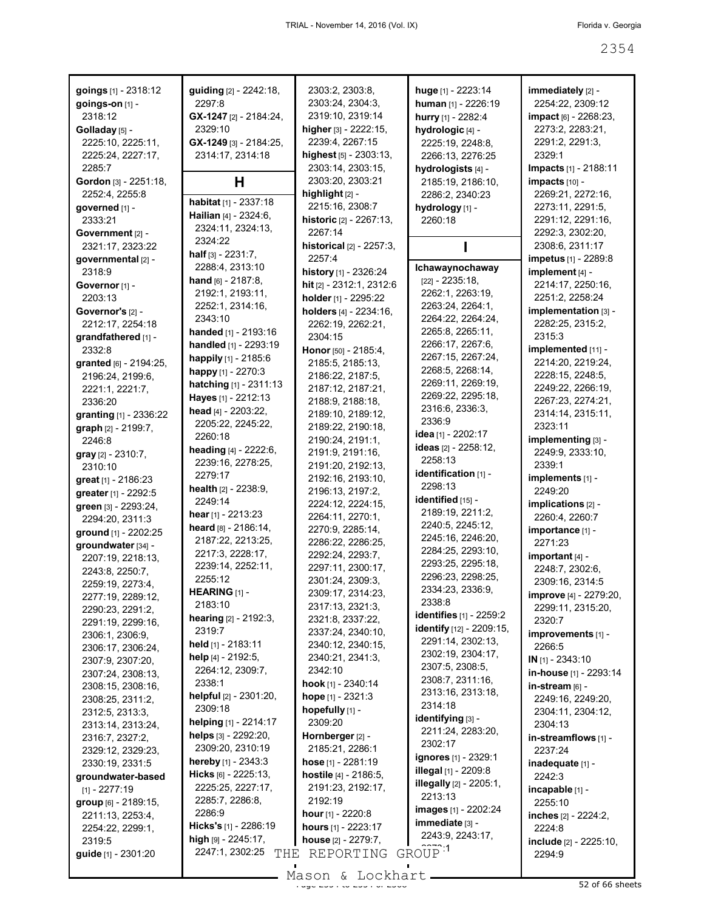**goings** [1] - 2318:12
**goings-on** [1] - 2318:12
**Golladay** [5] - 2225:10, 2225:11, 2225:24, 2227:17, 2285:7
**Gordon** [3] - 2251:18, 2252:4, 2255:8
**governed** [1] - 2333:21
**Government** [2] - 2321:17, 2323:22
**governmental** [2] - 2318:9
**Governor** [1] - 2203:13
**Governor's** [2] - 2212:17, 2254:18
**grandfathered** [1] - 2332:8
**granted** [6] - 2194:25, 2196:24, 2199:6, 2221:1, 2221:7, 2336:20
**granting** [1] - 2336:22
**graph** [2] - 2199:7, 2246:8
**gray** [2] - 2310:7, 2310:10
**great** [1] - 2186:23
**greater** [1] - 2292:5
**green** [3] - 2293:24, 2294:20, 2311:3
**ground** [1] - 2202:25
**groundwater** [34] - 2207:19, 2218:13, 2243:8, 2250:7, 2259:19, 2273:4, 2277:19, 2289:12, 2290:23, 2291:2, 2291:19, 2299:16, 2306:1, 2306:9, 2306:17, 2306:24, 2307:9, 2307:20, 2307:24, 2308:13, 2308:15, 2308:16, 2308:25, 2311:2, 2312:5, 2313:3, 2313:14, 2313:24, 2316:7, 2327:2, 2329:12, 2329:23, 2330:19, 2331:5
**groundwater-based** [1] - 2277:19
**group** [6] - 2189:15, 2211:13, 2253:4, 2254:22, 2299:1, 2319:5
**guide** [1] - 2301:20
**guiding** [2] - 2242:18, 2297:8
**GX-1247** [2] - 2184:24, 2329:10
**GX-1249** [3] - 2184:25, 2314:17, 2314:18

## H

**habitat** [1] - 2337:18
**Hailian** [4] - 2324:6, 2324:11, 2324:13, 2324:22
**half** [3] - 2231:7, 2288:4, 2313:10
**hand** [6] - 2187:8, 2192:1, 2193:11, 2252:1, 2314:16, 2343:10
**handed** [1] - 2193:16
**handled** [1] - 2293:19
**happily** [1] - 2185:6
**happy** [1] - 2270:3
**hatching** [1] - 2311:13
**Hayes** [1] - 2212:13
**head** [4] - 2203:22, 2205:22, 2245:22, 2260:18
**heading** [4] - 2222:6, 2239:16, 2278:25, 2279:17
**health** [2] - 2238:9, 2249:14
**hear** [1] - 2213:23
**heard** [8] - 2186:14, 2187:22, 2213:25, 2217:3, 2228:17, 2239:14, 2252:11, 2255:12
**HEARING** [1] - 2183:10
**hearing** [2] - 2192:3, 2319:7
**held** [1] - 2183:11
**help** [4] - 2192:5, 2264:12, 2309:7, 2338:1
**helpful** [2] - 2301:20, 2309:18
**helping** [1] - 2214:17
**helps** [3] - 2292:20, 2309:20, 2310:19
**hereby** [1] - 2343:3
**Hicks** [6] - 2225:13, 2225:25, 2227:17, 2285:7, 2286:8, 2286:9
**Hicks's** [1] - 2286:19
**high** [9] - 2245:17, 2247:1, 2302:25, 2303:2, 2303:8, 2303:24, 2304:3, 2319:10, 2319:14
**higher** [3] - 2222:15, 2239:4, 2267:15
**highest** [5] - 2303:13, 2303:14, 2303:15, 2303:20, 2303:21
**highlight** [2] - 2215:16, 2308:7
**historic** [2] - 2267:13, 2267:14
**historical** [2] - 2257:3, 2257:4
**history** [1] - 2326:24
**hit** [2] - 2312:1, 2312:6
**holder** [1] - 2295:22
**holders** [4] - 2234:16, 2262:19, 2262:21, 2304:15
**Honor** [50] - 2185:4, 2185:5, 2185:13, 2186:22, 2187:5, 2187:12, 2187:21, 2188:9, 2188:18, 2189:10, 2189:12, 2189:22, 2190:18, 2190:24, 2191:1, 2191:9, 2191:16, 2191:20, 2192:13, 2192:16, 2193:10, 2196:13, 2197:2, 2224:12, 2224:15, 2264:11, 2270:1, 2270:9, 2285:14, 2286:22, 2286:25, 2292:24, 2293:7, 2297:11, 2300:17, 2301:24, 2309:3, 2309:17, 2314:23, 2317:13, 2321:3, 2321:8, 2337:22, 2337:24, 2340:10, 2340:12, 2340:15, 2340:21, 2341:3, 2342:10
**hook** [1] - 2340:14
**hope** [1] - 2321:3
**hopefully** [1] - 2309:20
**Hornberger** [2] - 2185:21, 2286:1
**hose** [1] - 2281:19
**hostile** [4] - 2186:5, 2191:23, 2192:17, 2192:19
**hour** [1] - 2220:8
**hours** [1] - 2223:17
**house** [2] - 2279:7, 2279:1
**huge** [1] - 2223:14
**human** [1] - 2226:19
**hurry** [1] - 2282:4
**hydrologic** [4] - 2225:19, 2248:8, 2266:13, 2276:25
**hydrologists** [4] - 2185:19, 2186:10, 2286:2, 2340:23
**hydrology** [1] - 2260:18

## I

**Ichawaynochaway** [22] - 2235:18, 2262:1, 2263:19, 2263:24, 2264:1, 2264:22, 2264:24, 2265:8, 2265:11, 2266:17, 2267:6, 2267:15, 2267:24, 2268:5, 2268:14, 2269:11, 2269:19, 2269:22, 2295:18, 2316:6, 2336:3, 2336:9
**idea** [1] - 2202:17
**ideas** [2] - 2258:12, 2258:13
**identification** [1] - 2298:13
**identified** [15] - 2189:19, 2211:2, 2240:5, 2245:12, 2245:16, 2246:20, 2284:25, 2293:10, 2293:25, 2295:18, 2296:23, 2298:25, 2334:23, 2336:9, 2338:8
**identifies** [1] - 2259:2
**identify** [12] - 2209:15, 2291:14, 2302:13, 2302:19, 2304:17, 2307:5, 2308:5, 2308:7, 2311:16, 2313:16, 2313:18, 2314:18
**identifying** [3] - 2211:24, 2283:20, 2302:17
**ignores** [1] - 2329:1
**illegal** [1] - 2209:8
**illegally** [2] - 2205:1, 2213:13
**images** [1] - 2202:24
**immediate** [3] - 2243:9, 2243:17, 2270:1
**immediately** [2] - 2254:22, 2309:12
**impact** [6] - 2268:23, 2273:2, 2283:21, 2291:2, 2291:3, 2329:1
**Impacts** [1] - 2188:11
**impacts** [10] - 2269:21, 2272:16, 2273:11, 2291:5, 2291:12, 2291:16, 2292:3, 2302:20, 2308:6, 2311:17
**impetus** [1] - 2289:8
**implement** [4] - 2214:17, 2250:16, 2251:2, 2258:24
**implementation** [3] - 2282:25, 2315:2, 2315:3
**implemented** [11] - 2214:20, 2219:24, 2228:15, 2248:5, 2249:22, 2266:19, 2267:23, 2274:21, 2314:14, 2315:11, 2323:11
**implementing** [3] - 2249:9, 2333:10, 2339:1
**implements** [1] - 2249:20
**implications** [2] - 2260:4, 2260:7
**importance** [1] - 2271:23
**important** [4] - 2248:7, 2302:6, 2309:16, 2314:5
**improve** [4] - 2279:20, 2299:11, 2315:20, 2320:7
**improvements** [1] - 2266:5
**IN** [1] - 2343:10
**in-house** [1] - 2293:14
**in-stream** [6] - 2249:16, 2249:20, 2304:11, 2304:12, 2304:13
**in-streamflows** [1] - 2237:24
**inadequate** [1] - 2242:3
**incapable** [1] - 2255:10
**inches** [2] - 2224:2, 2224:8
**include** [2] - 2225:10, 2294:9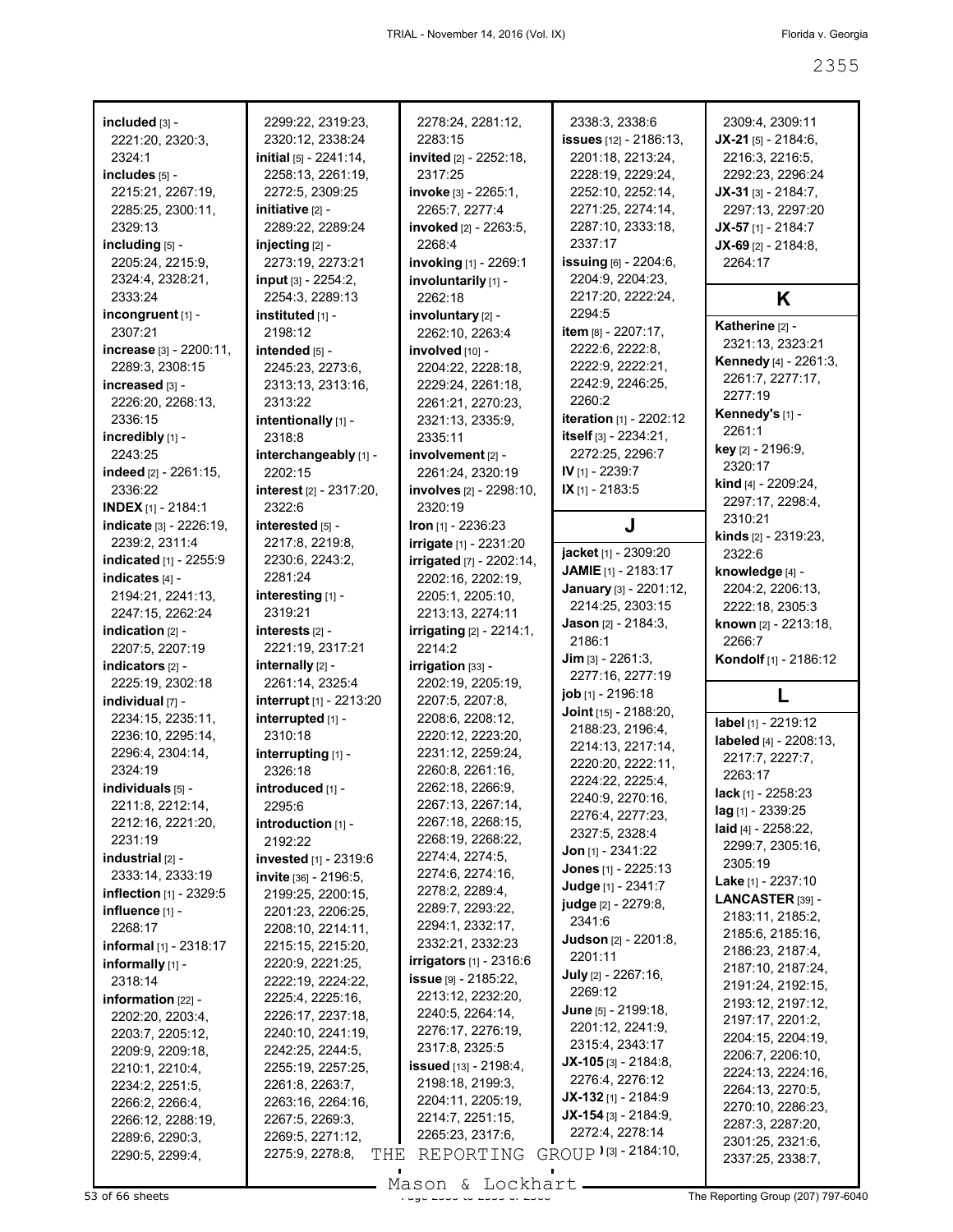**included** [3] - 2221:20, 2320:3, 2324:1
**includes** [5] - 2215:21, 2267:19, 2285:25, 2300:11, 2329:13
**including** [5] - 2205:24, 2215:9, 2324:4, 2328:21, 2333:24
**incongruent** [1] - 2307:21
**increase** [3] - 2200:11, 2289:3, 2308:15
**increased** [3] - 2226:20, 2268:13, 2336:15
**incredibly** [1] - 2243:25
**indeed** [2] - 2261:15, 2336:22
**INDEX** [1] - 2184:1
**indicate** [3] - 2226:19, 2239:2, 2311:4
**indicated** [1] - 2255:9
**indicates** [4] - 2194:21, 2241:13, 2247:15, 2262:24
**indication** [2] - 2207:5, 2207:19
**indicators** [2] - 2225:19, 2302:18
**individual** [7] - 2234:15, 2235:11, 2236:10, 2295:14, 2296:4, 2304:14, 2324:19
**individuals** [5] - 2211:8, 2212:14, 2212:16, 2221:20, 2231:19
**industrial** [2] - 2333:14, 2333:19
**inflection** [1] - 2329:5
**influence** [1] - 2268:17
**informal** [1] - 2318:17
**informally** [1] - 2318:14
**information** [22] - 2202:20, 2203:4, 2203:7, 2205:12, 2209:9, 2209:18, 2210:1, 2210:4, 2234:2, 2251:5, 2266:2, 2266:4, 2266:12, 2288:19, 2289:6, 2290:3, 2290:5, 2299:4, 2299:22, 2319:23, 2320:12, 2338:24
**initial** [5] - 2241:14, 2258:13, 2261:19, 2272:5, 2309:25
**initiative** [2] - 2289:22, 2289:24
**injecting** [2] - 2273:19, 2273:21
**input** [3] - 2254:2, 2254:3, 2289:13
**instituted** [1] - 2198:12
**intended** [5] - 2245:23, 2273:6, 2313:13, 2313:16, 2313:22
**intentionally** [1] - 2318:8
**interchangeably** [1] - 2202:15
**interest** [2] - 2317:20, 2322:6
**interested** [5] - 2217:8, 2219:8, 2230:6, 2243:2, 2281:24
**interesting** [1] - 2319:21
**interests** [2] - 2221:19, 2317:21
**internally** [2] - 2261:14, 2325:4
**interrupt** [1] - 2213:20
**interrupted** [1] - 2310:18
**interrupting** [1] - 2326:18
**introduced** [1] - 2295:6
**introduction** [1] - 2192:22
**invested** [1] - 2319:6
**invite** [36] - 2196:5, 2199:25, 2200:15, 2201:23, 2206:25, 2208:10, 2214:11, 2215:15, 2215:20, 2220:9, 2221:25, 2222:19, 2224:22, 2225:4, 2225:16, 2226:17, 2237:18, 2240:10, 2241:19, 2242:25, 2244:5, 2255:19, 2257:25, 2261:8, 2263:7, 2263:16, 2264:16, 2267:5, 2269:3, 2269:5, 2271:12, 2275:9, 2278:8, 2278:24, 2281:12, 2283:15
**invited** [2] - 2252:18, 2317:25
**invoke** [3] - 2265:1, 2265:7, 2277:4
**invoked** [2] - 2263:5, 2268:4
**invoking** [1] - 2269:1
**involuntarily** [1] - 2262:18
**involuntary** [2] - 2262:10, 2263:4
**involved** [10] - 2204:22, 2228:18, 2229:24, 2261:18, 2261:21, 2270:23, 2321:13, 2335:9, 2335:11
**involvement** [2] - 2261:24, 2320:19
**involves** [2] - 2298:10, 2320:19
**Iron** [1] - 2236:23
**irrigate** [1] - 2231:20
**irrigated** [7] - 2202:14, 2202:16, 2202:19, 2205:1, 2205:10, 2213:13, 2274:11
**irrigating** [2] - 2214:1, 2214:2
**irrigation** [33] - 2202:19, 2205:19, 2207:5, 2207:8, 2208:6, 2208:12, 2220:12, 2223:20, 2231:12, 2259:24, 2260:8, 2261:16, 2262:18, 2266:9, 2267:13, 2267:14, 2267:18, 2268:15, 2268:19, 2268:22, 2274:4, 2274:5, 2274:6, 2274:16, 2278:2, 2289:4, 2289:7, 2293:22, 2294:1, 2332:17, 2332:21, 2332:23
**irrigators** [1] - 2316:6
**issue** [9] - 2185:22, 2213:12, 2232:20, 2240:5, 2264:14, 2276:17, 2276:19, 2317:8, 2325:5
**issued** [13] - 2198:4, 2198:18, 2199:3, 2204:11, 2205:19, 2214:7, 2251:15, 2265:23, 2317:6, 2338:3, 2338:6
**issues** [12] - 2186:13, 2201:18, 2213:24, 2228:19, 2229:24, 2252:10, 2252:14, 2271:25, 2274:14, 2287:10, 2333:18, 2337:17
**issuing** [6] - 2204:6, 2204:9, 2204:23, 2217:20, 2222:24, 2294:5
**item** [8] - 2207:17, 2222:6, 2222:8, 2222:9, 2222:21, 2242:9, 2246:25, 2260:2
**iteration** [1] - 2202:12
**itself** [3] - 2234:21, 2272:25, 2296:7
**IV** [1] - 2239:7
**IX** [1] - 2183:5

## J

**jacket** [1] - 2309:20
**JAMIE** [1] - 2183:17
**January** [3] - 2201:12, 2214:25, 2303:15
**Jason** [2] - 2184:3, 2186:1
**Jim** [3] - 2261:3, 2277:16, 2277:19
**job** [1] - 2196:18
**Joint** [15] - 2188:20, 2188:23, 2196:4, 2214:13, 2217:14, 2220:20, 2222:11, 2224:22, 2225:4, 2240:9, 2270:16, 2276:4, 2277:23, 2327:5, 2328:4
**Jon** [1] - 2341:22
**Jones** [1] - 2225:13
**Judge** [1] - 2341:7
**judge** [2] - 2279:8, 2341:6
**Judson** [2] - 2201:8, 2201:11
**July** [2] - 2267:16, 2269:12
**June** [5] - 2199:18, 2201:12, 2241:9, 2315:4, 2343:17
**JX-105** [3] - 2184:8, 2276:4, 2276:12
**JX-132** [1] - 2184:9
**JX-154** [3] - 2184:9, 2272:4, 2278:14
**JX-1** [3] - 2184:10, 2309:4, 2309:11
**JX-21** [5] - 2184:6, 2216:3, 2216:5, 2292:23, 2296:24
**JX-31** [3] - 2184:7, 2297:13, 2297:20
**JX-57** [1] - 2184:7
**JX-69** [2] - 2184:8, 2264:17

## K

**Katherine** [2] - 2321:13, 2323:21
**Kennedy** [4] - 2261:3, 2261:7, 2277:17, 2277:19
**Kennedy's** [1] - 2261:1
**key** [2] - 2196:9, 2320:17
**kind** [4] - 2209:24, 2297:17, 2298:4, 2310:21
**kinds** [2] - 2319:23, 2322:6
**knowledge** [4] - 2204:2, 2206:13, 2222:18, 2305:3
**known** [2] - 2213:18, 2266:7
**Kondolf** [1] - 2186:12

## L

**label** [1] - 2219:12
**labeled** [4] - 2208:13, 2217:7, 2227:7, 2263:17
**lack** [1] - 2258:23
**lag** [1] - 2339:25
**laid** [4] - 2258:22, 2299:7, 2305:16, 2305:19
**Lake** [1] - 2237:10
**LANCASTER** [39] - 2183:11, 2185:2, 2185:6, 2185:16, 2186:23, 2187:4, 2187:10, 2187:24, 2191:24, 2192:15, 2193:12, 2197:12, 2197:17, 2201:2, 2204:15, 2204:19, 2206:7, 2206:10, 2224:13, 2224:16, 2264:13, 2270:5, 2270:10, 2286:23, 2287:3, 2287:20, 2301:25, 2321:6, 2337:25, 2338:7,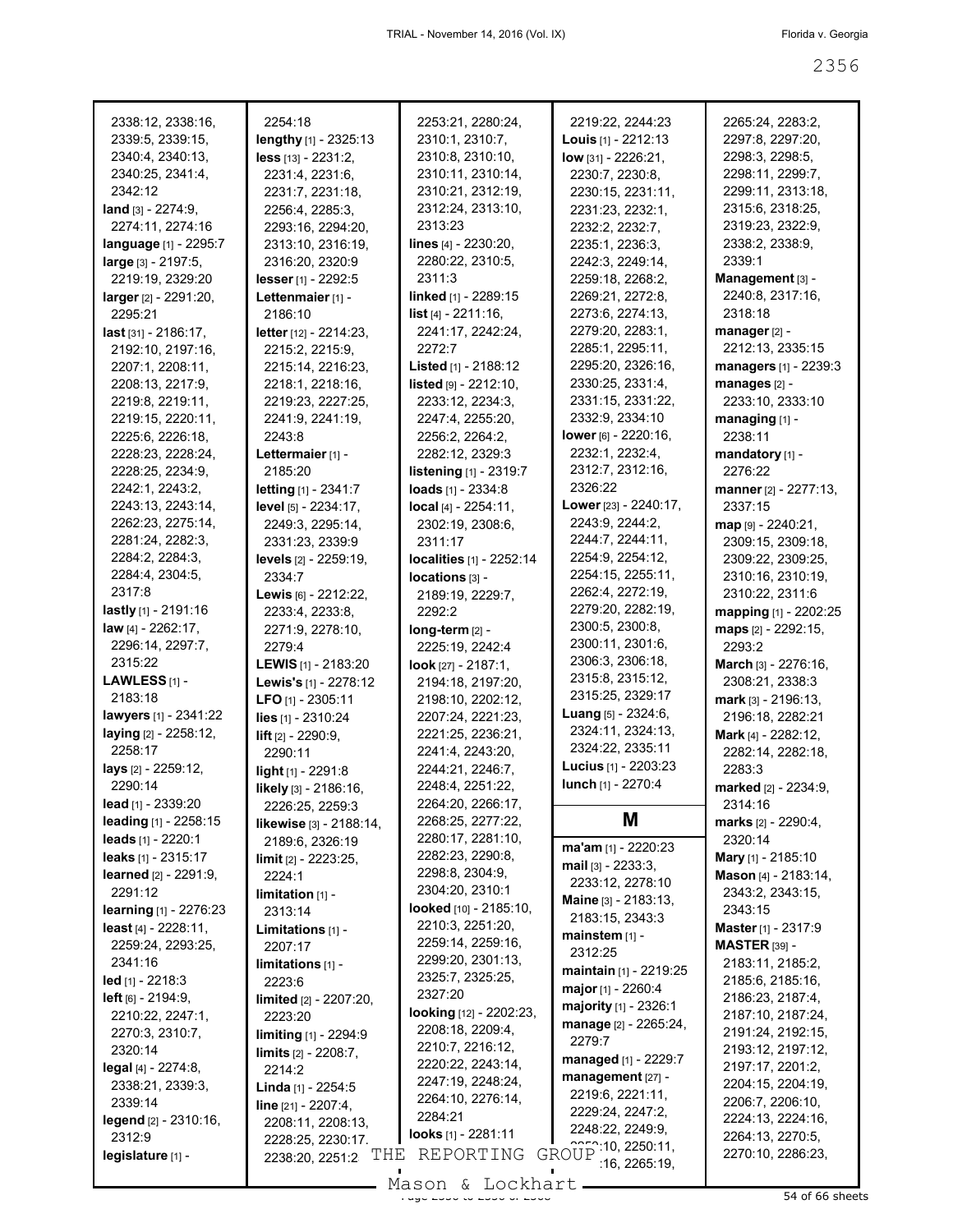2338:12, 2338:16, 2339:5, 2339:15, 2340:4, 2340:13, 2340:25, 2341:4, 2342:12
**land** [3] - 2274:9, 2274:11, 2274:16
**language** [1] - 2295:7
**large** [3] - 2197:5, 2219:19, 2329:20
**larger** [2] - 2291:20, 2295:21
**last** [31] - 2186:17, 2192:10, 2197:16, 2207:1, 2208:11, 2208:13, 2217:9, 2219:8, 2219:11, 2219:15, 2220:11, 2225:6, 2226:18, 2228:23, 2228:24, 2228:25, 2234:9, 2242:1, 2243:2, 2243:13, 2243:14, 2262:23, 2275:14, 2281:24, 2282:3, 2284:2, 2284:3, 2284:4, 2304:5, 2317:8
**lastly** [1] - 2191:16
**law** [4] - 2262:17, 2296:14, 2297:7, 2315:22
**LAWLESS** [1] - 2183:18
**lawyers** [1] - 2341:22
**laying** [2] - 2258:12, 2258:17
**lays** [2] - 2259:12, 2290:14
**lead** [1] - 2339:20
**leading** [1] - 2258:15
**leads** [1] - 2220:1
**leaks** [1] - 2315:17
**learned** [2] - 2291:9, 2291:12
**learning** [1] - 2276:23
**least** [4] - 2228:11, 2259:24, 2293:25, 2341:16
**led** [1] - 2218:3
**left** [6] - 2194:9, 2210:22, 2247:1, 2270:3, 2310:7, 2320:14
**legal** [4] - 2274:8, 2338:21, 2339:3, 2339:14
**legend** [2] - 2310:16, 2312:9
**legislature** [1] - 2254:18
**lengthy** [1] - 2325:13
**less** [13] - 2231:2, 2231:4, 2231:6, 2231:7, 2231:18, 2256:4, 2285:3, 2293:16, 2294:20, 2313:10, 2316:19, 2316:20, 2320:9
**lesser** [1] - 2292:5
**Lettenmaier** [1] - 2186:10
**letter** [12] - 2214:23, 2215:2, 2215:9, 2215:14, 2216:23, 2218:1, 2218:16, 2219:23, 2227:25, 2241:9, 2241:19, 2243:8
**Lettermaier** [1] - 2185:20
**letting** [1] - 2341:7
**level** [5] - 2234:17, 2249:3, 2295:14, 2331:23, 2339:9
**levels** [2] - 2259:19, 2334:7
**Lewis** [6] - 2212:22, 2233:4, 2233:8, 2271:9, 2278:10, 2279:4
**LEWIS** [1] - 2183:20
**Lewis's** [1] - 2278:12
**LFO** [1] - 2305:11
**lies** [1] - 2310:24
**lift** [2] - 2290:9, 2290:11
**light** [1] - 2291:8
**likely** [3] - 2186:16, 2226:25, 2259:3
**likewise** [3] - 2188:14, 2189:6, 2326:19
**limit** [2] - 2223:25, 2224:1
**limitation** [1] - 2313:14
**Limitations** [1] - 2207:17
**limitations** [1] - 2223:6
**limited** [2] - 2207:20, 2223:20
**limiting** [1] - 2294:9
**limits** [2] - 2208:7, 2214:2
**Linda** [1] - 2254:5
**line** [21] - 2207:4, 2208:11, 2208:13, 2228:25, 2230:17, 2238:20, 2251:2, 2253:21, 2280:24, 2310:1, 2310:7, 2310:8, 2310:10, 2310:11, 2310:14, 2310:21, 2312:19, 2312:24, 2313:10, 2313:23
**lines** [4] - 2230:20, 2280:22, 2310:5, 2311:3
**linked** [1] - 2289:15
**list** [4] - 2211:16, 2241:17, 2242:24, 2272:7
**Listed** [1] - 2188:12
**listed** [9] - 2212:10, 2233:12, 2234:3, 2247:4, 2255:20, 2256:2, 2264:2, 2282:12, 2329:3
**listening** [1] - 2319:7
**loads** [1] - 2334:8
**local** [4] - 2254:11, 2302:19, 2308:6, 2311:17
**localities** [1] - 2252:14
**locations** [3] - 2189:19, 2229:7, 2292:2
**long-term** [2] - 2225:19, 2242:4
**look** [27] - 2187:1, 2194:18, 2197:20, 2198:10, 2202:12, 2207:24, 2221:23, 2221:25, 2236:21, 2241:4, 2243:20, 2244:21, 2246:7, 2248:4, 2251:22, 2264:20, 2266:17, 2268:25, 2277:22, 2280:17, 2281:10, 2282:23, 2290:8, 2298:8, 2304:9, 2304:20, 2310:1
**looked** [10] - 2185:10, 2210:3, 2251:20, 2259:14, 2259:16, 2299:20, 2301:13, 2325:7, 2325:25, 2327:20
**looking** [12] - 2202:23, 2208:18, 2209:4, 2210:7, 2216:12, 2220:22, 2243:14, 2247:19, 2248:24, 2264:10, 2276:14, 2284:21
**looks** [1] - 2281:11
2219:22, 2244:23
**Louis** [1] - 2212:13
**low** [31] - 2226:21, 2230:7, 2230:8, 2230:15, 2231:11, 2231:23, 2232:1, 2232:2, 2232:7, 2235:1, 2236:3, 2242:3, 2249:14, 2259:18, 2268:2, 2269:21, 2272:8, 2273:6, 2274:13, 2279:20, 2283:1, 2285:1, 2295:11, 2295:20, 2326:16, 2330:25, 2331:4, 2331:15, 2331:22, 2332:9, 2334:10
**lower** [6] - 2220:16, 2232:1, 2232:4, 2312:7, 2312:16, 2326:22
**Lower** [23] - 2240:17, 2243:9, 2244:2, 2244:7, 2244:11, 2254:9, 2254:12, 2254:15, 2255:11, 2262:4, 2272:19, 2279:20, 2282:19, 2300:5, 2300:8, 2300:11, 2301:6, 2306:3, 2306:18, 2315:8, 2315:12, 2315:25, 2329:17
**Luang** [5] - 2324:6, 2324:11, 2324:13, 2324:22, 2335:11
**Lucius** [1] - 2203:23
**lunch** [1] - 2270:4

## M

**ma'am** [1] - 2220:23
**mail** [3] - 2233:3, 2233:12, 2278:10
**Maine** [3] - 2183:13, 2183:15, 2343:3
**mainstem** [1] - 2312:25
**maintain** [1] - 2219:25
**major** [1] - 2260:4
**majority** [1] - 2326:1
**manage** [2] - 2265:24, 2279:7
**managed** [1] - 2229:7
**management** [27] - 2219:6, 2221:11, 2229:24, 2247:2, 2248:22, 2249:9, 2250:10, 2250:11, 2265:16, 2265:19, 2265:24, 2283:2, 2297:8, 2297:20, 2298:3, 2298:5, 2298:11, 2299:7, 2299:11, 2313:18, 2315:6, 2318:25, 2319:23, 2322:9, 2338:2, 2338:9, 2339:1
**Management** [3] - 2240:8, 2317:16, 2318:18
**manager** [2] - 2212:13, 2335:15
**managers** [1] - 2239:3
**manages** [2] - 2233:10, 2333:10
**managing** [1] - 2238:11
**mandatory** [1] - 2276:22
**manner** [2] - 2277:13, 2337:15
**map** [9] - 2240:21, 2309:15, 2309:18, 2309:22, 2309:25, 2310:16, 2310:19, 2310:22, 2311:6
**mapping** [1] - 2202:25
**maps** [2] - 2292:15, 2293:2
**March** [3] - 2276:16, 2308:21, 2338:3
**mark** [3] - 2196:13, 2196:18, 2282:21
**Mark** [4] - 2282:12, 2282:14, 2282:18, 2283:3
**marked** [2] - 2234:9, 2314:16
**marks** [2] - 2290:4, 2320:14
**Mary** [1] - 2185:10
**Mason** [4] - 2183:14, 2343:2, 2343:15, 2343:15
**Master** [1] - 2317:9
**MASTER** [39] - 2183:11, 2185:2, 2185:6, 2185:16, 2186:23, 2187:4, 2187:10, 2187:24, 2191:24, 2192:15, 2193:12, 2197:12, 2197:17, 2201:2, 2204:15, 2204:19, 2206:7, 2206:10, 2224:13, 2224:16, 2264:13, 2270:5, 2270:10, 2286:23,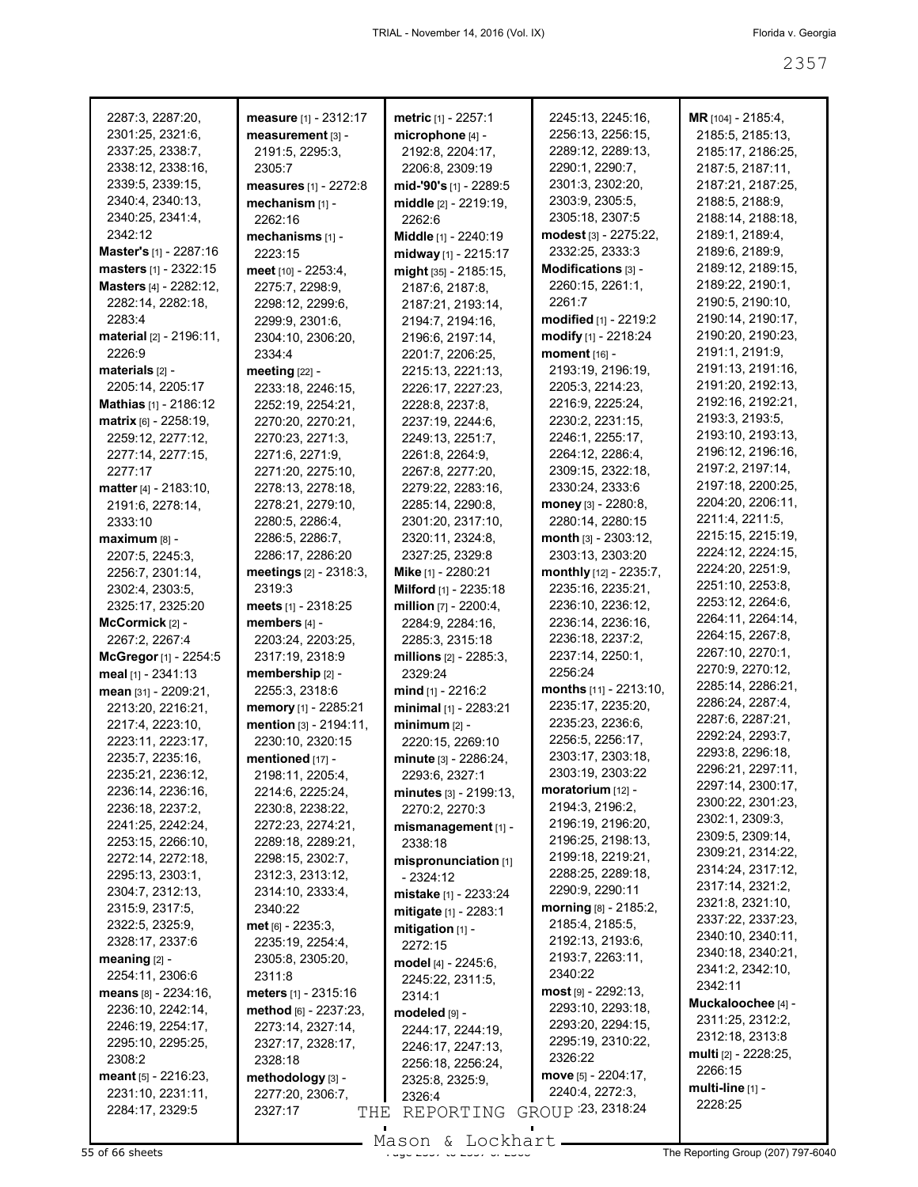2287:3, 2287:20, 2301:25, 2321:6, 2337:25, 2338:7, 2338:12, 2338:16, 2339:5, 2339:15, 2340:4, 2340:13, 2340:25, 2341:4, 2342:12
**Master's** [1] - 2287:16
**masters** [1] - 2322:15
**Masters** [4] - 2282:12, 2282:14, 2282:18, 2283:4
**material** [2] - 2196:11, 2226:9
**materials** [2] - 2205:14, 2205:17
**Mathias** [1] - 2186:12
**matrix** [6] - 2258:19, 2259:12, 2277:12, 2277:14, 2277:15, 2277:17
**matter** [4] - 2183:10, 2191:6, 2278:14, 2333:10
**maximum** [8] - 2207:5, 2245:3, 2256:7, 2301:14, 2302:4, 2303:5, 2325:17, 2325:20
**McCormick** [2] - 2267:2, 2267:4
**McGregor** [1] - 2254:5
**meal** [1] - 2341:13
**mean** [31] - 2209:21, 2213:20, 2216:21, 2217:4, 2223:10, 2223:11, 2223:17, 2235:7, 2235:16, 2235:21, 2236:12, 2236:14, 2236:16, 2236:18, 2237:2, 2241:25, 2242:24, 2253:15, 2266:10, 2272:14, 2272:18, 2295:13, 2303:1, 2304:7, 2312:13, 2315:9, 2317:5, 2322:5, 2325:9, 2328:17, 2337:6
**meaning** [2] - 2254:11, 2306:6
**means** [8] - 2234:16, 2236:10, 2242:14, 2246:19, 2254:17, 2295:10, 2295:25, 2308:2
**meant** [5] - 2216:23, 2231:10, 2231:11, 2284:17, 2329:5
**measure** [1] - 2312:17
**measurement** [3] - 2191:5, 2295:3, 2305:7
**measures** [1] - 2272:8
**mechanism** [1] - 2262:16
**mechanisms** [1] - 2223:15
**meet** [10] - 2253:4, 2275:7, 2298:9, 2298:12, 2299:6, 2299:9, 2301:6, 2304:10, 2306:20, 2334:4
**meeting** [22] - 2233:18, 2246:15, 2252:19, 2254:21, 2270:20, 2270:21, 2270:23, 2271:3, 2271:6, 2271:9, 2271:20, 2275:10, 2278:13, 2278:18, 2278:21, 2279:10, 2280:5, 2286:4, 2286:5, 2286:7, 2286:17, 2286:20
**meetings** [2] - 2318:3, 2319:3
**meets** [1] - 2318:25
**members** [4] - 2203:24, 2203:25, 2317:19, 2318:9
**membership** [2] - 2255:3, 2318:6
**memory** [1] - 2285:21
**mention** [3] - 2194:11, 2230:10, 2320:15
**mentioned** [17] - 2198:11, 2205:4, 2214:6, 2225:24, 2230:8, 2238:22, 2272:23, 2274:21, 2289:18, 2289:21, 2298:15, 2302:7, 2312:3, 2313:12, 2314:10, 2333:4, 2340:22
**met** [6] - 2235:3, 2235:19, 2254:4, 2305:8, 2305:20, 2311:8
**meters** [1] - 2315:16
**method** [6] - 2237:23, 2273:14, 2327:14, 2327:17, 2328:17, 2328:18
**methodology** [3] - 2277:20, 2306:7, 2327:17
**metric** [1] - 2257:1
**microphone** [4] - 2192:8, 2204:17, 2206:8, 2309:19
**mid-'90's** [1] - 2289:5
**middle** [2] - 2219:19, 2262:6
**Middle** [1] - 2240:19
**midway** [1] - 2215:17
**might** [35] - 2185:15, 2187:6, 2187:8, 2187:21, 2193:14, 2194:7, 2194:16, 2196:6, 2197:14, 2201:7, 2206:25, 2215:13, 2221:13, 2226:17, 2227:23, 2228:8, 2237:8, 2237:19, 2244:6, 2249:13, 2251:7, 2261:8, 2264:9, 2267:8, 2277:20, 2279:22, 2283:16, 2285:14, 2290:8, 2301:20, 2317:10, 2320:11, 2324:8, 2327:25, 2329:8
**Mike** [1] - 2280:21
**Milford** [1] - 2235:18
**million** [7] - 2200:4, 2284:9, 2284:16, 2285:3, 2315:18
**millions** [2] - 2285:3, 2329:24
**mind** [1] - 2216:2
**minimal** [1] - 2283:21
**minimum** [2] - 2220:15, 2269:10
**minute** [3] - 2286:24, 2293:6, 2327:1
**minutes** [3] - 2199:13, 2270:2, 2270:3
**mismanagement** [1] - 2338:18
**mispronunciation** [1] - 2324:12
**mistake** [1] - 2233:24
**mitigate** [1] - 2283:1
**mitigation** [1] - 2272:15
**model** [4] - 2245:6, 2245:22, 2311:5, 2314:1
**modeled** [9] - 2244:17, 2244:19, 2246:17, 2247:13, 2256:18, 2256:24, 2325:8, 2325:9, 2326:4
2245:13, 2245:16, 2256:13, 2256:15, 2289:12, 2289:13, 2290:1, 2290:7, 2301:3, 2302:20, 2303:9, 2305:5, 2305:18, 2307:5
**modest** [3] - 2275:22, 2332:25, 2333:3
**Modifications** [3] - 2260:15, 2261:1, 2261:7
**modified** [1] - 2219:2
**modify** [1] - 2218:24
**moment** [16] - 2193:19, 2196:19, 2205:3, 2214:23, 2216:9, 2225:24, 2230:2, 2231:15, 2246:1, 2255:17, 2264:12, 2286:4, 2309:15, 2322:18, 2330:24, 2333:6
**money** [3] - 2280:8, 2280:14, 2280:15
**month** [3] - 2303:12, 2303:13, 2303:20
**monthly** [12] - 2235:7, 2235:16, 2235:21, 2236:10, 2236:12, 2236:14, 2236:16, 2236:18, 2237:2, 2237:14, 2250:1, 2256:24
**months** [11] - 2213:10, 2235:17, 2235:20, 2235:23, 2236:6, 2256:5, 2256:17, 2303:17, 2303:18, 2303:19, 2303:22
**moratorium** [12] - 2194:3, 2196:2, 2196:19, 2196:20, 2196:25, 2198:13, 2199:18, 2219:21, 2288:25, 2289:18, 2290:9, 2290:11
**morning** [8] - 2185:2, 2185:4, 2185:5, 2192:13, 2193:6, 2193:7, 2263:11, 2340:22
**most** [9] - 2292:13, 2293:10, 2293:18, 2293:20, 2294:15, 2295:19, 2310:22, 2326:22
**move** [5] - 2204:17, 2240:4, 2272:3, ...:23, 2318:24
**MR** [104] - 2185:4, 2185:5, 2185:13, 2185:17, 2186:25, 2187:5, 2187:11, 2187:21, 2187:25, 2188:5, 2188:9, 2188:14, 2188:18, 2189:1, 2189:4, 2189:6, 2189:9, 2189:12, 2189:15, 2189:22, 2190:1, 2190:5, 2190:10, 2190:14, 2190:17, 2190:20, 2190:23, 2191:1, 2191:9, 2191:13, 2191:16, 2191:20, 2192:13, 2192:16, 2192:21, 2193:3, 2193:5, 2193:10, 2193:13, 2196:12, 2196:16, 2197:2, 2197:14, 2197:18, 2200:25, 2204:20, 2206:11, 2211:4, 2211:5, 2215:15, 2215:19, 2224:12, 2224:15, 2224:20, 2251:9, 2251:10, 2253:8, 2253:12, 2264:6, 2264:11, 2264:14, 2264:15, 2267:8, 2267:10, 2270:1, 2270:9, 2270:12, 2285:14, 2286:21, 2286:24, 2287:4, 2287:6, 2287:21, 2292:24, 2293:7, 2293:8, 2296:18, 2296:21, 2297:11, 2297:14, 2300:17, 2300:22, 2301:23, 2302:1, 2309:3, 2309:5, 2309:14, 2309:21, 2314:22, 2314:24, 2317:12, 2317:14, 2321:2, 2321:8, 2321:10, 2337:22, 2337:23, 2340:10, 2340:11, 2340:18, 2340:21, 2341:2, 2342:10, 2342:11
**Muckaloochee** [4] - 2311:25, 2312:2, 2312:18, 2313:8
**multi** [2] - 2228:25, 2266:15
**multi-line** [1] - 2228:25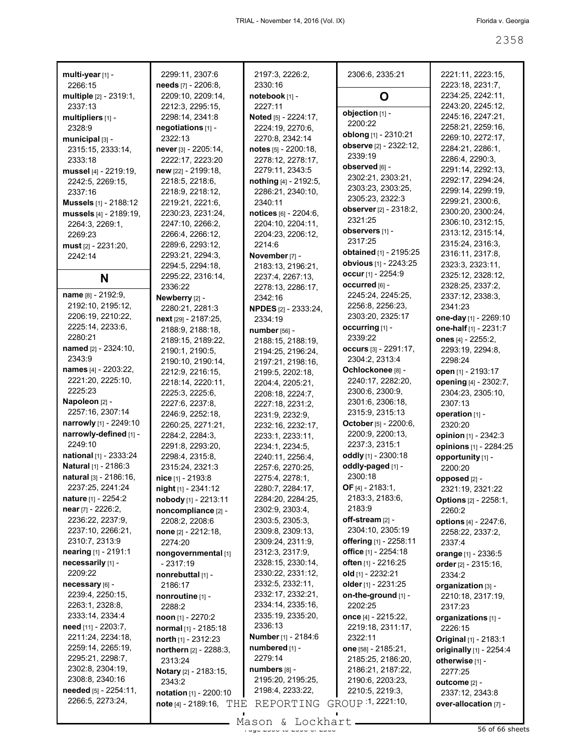**multi-year** [1] - 2266:15
**multiple** [2] - 2319:1, 2337:13
**multipliers** [1] - 2328:9
**municipal** [3] - 2315:15, 2333:14, 2333:18
**mussel** [4] - 2219:19, 2242:5, 2269:15, 2337:16
**Mussels** [1] - 2188:12
**mussels** [4] - 2189:19, 2264:3, 2269:1, 2269:23
**must** [2] - 2231:20, 2242:14

## N

**name** [8] - 2192:9, 2192:10, 2195:12, 2206:19, 2210:22, 2225:14, 2233:6, 2280:21
**named** [2] - 2324:10, 2343:9
**names** [4] - 2203:22, 2221:20, 2225:10, 2225:23
**Napoleon** [2] - 2257:16, 2307:14
**narrowly** [1] - 2249:10
**narrowly-defined** [1] - 2249:10
**national** [1] - 2333:24
**Natural** [1] - 2186:3
**natural** [3] - 2186:16, 2237:25, 2241:24
**nature** [1] - 2254:2
**near** [7] - 2226:2, 2236:22, 2237:9, 2237:10, 2266:21, 2310:7, 2313:9
**nearing** [1] - 2191:1
**necessarily** [1] - 2209:22
**necessary** [6] - 2239:4, 2250:15, 2263:1, 2328:8, 2333:14, 2334:4
**need** [11] - 2203:7, 2211:24, 2234:18, 2259:14, 2265:19, 2295:21, 2298:7, 2302:8, 2304:19, 2308:8, 2340:16
**needed** [5] - 2254:11, 2266:5, 2273:24, 2299:11, 2307:6
**needs** [7] - 2206:8, 2209:10, 2209:14, 2212:3, 2295:15, 2298:14, 2341:8
**negotiations** [1] - 2322:13
**never** [3] - 2205:14, 2222:17, 2223:20
**new** [22] - 2199:18, 2218:5, 2218:6, 2218:9, 2218:12, 2219:21, 2221:6, 2230:23, 2231:24, 2247:10, 2266:2, 2266:4, 2266:12, 2289:6, 2293:12, 2293:21, 2294:3, 2294:5, 2294:18, 2295:22, 2316:14, 2336:22
**Newberry** [2] - 2280:21, 2281:3
**next** [29] - 2187:25, 2188:9, 2188:18, 2189:15, 2189:22, 2190:1, 2190:5, 2190:10, 2190:14, 2212:9, 2216:15, 2218:14, 2220:11, 2225:3, 2225:6, 2227:6, 2237:8, 2246:9, 2252:18, 2260:25, 2271:21, 2284:2, 2284:3, 2291:8, 2293:20, 2298:4, 2315:8, 2315:24, 2321:3
**nice** [1] - 2193:8
**night** [1] - 2341:12
**nobody** [1] - 2213:11
**noncompliance** [2] - 2208:2, 2208:6
**none** [2] - 2212:18, 2274:20
**nongovernmental** [1] - 2317:19
**nonrebuttal** [1] - 2186:17
**nonroutine** [1] - 2288:2
**noon** [1] - 2270:2
**normal** [1] - 2185:18
**north** [1] - 2312:23
**northern** [2] - 2288:3, 2313:24
**Notary** [2] - 2183:15, 2343:2
**notation** [1] - 2200:10
**note** [4] - 2189:16, 2197:3, 2226:2, 2330:16
**notebook** [1] - 2227:11
**Noted** [5] - 2224:17, 2224:19, 2270:6, 2270:8, 2342:14
**notes** [5] - 2200:18, 2278:12, 2278:17, 2279:11, 2343:5
**nothing** [4] - 2192:5, 2286:21, 2340:10, 2340:11
**notices** [6] - 2204:6, 2204:10, 2204:11, 2204:23, 2206:12, 2214:6
**November** [7] - 2183:13, 2196:21, 2237:4, 2267:13, 2278:13, 2286:17, 2342:16
**NPDES** [2] - 2333:24, 2334:19
**number** [56] - 2188:15, 2188:19, 2194:25, 2196:24, 2197:21, 2198:16, 2199:5, 2202:18, 2204:4, 2205:21, 2208:18, 2224:7, 2227:18, 2231:2, 2231:9, 2232:9, 2232:16, 2232:17, 2233:1, 2233:11, 2234:1, 2234:5, 2240:11, 2256:4, 2257:6, 2270:25, 2275:4, 2278:1, 2280:7, 2284:17, 2284:20, 2284:25, 2302:9, 2303:4, 2303:5, 2305:3, 2309:8, 2309:13, 2309:24, 2311:9, 2312:3, 2317:9, 2328:15, 2330:14, 2330:22, 2331:12, 2332:5, 2332:11, 2332:17, 2332:21, 2334:14, 2335:16, 2335:19, 2335:20, 2336:13
**Number** [1] - 2184:6
**numbered** [1] - 2279:14
**numbers** [8] - 2195:20, 2195:25, 2198:4, 2233:22, 2306:6, 2335:21

## O

**objection** [1] - 2200:22
**oblong** [1] - 2310:21
**observe** [2] - 2322:12, 2339:19
**observed** [6] - 2302:21, 2303:21, 2303:23, 2303:25, 2305:23, 2322:3
**observer** [2] - 2318:2, 2321:25
**observers** [1] - 2317:25
**obtained** [1] - 2195:25
**obvious** [1] - 2243:25
**occur** [1] - 2254:9
**occurred** [6] - 2245:24, 2245:25, 2256:8, 2256:23, 2303:20, 2325:17
**occurring** [1] - 2339:22
**occurs** [3] - 2291:17, 2304:2, 2313:4
**Ochlockonee** [8] - 2240:17, 2282:20, 2300:6, 2300:9, 2301:6, 2306:18, 2315:9, 2315:13
**October** [5] - 2200:6, 2200:9, 2200:13, 2237:3, 2315:1
**oddly** [1] - 2300:18
**oddly-paged** [1] - 2300:18
**OF** [4] - 2183:1, 2183:3, 2183:6, 2183:9
**off-stream** [2] - 2304:10, 2305:19
**offering** [1] - 2258:11
**office** [1] - 2254:18
**often** [1] - 2216:25
**old** [1] - 2232:21
**older** [1] - 2231:25
**on-the-ground** [1] - 2202:25
**once** [4] - 2215:22, 2219:18, 2311:17, 2322:11
**one** [58] - 2185:21, 2185:25, 2186:20, 2186:21, 2187:22, 2190:6, 2203:23, 2210:5, 2219:3, 2220:21, 2221:10, 2221:11, 2223:15, 2223:18, 2231:7, 2234:25, 2242:11, 2243:20, 2245:12, 2245:16, 2247:21, 2258:21, 2259:16, 2269:10, 2272:17, 2284:21, 2286:1, 2286:4, 2290:3, 2291:14, 2292:13, 2292:17, 2294:24, 2299:14, 2299:19, 2299:21, 2300:6, 2300:20, 2300:24, 2306:10, 2312:15, 2313:12, 2315:14, 2315:24, 2316:3, 2316:11, 2317:8, 2323:3, 2323:11, 2325:12, 2328:12, 2328:25, 2337:2, 2337:12, 2338:3, 2341:23
**one-day** [1] - 2269:10
**one-half** [1] - 2231:7
**ones** [4] - 2255:2, 2293:19, 2294:8, 2298:24
**open** [1] - 2193:17
**opening** [4] - 2302:7, 2304:23, 2305:10, 2307:13
**operation** [1] - 2320:20
**opinion** [1] - 2342:3
**opinions** [1] - 2284:25
**opportunity** [1] - 2200:20
**opposed** [2] - 2321:19, 2321:22
**Options** [2] - 2258:1, 2260:2
**options** [4] - 2247:6, 2258:22, 2337:2, 2337:4
**orange** [1] - 2336:5
**order** [2] - 2315:16, 2334:2
**organization** [3] - 2210:18, 2317:19, 2317:23
**organizations** [1] - 2226:15
**Original** [1] - 2183:1
**originally** [1] - 2254:4
**otherwise** [1] - 2277:25
**outcome** [2] - 2337:12, 2343:8
**over-allocation** [7] -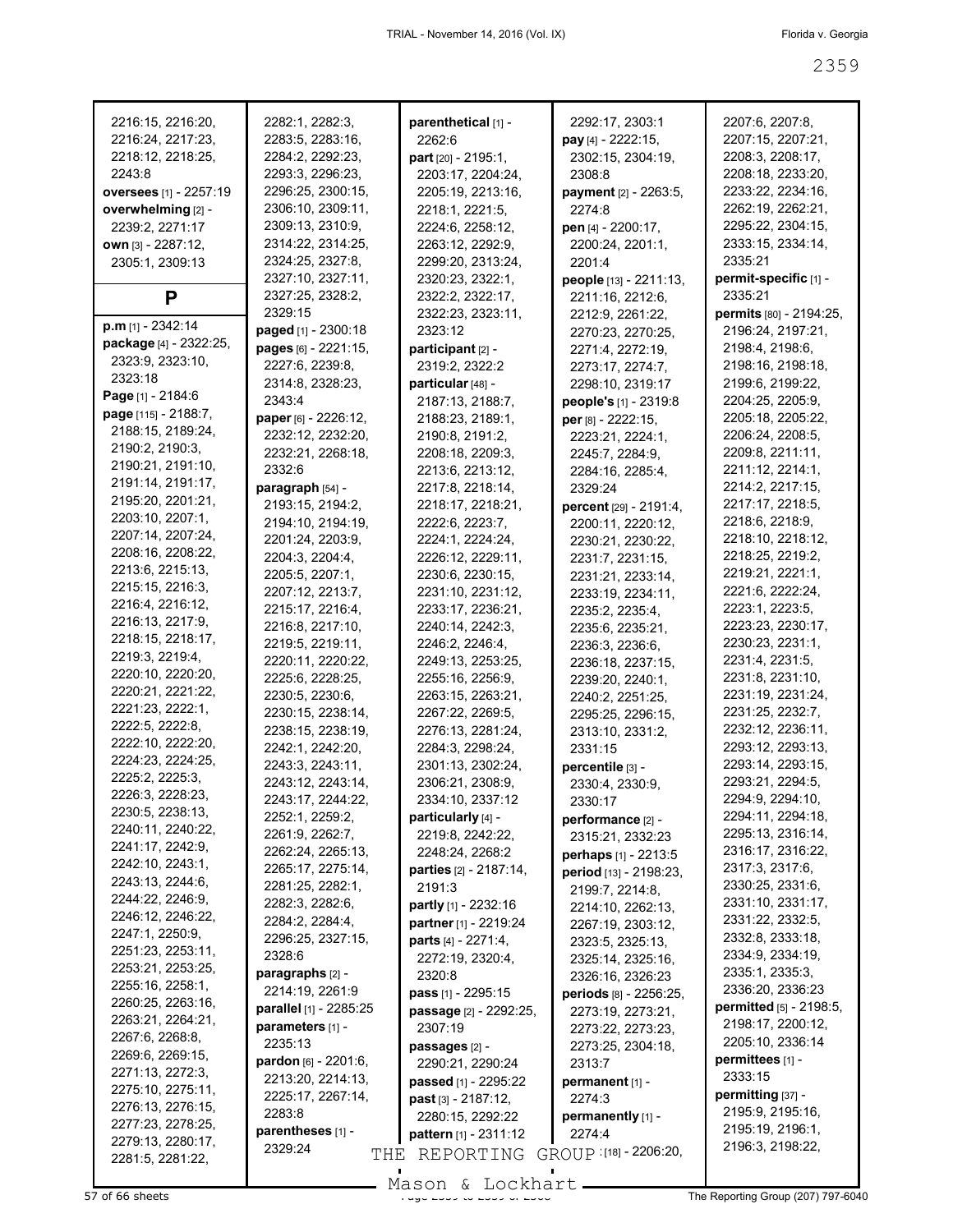2216:15, 2216:20, 2216:24, 2217:23, 2218:12, 2218:25, 2243:8

**oversees** [1] - 2257:19

**overwhelming** [2] - 2239:2, 2271:17

**own** [3] - 2287:12, 2305:1, 2309:13

## P

**p.m** [1] - 2342:14

**package** [4] - 2322:25, 2323:9, 2323:10, 2323:18

**Page** [1] - 2184:6

**page** [115] - 2188:7, 2188:15, 2189:24, 2190:2, 2190:3, 2190:21, 2191:10, 2191:14, 2191:17, 2195:20, 2201:21, 2203:10, 2207:1, 2207:14, 2207:24, 2208:16, 2208:22, 2213:6, 2215:13, 2215:15, 2216:3, 2216:4, 2216:12, 2216:13, 2217:9, 2218:15, 2218:17, 2219:3, 2219:4, 2220:10, 2220:20, 2220:21, 2221:22, 2221:23, 2222:1, 2222:5, 2222:8, 2222:10, 2222:20, 2224:23, 2224:25, 2225:2, 2225:3, 2226:3, 2228:23, 2230:5, 2238:13, 2240:11, 2240:22, 2241:17, 2242:9, 2242:10, 2243:1, 2243:13, 2244:6, 2244:22, 2246:9, 2246:12, 2246:22, 2247:1, 2250:9, 2251:23, 2253:11, 2253:21, 2253:25, 2255:16, 2258:1, 2260:25, 2263:16, 2263:21, 2264:21, 2267:6, 2268:8, 2269:6, 2269:15, 2271:13, 2272:3, 2275:10, 2275:11, 2276:13, 2276:15, 2277:23, 2278:25, 2279:13, 2280:17, 2281:5, 2281:22, 2282:1, 2282:3, 2283:5, 2283:16, 2284:2, 2292:23, 2293:3, 2296:23, 2296:25, 2300:15, 2306:10, 2309:11, 2309:13, 2310:9, 2314:22, 2314:25, 2324:25, 2327:8, 2327:10, 2327:11, 2327:25, 2328:2, 2329:15

**paged** [1] - 2300:18

**pages** [6] - 2221:15, 2227:6, 2239:8, 2314:8, 2328:23, 2343:4

**paper** [6] - 2226:12, 2232:12, 2232:20, 2232:21, 2268:18, 2332:6

**paragraph** [54] - 2193:15, 2194:2, 2194:10, 2194:19, 2201:24, 2203:9, 2204:3, 2204:4, 2205:5, 2207:1, 2207:12, 2213:7, 2215:17, 2216:4, 2216:8, 2217:10, 2219:5, 2219:11, 2220:11, 2220:22, 2225:6, 2228:25, 2230:5, 2230:6, 2230:15, 2238:14, 2238:15, 2238:19, 2242:1, 2242:20, 2243:3, 2243:11, 2243:12, 2243:14, 2243:17, 2244:22, 2252:1, 2259:2, 2261:9, 2262:7, 2262:24, 2265:13, 2265:17, 2275:14, 2281:25, 2282:1, 2282:3, 2282:6, 2284:2, 2284:4, 2296:25, 2327:15, 2328:6

**paragraphs** [2] - 2214:19, 2261:9

**parallel** [1] - 2285:25

**parameters** [1] - 2235:13

**pardon** [6] - 2201:6, 2213:20, 2214:13, 2225:17, 2267:14, 2283:8

**parentheses** [1] - 2329:24

**parenthetical** [1] - 2262:6

**part** [20] - 2195:1, 2203:17, 2204:24, 2205:19, 2213:16, 2218:1, 2221:5, 2224:6, 2258:12, 2263:12, 2292:9, 2299:20, 2313:24, 2320:23, 2322:1, 2322:2, 2322:17, 2322:23, 2323:11, 2323:12

**participant** [2] - 2319:2, 2322:2

**particular** [48] - 2187:13, 2188:7, 2188:23, 2189:1, 2190:8, 2191:2, 2208:18, 2209:3, 2213:6, 2213:12, 2217:8, 2218:14, 2218:17, 2218:21, 2222:6, 2223:7, 2224:1, 2224:24, 2226:12, 2229:11, 2230:6, 2230:15, 2231:10, 2231:12, 2233:17, 2236:21, 2240:14, 2242:3, 2246:2, 2246:4, 2249:13, 2253:25, 2255:16, 2256:9, 2263:15, 2263:21, 2267:22, 2269:5, 2276:13, 2281:24, 2284:3, 2298:24, 2301:13, 2302:24, 2306:21, 2308:9, 2334:10, 2337:12

**particularly** [4] - 2219:8, 2242:22, 2248:24, 2268:2

**parties** [2] - 2187:14, 2191:3

**partly** [1] - 2232:16

**partner** [1] - 2219:24

**parts** [4] - 2271:4, 2272:19, 2320:4, 2320:8

**pass** [1] - 2295:15

**passage** [2] - 2292:25, 2307:19

**passages** [2] - 2290:21, 2290:24

**passed** [1] - 2295:22

**past** [3] - 2187:12, 2280:15, 2292:22

**pattern** [1] - 2311:12

2292:17, 2303:1

**pay** [4] - 2222:15, 2302:15, 2304:19, 2308:8

**payment** [2] - 2263:5, 2274:8

**pen** [4] - 2200:17, 2200:24, 2201:1, 2201:4

**people** [13] - 2211:13, 2211:16, 2212:6, 2212:9, 2261:22, 2270:23, 2270:25, 2271:4, 2272:19, 2273:17, 2274:7, 2298:10, 2319:17

**people's** [1] - 2319:8

**per** [8] - 2222:15, 2223:21, 2224:1, 2245:7, 2284:9, 2284:16, 2285:4, 2329:24

**percent** [29] - 2191:4, 2200:11, 2220:12, 2230:21, 2230:22, 2231:7, 2231:15, 2231:21, 2233:14, 2233:19, 2234:11, 2235:2, 2235:4, 2235:6, 2235:21, 2236:3, 2236:6, 2236:18, 2237:15, 2239:20, 2240:1, 2240:2, 2251:25, 2295:25, 2296:15, 2313:10, 2331:2, 2331:15

**percentile** [3] - 2330:4, 2330:9, 2330:17

**performance** [2] - 2315:21, 2332:23

**perhaps** [1] - 2213:5

**period** [13] - 2198:23, 2199:7, 2214:8, 2214:10, 2262:13, 2267:19, 2303:12, 2323:5, 2325:13, 2325:14, 2325:16, 2326:16, 2326:23

**periods** [8] - 2256:25, 2273:19, 2273:21, 2273:22, 2273:23, 2273:25, 2304:18, 2313:7

**permanent** [1] - 2274:3

**permanently** [1] - 2274:4

**permit** [18] - 2206:20, 2207:6, 2207:8, 2207:15, 2207:21, 2208:3, 2208:17, 2208:18, 2233:20, 2233:22, 2234:16, 2262:19, 2262:21, 2295:22, 2304:15, 2333:15, 2334:14, 2335:21

**permit-specific** [1] - 2335:21

**permits** [80] - 2194:25, 2196:24, 2197:21, 2198:4, 2198:6, 2198:16, 2198:18, 2199:6, 2199:22, 2204:25, 2205:9, 2205:18, 2205:22, 2206:24, 2208:5, 2209:8, 2211:11, 2211:12, 2214:1, 2214:2, 2217:15, 2217:17, 2218:5, 2218:6, 2218:9, 2218:10, 2218:12, 2218:25, 2219:2, 2219:21, 2221:1, 2221:6, 2222:24, 2223:1, 2223:5, 2223:23, 2230:17, 2230:23, 2231:1, 2231:4, 2231:5, 2231:8, 2231:10, 2231:19, 2231:24, 2231:25, 2232:7, 2232:12, 2236:11, 2293:12, 2293:13, 2293:14, 2293:15, 2293:21, 2294:5, 2294:9, 2294:10, 2294:11, 2294:18, 2295:13, 2316:14, 2316:17, 2316:22, 2317:3, 2317:6, 2330:25, 2331:6, 2331:10, 2331:17, 2331:22, 2332:5, 2332:8, 2333:18, 2334:9, 2334:19, 2335:1, 2335:3, 2336:20, 2336:23

**permitted** [5] - 2198:5, 2198:17, 2200:12, 2205:10, 2336:14

**permittees** [1] - 2333:15

**permitting** [37] - 2195:9, 2195:16, 2195:19, 2196:1, 2196:3, 2198:22,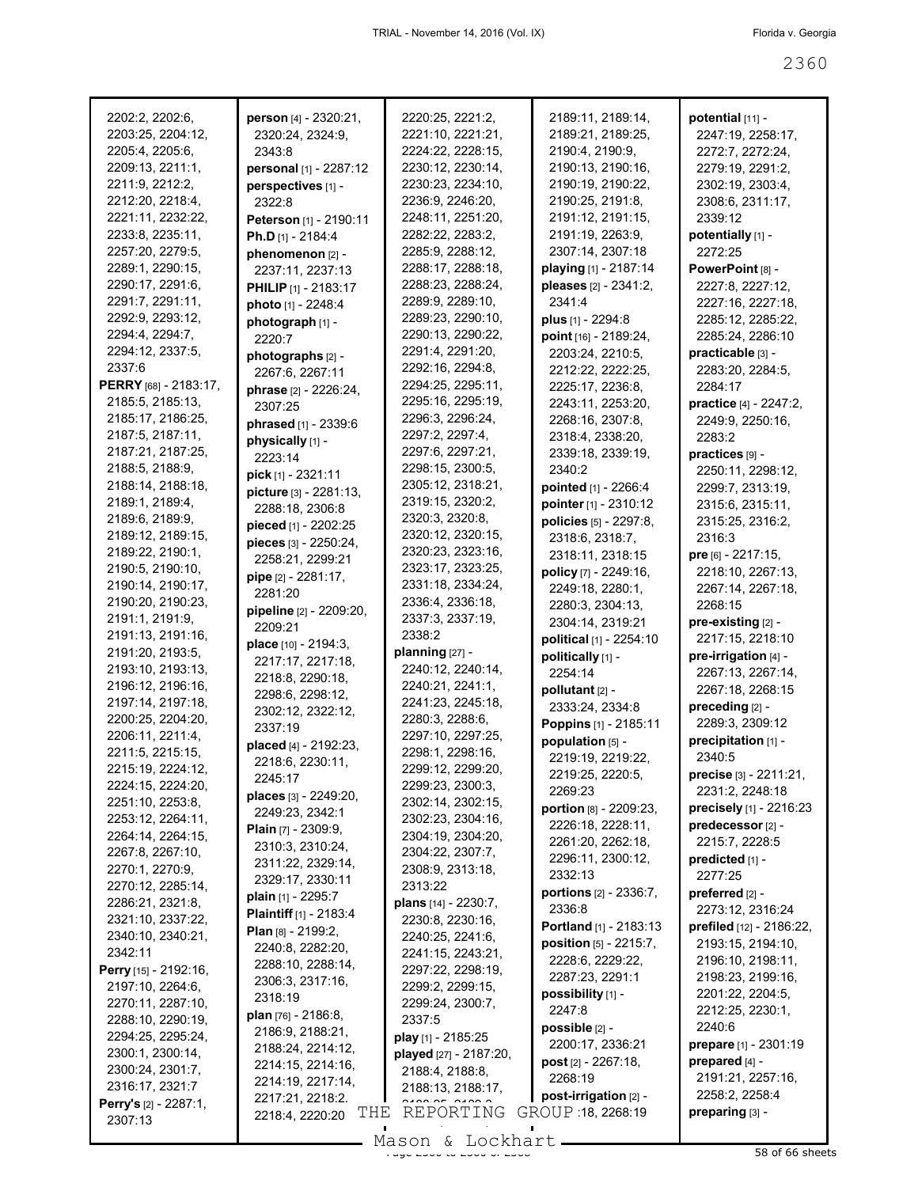2202:2, 2202:6, 2203:25, 2204:12, 2205:4, 2205:6, 2209:13, 2211:1, 2211:9, 2212:2, 2212:20, 2218:4, 2221:11, 2232:22, 2233:8, 2235:11, 2257:20, 2279:5, 2289:1, 2290:15, 2290:17, 2291:6, 2291:7, 2291:11, 2292:9, 2293:12, 2294:4, 2294:7, 2294:12, 2337:5, 2337:6

**PERRY** [68] - 2183:17, 2185:5, 2185:13, 2185:17, 2186:25, 2187:5, 2187:11, 2187:21, 2187:25, 2188:5, 2188:9, 2188:14, 2188:18, 2189:1, 2189:4, 2189:6, 2189:9, 2189:12, 2189:15, 2189:22, 2190:1, 2190:5, 2190:10, 2190:14, 2190:17, 2190:20, 2190:23, 2191:1, 2191:9, 2191:13, 2191:16, 2191:20, 2193:5, 2193:10, 2193:13, 2196:12, 2196:16, 2197:14, 2197:18, 2200:25, 2204:20, 2206:11, 2211:4, 2211:5, 2215:15, 2215:19, 2224:12, 2224:15, 2224:20, 2251:10, 2253:8, 2253:12, 2264:11, 2264:14, 2264:15, 2267:8, 2267:10, 2270:1, 2270:9, 2270:12, 2285:14, 2286:21, 2321:8, 2321:10, 2337:22, 2340:10, 2340:21, 2342:11

**Perry** [15] - 2192:16, 2197:10, 2264:6, 2270:11, 2287:10, 2288:10, 2290:19, 2294:25, 2295:24, 2300:1, 2300:14, 2300:24, 2301:7, 2316:17, 2321:7

**Perry's** [2] - 2287:1, 2307:13

**person** [4] - 2320:21, 2320:24, 2324:9, 2343:8

**personal** [1] - 2287:12

**perspectives** [1] - 2322:8

**Peterson** [1] - 2190:11

**Ph.D** [1] - 2184:4

**phenomenon** [2] - 2237:11, 2237:13

**PHILIP** [1] - 2183:17

**photo** [1] - 2248:4

**photograph** [1] - 2220:7

**photographs** [2] - 2267:6, 2267:11

**phrase** [2] - 2226:24, 2307:25

**phrased** [1] - 2339:6

**physically** [1] - 2223:14

**pick** [1] - 2321:11

**picture** [3] - 2281:13, 2288:18, 2306:8

**pieced** [1] - 2202:25

**pieces** [3] - 2250:24, 2258:21, 2299:21

**pipe** [2] - 2281:17, 2281:20

**pipeline** [2] - 2209:20, 2209:21

**place** [10] - 2194:3, 2217:17, 2217:18, 2218:8, 2290:18, 2298:6, 2298:12, 2302:12, 2322:12, 2337:19

**placed** [4] - 2192:23, 2218:6, 2230:11, 2245:17

**places** [3] - 2249:20, 2249:23, 2342:1

**Plain** [7] - 2309:9, 2310:3, 2310:24, 2311:22, 2329:14, 2329:17, 2330:11

**plain** [1] - 2295:7

**Plaintiff** [1] - 2183:4

**Plan** [8] - 2199:2, 2240:8, 2282:20, 2288:10, 2288:14, 2306:3, 2317:16, 2318:19

**plan** [76] - 2186:8, 2186:9, 2188:21, 2188:24, 2214:12, 2214:15, 2214:16, 2214:19, 2217:14, 2217:21, 2218:2, 2218:4, 2220:20, 2220:25, 2221:2, 2221:10, 2221:21, 2224:22, 2228:15, 2230:12, 2230:14, 2230:23, 2234:10, 2236:9, 2246:20, 2248:11, 2251:20, 2282:22, 2283:2, 2285:9, 2288:12, 2288:17, 2288:18, 2288:23, 2288:24, 2289:9, 2289:10, 2289:23, 2290:10, 2290:13, 2290:22, 2291:4, 2291:20, 2292:16, 2294:8, 2294:25, 2295:11, 2295:16, 2295:19, 2296:3, 2296:24, 2297:2, 2297:4, 2297:6, 2297:21, 2298:15, 2300:5, 2305:12, 2318:21, 2319:15, 2320:2, 2320:3, 2320:8, 2320:12, 2320:15, 2320:23, 2323:16, 2323:17, 2323:25, 2331:18, 2334:24, 2336:4, 2336:18, 2337:3, 2337:19, 2338:2

**planning** [27] - 2240:12, 2240:14, 2240:21, 2241:1, 2241:23, 2245:18, 2280:3, 2288:6, 2297:10, 2297:25, 2298:1, 2298:16, 2299:12, 2299:20, 2299:23, 2300:3, 2302:14, 2302:15, 2302:23, 2304:16, 2304:19, 2304:20, 2304:22, 2307:7, 2308:9, 2313:18, 2313:22

**plans** [14] - 2230:7, 2230:8, 2230:16, 2240:25, 2241:6, 2241:15, 2243:21, 2297:22, 2298:19, 2299:2, 2299:15, 2299:24, 2300:7, 2337:5

**play** [1] - 2185:25

**played** [27] - 2187:20, 2188:4, 2188:8, 2188:13, 2188:17, 2189:11, 2189:14, 2189:21, 2189:25, 2190:4, 2190:9, 2190:13, 2190:16, 2190:19, 2190:22, 2190:25, 2191:8, 2191:12, 2191:15, 2191:19, 2263:9, 2307:14, 2307:18

**playing** [1] - 2187:14

**pleases** [2] - 2341:2, 2341:4

**plus** [1] - 2294:8

**point** [16] - 2189:24, 2203:24, 2210:5, 2212:22, 2222:25, 2225:17, 2236:8, 2243:11, 2253:20, 2268:16, 2307:8, 2318:4, 2338:20, 2339:18, 2339:19, 2340:2

**pointed** [1] - 2266:4

**pointer** [1] - 2310:12

**policies** [5] - 2297:8, 2318:6, 2318:7, 2318:11, 2318:15

**policy** [7] - 2249:16, 2249:18, 2280:1, 2280:3, 2304:13, 2304:14, 2319:21

**political** [1] - 2254:10

**politically** [1] - 2254:14

**pollutant** [2] - 2333:24, 2334:8

**Poppins** [1] - 2185:11

**population** [5] - 2219:19, 2219:22, 2219:25, 2220:5, 2269:23

**portion** [8] - 2209:23, 2226:18, 2228:11, 2261:20, 2262:18, 2296:11, 2300:12, 2332:13

**portions** [2] - 2336:7, 2336:8

**Portland** [1] - 2183:13

**position** [5] - 2215:7, 2228:6, 2229:22, 2287:23, 2291:1

**possibility** [1] - 2247:8

**possible** [2] - 2200:17, 2336:21

**post** [2] - 2267:18, 2268:19

**post-irrigation** [2] - 2267:18, 2268:19

**potential** [11] - 2247:19, 2258:17, 2272:7, 2272:24, 2279:19, 2291:2, 2302:19, 2303:4, 2308:6, 2311:17, 2339:12

**potentially** [1] - 2272:25

**PowerPoint** [8] - 2227:8, 2227:12, 2227:16, 2227:18, 2285:12, 2285:22, 2285:24, 2286:10

**practicable** [3] - 2283:20, 2284:5, 2284:17

**practice** [4] - 2247:2, 2249:9, 2250:16, 2283:2

**practices** [9] - 2250:11, 2298:12, 2299:7, 2313:19, 2315:6, 2315:11, 2315:25, 2316:2, 2316:3

**pre** [6] - 2217:15, 2218:10, 2267:13, 2267:14, 2267:18, 2268:15

**pre-existing** [2] - 2217:15, 2218:10

**pre-irrigation** [4] - 2267:13, 2267:14, 2267:18, 2268:15

**preceding** [2] - 2289:3, 2309:12

**precipitation** [1] - 2340:5

**precise** [3] - 2211:21, 2231:2, 2248:18

**precisely** [1] - 2216:23

**predecessor** [2] - 2215:7, 2228:5

**predicted** [1] - 2277:25

**preferred** [2] - 2273:12, 2316:24

**prefiled** [12] - 2186:22, 2193:15, 2194:10, 2196:10, 2198:11, 2198:23, 2199:16, 2201:22, 2204:5, 2212:25, 2230:1, 2240:6

**prepare** [1] - 2301:19

**prepared** [4] - 2191:21, 2257:16, 2258:2, 2258:4

**preparing** [3] -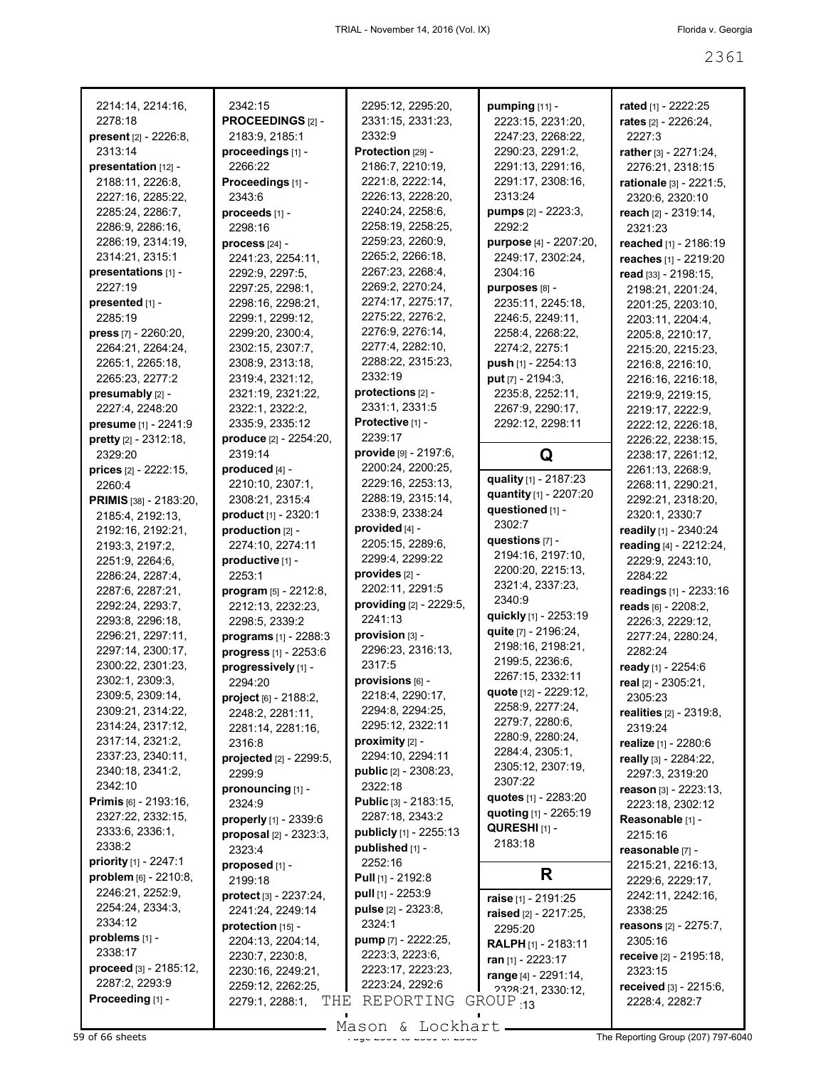2214:14, 2214:16, 2278:18
**present** [2] - 2226:8, 2313:14
**presentation** [12] - 2188:11, 2226:8, 2227:16, 2285:22, 2285:24, 2286:7, 2286:9, 2286:16, 2286:19, 2314:19, 2314:21, 2315:1
**presentations** [1] - 2227:19
**presented** [1] - 2285:19
**press** [7] - 2260:20, 2264:21, 2264:24, 2265:1, 2265:18, 2265:23, 2277:2
**presumably** [2] - 2227:4, 2248:20
**presume** [1] - 2241:9
**pretty** [2] - 2312:18, 2329:20
**prices** [2] - 2222:15, 2260:4
**PRIMIS** [38] - 2183:20, 2185:4, 2192:13, 2192:16, 2192:21, 2193:3, 2197:2, 2251:9, 2264:6, 2286:24, 2287:4, 2287:6, 2287:21, 2292:24, 2293:7, 2293:8, 2296:18, 2296:21, 2297:11, 2297:14, 2300:17, 2300:22, 2301:23, 2302:1, 2309:3, 2309:5, 2309:14, 2309:21, 2314:22, 2314:24, 2317:12, 2317:14, 2321:2, 2337:23, 2340:11, 2340:18, 2341:2, 2342:10
**Primis** [6] - 2193:16, 2327:22, 2332:15, 2333:6, 2336:1, 2338:2
**priority** [1] - 2247:1
**problem** [6] - 2210:8, 2246:21, 2252:9, 2254:24, 2334:3, 2334:12
**problems** [1] - 2338:17
**proceed** [3] - 2185:12, 2287:2, 2293:9
**Proceeding** [1] - 2342:15
**PROCEEDINGS** [2] - 2183:9, 2185:1
**proceedings** [1] - 2266:22
**Proceedings** [1] - 2343:6
**proceeds** [1] - 2298:16
**process** [24] - 2241:23, 2254:11, 2292:9, 2297:5, 2297:25, 2298:1, 2298:16, 2298:21, 2299:1, 2299:12, 2299:20, 2300:4, 2302:15, 2307:7, 2308:9, 2313:18, 2319:4, 2321:12, 2321:19, 2321:22, 2322:1, 2322:2, 2335:9, 2335:12
**produce** [2] - 2254:20, 2319:14
**produced** [4] - 2210:10, 2307:1, 2308:21, 2315:4
**product** [1] - 2320:1
**production** [2] - 2274:10, 2274:11
**productive** [1] - 2253:1
**program** [5] - 2212:8, 2212:13, 2232:23, 2298:5, 2339:2
**programs** [1] - 2288:3
**progress** [1] - 2253:6
**progressively** [1] - 2294:20
**project** [6] - 2188:2, 2248:2, 2281:11, 2281:14, 2281:16, 2316:8
**projected** [2] - 2299:5, 2299:9
**pronouncing** [1] - 2324:9
**properly** [1] - 2339:6
**proposal** [2] - 2323:3, 2323:4
**proposed** [1] - 2199:18
**protect** [3] - 2237:24, 2241:24, 2249:14
**protection** [15] - 2204:13, 2204:14, 2230:7, 2230:8, 2230:16, 2249:21, 2259:12, 2262:25, 2279:1, 2288:1, 2295:12, 2295:20, 2331:15, 2331:23, 2332:9
**Protection** [29] - 2186:7, 2210:19, 2221:8, 2222:14, 2226:13, 2228:20, 2240:24, 2258:6, 2258:19, 2258:25, 2259:23, 2260:9, 2265:2, 2266:18, 2267:23, 2268:4, 2269:2, 2270:24, 2274:17, 2275:17, 2275:22, 2276:2, 2276:9, 2276:14, 2277:4, 2282:10, 2288:22, 2315:23, 2332:19
**protections** [2] - 2331:1, 2331:5
**Protective** [1] - 2239:17
**provide** [9] - 2197:6, 2200:24, 2200:25, 2229:16, 2253:13, 2288:19, 2315:14, 2338:9, 2338:24
**provided** [4] - 2205:15, 2289:6, 2299:4, 2299:22
**provides** [2] - 2202:11, 2291:5
**providing** [2] - 2229:5, 2241:13
**provision** [3] - 2296:23, 2316:13, 2317:5
**provisions** [6] - 2218:4, 2290:17, 2294:8, 2294:25, 2295:12, 2322:11
**proximity** [2] - 2294:10, 2294:11
**public** [2] - 2308:23, 2322:18
**Public** [3] - 2183:15, 2287:18, 2343:2
**publicly** [1] - 2255:13
**published** [1] - 2252:16
**Pull** [1] - 2192:8
**pull** [1] - 2253:9
**pulse** [2] - 2323:8, 2324:1
**pump** [7] - 2222:25, 2223:3, 2223:6, 2223:17, 2223:23, 2223:24, 2292:6
**pumping** [11] - 2223:15, 2231:20, 2247:23, 2268:22, 2290:23, 2291:2, 2291:13, 2291:16, 2291:17, 2308:16, 2313:24
**pumps** [2] - 2223:3, 2292:2
**purpose** [4] - 2207:20, 2249:17, 2302:24, 2304:16
**purposes** [8] - 2235:11, 2245:18, 2246:5, 2249:11, 2258:4, 2268:22, 2274:2, 2275:1
**push** [1] - 2254:13
**put** [7] - 2194:3, 2235:8, 2252:11, 2267:9, 2290:17, 2292:12, 2298:11

## Q

**quality** [1] - 2187:23
**quantity** [1] - 2207:20
**questioned** [1] - 2302:7
**questions** [7] - 2194:16, 2197:10, 2200:20, 2215:13, 2321:4, 2337:23, 2340:9
**quickly** [1] - 2253:19
**quite** [7] - 2196:24, 2198:16, 2198:21, 2199:5, 2236:6, 2267:15, 2332:11
**quote** [12] - 2229:12, 2258:9, 2277:24, 2279:7, 2280:6, 2280:9, 2280:24, 2284:4, 2305:1, 2305:12, 2307:19, 2307:22
**quotes** [1] - 2283:20
**quoting** [1] - 2265:19
**QURESHI** [1] - 2183:18

## R

**raise** [1] - 2191:25
**raised** [2] - 2217:25, 2295:20
**RALPH** [1] - 2183:11
**ran** [1] - 2223:17
**range** [4] - 2291:14, 2328:21, 2330:12, 2330:13
**rated** [1] - 2222:25
**rates** [2] - 2226:24, 2227:3
**rather** [3] - 2271:24, 2276:21, 2318:15
**rationale** [3] - 2221:5, 2320:6, 2320:10
**reach** [2] - 2319:14, 2321:23
**reached** [1] - 2186:19
**reaches** [1] - 2219:20
**read** [33] - 2198:15, 2198:21, 2201:24, 2201:25, 2203:10, 2203:11, 2204:4, 2205:8, 2210:17, 2215:20, 2215:23, 2216:8, 2216:10, 2216:16, 2216:18, 2219:9, 2219:15, 2219:17, 2222:9, 2222:12, 2226:18, 2226:22, 2238:15, 2238:17, 2261:12, 2261:13, 2268:9, 2268:11, 2290:21, 2292:21, 2318:20, 2320:1, 2330:7
**readily** [1] - 2340:24
**reading** [4] - 2212:24, 2229:9, 2243:10, 2284:22
**readings** [1] - 2233:16
**reads** [6] - 2208:2, 2226:3, 2229:12, 2277:24, 2280:24, 2282:24
**ready** [1] - 2254:6
**real** [2] - 2305:21, 2305:23
**realities** [2] - 2319:8, 2319:24
**realize** [1] - 2280:6
**really** [3] - 2284:22, 2297:3, 2319:20
**reason** [3] - 2223:13, 2223:18, 2302:12
**Reasonable** [1] - 2215:16
**reasonable** [7] - 2215:21, 2216:13, 2229:6, 2229:17, 2242:11, 2242:16, 2338:25
**reasons** [2] - 2275:7, 2305:16
**receive** [2] - 2195:18, 2323:15
**received** [3] - 2215:6, 2228:4, 2282:7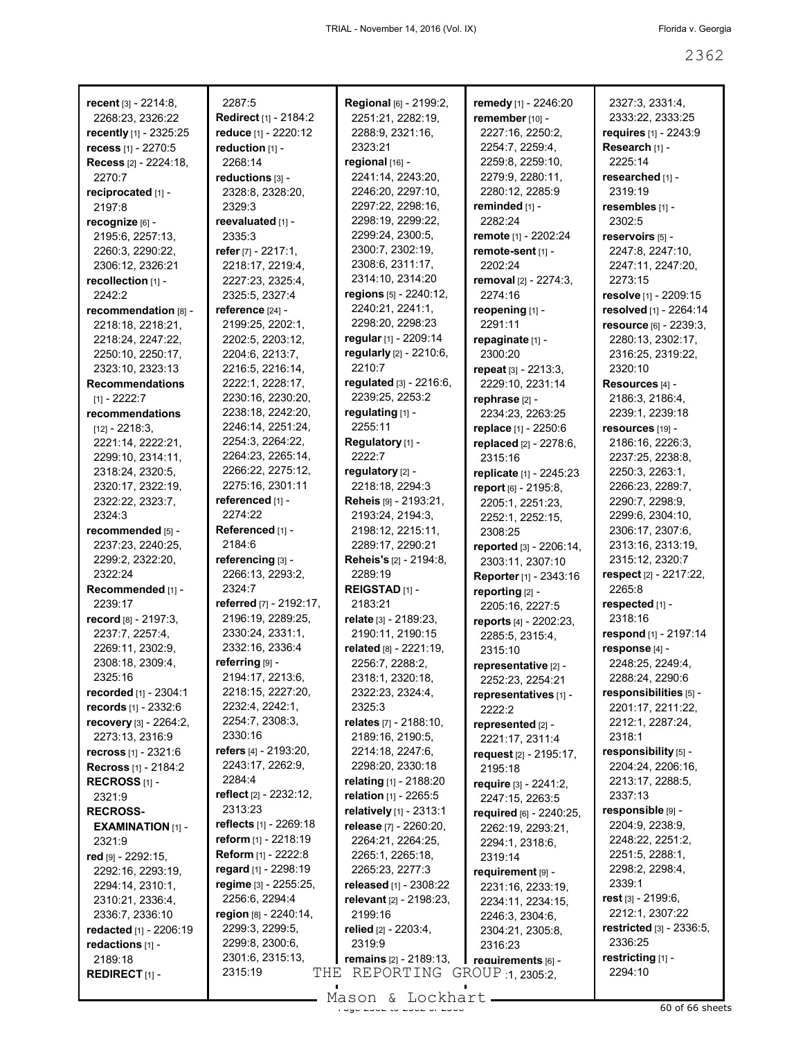**recent** [3] - 2214:8, 2268:23, 2326:22
**recently** [1] - 2325:25
**recess** [1] - 2270:5
**Recess** [2] - 2224:18, 2270:7
**reciprocated** [1] - 2197:8
**recognize** [6] - 2195:6, 2257:13, 2260:3, 2290:22, 2306:12, 2326:21
**recollection** [1] - 2242:2
**recommendation** [8] - 2218:18, 2218:21, 2218:24, 2247:22, 2250:10, 2250:17, 2323:10, 2323:13
**Recommendations** [1] - 2222:7
**recommendations** [12] - 2218:3, 2221:14, 2222:21, 2299:10, 2314:11, 2318:24, 2320:5, 2320:17, 2322:19, 2322:22, 2323:7, 2324:3
**recommended** [5] - 2237:23, 2240:25, 2299:2, 2322:20, 2322:24
**Recommended** [1] - 2239:17
**record** [8] - 2197:3, 2237:7, 2257:4, 2269:11, 2302:9, 2308:18, 2309:4, 2325:16
**recorded** [1] - 2304:1
**records** [1] - 2332:6
**recovery** [3] - 2264:2, 2273:13, 2316:9
**recross** [1] - 2321:6
**Recross** [1] - 2184:2
**RECROSS** [1] - 2321:9
**RECROSS-EXAMINATION** [1] - 2321:9
**red** [9] - 2292:15, 2292:16, 2293:19, 2294:14, 2310:1, 2310:21, 2336:4, 2336:7, 2336:10
**redacted** [1] - 2206:19
**redactions** [1] - 2189:18
**REDIRECT** [1] - 2287:5
**Redirect** [1] - 2184:2
**reduce** [1] - 2220:12
**reduction** [1] - 2268:14
**reductions** [3] - 2328:8, 2328:20, 2329:3
**reevaluated** [1] - 2335:3
**refer** [7] - 2217:1, 2218:17, 2219:4, 2227:23, 2325:4, 2325:5, 2327:4
**reference** [24] - 2199:25, 2202:1, 2202:5, 2203:12, 2204:6, 2213:7, 2216:5, 2216:14, 2222:1, 2228:17, 2230:16, 2230:20, 2238:18, 2242:20, 2246:14, 2251:24, 2254:3, 2264:22, 2264:23, 2265:14, 2266:22, 2275:12, 2275:16, 2301:11
**referenced** [1] - 2274:22
**Referenced** [1] - 2184:6
**referencing** [3] - 2266:13, 2293:2, 2324:7
**referred** [7] - 2192:17, 2196:19, 2289:25, 2330:24, 2331:1, 2332:16, 2336:4
**referring** [9] - 2194:17, 2213:6, 2218:15, 2227:20, 2232:4, 2242:1, 2254:7, 2308:3, 2330:16
**refers** [4] - 2193:20, 2243:17, 2262:9, 2284:4
**reflect** [2] - 2232:12, 2313:23
**reflects** [1] - 2269:18
**reform** [1] - 2218:19
**Reform** [1] - 2222:8
**regard** [1] - 2298:19
**regime** [3] - 2255:25, 2256:6, 2294:4
**region** [8] - 2240:14, 2299:3, 2299:5, 2299:8, 2300:6, 2301:6, 2315:13, 2315:19
**Regional** [6] - 2199:2, 2251:21, 2282:19, 2288:9, 2321:16, 2323:21
**regional** [16] - 2241:14, 2243:20, 2246:20, 2297:10, 2297:22, 2298:16, 2298:19, 2299:22, 2299:24, 2300:5, 2300:7, 2302:19, 2308:6, 2311:17, 2314:10, 2314:20
**regions** [5] - 2240:12, 2240:21, 2241:1, 2298:20, 2298:23
**regular** [1] - 2209:14
**regularly** [2] - 2210:6, 2210:7
**regulated** [3] - 2216:6, 2239:25, 2253:2
**regulating** [1] - 2255:11
**Regulatory** [1] - 2222:7
**regulatory** [2] - 2218:18, 2294:3
**Reheis** [9] - 2193:21, 2193:24, 2194:3, 2198:12, 2215:11, 2289:17, 2290:21
**Reheis's** [2] - 2194:8, 2289:19
**REIGSTAD** [1] - 2183:21
**relate** [3] - 2189:23, 2190:11, 2190:15
**related** [8] - 2221:19, 2256:7, 2288:2, 2318:1, 2320:18, 2322:23, 2324:4, 2325:3
**relates** [7] - 2188:10, 2189:16, 2190:5, 2214:18, 2247:6, 2298:20, 2330:18
**relating** [1] - 2188:20
**relation** [1] - 2265:5
**relatively** [1] - 2313:1
**release** [7] - 2260:20, 2264:21, 2264:25, 2265:1, 2265:18, 2265:23, 2277:3
**released** [1] - 2308:22
**relevant** [2] - 2198:23, 2199:16
**relied** [2] - 2203:4, 2319:9
**remains** [2] - 2189:13,
**remedy** [1] - 2246:20
**remember** [10] - 2227:16, 2250:2, 2254:7, 2259:4, 2259:8, 2259:10, 2279:9, 2280:11, 2280:12, 2285:9
**reminded** [1] - 2282:24
**remote** [1] - 2202:24
**remote-sent** [1] - 2202:24
**removal** [2] - 2274:3, 2274:16
**reopening** [1] - 2291:11
**repaginate** [1] - 2300:20
**repeat** [3] - 2213:3, 2229:10, 2231:14
**rephrase** [2] - 2234:23, 2263:25
**replace** [1] - 2250:6
**replaced** [2] - 2278:6, 2315:16
**replicate** [1] - 2245:23
**report** [6] - 2195:8, 2205:1, 2251:23, 2252:1, 2252:15, 2308:25
**reported** [3] - 2206:14, 2303:11, 2307:10
**Reporter** [1] - 2343:16
**reporting** [2] - 2205:16, 2227:5
**reports** [4] - 2202:23, 2285:5, 2315:4, 2315:10
**representative** [2] - 2252:23, 2254:21
**representatives** [1] - 2222:2
**represented** [2] - 2221:17, 2311:4
**request** [2] - 2195:17, 2195:18
**require** [3] - 2241:2, 2247:15, 2263:5
**required** [6] - 2240:25, 2262:19, 2293:21, 2294:1, 2318:6, 2319:14
**requirement** [9] - 2231:16, 2233:19, 2234:11, 2234:15, 2246:3, 2304:6, 2304:21, 2305:8, 2316:23
**requirements** [6] - ...:1, 2305:2, 2327:3, 2331:4, 2333:22, 2333:25
**requires** [1] - 2243:9
**Research** [1] - 2225:14
**researched** [1] - 2319:19
**resembles** [1] - 2302:5
**reservoirs** [5] - 2247:8, 2247:10, 2247:11, 2247:20, 2273:15
**resolve** [1] - 2209:15
**resolved** [1] - 2264:14
**resource** [6] - 2239:3, 2280:13, 2302:17, 2316:25, 2319:22, 2320:10
**Resources** [4] - 2186:3, 2186:4, 2239:1, 2239:18
**resources** [19] - 2186:16, 2226:3, 2237:25, 2238:8, 2250:3, 2263:1, 2266:23, 2289:7, 2290:7, 2298:9, 2299:6, 2304:10, 2306:17, 2307:6, 2313:16, 2313:19, 2315:12, 2320:7
**respect** [2] - 2217:22, 2265:8
**respected** [1] - 2318:16
**respond** [1] - 2197:14
**response** [4] - 2248:25, 2249:4, 2288:24, 2290:6
**responsibilities** [5] - 2201:17, 2211:22, 2212:1, 2287:24, 2318:1
**responsibility** [5] - 2204:24, 2206:16, 2213:17, 2288:5, 2337:13
**responsible** [9] - 2204:9, 2238:9, 2248:22, 2251:2, 2251:5, 2288:1, 2298:2, 2298:4, 2339:1
**rest** [3] - 2199:6, 2212:1, 2307:22
**restricted** [3] - 2336:5, 2336:25
**restricting** [1] - 2294:10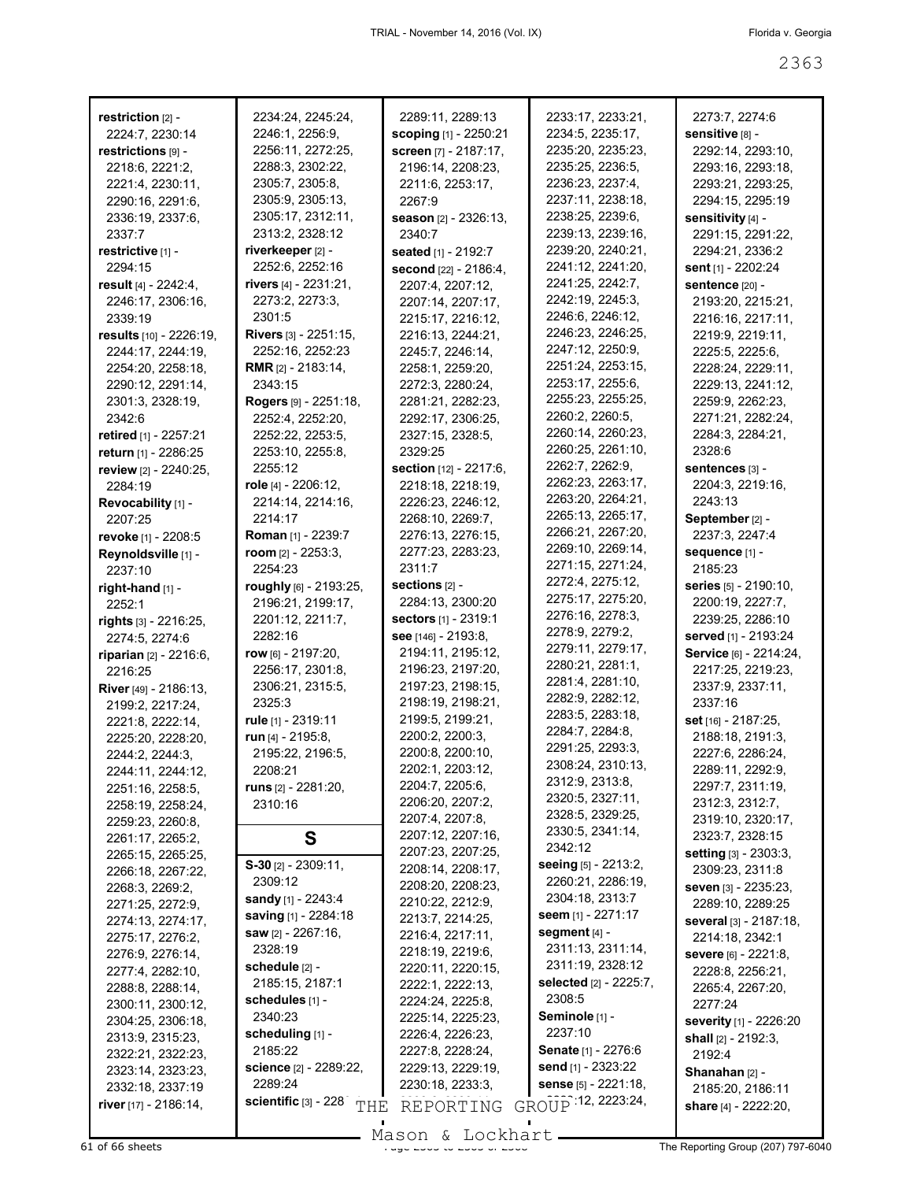**restriction** [2] - 2224:7, 2230:14
**restrictions** [9] - 2218:6, 2221:2, 2221:4, 2230:11, 2290:16, 2291:6, 2336:19, 2337:6, 2337:7
**restrictive** [1] - 2294:15
**result** [4] - 2242:4, 2246:17, 2306:16, 2339:19
**results** [10] - 2226:19, 2244:17, 2244:19, 2254:20, 2258:18, 2290:12, 2291:14, 2301:3, 2328:19, 2342:6
**retired** [1] - 2257:21
**return** [1] - 2286:25
**review** [2] - 2240:25, 2284:19
**Revocability** [1] - 2207:25
**revoke** [1] - 2208:5
**Reynoldsville** [1] - 2237:10
**right-hand** [1] - 2252:1
**rights** [3] - 2216:25, 2274:5, 2274:6
**riparian** [2] - 2216:6, 2216:25
**River** [49] - 2186:13, 2199:2, 2217:24, 2221:8, 2222:14, 2225:20, 2228:20, 2244:2, 2244:3, 2244:11, 2244:12, 2251:16, 2258:5, 2258:19, 2258:24, 2259:23, 2260:8, 2261:17, 2265:2, 2265:15, 2265:25, 2266:18, 2267:22, 2268:3, 2269:2, 2271:25, 2272:9, 2274:13, 2274:17, 2275:17, 2276:2, 2276:9, 2276:14, 2277:4, 2282:10, 2288:8, 2288:14, 2300:11, 2300:12, 2304:25, 2306:18, 2313:9, 2315:23, 2322:21, 2322:23, 2323:14, 2323:23, 2332:18, 2337:19
**river** [17] - 2186:14, 2234:24, 2245:24, 2246:1, 2256:9, 2256:11, 2272:25, 2288:3, 2302:22, 2305:7, 2305:8, 2305:9, 2305:13, 2305:17, 2312:11, 2313:2, 2328:12
**riverkeeper** [2] - 2252:6, 2252:16
**rivers** [4] - 2231:21, 2273:2, 2273:3, 2301:5
**Rivers** [3] - 2251:15, 2252:16, 2252:23
**RMR** [2] - 2183:14, 2343:15
**Rogers** [9] - 2251:18, 2252:4, 2252:20, 2252:22, 2253:5, 2253:10, 2255:8, 2255:12
**role** [4] - 2206:12, 2214:14, 2214:16, 2214:17
**Roman** [1] - 2239:7
**room** [2] - 2253:3, 2254:23
**roughly** [6] - 2193:25, 2196:21, 2199:17, 2201:12, 2211:7, 2282:16
**row** [6] - 2197:20, 2256:17, 2301:8, 2306:21, 2315:5, 2325:3
**rule** [1] - 2319:11
**run** [4] - 2195:8, 2195:22, 2196:5, 2208:21
**runs** [2] - 2281:20, 2310:16

## S

**S-30** [2] - 2309:11, 2309:12
**sandy** [1] - 2243:4
**saving** [1] - 2284:18
**saw** [2] - 2267:16, 2328:19
**schedule** [2] - 2185:15, 2187:1
**schedules** [1] - 2340:23
**scheduling** [1] - 2185:22
**science** [2] - 2289:22, 2289:24
**scientific** [3] - 2288:..., 2289:11, 2289:13
**scoping** [1] - 2250:21
**screen** [7] - 2187:17, 2196:14, 2208:23, 2211:6, 2253:17, 2267:9
**season** [2] - 2326:13, 2340:7
**seated** [1] - 2192:7
**second** [22] - 2186:4, 2207:4, 2207:12, 2207:14, 2207:17, 2215:17, 2216:12, 2216:13, 2244:21, 2245:7, 2246:14, 2258:1, 2259:20, 2272:3, 2280:24, 2281:21, 2282:23, 2292:17, 2306:25, 2327:15, 2328:5, 2329:25
**section** [12] - 2217:6, 2218:18, 2218:19, 2226:23, 2246:12, 2268:10, 2269:7, 2276:13, 2276:15, 2277:23, 2283:23, 2311:7
**sections** [2] - 2284:13, 2300:20
**sectors** [1] - 2319:1
**see** [146] - 2193:8, 2194:11, 2195:12, 2196:23, 2197:20, 2197:23, 2198:15, 2198:19, 2198:21, 2199:5, 2199:21, 2200:2, 2200:3, 2200:8, 2200:10, 2202:1, 2203:12, 2204:7, 2205:6, 2206:20, 2207:2, 2207:4, 2207:8, 2207:12, 2207:16, 2207:23, 2207:25, 2208:14, 2208:17, 2208:20, 2208:23, 2210:22, 2212:9, 2213:7, 2214:25, 2216:4, 2217:11, 2218:19, 2219:6, 2220:11, 2220:15, 2222:1, 2222:13, 2224:24, 2225:8, 2225:14, 2225:23, 2226:4, 2226:23, 2227:8, 2228:24, 2229:13, 2229:19, 2230:18, 2233:3, 2233:17, 2233:21, 2234:5, 2235:17, 2235:20, 2235:23, 2235:25, 2236:5, 2236:23, 2237:4, 2237:11, 2238:18, 2238:25, 2239:6, 2239:13, 2239:16, 2239:20, 2240:21, 2241:12, 2241:20, 2241:25, 2242:7, 2242:19, 2245:3, 2246:6, 2246:12, 2246:23, 2246:25, 2247:12, 2250:9, 2251:24, 2253:15, 2253:17, 2255:6, 2255:23, 2255:25, 2260:2, 2260:5, 2260:14, 2260:23, 2260:25, 2261:10, 2262:7, 2262:9, 2262:23, 2263:17, 2263:20, 2264:21, 2265:13, 2265:17, 2266:21, 2267:20, 2269:10, 2269:14, 2271:15, 2271:24, 2272:4, 2275:12, 2275:17, 2275:20, 2276:16, 2278:3, 2278:9, 2279:2, 2279:11, 2279:17, 2280:21, 2281:1, 2281:4, 2281:10, 2282:9, 2282:12, 2283:5, 2283:18, 2284:7, 2284:8, 2291:25, 2293:3, 2308:24, 2310:13, 2312:9, 2313:8, 2320:5, 2327:11, 2328:5, 2329:25, 2330:5, 2341:14, 2342:12
**seeing** [5] - 2213:2, 2260:21, 2286:19, 2304:18, 2313:7
**seem** [1] - 2271:17
**segment** [4] - 2311:13, 2311:14, 2311:19, 2328:12
**selected** [2] - 2225:7, 2308:5
**Seminole** [1] - 2237:10
**Senate** [1] - 2276:6
**send** [1] - 2323:22
**sense** [5] - 2221:18, 2223:12, 2223:24, 2273:7, 2274:6
**sensitive** [8] - 2292:14, 2293:10, 2293:16, 2293:18, 2293:21, 2293:25, 2294:15, 2295:19
**sensitivity** [4] - 2291:15, 2291:22, 2294:21, 2336:2
**sent** [1] - 2202:24
**sentence** [20] - 2193:20, 2215:21, 2216:16, 2217:11, 2219:9, 2219:11, 2225:5, 2225:6, 2228:24, 2229:11, 2229:13, 2241:12, 2259:9, 2262:23, 2271:21, 2282:24, 2284:3, 2284:21, 2328:6
**sentences** [3] - 2204:3, 2219:16, 2243:13
**September** [2] - 2237:3, 2247:4
**sequence** [1] - 2185:23
**series** [5] - 2190:10, 2200:19, 2227:7, 2239:25, 2286:10
**served** [1] - 2193:24
**Service** [6] - 2214:24, 2217:25, 2219:23, 2337:9, 2337:11, 2337:16
**set** [16] - 2187:25, 2188:18, 2191:3, 2227:6, 2286:24, 2289:11, 2292:9, 2297:7, 2311:19, 2312:3, 2312:7, 2319:10, 2320:17, 2323:7, 2328:15
**setting** [3] - 2303:3, 2309:23, 2311:8
**seven** [3] - 2235:23, 2289:10, 2289:25
**several** [3] - 2187:18, 2214:18, 2342:1
**severe** [6] - 2221:8, 2228:8, 2256:21, 2265:4, 2267:20, 2277:24
**severity** [1] - 2226:20
**shall** [2] - 2192:3, 2192:4
**Shanahan** [2] - 2185:20, 2186:11
**share** [4] - 2222:20,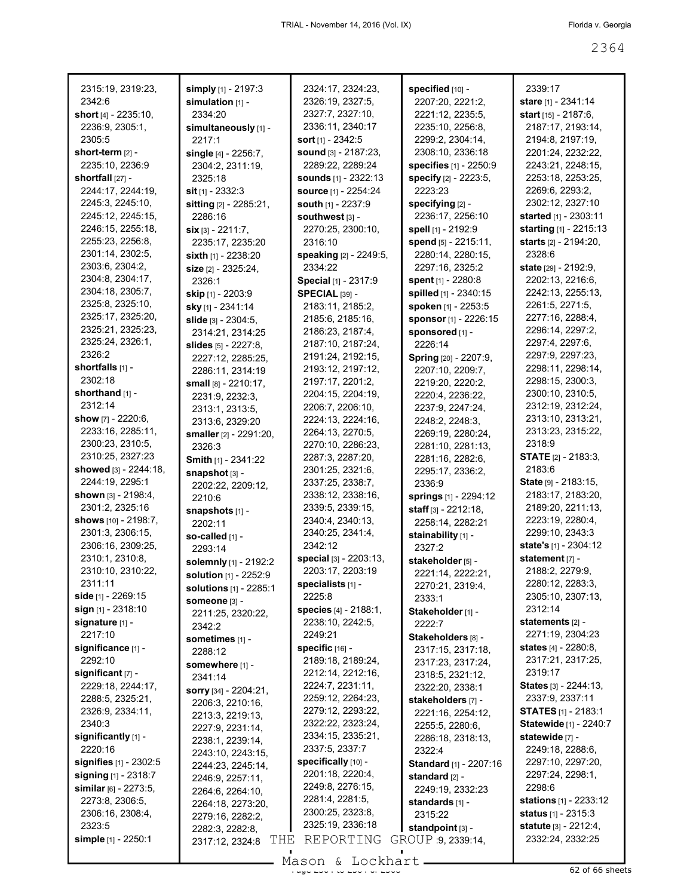2315:19, 2319:23, 2342:6
**short** [4] - 2235:10, 2236:9, 2305:1, 2305:5
**short-term** [2] - 2235:10, 2236:9
**shortfall** [27] - 2244:17, 2244:19, 2245:3, 2245:10, 2245:12, 2245:15, 2246:15, 2255:18, 2255:23, 2256:8, 2301:14, 2302:5, 2303:6, 2304:2, 2304:8, 2304:17, 2304:18, 2305:7, 2325:8, 2325:10, 2325:17, 2325:20, 2325:21, 2325:23, 2325:24, 2326:1, 2326:2
**shortfalls** [1] - 2302:18
**shorthand** [1] - 2312:14
**show** [7] - 2220:6, 2233:16, 2285:11, 2300:23, 2310:5, 2310:25, 2327:23
**showed** [3] - 2244:18, 2244:19, 2295:1
**shown** [3] - 2198:4, 2301:2, 2325:16
**shows** [10] - 2198:7, 2301:3, 2306:15, 2306:16, 2309:25, 2310:1, 2310:8, 2310:10, 2310:22, 2311:11
**side** [1] - 2269:15
**sign** [1] - 2318:10
**signature** [1] - 2217:10
**significance** [1] - 2292:10
**significant** [7] - 2229:18, 2244:17, 2288:5, 2325:21, 2326:9, 2334:11, 2340:3
**significantly** [1] - 2220:16
**signifies** [1] - 2302:5
**signing** [1] - 2318:7
**similar** [6] - 2273:5, 2273:8, 2306:5, 2306:16, 2308:4, 2323:5
**simple** [1] - 2250:1
**simply** [1] - 2197:3
**simulation** [1] - 2334:20
**simultaneously** [1] - 2217:1
**single** [4] - 2256:7, 2304:2, 2311:19, 2325:18
**sit** [1] - 2332:3
**sitting** [2] - 2285:21, 2286:16
**six** [3] - 2211:7, 2235:17, 2235:20
**sixth** [1] - 2238:20
**size** [2] - 2325:24, 2326:1
**skip** [1] - 2203:9
**sky** [1] - 2341:14
**slide** [3] - 2304:5, 2314:21, 2314:25
**slides** [5] - 2227:8, 2227:12, 2285:25, 2286:11, 2314:19
**small** [8] - 2210:17, 2231:9, 2232:3, 2313:1, 2313:5, 2313:6, 2329:20
**smaller** [2] - 2291:20, 2326:3
**Smith** [1] - 2341:22
**snapshot** [3] - 2202:22, 2209:12, 2210:6
**snapshots** [1] - 2202:11
**so-called** [1] - 2293:14
**solemnly** [1] - 2192:2
**solution** [1] - 2252:9
**solutions** [1] - 2285:1
**someone** [3] - 2211:25, 2320:22, 2342:2
**sometimes** [1] - 2288:12
**somewhere** [1] - 2341:14
**sorry** [34] - 2204:21, 2206:3, 2210:16, 2213:3, 2219:13, 2227:9, 2231:14, 2238:1, 2239:14, 2243:10, 2243:15, 2244:23, 2245:14, 2246:9, 2257:11, 2264:6, 2264:10, 2264:18, 2273:20, 2279:16, 2282:2, 2282:3, 2282:8, 2317:12, 2324:8, 2324:17, 2324:23, 2326:19, 2327:5, 2327:7, 2327:10, 2336:11, 2340:17
**sort** [1] - 2342:5
**sound** [3] - 2187:23, 2289:22, 2289:24
**sounds** [1] - 2322:13
**source** [1] - 2254:24
**south** [1] - 2237:9
**southwest** [3] - 2270:25, 2300:10, 2316:10
**speaking** [2] - 2249:5, 2334:22
**Special** [1] - 2317:9
**SPECIAL** [39] - 2183:11, 2185:2, 2185:6, 2185:16, 2186:23, 2187:4, 2187:10, 2187:24, 2191:24, 2192:15, 2193:12, 2197:12, 2197:17, 2201:2, 2204:15, 2204:19, 2206:7, 2206:10, 2224:13, 2224:16, 2264:13, 2270:5, 2270:10, 2286:23, 2287:3, 2287:20, 2301:25, 2321:6, 2337:25, 2338:7, 2338:12, 2338:16, 2339:5, 2339:15, 2340:4, 2340:13, 2340:25, 2341:4, 2342:12
**special** [3] - 2203:13, 2203:17, 2203:19
**specialists** [1] - 2225:8
**species** [4] - 2188:1, 2238:10, 2242:5, 2249:21
**specific** [16] - 2189:18, 2189:24, 2212:14, 2212:16, 2224:7, 2231:11, 2259:12, 2264:23, 2279:12, 2293:22, 2322:22, 2323:24, 2334:15, 2335:21, 2337:5, 2337:7
**specifically** [10] - 2201:18, 2220:4, 2249:8, 2276:15, 2281:4, 2281:5, 2300:25, 2323:8, 2325:19, 2336:18
**specified** [10] - 2207:20, 2221:2, 2221:12, 2235:5, 2235:10, 2256:8, 2299:2, 2304:14, 2308:10, 2336:18
**specifies** [1] - 2250:9
**specify** [2] - 2223:5, 2223:23
**specifying** [2] - 2236:17, 2256:10
**spell** [1] - 2192:9
**spend** [5] - 2215:11, 2280:14, 2280:15, 2297:16, 2325:2
**spent** [1] - 2280:8
**spilled** [1] - 2340:15
**spoken** [1] - 2253:5
**sponsor** [1] - 2226:15
**sponsored** [1] - 2226:14
**Spring** [20] - 2207:9, 2207:10, 2209:7, 2219:20, 2220:2, 2220:4, 2236:22, 2237:9, 2247:24, 2248:2, 2248:3, 2269:19, 2280:24, 2281:10, 2281:13, 2281:16, 2282:6, 2295:17, 2336:2, 2336:9
**springs** [1] - 2294:12
**staff** [3] - 2212:18, 2258:14, 2282:21
**stainability** [1] - 2327:2
**stakeholder** [5] - 2221:14, 2222:21, 2270:21, 2319:4, 2333:1
**Stakeholder** [1] - 2222:7
**Stakeholders** [8] - 2317:15, 2317:18, 2317:23, 2317:24, 2318:5, 2321:12, 2322:20, 2338:1
**stakeholders** [7] - 2221:16, 2254:12, 2255:5, 2280:6, 2286:18, 2318:13, 2322:4
**Standard** [1] - 2207:16
**standard** [2] - 2249:19, 2332:23
**standards** [1] - 2315:22
**standpoint** [3] - 2339:9, 2339:14, 2339:17
**stare** [1] - 2341:14
**start** [15] - 2187:6, 2187:17, 2193:14, 2194:8, 2197:19, 2201:24, 2232:22, 2243:21, 2248:15, 2253:18, 2253:25, 2269:6, 2293:2, 2302:12, 2327:10
**started** [1] - 2303:11
**starting** [1] - 2215:13
**starts** [2] - 2194:20, 2328:6
**state** [29] - 2192:9, 2202:13, 2216:6, 2242:13, 2255:13, 2261:5, 2271:5, 2277:16, 2288:4, 2296:14, 2297:2, 2297:4, 2297:6, 2297:9, 2297:23, 2298:11, 2298:14, 2298:15, 2300:3, 2300:10, 2310:5, 2312:19, 2312:24, 2313:10, 2313:21, 2313:23, 2315:22, 2318:9
**STATE** [2] - 2183:3, 2183:6
**State** [9] - 2183:15, 2183:17, 2183:20, 2189:20, 2211:13, 2223:19, 2280:4, 2299:10, 2343:3
**state's** [1] - 2304:12
**statement** [7] - 2188:2, 2279:9, 2280:12, 2283:3, 2305:10, 2307:13, 2312:14
**statements** [2] - 2271:19, 2304:23
**states** [4] - 2280:8, 2317:21, 2317:25, 2319:17
**States** [3] - 2244:13, 2337:9, 2337:11
**STATES** [1] - 2183:1
**Statewide** [1] - 2240:7
**statewide** [7] - 2249:18, 2288:6, 2297:10, 2297:20, 2297:24, 2298:1, 2298:6
**stations** [1] - 2233:12
**status** [1] - 2315:3
**statute** [3] - 2212:4, 2332:24, 2332:25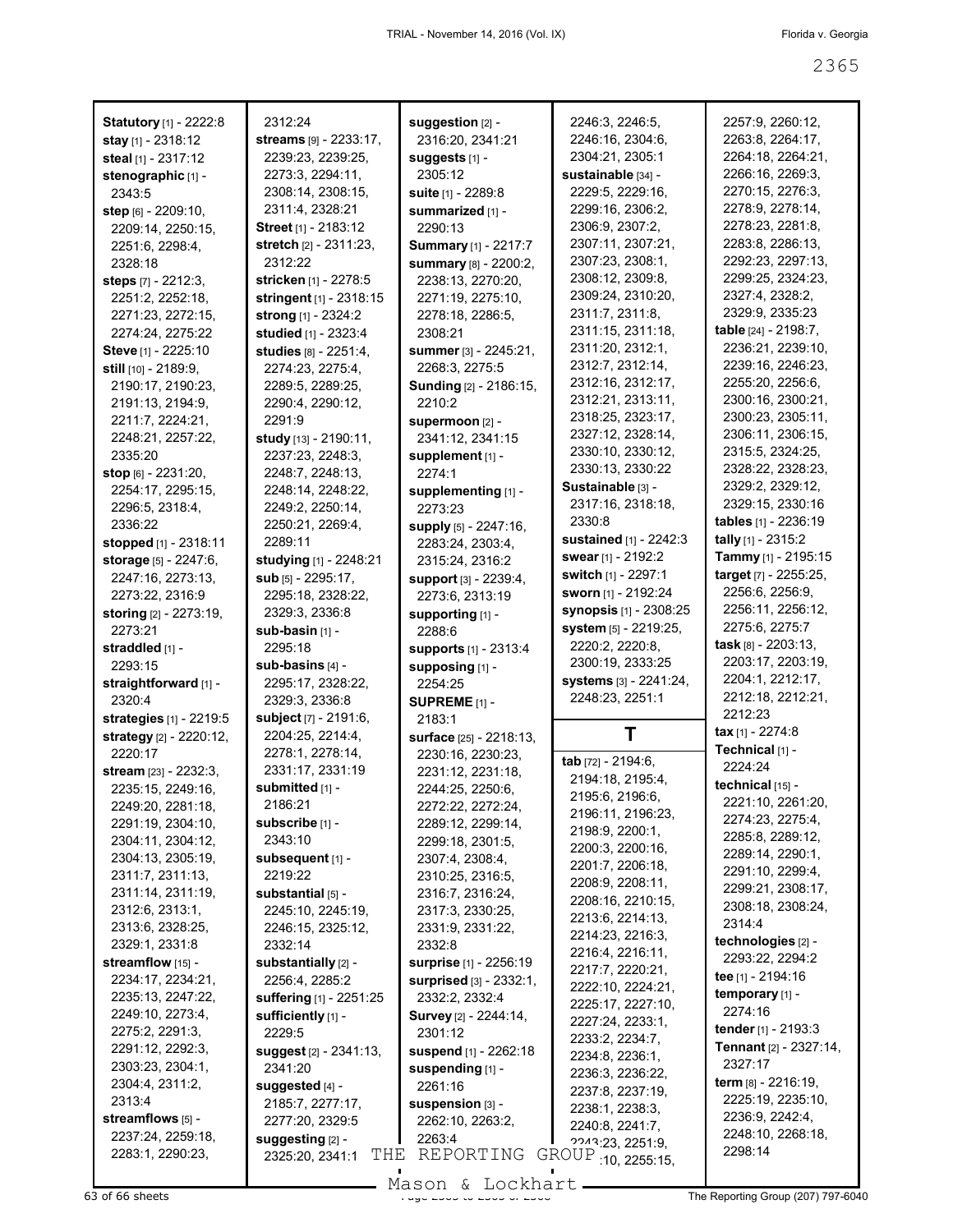**Statutory** [1] - 2222:8
**stay** [1] - 2318:12
**steal** [1] - 2317:12
**stenographic** [1] - 2343:5
**step** [6] - 2209:10, 2209:14, 2250:15, 2251:6, 2298:4, 2328:18
**steps** [7] - 2212:3, 2251:2, 2252:18, 2271:23, 2272:15, 2274:24, 2275:22
**Steve** [1] - 2225:10
**still** [10] - 2189:9, 2190:17, 2190:23, 2191:13, 2194:9, 2211:7, 2224:21, 2248:21, 2257:22, 2335:20
**stop** [6] - 2231:20, 2254:17, 2295:15, 2296:5, 2318:4, 2336:22
**stopped** [1] - 2318:11
**storage** [5] - 2247:6, 2247:16, 2273:13, 2273:22, 2316:9
**storing** [2] - 2273:19, 2273:21
**straddled** [1] - 2293:15
**straightforward** [1] - 2320:4
**strategies** [1] - 2219:5
**strategy** [2] - 2220:12, 2220:17
**stream** [23] - 2232:3, 2235:15, 2249:16, 2249:20, 2281:18, 2291:19, 2304:10, 2304:11, 2304:12, 2304:13, 2305:19, 2311:7, 2311:13, 2311:14, 2311:19, 2312:6, 2313:1, 2313:6, 2328:25, 2329:1, 2331:8
**streamflow** [15] - 2234:17, 2234:21, 2235:13, 2247:22, 2249:10, 2273:4, 2275:2, 2291:3, 2291:12, 2292:3, 2303:23, 2304:1, 2304:4, 2311:2, 2313:4
**streamflows** [5] - 2237:24, 2259:18, 2283:1, 2290:23, 2312:24
**streams** [9] - 2233:17, 2239:23, 2239:25, 2273:3, 2294:11, 2308:14, 2308:15, 2311:4, 2328:21
**Street** [1] - 2183:12
**stretch** [2] - 2311:23, 2312:22
**stricken** [1] - 2278:5
**stringent** [1] - 2318:15
**strong** [1] - 2324:2
**studied** [1] - 2323:4
**studies** [8] - 2251:4, 2274:23, 2275:4, 2289:5, 2289:25, 2290:4, 2290:12, 2291:9
**study** [13] - 2190:11, 2237:23, 2248:3, 2248:7, 2248:13, 2248:14, 2248:22, 2249:2, 2250:14, 2250:21, 2269:4, 2289:11
**studying** [1] - 2248:21
**sub** [5] - 2295:17, 2295:18, 2328:22, 2329:3, 2336:8
**sub-basin** [1] - 2295:18
**sub-basins** [4] - 2295:17, 2328:22, 2329:3, 2336:8
**subject** [7] - 2191:6, 2204:25, 2214:4, 2278:1, 2278:14, 2331:17, 2331:19
**submitted** [1] - 2186:21
**subscribe** [1] - 2343:10
**subsequent** [1] - 2219:22
**substantial** [5] - 2245:10, 2245:19, 2246:15, 2325:12, 2332:14
**substantially** [2] - 2256:4, 2285:2
**suffering** [1] - 2251:25
**sufficiently** [1] - 2229:5
**suggest** [2] - 2341:13, 2341:20
**suggested** [4] - 2185:7, 2277:17, 2277:20, 2329:5
**suggesting** [2] - 2325:20, 2341:1
**suggestion** [2] - 2316:20, 2341:21
**suggests** [1] - 2305:12
**suite** [1] - 2289:8
**summarized** [1] - 2290:13
**Summary** [1] - 2217:7
**summary** [8] - 2200:2, 2238:13, 2270:20, 2271:19, 2275:10, 2278:18, 2286:5, 2308:21
**summer** [3] - 2245:21, 2268:3, 2275:5
**Sunding** [2] - 2186:15, 2210:2
**supermoon** [2] - 2341:12, 2341:15
**supplement** [1] - 2274:1
**supplementing** [1] - 2273:23
**supply** [5] - 2247:16, 2283:24, 2303:4, 2315:24, 2316:2
**support** [3] - 2239:4, 2273:6, 2313:19
**supporting** [1] - 2288:6
**supports** [1] - 2313:4
**supposing** [1] - 2254:25
**SUPREME** [1] - 2183:1
**surface** [25] - 2218:13, 2230:16, 2230:23, 2231:12, 2231:18, 2244:25, 2250:6, 2272:22, 2272:24, 2289:12, 2299:14, 2299:18, 2301:5, 2307:4, 2308:4, 2310:25, 2316:5, 2316:7, 2316:24, 2317:3, 2330:25, 2331:9, 2331:22, 2332:8
**surprise** [1] - 2256:19
**surprised** [3] - 2332:1, 2332:2, 2332:4
**Survey** [2] - 2244:14, 2301:12
**suspend** [1] - 2262:18
**suspending** [1] - 2261:16
**suspension** [3] - 2262:10, 2263:2, 2263:4
2246:3, 2246:5, 2246:16, 2304:6, 2304:21, 2305:1
**sustainable** [34] - 2229:5, 2229:16, 2299:16, 2306:2, 2306:9, 2307:2, 2307:11, 2307:21, 2307:23, 2308:1, 2308:12, 2309:8, 2309:24, 2310:20, 2311:7, 2311:8, 2311:15, 2311:18, 2311:20, 2312:1, 2312:7, 2312:14, 2312:16, 2312:17, 2312:21, 2313:11, 2318:25, 2323:17, 2327:12, 2328:14, 2330:10, 2330:12, 2330:13, 2330:22
**Sustainable** [3] - 2317:16, 2318:18, 2330:8
**sustained** [1] - 2242:3
**swear** [1] - 2192:2
**switch** [1] - 2297:1
**sworn** [1] - 2192:24
**synopsis** [1] - 2308:25
**system** [5] - 2219:25, 2220:2, 2220:8, 2300:19, 2333:25
**systems** [3] - 2241:24, 2248:23, 2251:1

## T

**tab** [72] - 2194:6, 2194:18, 2195:4, 2195:6, 2196:6, 2196:11, 2196:23, 2198:9, 2200:1, 2200:3, 2200:16, 2201:7, 2206:18, 2208:9, 2208:11, 2208:16, 2210:15, 2213:6, 2214:13, 2214:23, 2216:3, 2216:4, 2216:11, 2217:7, 2220:21, 2222:10, 2224:21, 2225:17, 2227:10, 2227:24, 2233:1, 2233:2, 2234:7, 2234:8, 2236:1, 2236:3, 2236:22, 2237:8, 2237:19, 2238:1, 2238:3, 2240:8, 2241:7, 2243:23, 2251:9, 2255:10, 2255:15, 2257:9, 2260:12, 2263:8, 2264:17, 2264:18, 2264:21, 2266:16, 2269:3, 2270:15, 2276:3, 2278:9, 2278:14, 2278:23, 2281:8, 2283:8, 2286:13, 2292:23, 2297:13, 2299:25, 2324:23, 2327:4, 2328:2, 2329:9, 2335:23
**table** [24] - 2198:7, 2236:21, 2239:10, 2239:16, 2246:23, 2255:20, 2256:6, 2300:16, 2300:21, 2300:23, 2305:11, 2306:11, 2306:15, 2315:5, 2324:25, 2328:22, 2328:23, 2329:2, 2329:12, 2329:15, 2330:16
**tables** [1] - 2236:19
**tally** [1] - 2315:2
**Tammy** [1] - 2195:15
**target** [7] - 2255:25, 2256:6, 2256:9, 2256:11, 2256:12, 2275:6, 2275:7
**task** [8] - 2203:13, 2203:17, 2203:19, 2204:1, 2212:17, 2212:18, 2212:21, 2212:23
**tax** [1] - 2274:8
**Technical** [1] - 2224:24
**technical** [15] - 2221:10, 2261:20, 2274:23, 2275:4, 2285:8, 2289:12, 2289:14, 2290:1, 2291:10, 2299:4, 2299:21, 2308:17, 2308:18, 2308:24, 2314:4
**technologies** [2] - 2293:22, 2294:2
**tee** [1] - 2194:16
**temporary** [1] - 2274:16
**tender** [1] - 2193:3
**Tennant** [2] - 2327:14, 2327:17
**term** [8] - 2216:19, 2225:19, 2235:10, 2236:9, 2242:4, 2248:10, 2268:18, 2298:14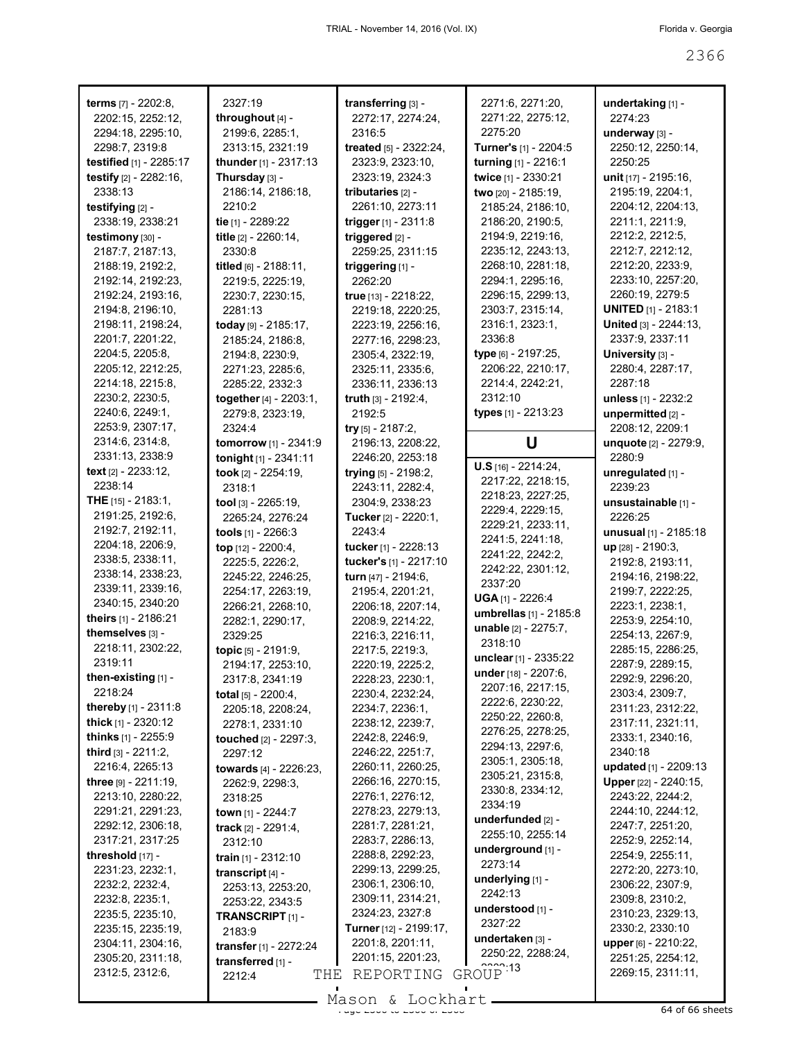**terms** [7] - 2202:8, 2202:15, 2252:12, 2294:18, 2295:10, 2298:7, 2319:8
**testified** [1] - 2285:17
**testify** [2] - 2282:16, 2338:13
**testifying** [2] - 2338:19, 2338:21
**testimony** [30] - 2187:7, 2187:13, 2188:19, 2192:2, 2192:14, 2192:23, 2192:24, 2193:16, 2194:8, 2196:10, 2198:11, 2198:24, 2201:7, 2201:22, 2204:5, 2205:8, 2205:12, 2212:25, 2214:18, 2215:8, 2230:2, 2230:5, 2240:6, 2249:1, 2253:9, 2307:17, 2314:6, 2314:8, 2331:13, 2338:9
**text** [2] - 2233:12, 2238:14
**THE** [15] - 2183:1, 2191:25, 2192:6, 2192:7, 2192:11, 2204:18, 2206:9, 2338:5, 2338:11, 2338:14, 2338:23, 2339:11, 2339:16, 2340:15, 2340:20
**theirs** [1] - 2186:21
**themselves** [3] - 2218:11, 2302:22, 2319:11
**then-existing** [1] - 2218:24
**thereby** [1] - 2311:8
**thick** [1] - 2320:12
**thinks** [1] - 2255:9
**third** [3] - 2211:2, 2216:4, 2265:13
**three** [9] - 2211:19, 2213:10, 2280:22, 2291:21, 2291:23, 2292:12, 2306:18, 2317:21, 2317:25
**threshold** [17] - 2231:23, 2232:1, 2232:2, 2232:4, 2232:8, 2235:1, 2235:5, 2235:10, 2235:15, 2235:19, 2304:11, 2304:16, 2305:20, 2311:18, 2312:5, 2312:6, 2327:19
**throughout** [4] - 2199:6, 2285:1, 2313:15, 2321:19
**thunder** [1] - 2317:13
**Thursday** [3] - 2186:14, 2186:18, 2210:2
**tie** [1] - 2289:22
**title** [2] - 2260:14, 2330:8
**titled** [6] - 2188:11, 2219:5, 2225:19, 2230:7, 2230:15, 2281:13
**today** [9] - 2185:17, 2185:24, 2186:8, 2194:8, 2230:9, 2271:23, 2285:6, 2285:22, 2332:3
**together** [4] - 2203:1, 2279:8, 2323:19, 2324:4
**tomorrow** [1] - 2341:9
**tonight** [1] - 2341:11
**took** [2] - 2254:19, 2318:1
**tool** [3] - 2265:19, 2265:24, 2276:24
**tools** [1] - 2266:3
**top** [12] - 2200:4, 2225:5, 2226:2, 2245:22, 2246:25, 2254:17, 2263:19, 2266:21, 2268:10, 2282:1, 2290:17, 2329:25
**topic** [5] - 2191:9, 2194:17, 2253:10, 2317:8, 2341:19
**total** [5] - 2200:4, 2205:18, 2208:24, 2278:1, 2331:10
**touched** [2] - 2297:3, 2297:12
**towards** [4] - 2226:23, 2262:9, 2298:3, 2318:25
**town** [1] - 2244:7
**track** [2] - 2291:4, 2312:10
**train** [1] - 2312:10
**transcript** [4] - 2253:13, 2253:20, 2253:22, 2343:5
**TRANSCRIPT** [1] - 2183:9
**transfer** [1] - 2272:24
**transferred** [1] - 2212:4
**transferring** [3] - 2272:17, 2274:24, 2316:5
**treated** [5] - 2322:24, 2323:9, 2323:10, 2323:19, 2324:3
**tributaries** [2] - 2261:10, 2273:11
**trigger** [1] - 2311:8
**triggered** [2] - 2259:25, 2311:15
**triggering** [1] - 2262:20
**true** [13] - 2218:22, 2219:18, 2220:25, 2223:19, 2256:16, 2277:16, 2298:23, 2305:4, 2322:19, 2325:11, 2335:6, 2336:11, 2336:13
**truth** [3] - 2192:4, 2192:5
**try** [5] - 2187:2, 2196:13, 2208:22, 2246:20, 2253:18
**trying** [5] - 2198:2, 2243:11, 2282:4, 2304:9, 2338:23
**Tucker** [2] - 2220:1, 2243:4
**tucker** [1] - 2228:13
**tucker's** [1] - 2217:10
**turn** [47] - 2194:6, 2195:4, 2201:21, 2206:18, 2207:14, 2208:9, 2214:22, 2216:3, 2216:11, 2217:5, 2219:3, 2220:19, 2225:2, 2228:23, 2230:1, 2230:4, 2232:24, 2234:7, 2236:1, 2238:12, 2239:7, 2242:8, 2246:9, 2246:22, 2251:7, 2260:11, 2260:25, 2266:16, 2270:15, 2276:1, 2276:12, 2278:23, 2279:13, 2281:7, 2281:21, 2283:7, 2286:13, 2288:8, 2292:23, 2299:13, 2299:25, 2306:1, 2306:10, 2309:11, 2314:21, 2324:23, 2327:8
**Turner** [12] - 2199:17, 2201:8, 2201:11, 2201:15, 2201:23, 2271:6, 2271:20, 2271:22, 2275:12, 2275:20
**Turner's** [1] - 2204:5
**turning** [1] - 2216:1
**twice** [1] - 2330:21
**two** [20] - 2185:19, 2185:24, 2186:10, 2186:20, 2190:5, 2194:9, 2219:16, 2235:12, 2243:13, 2268:10, 2281:18, 2294:1, 2295:16, 2296:15, 2299:13, 2303:7, 2315:14, 2316:1, 2323:1, 2336:8
**type** [6] - 2197:25, 2206:22, 2210:17, 2214:4, 2242:21, 2312:10
**types** [1] - 2213:23

## U

**U.S** [16] - 2214:24, 2217:22, 2218:15, 2218:23, 2227:25, 2229:4, 2229:15, 2229:21, 2233:11, 2241:5, 2241:18, 2241:22, 2242:2, 2242:22, 2301:12, 2337:20
**UGA** [1] - 2226:4
**umbrellas** [1] - 2185:8
**unable** [2] - 2275:7, 2318:10
**unclear** [1] - 2335:22
**under** [18] - 2207:6, 2207:16, 2217:15, 2222:6, 2230:22, 2250:22, 2260:8, 2276:25, 2278:25, 2294:13, 2297:6, 2305:1, 2305:18, 2305:21, 2315:8, 2330:8, 2334:12, 2334:19
**underfunded** [2] - 2255:10, 2255:14
**underground** [1] - 2273:14
**underlying** [1] - 2242:13
**understood** [1] - 2327:22
**undertaken** [3] - 2250:22, 2288:24, 2???:13
**undertaking** [1] - 2274:23
**underway** [3] - 2250:12, 2250:14, 2250:25
**unit** [17] - 2195:16, 2195:19, 2204:1, 2204:12, 2204:13, 2211:1, 2211:9, 2212:2, 2212:5, 2212:7, 2212:12, 2212:20, 2233:9, 2233:10, 2257:20, 2260:19, 2279:5
**UNITED** [1] - 2183:1
**United** [3] - 2244:13, 2337:9, 2337:11
**University** [3] - 2280:4, 2287:17, 2287:18
**unless** [1] - 2232:2
**unpermitted** [2] - 2208:12, 2209:1
**unquote** [2] - 2279:9, 2280:9
**unregulated** [1] - 2239:23
**unsustainable** [1] - 2226:25
**unusual** [1] - 2185:18
**up** [28] - 2190:3, 2192:8, 2193:11, 2194:16, 2198:22, 2199:7, 2222:25, 2223:1, 2238:1, 2253:9, 2254:10, 2254:13, 2267:9, 2285:15, 2286:25, 2287:9, 2289:15, 2292:9, 2296:20, 2303:4, 2309:7, 2311:23, 2312:22, 2317:11, 2321:11, 2333:1, 2340:16, 2340:18
**updated** [1] - 2209:13
**Upper** [22] - 2240:15, 2243:22, 2244:2, 2244:10, 2244:12, 2247:7, 2251:20, 2252:9, 2252:14, 2254:9, 2255:11, 2272:20, 2273:10, 2306:22, 2307:9, 2309:8, 2310:2, 2310:23, 2329:13, 2330:2, 2330:10
**upper** [6] - 2210:22, 2251:25, 2254:12, 2269:15, 2311:11,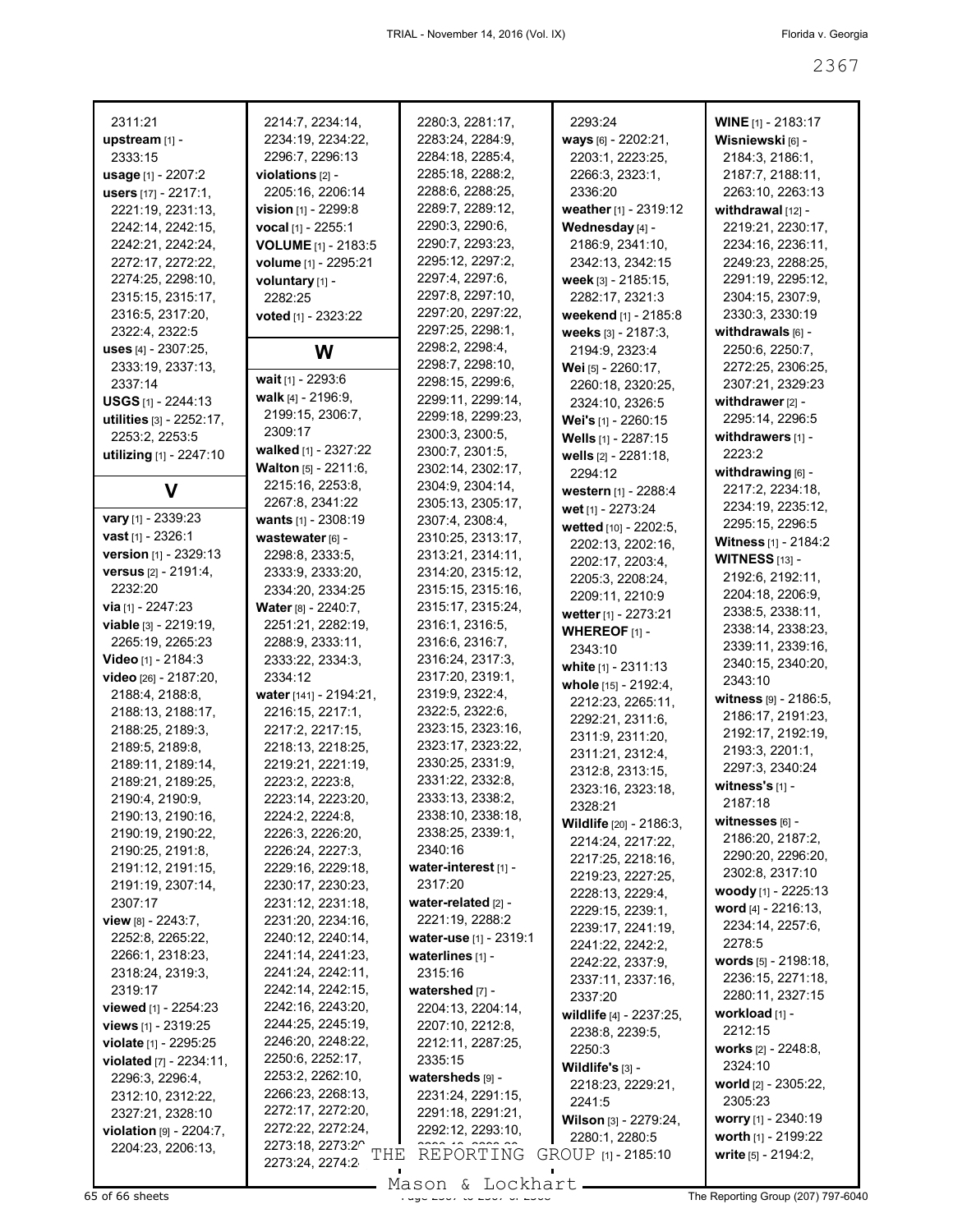2311:21
**upstream** [1] - 2333:15
**usage** [1] - 2207:2
**users** [17] - 2217:1, 2221:19, 2231:13, 2242:14, 2242:15, 2242:21, 2242:24, 2272:17, 2272:22, 2274:25, 2298:10, 2315:15, 2315:17, 2316:5, 2317:20, 2322:4, 2322:5
**uses** [4] - 2307:25, 2333:19, 2337:13, 2337:14
**USGS** [1] - 2244:13
**utilities** [3] - 2252:17, 2253:2, 2253:5
**utilizing** [1] - 2247:10

## V

**vary** [1] - 2339:23
**vast** [1] - 2326:1
**version** [1] - 2329:13
**versus** [2] - 2191:4, 2232:20
**via** [1] - 2247:23
**viable** [3] - 2219:19, 2265:19, 2265:23
**Video** [1] - 2184:3
**video** [26] - 2187:20, 2188:4, 2188:8, 2188:13, 2188:17, 2188:25, 2189:3, 2189:5, 2189:8, 2189:11, 2189:14, 2189:21, 2189:25, 2190:4, 2190:9, 2190:13, 2190:16, 2190:19, 2190:22, 2190:25, 2191:8, 2191:12, 2191:15, 2191:19, 2307:14, 2307:17
**view** [8] - 2243:7, 2252:8, 2265:22, 2266:1, 2318:23, 2318:24, 2319:3, 2319:17
**viewed** [1] - 2254:23
**views** [1] - 2319:25
**violate** [1] - 2295:25
**violated** [7] - 2234:11, 2296:3, 2296:4, 2312:10, 2312:22, 2327:21, 2328:10
**violation** [9] - 2204:7, 2204:23, 2206:13, 2214:7, 2234:14, 2234:19, 2234:22, 2296:7, 2296:13
**violations** [2] - 2205:16, 2206:14
**vision** [1] - 2299:8
**vocal** [1] - 2255:1
**VOLUME** [1] - 2183:5
**volume** [1] - 2295:21
**voluntary** [1] - 2282:25
**voted** [1] - 2323:22

## W

**wait** [1] - 2293:6
**walk** [4] - 2196:9, 2199:15, 2306:7, 2309:17
**walked** [1] - 2327:22
**Walton** [5] - 2211:6, 2215:16, 2253:8, 2267:8, 2341:22
**wants** [1] - 2308:19
**wastewater** [6] - 2298:8, 2333:5, 2333:9, 2333:20, 2334:20, 2334:25
**Water** [8] - 2240:7, 2251:21, 2282:19, 2288:9, 2333:11, 2333:22, 2334:3, 2334:12
**water** [141] - 2194:21, 2216:15, 2217:1, 2217:2, 2217:15, 2218:13, 2218:25, 2219:21, 2221:19, 2223:2, 2223:8, 2223:14, 2223:20, 2224:2, 2224:8, 2226:3, 2226:20, 2226:24, 2227:3, 2229:16, 2229:18, 2230:17, 2230:23, 2231:12, 2231:18, 2231:20, 2234:16, 2240:12, 2240:14, 2241:14, 2241:23, 2241:24, 2242:11, 2242:14, 2242:15, 2242:16, 2243:20, 2244:25, 2245:19, 2246:20, 2248:22, 2250:6, 2252:17, 2253:2, 2262:10, 2266:23, 2268:13, 2272:17, 2272:20, 2272:22, 2272:24, 2273:18, 2273:20, 2273:24, 2274:2, 2280:3, 2281:17, 2283:24, 2284:9, 2284:18, 2285:4, 2285:18, 2288:2, 2288:6, 2288:25, 2289:7, 2289:12, 2290:3, 2290:6, 2290:7, 2293:23, 2295:12, 2297:2, 2297:4, 2297:6, 2297:8, 2297:10, 2297:20, 2297:22, 2297:25, 2298:1, 2298:2, 2298:4, 2298:7, 2298:10, 2298:15, 2299:6, 2299:11, 2299:14, 2299:18, 2299:23, 2300:3, 2300:5, 2300:7, 2301:5, 2302:14, 2302:17, 2304:9, 2304:14, 2305:13, 2305:17, 2307:4, 2308:4, 2310:25, 2313:17, 2313:21, 2314:11, 2314:20, 2315:12, 2315:15, 2315:16, 2315:17, 2315:24, 2316:1, 2316:5, 2316:6, 2316:7, 2316:24, 2317:3, 2317:20, 2319:1, 2319:9, 2322:4, 2322:5, 2322:6, 2323:15, 2323:16, 2323:17, 2323:22, 2330:25, 2331:9, 2331:22, 2332:8, 2333:13, 2338:2, 2338:10, 2338:18, 2338:25, 2339:1, 2340:16
**water-interest** [1] - 2317:20
**water-related** [2] - 2221:19, 2288:2
**water-use** [1] - 2319:1
**waterlines** [1] - 2315:16
**watershed** [7] - 2204:13, 2204:14, 2207:10, 2212:8, 2212:11, 2287:25, 2335:15
**watersheds** [9] - 2231:24, 2291:15, 2291:18, 2291:21, 2292:12, 2293:10, 2293:24
**ways** [6] - 2202:21, 2203:1, 2223:25, 2266:3, 2323:1, 2336:20
**weather** [1] - 2319:12
**Wednesday** [4] - 2186:9, 2341:10, 2342:13, 2342:15
**week** [3] - 2185:15, 2282:17, 2321:3
**weekend** [1] - 2185:8
**weeks** [3] - 2187:3, 2194:9, 2323:4
**Wei** [5] - 2260:17, 2260:18, 2320:25, 2324:10, 2326:5
**Wei's** [1] - 2260:15
**Wells** [1] - 2287:15
**wells** [2] - 2281:18, 2294:12
**western** [1] - 2288:4
**wet** [1] - 2273:24
**wetted** [10] - 2202:5, 2202:13, 2202:16, 2202:17, 2203:4, 2205:3, 2208:24, 2209:11, 2210:9
**wetter** [1] - 2273:21
**WHEREOF** [1] - 2343:10
**white** [1] - 2311:13
**whole** [15] - 2192:4, 2212:23, 2265:11, 2292:21, 2311:6, 2311:9, 2311:20, 2311:21, 2312:4, 2312:8, 2313:15, 2323:16, 2323:18, 2328:21
**Wildlife** [20] - 2186:3, 2214:24, 2217:22, 2217:25, 2218:16, 2219:23, 2227:25, 2228:13, 2229:4, 2229:15, 2239:1, 2239:17, 2241:19, 2241:22, 2242:2, 2242:22, 2337:9, 2337:11, 2337:16, 2337:20
**wildlife** [4] - 2237:25, 2238:8, 2239:5, 2250:3
**Wildlife's** [3] - 2218:23, 2229:21, 2241:5
**Wilson** [3] - 2279:24, 2280:1, 2280:5
**WINE** [1] - 2183:17
**Wisniewski** [6] - 2184:3, 2186:1, 2187:7, 2188:11, 2263:10, 2263:13
**withdrawal** [12] - 2219:21, 2230:17, 2234:16, 2236:11, 2249:23, 2288:25, 2291:19, 2295:12, 2304:15, 2307:9, 2330:3, 2330:19
**withdrawals** [6] - 2250:6, 2250:7, 2272:25, 2306:25, 2307:21, 2329:23
**withdrawer** [2] - 2295:14, 2296:5
**withdrawers** [1] - 2223:2
**withdrawing** [6] - 2217:2, 2234:18, 2234:19, 2235:12, 2295:15, 2296:5
**Witness** [1] - 2184:2
**WITNESS** [13] - 2192:6, 2192:11, 2204:18, 2206:9, 2338:5, 2338:11, 2338:14, 2338:23, 2339:11, 2339:16, 2340:15, 2340:20, 2343:10
**witness** [9] - 2186:5, 2186:17, 2191:23, 2192:17, 2192:19, 2193:3, 2201:1, 2297:3, 2340:24
**witness's** [1] - 2187:18
**witnesses** [6] - 2186:20, 2187:2, 2290:20, 2296:20, 2302:8, 2317:10
**woody** [1] - 2225:13
**word** [4] - 2216:13, 2234:14, 2257:6, 2278:5
**words** [5] - 2198:18, 2236:15, 2271:18, 2280:11, 2327:15
**workload** [1] - 2212:15
**works** [2] - 2248:8, 2324:10
**world** [2] - 2305:22, 2305:23
**worry** [1] - 2340:19
**worth** [1] - 2199:22
**write** [5] - 2194:2,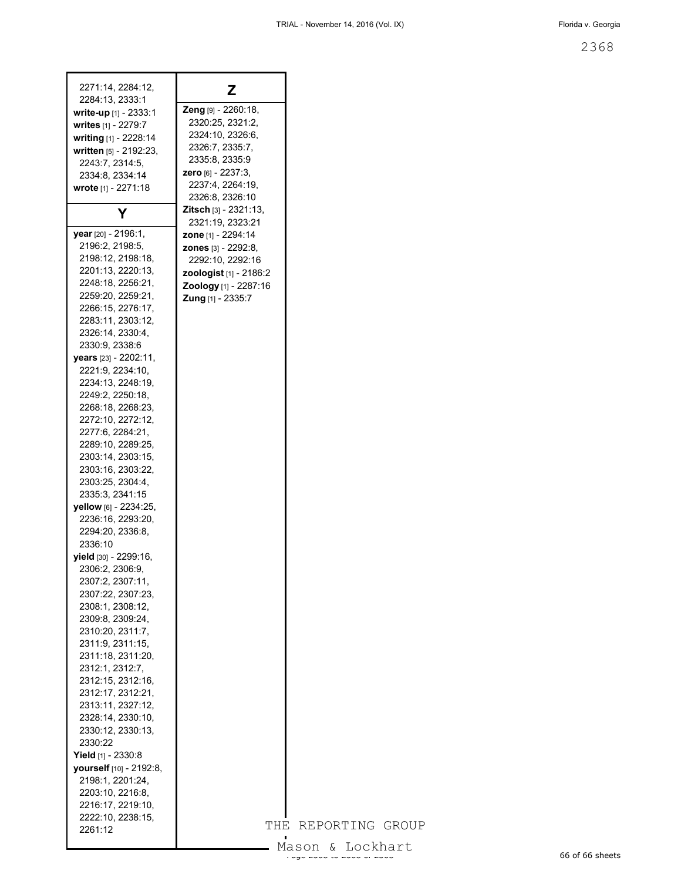2271:14, 2284:12, 2284:13, 2333:1
**write-up** [1] - 2333:1
**writes** [1] - 2279:7
**writing** [1] - 2228:14
**written** [5] - 2192:23, 2243:7, 2314:5, 2334:8, 2334:14
**wrote** [1] - 2271:18

## Y

**year** [20] - 2196:1, 2196:2, 2198:5, 2198:12, 2198:18, 2201:13, 2220:13, 2248:18, 2256:21, 2259:20, 2259:21, 2266:15, 2276:17, 2283:11, 2303:12, 2326:14, 2330:4, 2330:9, 2338:6
**years** [23] - 2202:11, 2221:9, 2234:10, 2234:13, 2248:19, 2249:2, 2250:18, 2268:18, 2268:23, 2272:10, 2272:12, 2277:6, 2284:21, 2289:10, 2289:25, 2303:14, 2303:15, 2303:16, 2303:22, 2303:25, 2304:4, 2335:3, 2341:15
**yellow** [6] - 2234:25, 2236:16, 2293:20, 2294:20, 2336:8, 2336:10
**yield** [30] - 2299:16, 2306:2, 2306:9, 2307:2, 2307:11, 2307:22, 2307:23, 2308:1, 2308:12, 2309:8, 2309:24, 2310:20, 2311:7, 2311:9, 2311:15, 2311:18, 2311:20, 2312:1, 2312:7, 2312:15, 2312:16, 2312:17, 2312:21, 2313:11, 2327:12, 2328:14, 2330:10, 2330:12, 2330:13, 2330:22
**Yield** [1] - 2330:8
**yourself** [10] - 2192:8, 2198:1, 2201:24, 2203:10, 2216:8, 2216:17, 2219:10, 2222:10, 2238:15, 2261:12

## Z

**Zeng** [9] - 2260:18, 2320:25, 2321:2, 2324:10, 2326:6, 2326:7, 2335:7, 2335:8, 2335:9
**zero** [6] - 2237:3, 2237:4, 2264:19, 2326:8, 2326:10
**Zitsch** [3] - 2321:13, 2321:19, 2323:21
**zone** [1] - 2294:14
**zones** [3] - 2292:8, 2292:10, 2292:16
**zoologist** [1] - 2186:2
**Zoology** [1] - 2287:16
**Zung** [1] - 2335:7

THE REPORTING GROUP
Mason & Lockhart